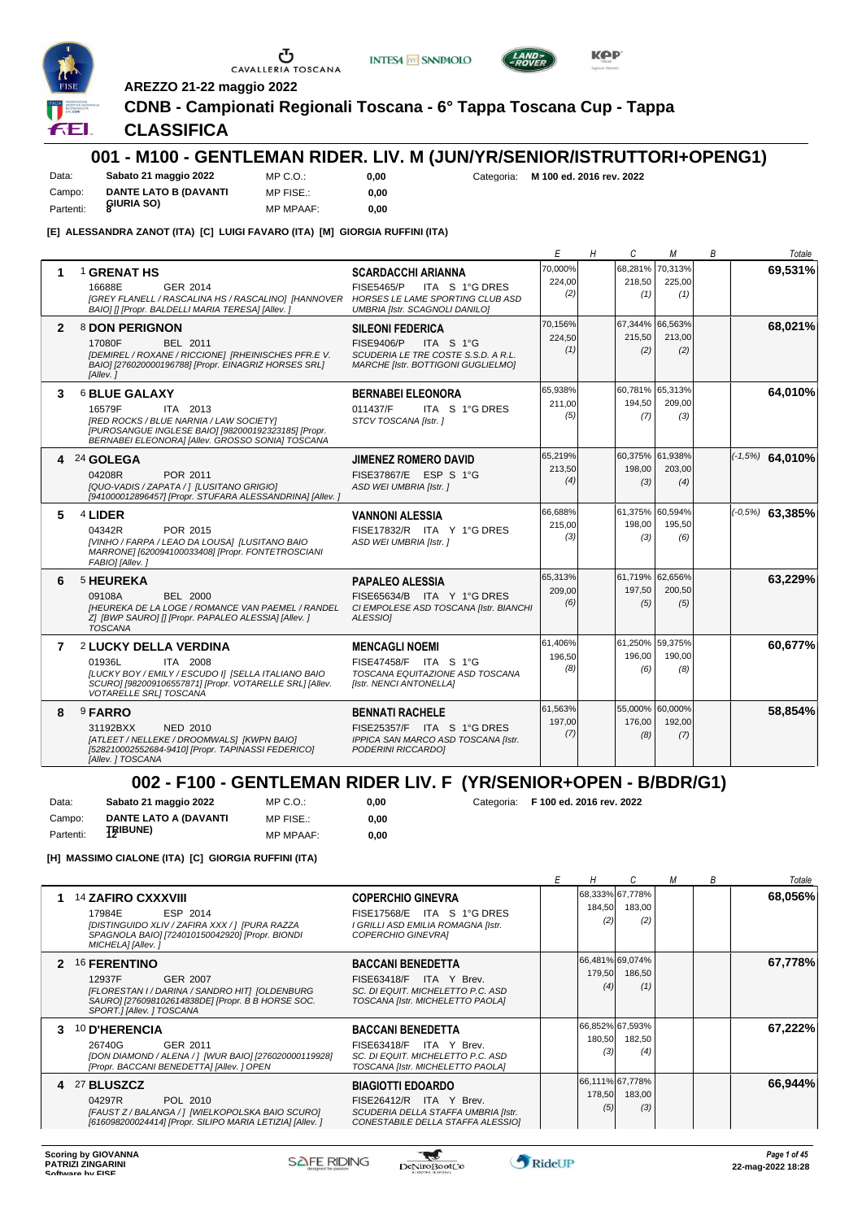**AREZZO 21-22 maggio 2022**

# CDNB - Campionati Regionali Toscana - 6° Tappa Toscana Cup - Tappa

## CLASSIFICA

## 001 - M100 - GENTLEMAN RIDER. LIV. M (JUN/YR/SENIOR/ISTRUTTORI+OPENG1)

Data: **Sabato 21 maggio 2022** MP C.O.: **0,00** Categoria: **M 100 ed. 2016 rev. 2022**
Campo: **DANTE LATO B (DAVANTI GIURIA SO)** MP FISE.: **0,00**
Partenti: **8** MP MPAAF: **0,00**

**[E] ALESSANDRA ZANOT (ITA) [C] LUIGI FAVARO (ITA) [M] GIORGIA RUFFINI (ITA)**

| | Cavallo | Cavaliere | E | H | C | M | B | Totale |
|---|---|---|---|---|---|---|---|---|
| 1 | 1 **GRENAT HS** 16688E GER 2014 *[GREY FLANELL / RASCALINA HS / RASCALINO] [HANNOVER BAIO] [] [Propr. BALDELLI MARIA TERESA] [Allev. ]* | **SCARDACCHI ARIANNA** FISE5465/P ITA S 1°G DRES *HORSES LE LAME SPORTING CLUB ASD UMBRIA [Istr. SCAGNOLI DANILO]* | 70,000% 224,00 (2) | | 68,281% 218,50 (1) | 70,313% 225,00 (1) | | **69,531%** |
| 2 | 8 **DON PERIGNON** 17080F BEL 2011 *[DEMIREL / ROXANE / RICCIONE] [RHEINISCHES PFR.E V. BAIO] [276020000196788] [Propr. EINAGRIZ HORSES SRL] [Allev. ]* | **SILEONI FEDERICA** FISE9406/P ITA S 1°G *SCUDERIA LE TRE COSTE S.S.D. A R.L. MARCHE [Istr. BOTTIGONI GUGLIELMO]* | 70,156% 224,50 (1) | | 67,344% 215,50 (2) | 66,563% 213,00 (2) | | **68,021%** |
| 3 | 6 **BLUE GALAXY** 16579F ITA 2013 *[RED ROCKS / BLUE NARNIA / LAW SOCIETY] [PUROSANGUE INGLESE BAIO] [982000192323185] [Propr. BERNABEI ELEONORA] [Allev. GROSSO SONIA] TOSCANA* | **BERNABEI ELEONORA** 011437/F ITA S 1°G DRES *STCV TOSCANA [Istr. ]* | 65,938% 211,00 (5) | | 60,781% 194,50 (7) | 65,313% 209,00 (3) | | **64,010%** |
| 4 | 24 **GOLEGA** 04208R POR 2011 *[QUO-VADIS / ZAPATA / ] [LUSITANO GRIGIO] [941000012896457] [Propr. STUFARA ALESSANDRINA] [Allev. ]* | **JIMENEZ ROMERO DAVID** FISE37867/E ESP S 1°G *ASD WEI UMBRIA [Istr. ]* | 65,219% 213,50 (4) | | 60,375% 198,00 (3) | 61,938% 203,00 (4) | | (-1,5%) **64,010%** |
| 5 | 4 **LIDER** 04342R POR 2015 *[VINHO / FARPA / LEAO DA LOUSA] [LUSITANO BAIO MARRONE] [620094100033408] [Propr. FONTETROSCIANI FABIO] [Allev. ]* | **VANNONI ALESSIA** FISE17832/R ITA Y 1°G DRES *ASD WEI UMBRIA [Istr. ]* | 66,688% 215,00 (3) | | 61,375% 198,00 (3) | 60,594% 195,50 (6) | | (-0,5%) **63,385%** |
| 6 | 5 **HEUREKA** 09108A BEL 2000 *[HEUREKA DE LA LOGE / ROMANCE VAN PAEMEL / RANDEL Z] [BWP SAURO] [] [Propr. PAPALEO ALESSIA] [Allev. ] TOSCANA* | **PAPALEO ALESSIA** FISE65634/B ITA Y 1°G DRES *CI EMPOLESE ASD TOSCANA [Istr. BIANCHI ALESSIO]* | 65,313% 209,00 (6) | | 61,719% 197,50 (5) | 62,656% 200,50 (5) | | **63,229%** |
| 7 | 2 **LUCKY DELLA VERDINA** 01936L ITA 2008 *[LUCKY BOY / EMILY / ESCUDO I] [SELLA ITALIANO BAIO SCURO] [982009106557871] [Propr. VOTARELLE SRL] [Allev. VOTARELLE SRL] TOSCANA* | **MENCAGLI NOEMI** FISE47458/F ITA S 1°G *TOSCANA EQUITAZIONE ASD TOSCANA [Istr. NENCI ANTONELLA]* | 61,406% 196,50 (8) | | 61,250% 196,00 (6) | 59,375% 190,00 (8) | | **60,677%** |
| 8 | 9 **FARRO** 31192BXX NED 2010 *[ATLEET / NELLEKE / DROOMWALS] [KWPN BAIO] [528210002552684-9410] [Propr. TAPINASSI FEDERICO] [Allev. ] TOSCANA* | **BENNATI RACHELE** FISE25357/F ITA S 1°G DRES *IPPICA SAN MARCO ASD TOSCANA [Istr. PODERINI RICCARDO]* | 61,563% 197,00 (7) | | 55,000% 176,00 (8) | 60,000% 192,00 (7) | | **58,854%** |

## 002 - F100 - GENTLEMAN RIDER LIV. F (YR/SENIOR+OPEN - B/BDR/G1)

Data: **Sabato 21 maggio 2022** MP C.O.: **0,00** Categoria: **F 100 ed. 2016 rev. 2022**
Campo: **DANTE LATO A (DAVANTI TRIBUNE)** MP FISE.: **0,00**
Partenti: **12** MP MPAAF: **0,00**

**[H] MASSIMO CIALONE (ITA) [C] GIORGIA RUFFINI (ITA)**

| | Cavallo | Cavaliere | E | H | C | M | B | Totale |
|---|---|---|---|---|---|---|---|---|
| 1 | 14 **ZAFIRO CXXXVIII** 17984E ESP 2014 *[DISTINGUIDO XLIV / ZAFIRA XXX / ] [PURA RAZZA SPAGNOLA BAIO] [724010150042920] [Propr. BIONDI MICHELA] [Allev. ]* | **COPERCHIO GINEVRA** FISE17568/E ITA S 1°G DRES *I GRILLI ASD EMILIA ROMAGNA [Istr. COPERCHIO GINEVRA]* | | 68,333% 184,50 (2) | 67,778% 183,00 (2) | | | **68,056%** |
| 2 | 16 **FERENTINO** 12937F GER 2007 *[FLORESTAN I / DARINA / SANDRO HIT] [OLDENBURG SAURO] [276098102614838DE] [Propr. B B HORSE SOC. SPORT.] [Allev. ] TOSCANA* | **BACCANI BENEDETTA** FISE63418/F ITA Y Brev. *SC. DI EQUIT. MICHELETTO P.C. ASD TOSCANA [Istr. MICHELETTO PAOLA]* | | 66,481% 179,50 (4) | 69,074% 186,50 (1) | | | **67,778%** |
| 3 | 10 **D'HERENCIA** 26740G GER 2011 *[DON DIAMOND / ALENA / ] [WUR BAIO] [276020000119928] [Propr. BACCANI BENEDETTA] [Allev. ] OPEN* | **BACCANI BENEDETTA** FISE63418/F ITA Y Brev. *SC. DI EQUIT. MICHELETTO P.C. ASD TOSCANA [Istr. MICHELETTO PAOLA]* | | 66,852% 180,50 (3) | 67,593% 182,50 (4) | | | **67,222%** |
| 4 | 27 **BLUSZCZ** 04297R POL 2010 *[FAUST Z / BALANGA / ] [WIELKOPOLSKA BAIO SCURO] [616098200024414] [Propr. SILIPO MARIA LETIZIA] [Allev. ]* | **BIAGIOTTI EDOARDO** FISE26412/R ITA Y Brev. *SCUDERIA DELLA STAFFA UMBRIA [Istr. CONESTABILE DELLA STAFFA ALESSIO]* | | 66,111% 178,50 (5) | 67,778% 183,00 (3) | | | **66,944%** |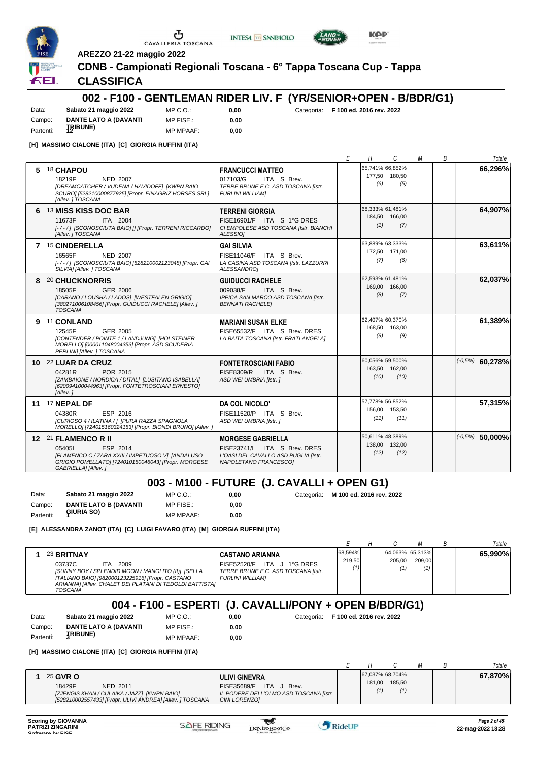AREZZO 21-22 maggio 2022

**CDNB - Campionati Regionali Toscana - 6° Tappa Toscana Cup - Tappa**

## CLASSIFICA

## 002 - F100 - GENTLEMAN RIDER LIV. F (YR/SENIOR+OPEN - B/BDR/G1)

| | | | | |
|---|---|---|---|---|
| Data: | Sabato 21 maggio 2022 | MP C.O.: | 0,00 | Categoria: F 100 ed. 2016 rev. 2022 |
| Campo: | DANTE LATO A (DAVANTI TRIBUNE) | MP FISE.: | 0,00 | |
| Partenti: | 12 | MP MPAAF: | 0,00 | |

**[H] MASSIMO CIALONE (ITA) [C] GIORGIA RUFFINI (ITA)**

| | Cavallo | Cavaliere | E | H | C | M | B | Totale |
|---|---|---|---|---|---|---|---|---|
| 5 | 18 **CHAPOU** 18219F NED 2007 *[DREAMCATCHER / VUDENA / HAVIDOFF] [KWPN BAIO SCURO] [528210000877925] [Propr. EINAGRIZ HORSES SRL] [Allev. ] TOSCANA* | **FRANCUCCI MATTEO** 017103/G ITA S Brev. *TERRE BRUNE E.C. ASD TOSCANA [Istr. FURLINI WILLIAM]* | | 65,741% 177,50 (6) | 66,852% 180,50 (5) | | | **66,296%** |
| 6 | 13 **MISS KISS DOC BAR** 11673F ITA 2004 *[-/-/] [SCONOSCIUTA BAIO] [] [Propr. TERRENI RICCARDO] [Allev. ] TOSCANA* | **TERRENI GIORGIA** FISE16901/F ITA S 1°G DRES *CI EMPOLESE ASD TOSCANA [Istr. BIANCHI ALESSIO]* | | 68,333% 184,50 (1) | 61,481% 166,00 (7) | | | **64,907%** |
| 7 | 15 **CINDERELLA** 16565F NED 2007 *[-/-/] [SCONOSCIUTA BAIO] [528210002123048] [Propr. GAI SILVIA] [Allev. ] TOSCANA* | **GAI SILVIA** FISE11046/F ITA S Brev. *LA CASINA ASD TOSCANA [Istr. LAZZURRI ALESSANDRO]* | | 63,889% 172,50 (7) | 63,333% 171,00 (6) | | | **63,611%** |
| 8 | 20 **CHUCKNORRIS** 18505F GER 2006 *[CARANO / LOUSHA / LADOS] [WESTFALEN GRIGIO] [380271006108456] [Propr. GUIDUCCI RACHELE] [Allev. ] TOSCANA* | **GUIDUCCI RACHELE** 009038/F ITA S Brev. *IPPICA SAN MARCO ASD TOSCANA [Istr. BENNATI RACHELE]* | | 62,593% 169,00 (8) | 61,481% 166,00 (7) | | | **62,037%** |
| 9 | 11 **CONLAND** 12545F GER 2005 *[CONTENDER / POINTE 1 / LANDJUNG] [HOLSTEINER MORELLO] [000011048004353] [Propr. ASD SCUDERIA PERLINI] [Allev. ] TOSCANA* | **MARIANI SUSAN ELKE** FISE65532/F ITA S Brev. DRES *LA BAITA TOSCANA [Istr. FRATI ANGELA]* | | 62,407% 168,50 (9) | 60,370% 163,00 (9) | | | **61,389%** |
| 10 | 22 **LUAR DA CRUZ** 04281R POR 2015 *[ZAMBAIONE / NORDICA / DITAL] [LUSITANO ISABELLA] [620094100044963] [Propr. FONTETROSCIANI ERNESTO] [Allev. ]* | **FONTETROSCIANI FABIO** FISE8309/R ITA S Brev. *ASD WEI UMBRIA [Istr. ]* | | 60,056% 163,50 (10) | 59,500% 162,00 (10) | | | (-0,5%) **60,278%** |
| 11 | 17 **NEPAL DF** 04380R ESP 2016 *[CURIOSO 4 / ILATINA / ] [PURA RAZZA SPAGNOLA MORELLO] [724015160324153] [Propr. BIONDI BRUNO] [Allev. ]* | **DA COL NICOLO'** FISE11520/P ITA S Brev. *ASD WEI UMBRIA [Istr. ]* | | 57,778% 156,00 (11) | 56,852% 153,50 (11) | | | **57,315%** |
| 12 | 21 **FLAMENCO R II** 05405I ESP 2014 *[FLAMENCO C / ZARA XXIII / IMPETUOSO V] [ANDALUSO GRIGIO POMELLATO] [724010150046043] [Propr. MORGESE GABRIELLA] [Allev. ]* | **MORGESE GABRIELLA** FISE23741/I ITA S Brev. DRES *L'OASI DEL CAVALLO ASD PUGLIA [Istr. NAPOLETANO FRANCESCO]* | | 50,611% 138,00 (12) | 48,389% 132,00 (12) | | | (-0,5%) **50,000%** |

## 003 - M100 - FUTURE (J. CAVALLI + OPEN G1)

| | | | | |
|---|---|---|---|---|
| Data: | Sabato 21 maggio 2022 | MP C.O.: | 0,00 | Categoria: M 100 ed. 2016 rev. 2022 |
| Campo: | DANTE LATO B (DAVANTI GIURIA SO) | MP FISE.: | 0,00 | |
| Partenti: | 1 | MP MPAAF: | 0,00 | |

**[E] ALESSANDRA ZANOT (ITA) [C] LUIGI FAVARO (ITA) [M] GIORGIA RUFFINI (ITA)**

| | Cavallo | Cavaliere | E | H | C | M | B | Totale |
|---|---|---|---|---|---|---|---|---|
| 1 | 23 **BRITNAY** 03737C ITA 2009 *[SUNNY BOY / SPLENDID MOON / MANOLITO (II)] [SELLA ITALIANO BAIO] [982000123225916] [Propr. CASTANO ARIANNA] [Allev. CHALET DEI PLATANI DI TEDOLDI BATTISTA] TOSCANA* | **CASTANO ARIANNA** FISE52520/F ITA J 1°G DRES *TERRE BRUNE E.C. ASD TOSCANA [Istr. FURLINI WILLIAM]* | 68,594% 219,50 (1) | | 64,063% 205,00 (1) | 65,313% 209,00 (1) | | **65,990%** |

## 004 - F100 - ESPERTI (J. CAVALLI/PONY + OPEN B/BDR/G1)

| | | | | |
|---|---|---|---|---|
| Data: | Sabato 21 maggio 2022 | MP C.O.: | 0,00 | Categoria: F 100 ed. 2016 rev. 2022 |
| Campo: | DANTE LATO A (DAVANTI TRIBUNE) | MP FISE.: | 0,00 | |
| Partenti: | 3 | MP MPAAF: | 0,00 | |

**[H] MASSIMO CIALONE (ITA) [C] GIORGIA RUFFINI (ITA)**

| | Cavallo | Cavaliere | E | H | C | M | B | Totale |
|---|---|---|---|---|---|---|---|---|
| 1 | 25 **GVR O** 18429F NED 2011 *[ZJENGIS KHAN / CULAIKA / JAZZ] [KWPN BAIO] [528210002557433] [Propr. ULIVI ANDREA] [Allev. ] TOSCANA* | **ULIVI GINEVRA** FISE35689/F ITA J Brev. *IL PODERE DELL'OLMO ASD TOSCANA [Istr. CINI LORENZO]* | | 67,037% 181,00 (1) | 68,704% 185,50 (1) | | | **67,870%** |

Scoring by GIOVANNA PATRIZI ZINGARINI
Software by FISE
22-mag-2022 18:28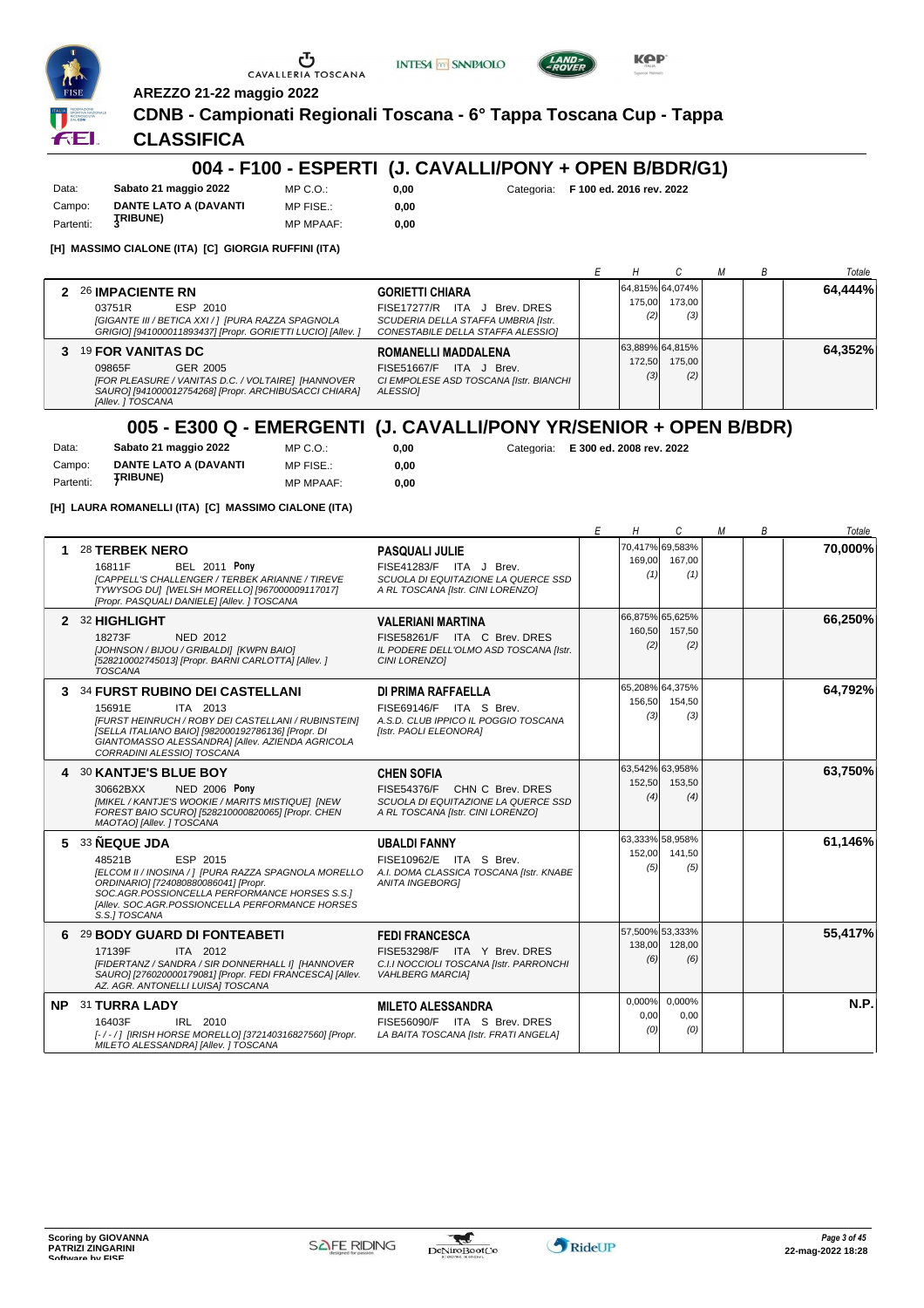AREZZO 21-22 maggio 2022

# CDNB - Campionati Regionali Toscana - 6° Tappa Toscana Cup - Tappa

## CLASSIFICA

## 004 - F100 - ESPERTI (J. CAVALLI/PONY + OPEN B/BDR/G1)

| | | | | | |
|---|---|---|---|---|---|
| Data: | **Sabato 21 maggio 2022** | MP C.O.: | **0,00** | Categoria: | **F 100 ed. 2016 rev. 2022** |
| Campo: | **DANTE LATO A (DAVANTI TRIBUNE)** | MP FISE.: | **0,00** | | |
| Partenti: | **3** | MP MPAAF: | **0,00** | | |

**[H] MASSIMO CIALONE (ITA) [C] GIORGIA RUFFINI (ITA)**

| | Cavallo | Cavaliere | E | H | C | M | B | Totale |
|---|---|---|---|---|---|---|---|---|
| **2** | 26 **IMPACIENTE RN** 03751R ESP 2010 *[GIGANTE III / BETICA XXI / ] [PURA RAZZA SPAGNOLA GRIGIO] [941000011893437] [Propr. GORIETTI LUCIO] [Allev. ]* | **GORIETTI CHIARA** FISE17277/R ITA J Brev. DRES *SCUDERIA DELLA STAFFA UMBRIA [Istr. CONESTABILE DELLA STAFFA ALESSIO]* | | 64,815% 175,00 (2) | 64,074% 173,00 (3) | | | **64,444%** |
| **3** | 19 **FOR VANITAS DC** 09865F GER 2005 *[FOR PLEASURE / VANITAS D.C. / VOLTAIRE] [HANNOVER SAURO] [941000012754268] [Propr. ARCHIBUSACCI CHIARA] [Allev. ] TOSCANA* | **ROMANELLI MADDALENA** FISE51667/F ITA J Brev. *CI EMPOLESE ASD TOSCANA [Istr. BIANCHI ALESSIO]* | | 63,889% 172,50 (3) | 64,815% 175,00 (2) | | | **64,352%** |

## 005 - E300 Q - EMERGENTI (J. CAVALLI/PONY YR/SENIOR + OPEN B/BDR)

| | | | | | |
|---|---|---|---|---|---|
| Data: | **Sabato 21 maggio 2022** | MP C.O.: | **0,00** | Categoria: | **E 300 ed. 2008 rev. 2022** |
| Campo: | **DANTE LATO A (DAVANTI TRIBUNE)** | MP FISE.: | **0,00** | | |
| Partenti: | **7** | MP MPAAF: | **0,00** | | |

**[H] LAURA ROMANELLI (ITA) [C] MASSIMO CIALONE (ITA)**

| | Cavallo | Cavaliere | E | H | C | M | B | Totale |
|---|---|---|---|---|---|---|---|---|
| **1** | 28 **TERBEK NERO** 16811F BEL 2011 **Pony** *[CAPPELL'S CHALLENGER / TERBEK ARIANNE / TIREVE TYWYSOG DU] [WELSH MORELLO] [967000009117017] [Propr. PASQUALI DANIELE] [Allev. ] TOSCANA* | **PASQUALI JULIE** FISE41283/F ITA J Brev. *SCUOLA DI EQUITAZIONE LA QUERCE SSD A RL TOSCANA [Istr. CINI LORENZO]* | | 70,417% 169,00 (1) | 69,583% 167,00 (1) | | | **70,000%** |
| **2** | 32 **HIGHLIGHT** 18273F NED 2012 *[JOHNSON / BIJOU / GRIBALDI] [KWPN BAIO] [528210002745013] [Propr. BARNI CARLOTTA] [Allev. ] TOSCANA* | **VALERIANI MARTINA** FISE58261/F ITA C Brev. DRES *IL PODERE DELL'OLMO ASD TOSCANA [Istr. CINI LORENZO]* | | 66,875% 160,50 (2) | 65,625% 157,50 (2) | | | **66,250%** |
| **3** | 34 **FURST RUBINO DEI CASTELLANI** 15691E ITA 2013 *[FURST HEINRUCH / ROBY DEI CASTELLANI / RUBINSTEIN] [SELLA ITALIANO BAIO] [982000192786136] [Propr. DI GIANTOMASSO ALESSANDRA] [Allev. AZIENDA AGRICOLA CORRADINI ALESSIO] TOSCANA* | **DI PRIMA RAFFAELLA** FISE69146/F ITA S Brev. *A.S.D. CLUB IPPICO IL POGGIO TOSCANA [Istr. PAOLI ELEONORA]* | | 65,208% 156,50 (3) | 64,375% 154,50 (3) | | | **64,792%** |
| **4** | 30 **KANTJE'S BLUE BOY** 30662BXX NED 2006 **Pony** *[MIKEL / KANTJE'S WOOKIE / MARITS MISTIQUE] [NEW FOREST BAIO SCURO] [528210000820065] [Propr. CHEN MAOTAO] [Allev. ] TOSCANA* | **CHEN SOFIA** FISE54376/F CHN C Brev. DRES *SCUOLA DI EQUITAZIONE LA QUERCE SSD A RL TOSCANA [Istr. CINI LORENZO]* | | 63,542% 152,50 (4) | 63,958% 153,50 (4) | | | **63,750%** |
| **5** | 33 **ÑEQUE JDA** 48521B ESP 2015 *[ELCOM II / INOSINA / ] [PURA RAZZA SPAGNOLA MORELLO ORDINARIO] [724080880086041] [Propr. SOC.AGR.POSSIONCELLA PERFORMANCE HORSES S.S.] [Allev. SOC.AGR.POSSIONCELLA PERFORMANCE HORSES S.S.] TOSCANA* | **UBALDI FANNY** FISE10962/E ITA S Brev. *A.I. DOMA CLASSICA TOSCANA [Istr. KNABE ANITA INGEBORG]* | | 63,333% 152,00 (5) | 58,958% 141,50 (5) | | | **61,146%** |
| **6** | 29 **BODY GUARD DI FONTEABETI** 17139F ITA 2012 *[FIDERTANZ / SANDRA / SIR DONNERHALL I] [HANNOVER SAURO] [276020000179081] [Propr. FEDI FRANCESCA] [Allev. AZ. AGR. ANTONELLI LUISA] TOSCANA* | **FEDI FRANCESCA** FISE53298/F ITA Y Brev. DRES *C.I.I NOCCIOLI TOSCANA [Istr. PARRONCHI VAHLBERG MARCIA]* | | 57,500% 138,00 (6) | 53,333% 128,00 (6) | | | **55,417%** |
| **NP** | 31 **TURRA LADY** 16403F IRL 2010 *[- / - / ] [IRISH HORSE MORELLO] [372140316827560] [Propr. MILETO ALESSANDRA] [Allev. ] TOSCANA* | **MILETO ALESSANDRA** FISE56090/F ITA S Brev. DRES *LA BAITA TOSCANA [Istr. FRATI ANGELA]* | | 0,000% 0,00 (0) | 0,000% 0,00 (0) | | | **N.P.** |

Scoring by GIOVANNA PATRIZI ZINGARINI
Software by FISE

22-mag-2022 18:28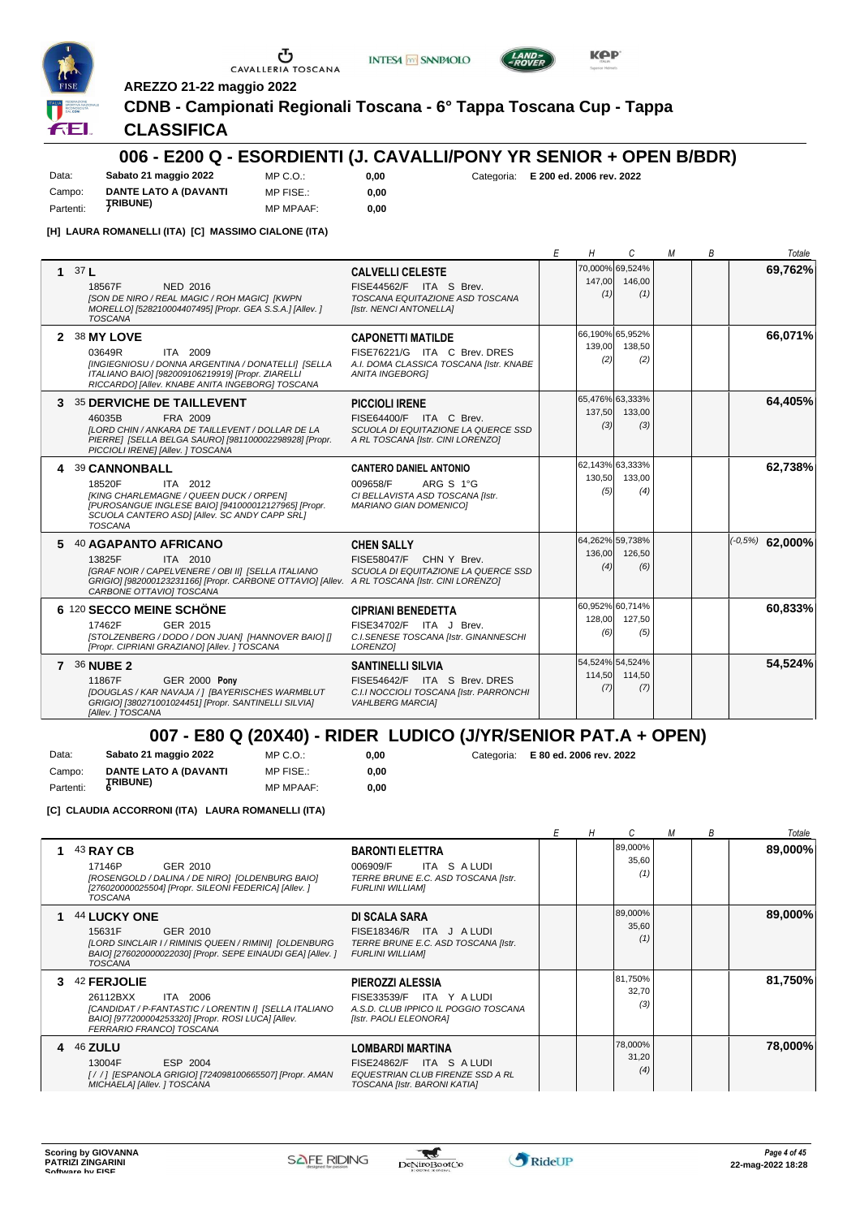AREZZO 21-22 maggio 2022

# CDNB - Campionati Regionali Toscana - 6° Tappa Toscana Cup - Tappa

## CLASSIFICA

## 006 - E200 Q - ESORDIENTI (J. CAVALLI/PONY YR SENIOR + OPEN B/BDR)

Data: **Sabato 21 maggio 2022** MP C.O.: **0,00** Categoria: **E 200 ed. 2006 rev. 2022**
Campo: **DANTE LATO A (DAVANTI TRIBUNE)** MP FISE.: **0,00**
Partenti: **7** MP MPAAF: **0,00**

**[H] LAURA ROMANELLI (ITA) [C] MASSIMO CIALONE (ITA)**

| | Cavallo | Cavaliere | E | H | C | M | B | Totale |
|---|---|---|---|---|---|---|---|---|
| 1 | 37 **L** 18567F NED 2016 *[SON DE NIRO / REAL MAGIC / ROH MAGIC] [KWPN MORELLO] [528210004407495] [Propr. GEA S.S.A.] [Allev. ] TOSCANA* | **CALVELLI CELESTE** FISE44562/F ITA S Brev. *TOSCANA EQUITAZIONE ASD TOSCANA [Istr. NENCI ANTONELLA]* | | 70,000% 147,00 (1) | 69,524% 146,00 (1) | | | **69,762%** |
| 2 | 38 **MY LOVE** 03649R ITA 2009 *[INGIEGNIOSU / DONNA ARGENTINA / DONATELLI] [SELLA ITALIANO BAIO] [982009106219919] [Propr. ZIARELLI RICCARDO] [Allev. KNABE ANITA INGEBORG] TOSCANA* | **CAPONETTI MATILDE** FISE76221/G ITA C Brev. DRES *A.I. DOMA CLASSICA TOSCANA [Istr. KNABE ANITA INGEBORG]* | | 66,190% 139,00 (2) | 65,952% 138,50 (2) | | | **66,071%** |
| 3 | 35 **DERVICHE DE TAILLEVENT** 46035B FRA 2009 *[LORD CHIN / ANKARA DE TAILLEVENT / DOLLAR DE LA PIERRE] [SELLA BELGA SAURO] [981100002298928] [Propr. PICCIOLI IRENE] [Allev. ] TOSCANA* | **PICCIOLI IRENE** FISE64400/F ITA C Brev. *SCUOLA DI EQUITAZIONE LA QUERCE SSD A RL TOSCANA [Istr. CINI LORENZO]* | | 65,476% 137,50 (3) | 63,333% 133,00 (3) | | | **64,405%** |
| 4 | 39 **CANNONBALL** 18520F ITA 2012 *[KING CHARLEMAGNE / QUEEN DUCK / ORPEN] [PUROSANGUE INGLESE BAIO] [941000012127965] [Propr. SCUOLA CANTERO ASD] [Allev. SC ANDY CAPP SRL] TOSCANA* | **CANTERO DANIEL ANTONIO** 009658/F ARG S 1°G *CI BELLAVISTA ASD TOSCANA [Istr. MARIANO GIAN DOMENICO]* | | 62,143% 130,50 (5) | 63,333% 133,00 (4) | | | **62,738%** |
| 5 | 40 **AGAPANTO AFRICANO** 13825F ITA 2010 *[GRAF NOIR / CAPELVENERE / OBI II] [SELLA ITALIANO GRIGIO] [982000123231166] [Propr. CARBONE OTTAVIO] [Allev. CARBONE OTTAVIO] TOSCANA* | **CHEN SALLY** FISE58047/F CHN Y Brev. *SCUOLA DI EQUITAZIONE LA QUERCE SSD A RL TOSCANA [Istr. CINI LORENZO]* | | 64,262% 136,00 (4) | 59,738% 126,50 (6) | | | (-0,5%) **62,000%** |
| 6 | 120 **SECCO MEINE SCHÖNE** 17462F GER 2015 *[STOLZENBERG / DODO / DON JUAN] [HANNOVER BAIO] [] [Propr. CIPRIANI GRAZIANO] [Allev. ] TOSCANA* | **CIPRIANI BENEDETTA** FISE34702/F ITA J Brev. *C.I.SENESE TOSCANA [Istr. GINANNESCHI LORENZO]* | | 60,952% 128,00 (6) | 60,714% 127,50 (5) | | | **60,833%** |
| 7 | 36 **NUBE 2** 11867F GER 2000 **Pony** *[DOUGLAS / KAR NAVAJA / ] [BAYERISCHES WARMBLUT GRIGIO] [380271001024451] [Propr. SANTINELLI SILVIA] [Allev. ] TOSCANA* | **SANTINELLI SILVIA** FISE54642/F ITA S Brev. DRES *C.I.I NOCCIOLI TOSCANA [Istr. PARRONCHI VAHLBERG MARCIA]* | | 54,524% 114,50 (7) | 54,524% 114,50 (7) | | | **54,524%** |

## 007 - E80 Q (20X40) - RIDER LUDICO (J/YR/SENIOR PAT.A + OPEN)

Data: **Sabato 21 maggio 2022** MP C.O.: **0,00** Categoria: **E 80 ed. 2006 rev. 2022**
Campo: **DANTE LATO A (DAVANTI TRIBUNE)** MP FISE.: **0,00**
Partenti: **6** MP MPAAF: **0,00**

**[C] CLAUDIA ACCORRONI (ITA) LAURA ROMANELLI (ITA)**

| | Cavallo | Cavaliere | E | H | C | M | B | Totale |
|---|---|---|---|---|---|---|---|---|
| 1 | 43 **RAY CB** 17146P GER 2010 *[ROSENGOLD / DALINA / DE NIRO] [OLDENBURG BAIO] [276020000025504] [Propr. SILEONI FEDERICA] [Allev. ] TOSCANA* | **BARONTI ELETTRA** 006909/F ITA S A LUDI *TERRE BRUNE E.C. ASD TOSCANA [Istr. FURLINI WILLIAM]* | | | 89,000% 35,60 (1) | | | **89,000%** |
| 1 | 44 **LUCKY ONE** 15631F GER 2010 *[LORD SINCLAIR I / RIMINIS QUEEN / RIMINI] [OLDENBURG BAIO] [276020000022030] [Propr. SEPE EINAUDI GEA] [Allev. ] TOSCANA* | **DI SCALA SARA** FISE18346/R ITA J A LUDI *TERRE BRUNE E.C. ASD TOSCANA [Istr. FURLINI WILLIAM]* | | | 89,000% 35,60 (1) | | | **89,000%** |
| 3 | 42 **FERJOLIE** 26112BXX ITA 2006 *[CANDIDAT / P-FANTASTIC / LORENTIN I] [SELLA ITALIANO BAIO] [977200004253320] [Propr. ROSI LUCA] [Allev. FERRARIO FRANCO] TOSCANA* | **PIEROZZI ALESSIA** FISE33539/F ITA Y A LUDI *A.S.D. CLUB IPPICO IL POGGIO TOSCANA [Istr. PAOLI ELEONORA]* | | | 81,750% 32,70 (3) | | | **81,750%** |
| 4 | 46 **ZULU** 13004F ESP 2004 *[ / / ] [ESPANOLA GRIGIO] [724098100665507] [Propr. AMAN MICHAELA] [Allev. ] TOSCANA* | **LOMBARDI MARTINA** FISE24862/F ITA S A LUDI *EQUESTRIAN CLUB FIRENZE SSD A RL TOSCANA [Istr. BARONI KATIA]* | | | 78,000% 31,20 (4) | | | **78,000%** |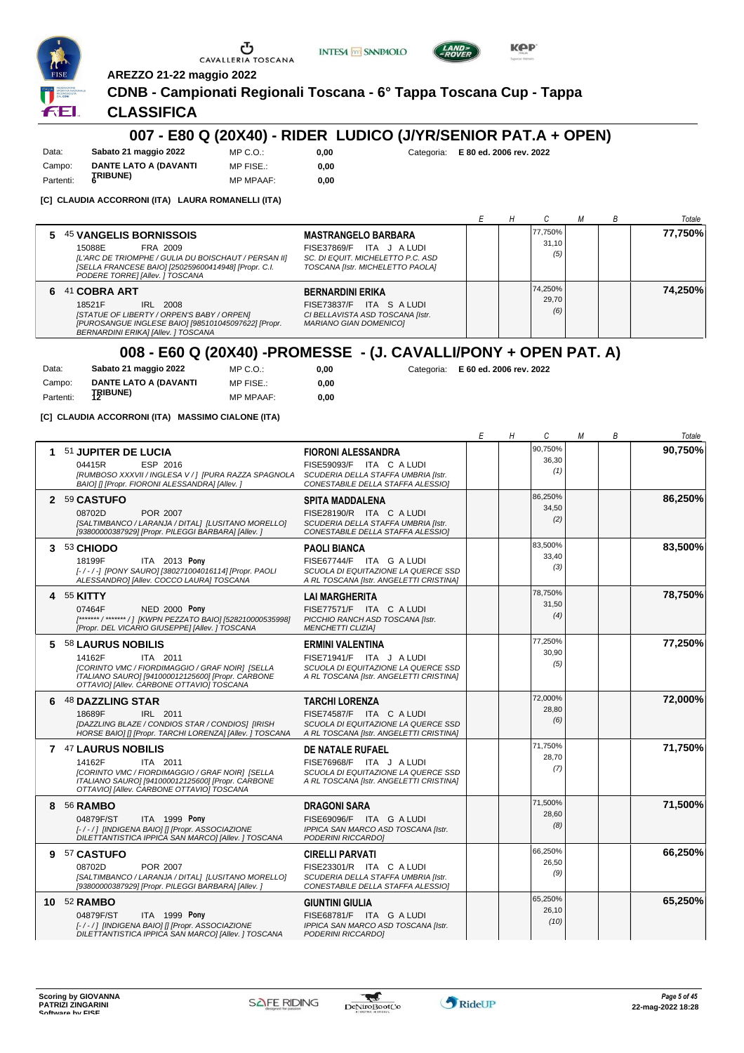AREZZO 21-22 maggio 2022

**CDNB - Campionati Regionali Toscana - 6° Tappa Toscana Cup - Tappa**

## CLASSIFICA

## 007 - E80 Q (20X40) - RIDER LUDICO (J/YR/SENIOR PAT.A + OPEN)

Data: **Sabato 21 maggio 2022** MP C.O.: **0,00** Categoria: **E 80 ed. 2006 rev. 2022**
Campo: **DANTE LATO A (DAVANTI TRIBUNE)** MP FISE.: **0,00**
Partenti: **6** MP MPAAF: **0,00**

**[C] CLAUDIA ACCORRONI (ITA) LAURA ROMANELLI (ITA)**

| | Cavallo | Cavaliere | E | H | C | M | B | Totale |
|---|---|---|---|---|---|---|---|---|
| 5 | 45 **VANGELIS BORNISSOIS**<br>15088E FRA 2009<br>*[L'ARC DE TRIOMPHE / GULIA DU BOISCHAUT / PERSAN II] [SELLA FRANCESE BAIO] [250259600414948] [Propr. C.I. PODERE TORRE] [Allev. ] TOSCANA* | **MASTRANGELO BARBARA**<br>FISE37869/F ITA J A LUDI<br>*SC. DI EQUIT. MICHELETTO P.C. ASD TOSCANA [Istr. MICHELETTO PAOLA]* | | | 77,750%<br>31,10<br>(5) | | | **77,750%** |
| 6 | 41 **COBRA ART**<br>18521F IRL 2008<br>*[STATUE OF LIBERTY / ORPEN'S BABY / ORPEN] [PUROSANGUE INGLESE BAIO] [985101045097622] [Propr. BERNARDINI ERIKA] [Allev. ] TOSCANA* | **BERNARDINI ERIKA**<br>FISE73837/F ITA S A LUDI<br>*CI BELLAVISTA ASD TOSCANA [Istr. MARIANO GIAN DOMENICO]* | | | 74,250%<br>29,70<br>(6) | | | **74,250%** |

## 008 - E60 Q (20X40) -PROMESSE - (J. CAVALLI/PONY + OPEN PAT. A)

Data: **Sabato 21 maggio 2022** MP C.O.: **0,00** Categoria: **E 60 ed. 2006 rev. 2022**
Campo: **DANTE LATO A (DAVANTI TRIBUNE)** MP FISE.: **0,00**
Partenti: **12** MP MPAAF: **0,00**

**[C] CLAUDIA ACCORRONI (ITA) MASSIMO CIALONE (ITA)**

| | Cavallo | Cavaliere | E | H | C | M | B | Totale |
|---|---|---|---|---|---|---|---|---|
| 1 | 51 **JUPITER DE LUCIA**<br>04415R ESP 2016<br>*[RUMBOSO XXXVII / INGLESA V / ] [PURA RAZZA SPAGNOLA BAIO] [] [Propr. FIORONI ALESSANDRA] [Allev. ]* | **FIORONI ALESSANDRA**<br>FISE59093/F ITA C A LUDI<br>*SCUDERIA DELLA STAFFA UMBRIA [Istr. CONESTABILE DELLA STAFFA ALESSIO]* | | | 90,750%<br>36,30<br>(1) | | | **90,750%** |
| 2 | 59 **CASTUFO**<br>08702D POR 2007<br>*[SALTIMBANCO / LARANJA / DITAL] [LUSITANO MORELLO] [93800000387929] [Propr. PILEGGI BARBARA] [Allev. ]* | **SPITA MADDALENA**<br>FISE28190/R ITA C A LUDI<br>*SCUDERIA DELLA STAFFA UMBRIA [Istr. CONESTABILE DELLA STAFFA ALESSIO]* | | | 86,250%<br>34,50<br>(2) | | | **86,250%** |
| 3 | 53 **CHIODO**<br>18199F ITA 2013 **Pony**<br>*[- / - / -] [PONY SAURO] [380271004016114] [Propr. PAOLI ALESSANDRO] [Allev. COCCO LAURA] TOSCANA* | **PAOLI BIANCA**<br>FISE67744/F ITA G A LUDI<br>*SCUOLA DI EQUITAZIONE LA QUERCE SSD A RL TOSCANA [Istr. ANGELETTI CRISTINA]* | | | 83,500%<br>33,40<br>(3) | | | **83,500%** |
| 4 | 55 **KITTY**<br>07464F NED 2000 **Pony**<br>*[******* / ******* / ] [KWPN PEZZATO BAIO] [528210000535998] [Propr. DEL VICARIO GIUSEPPE] [Allev. ] TOSCANA* | **LAI MARGHERITA**<br>FISE77571/F ITA C A LUDI<br>*PICCHIO RANCH ASD TOSCANA [Istr. MENCHETTI CLIZIA]* | | | 78,750%<br>31,50<br>(4) | | | **78,750%** |
| 5 | 58 **LAURUS NOBILIS**<br>14162F ITA 2011<br>*[CORINTO VMC / FIORDIMAGGIO / GRAF NOIR] [SELLA ITALIANO SAURO] [941000012125600] [Propr. CARBONE OTTAVIO] [Allev. CARBONE OTTAVIO] TOSCANA* | **ERMINI VALENTINA**<br>FISE71941/F ITA J A LUDI<br>*SCUOLA DI EQUITAZIONE LA QUERCE SSD A RL TOSCANA [Istr. ANGELETTI CRISTINA]* | | | 77,250%<br>30,90<br>(5) | | | **77,250%** |
| 6 | 48 **DAZZLING STAR**<br>18689F IRL 2011<br>*[DAZZLING BLAZE / CONDIOS STAR / CONDIOS] [IRISH HORSE BAIO] [] [Propr. TARCHI LORENZA] [Allev. ] TOSCANA* | **TARCHI LORENZA**<br>FISE74587/F ITA C A LUDI<br>*SCUOLA DI EQUITAZIONE LA QUERCE SSD A RL TOSCANA [Istr. ANGELETTI CRISTINA]* | | | 72,000%<br>28,80<br>(6) | | | **72,000%** |
| 7 | 47 **LAURUS NOBILIS**<br>14162F ITA 2011<br>*[CORINTO VMC / FIORDIMAGGIO / GRAF NOIR] [SELLA ITALIANO SAURO] [941000012125600] [Propr. CARBONE OTTAVIO] [Allev. CARBONE OTTAVIO] TOSCANA* | **DE NATALE RUFAEL**<br>FISE76968/F ITA J A LUDI<br>*SCUOLA DI EQUITAZIONE LA QUERCE SSD A RL TOSCANA [Istr. ANGELETTI CRISTINA]* | | | 71,750%<br>28,70<br>(7) | | | **71,750%** |
| 8 | 56 **RAMBO**<br>04879F/ST ITA 1999 **Pony**<br>*[- / - / ] [INDIGENA BAIO] [] [Propr. ASSOCIAZIONE DILETTANTISTICA IPPICA SAN MARCO] [Allev. ] TOSCANA* | **DRAGONI SARA**<br>FISE69096/F ITA G A LUDI<br>*IPPICA SAN MARCO ASD TOSCANA [Istr. PODERINI RICCARDO]* | | | 71,500%<br>28,60<br>(8) | | | **71,500%** |
| 9 | 57 **CASTUFO**<br>08702D POR 2007<br>*[SALTIMBANCO / LARANJA / DITAL] [LUSITANO MORELLO] [93800000387929] [Propr. PILEGGI BARBARA] [Allev. ]* | **CIRELLI PARVATI**<br>FISE23301/R ITA C A LUDI<br>*SCUDERIA DELLA STAFFA UMBRIA [Istr. CONESTABILE DELLA STAFFA ALESSIO]* | | | 66,250%<br>26,50<br>(9) | | | **66,250%** |
| 10 | 52 **RAMBO**<br>04879F/ST ITA 1999 **Pony**<br>*[- / - / ] [INDIGENA BAIO] [] [Propr. ASSOCIAZIONE DILETTANTISTICA IPPICA SAN MARCO] [Allev. ] TOSCANA* | **GIUNTINI GIULIA**<br>FISE68781/F ITA G A LUDI<br>*IPPICA SAN MARCO ASD TOSCANA [Istr. PODERINI RICCARDO]* | | | 65,250%<br>26,10<br>(10) | | | **65,250%** |

Scoring by GIOVANNA PATRIZI ZINGARINI
Software by FISE

22-mag-2022 18:28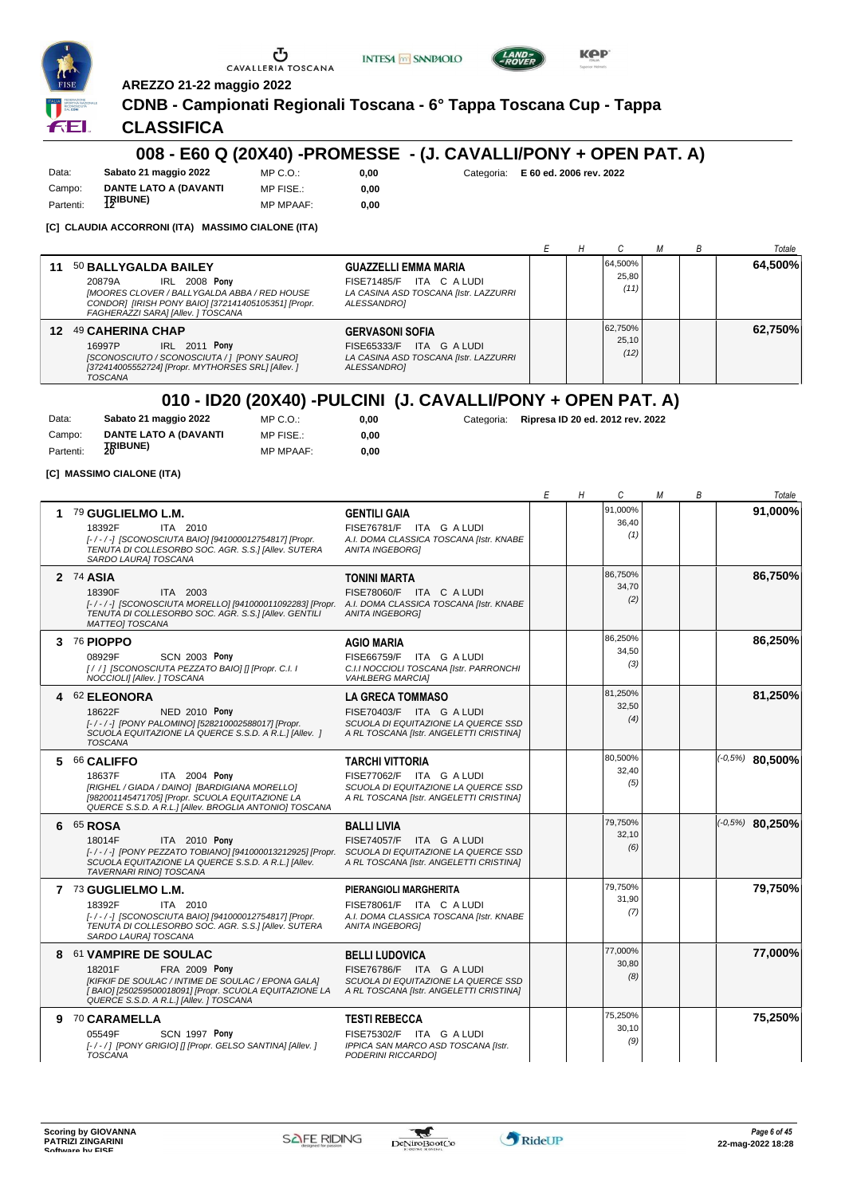AREZZO 21-22 maggio 2022

## CDNB - Campionati Regionali Toscana - 6° Tappa Toscana Cup - Tappa

## CLASSIFICA

### 008 - E60 Q (20X40) -PROMESSE - (J. CAVALLI/PONY + OPEN PAT. A)

Data: **Sabato 21 maggio 2022** MP C.O.: **0,00** Categoria: **E 60 ed. 2006 rev. 2022**
Campo: **DANTE LATO A (DAVANTI TRIBUNE)** MP FISE.: **0,00**
Partenti: **12** MP MPAAF: **0,00**

**[C] CLAUDIA ACCORRONI (ITA) MASSIMO CIALONE (ITA)**

| | Cavallo | Cavaliere | E | H | C | M | B | Totale |
|---|---|---|---|---|---|---|---|---|
| 11 | 50 **BALLYGALDA BAILEY** 20879A IRL 2008 **Pony** *[MOORES CLOVER / BALLYGALDA ABBA / RED HOUSE CONDOR] [IRISH PONY BAIO] [372141405105351] [Propr. FAGHERAZZI SARA] [Allev. ] TOSCANA* | **GUAZZELLI EMMA MARIA** FISE71485/F ITA C A LUDI *LA CASINA ASD TOSCANA [Istr. LAZZURRI ALESSANDRO]* | | | 64,500% 25,80 (11) | | | **64,500%** |
| 12 | 49 **CAHERINA CHAP** 16997P IRL 2011 **Pony** *[SCONOSCIUTO / SCONOSCIUTA / ] [PONY SAURO] [372414005552724] [Propr. MYTHORSES SRL] [Allev. ] TOSCANA* | **GERVASONI SOFIA** FISE65333/F ITA G A LUDI *LA CASINA ASD TOSCANA [Istr. LAZZURRI ALESSANDRO]* | | | 62,750% 25,10 (12) | | | **62,750%** |

### 010 - ID20 (20X40) -PULCINI (J. CAVALLI/PONY + OPEN PAT. A)

Data: **Sabato 21 maggio 2022** MP C.O.: **0,00** Categoria: **Ripresa ID 20 ed. 2012 rev. 2022**
Campo: **DANTE LATO A (DAVANTI TRIBUNE)** MP FISE.: **0,00**
Partenti: **20** MP MPAAF: **0,00**

**[C] MASSIMO CIALONE (ITA)**

| | Cavallo | Cavaliere | E | H | C | M | B | Totale |
|---|---|---|---|---|---|---|---|---|
| 1 | 79 **GUGLIELMO L.M.** 18392F ITA 2010 *[-/-/-] [SCONOSCIUTA BAIO] [941000012754817] [Propr. TENUTA DI COLLESORBO SOC. AGR. S.S.] [Allev. SUTERA SARDO LAURA] TOSCANA* | **GENTILI GAIA** FISE76781/F ITA G A LUDI *A.I. DOMA CLASSICA TOSCANA [Istr. KNABE ANITA INGEBORG]* | | | 91,000% 36,40 (1) | | | **91,000%** |
| 2 | 74 **ASIA** 18390F ITA 2003 *[-/-/-] [SCONOSCIUTA MORELLO] [941000011092283] [Propr. TENUTA DI COLLESORBO SOC. AGR. S.S.] [Allev. GENTILI MATTEO] TOSCANA* | **TONINI MARTA** FISE78060/F ITA C A LUDI *A.I. DOMA CLASSICA TOSCANA [Istr. KNABE ANITA INGEBORG]* | | | 86,750% 34,70 (2) | | | **86,750%** |
| 3 | 76 **PIOPPO** 08929F SCN 2003 **Pony** *[/ / ] [SCONOSCIUTA PEZZATO BAIO] [] [Propr. C.I. I NOCCIOLI] [Allev. ] TOSCANA* | **AGIO MARIA** FISE66759/F ITA G A LUDI *C.I.I NOCCIOLI TOSCANA [Istr. PARRONCHI VAHLBERG MARCIA]* | | | 86,250% 34,50 (3) | | | **86,250%** |
| 4 | 62 **ELEONORA** 18622F NED 2010 **Pony** *[-/-/-] [PONY PALOMINO] [528210002588017] [Propr. SCUOLA EQUITAZIONE LA QUERCE S.S.D. A R.L.] [Allev. ] TOSCANA* | **LA GRECA TOMMASO** FISE70403/F ITA G A LUDI *SCUOLA DI EQUITAZIONE LA QUERCE SSD A RL TOSCANA [Istr. ANGELETTI CRISTINA]* | | | 81,250% 32,50 (4) | | | **81,250%** |
| 5 | 66 **CALIFFO** 18637F ITA 2004 **Pony** *[RIGHEL / GIADA / DAINO] [BARDIGIANA MORELLO] [982001145471705] [Propr. SCUOLA EQUITAZIONE LA QUERCE S.S.D. A R.L.] [Allev. BROGLIA ANTONIO] TOSCANA* | **TARCHI VITTORIA** FISE77062/F ITA G A LUDI *SCUOLA DI EQUITAZIONE LA QUERCE SSD A RL TOSCANA [Istr. ANGELETTI CRISTINA]* | | | 80,500% 32,40 (5) | | | (-0,5%) **80,500%** |
| 6 | 65 **ROSA** 18014F ITA 2010 **Pony** *[-/-/-] [PONY PEZZATO TOBIANO] [941000013212925] [Propr. SCUOLA EQUITAZIONE LA QUERCE S.S.D. A R.L.] [Allev. TAVERNARI RINO] TOSCANA* | **BALLI LIVIA** FISE74057/F ITA G A LUDI *SCUOLA DI EQUITAZIONE LA QUERCE SSD A RL TOSCANA [Istr. ANGELETTI CRISTINA]* | | | 79,750% 32,10 (6) | | | (-0,5%) **80,250%** |
| 7 | 73 **GUGLIELMO L.M.** 18392F ITA 2010 *[-/-/-] [SCONOSCIUTA BAIO] [941000012754817] [Propr. TENUTA DI COLLESORBO SOC. AGR. S.S.] [Allev. SUTERA SARDO LAURA] TOSCANA* | **PIERANGIOLI MARGHERITA** FISE78061/F ITA C A LUDI *A.I. DOMA CLASSICA TOSCANA [Istr. KNABE ANITA INGEBORG]* | | | 79,750% 31,90 (7) | | | **79,750%** |
| 8 | 61 **VAMPIRE DE SOULAC** 18201F FRA 2009 **Pony** *[KIFKIF DE SOULAC / INTIME DE SOULAC / EPONA GALA] [ BAIO] [250259500018091] [Propr. SCUOLA EQUITAZIONE LA QUERCE S.S.D. A R.L.] [Allev. ] TOSCANA* | **BELLI LUDOVICA** FISE76786/F ITA G A LUDI *SCUOLA DI EQUITAZIONE LA QUERCE SSD A RL TOSCANA [Istr. ANGELETTI CRISTINA]* | | | 77,000% 30,80 (8) | | | **77,000%** |
| 9 | 70 **CARAMELLA** 05549F SCN 1997 **Pony** *[-/-/] [PONY GRIGIO] [] [Propr. GELSO SANTINA] [Allev. ] TOSCANA* | **TESTI REBECCA** FISE75302/F ITA G A LUDI *IPPICA SAN MARCO ASD TOSCANA [Istr. PODERINI RICCARDO]* | | | 75,250% 30,10 (9) | | | **75,250%** |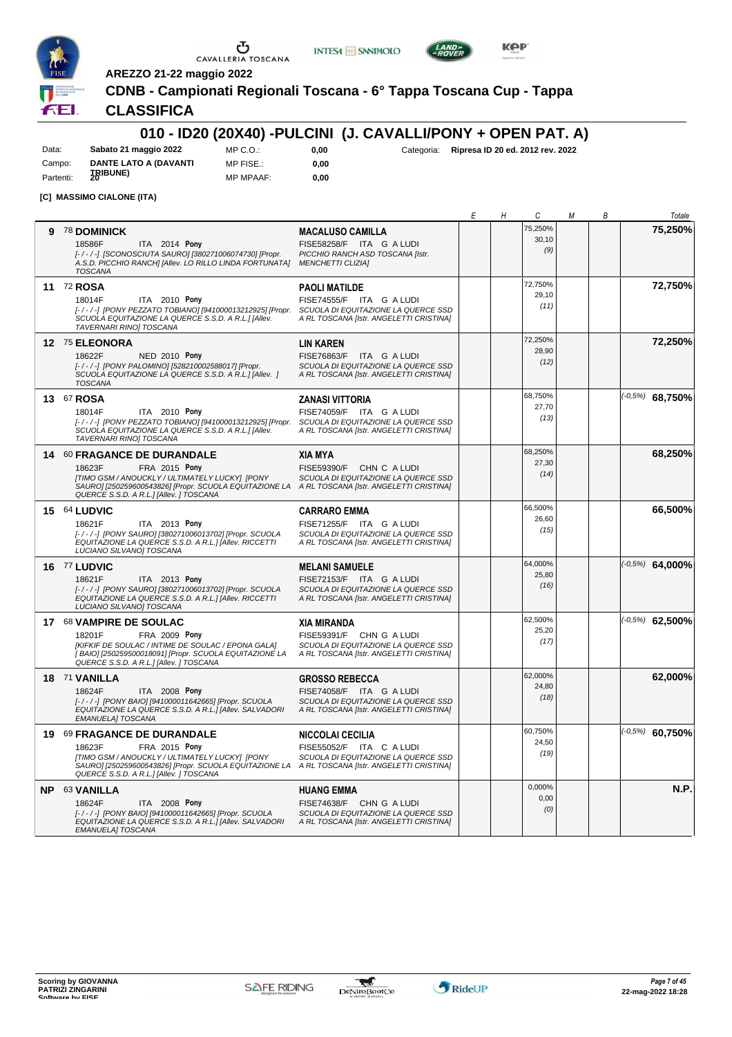AREZZO 21-22 maggio 2022

# CDNB - Campionati Regionali Toscana - 6° Tappa Toscana Cup - Tappa

## CLASSIFICA

## 010 - ID20 (20X40) -PULCINI (J. CAVALLI/PONY + OPEN PAT. A)

| | | | | | |
|---|---|---|---|---|---|
| Data: | **Sabato 21 maggio 2022** | MP C.O.: | **0,00** | Categoria: | **Ripresa ID 20 ed. 2012 rev. 2022** |
| Campo: | **DANTE LATO A (DAVANTI TRIBUNE)** | MP FISE.: | **0,00** | | |
| Partenti: | **20** | MP MPAAF: | **0,00** | | |

**[C] MASSIMO CIALONE (ITA)**

| | Cavallo | Cavaliere | E | H | C | M | B | Totale |
|---|---|---|---|---|---|---|---|---|
| **9** | 78 **DOMINICK** 18586F ITA 2014 **Pony** *[-/-/-] [SCONOSCIUTA SAURO] [380271006074730] [Propr. A.S.D. PICCHIO RANCH] [Allev. LO RILLO LINDA FORTUNATA] TOSCANA* | **MACALUSO CAMILLA** FISE58258/F ITA G A LUDI *PICCHIO RANCH ASD TOSCANA [Istr. MENCHETTI CLIZIA]* | | | 75,250% 30,10 *(9)* | | | **75,250%** |
| **11** | 72 **ROSA** 18014F ITA 2010 **Pony** *[-/-/-] [PONY PEZZATO TOBIANO] [941000013212925] [Propr. SCUOLA EQUITAZIONE LA QUERCE S.S.D. A R.L.] [Allev. TAVERNARI RINO] TOSCANA* | **PAOLI MATILDE** FISE74555/F ITA G A LUDI *SCUOLA DI EQUITAZIONE LA QUERCE SSD A RL TOSCANA [Istr. ANGELETTI CRISTINA]* | | | 72,750% 29,10 *(11)* | | | **72,750%** |
| **12** | 75 **ELEONORA** 18622F NED 2010 **Pony** *[-/-/-] [PONY PALOMINO] [528210002588017] [Propr. SCUOLA EQUITAZIONE LA QUERCE S.S.D. A R.L.] [Allev. ] TOSCANA* | **LIN KAREN** FISE76863/F ITA G A LUDI *SCUOLA DI EQUITAZIONE LA QUERCE SSD A RL TOSCANA [Istr. ANGELETTI CRISTINA]* | | | 72,250% 28,90 *(12)* | | | **72,250%** |
| **13** | 67 **ROSA** 18014F ITA 2010 **Pony** *[-/-/-] [PONY PEZZATO TOBIANO] [941000013212925] [Propr. SCUOLA EQUITAZIONE LA QUERCE S.S.D. A R.L.] [Allev. TAVERNARI RINO] TOSCANA* | **ZANASI VITTORIA** FISE74059/F ITA G A LUDI *SCUOLA DI EQUITAZIONE LA QUERCE SSD A RL TOSCANA [Istr. ANGELETTI CRISTINA]* | | | 68,750% 27,70 *(13)* | | | *(-0,5%)* **68,750%** |
| **14** | 60 **FRAGANCE DE DURANDALE** 18623F FRA 2015 **Pony** *[TIMO GSM / ANOUCKLY / ULTIMATELY LUCKY] [PONY SAURO] [250259600543826] [Propr. SCUOLA EQUITAZIONE LA QUERCE S.S.D. A R.L.] [Allev. ] TOSCANA* | **XIA MYA** FISE59390/F CHN C A LUDI *SCUOLA DI EQUITAZIONE LA QUERCE SSD A RL TOSCANA [Istr. ANGELETTI CRISTINA]* | | | 68,250% 27,30 *(14)* | | | **68,250%** |
| **15** | 64 **LUDVIC** 18621F ITA 2013 **Pony** *[-/-/-] [PONY SAURO] [380271006013702] [Propr. SCUOLA EQUITAZIONE LA QUERCE S.S.D. A R.L.] [Allev. RICCETTI LUCIANO SILVANO] TOSCANA* | **CARRARO EMMA** FISE71255/F ITA G A LUDI *SCUOLA DI EQUITAZIONE LA QUERCE SSD A RL TOSCANA [Istr. ANGELETTI CRISTINA]* | | | 66,500% 26,60 *(15)* | | | **66,500%** |
| **16** | 77 **LUDVIC** 18621F ITA 2013 **Pony** *[-/-/-] [PONY SAURO] [380271006013702] [Propr. SCUOLA EQUITAZIONE LA QUERCE S.S.D. A R.L.] [Allev. RICCETTI LUCIANO SILVANO] TOSCANA* | **MELANI SAMUELE** FISE72153/F ITA G A LUDI *SCUOLA DI EQUITAZIONE LA QUERCE SSD A RL TOSCANA [Istr. ANGELETTI CRISTINA]* | | | 64,000% 25,80 *(16)* | | | *(-0,5%)* **64,000%** |
| **17** | 68 **VAMPIRE DE SOULAC** 18201F FRA 2009 **Pony** *[KIFKIF DE SOULAC / INTIME DE SOULAC / EPONA GALA] [ BAIO] [250259500018091] [Propr. SCUOLA EQUITAZIONE LA QUERCE S.S.D. A R.L.] [Allev. ] TOSCANA* | **XIA MIRANDA** FISE59391/F CHN G A LUDI *SCUOLA DI EQUITAZIONE LA QUERCE SSD A RL TOSCANA [Istr. ANGELETTI CRISTINA]* | | | 62,500% 25,20 *(17)* | | | *(-0,5%)* **62,500%** |
| **18** | 71 **VANILLA** 18624F ITA 2008 **Pony** *[-/-/-] [PONY BAIO] [941000011642665] [Propr. SCUOLA EQUITAZIONE LA QUERCE S.S.D. A R.L.] [Allev. SALVADORI EMANUELA] TOSCANA* | **GROSSO REBECCA** FISE74058/F ITA G A LUDI *SCUOLA DI EQUITAZIONE LA QUERCE SSD A RL TOSCANA [Istr. ANGELETTI CRISTINA]* | | | 62,000% 24,80 *(18)* | | | **62,000%** |
| **19** | 69 **FRAGANCE DE DURANDALE** 18623F FRA 2015 **Pony** *[TIMO GSM / ANOUCKLY / ULTIMATELY LUCKY] [PONY SAURO] [250259600543826] [Propr. SCUOLA EQUITAZIONE LA QUERCE S.S.D. A R.L.] [Allev. ] TOSCANA* | **NICCOLAI CECILIA** FISE55052/F ITA C A LUDI *SCUOLA DI EQUITAZIONE LA QUERCE SSD A RL TOSCANA [Istr. ANGELETTI CRISTINA]* | | | 60,750% 24,50 *(19)* | | | *(-0,5%)* **60,750%** |
| **NP** | 63 **VANILLA** 18624F ITA 2008 **Pony** *[-/-/-] [PONY BAIO] [941000011642665] [Propr. SCUOLA EQUITAZIONE LA QUERCE S.S.D. A R.L.] [Allev. SALVADORI EMANUELA] TOSCANA* | **HUANG EMMA** FISE74638/F CHN G A LUDI *SCUOLA DI EQUITAZIONE LA QUERCE SSD A RL TOSCANA [Istr. ANGELETTI CRISTINA]* | | | 0,000% 0,00 *(0)* | | | **N.P.** |

**Scoring by GIOVANNA PATRIZI ZINGARINI**
**Software by FISE**

**22-mag-2022 18:28**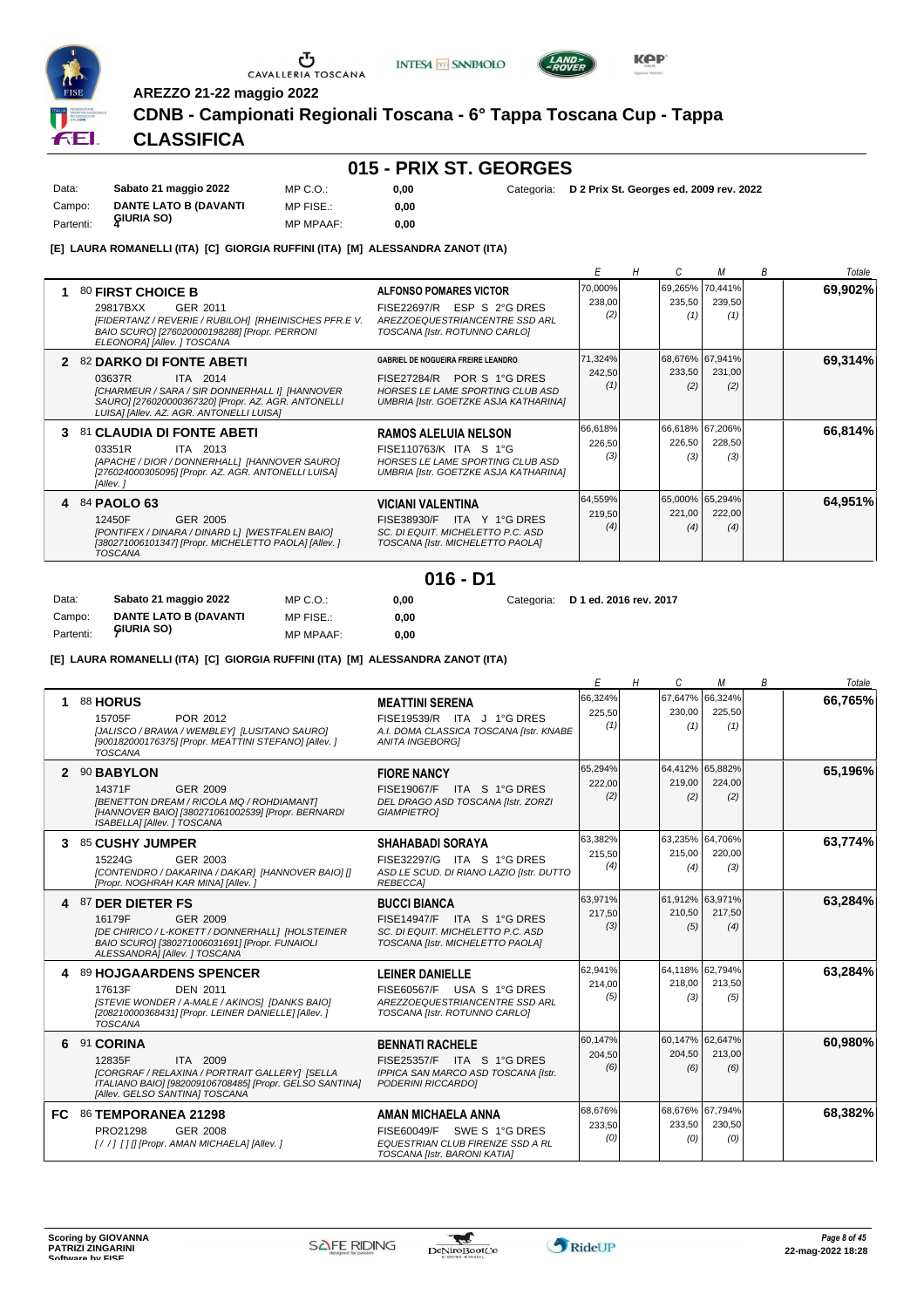AREZZO 21-22 maggio 2022

# CDNB - Campionati Regionali Toscana - 6° Tappa Toscana Cup - Tappa

## CLASSIFICA

## 015 - PRIX ST. GEORGES

| | | | | | |
|---|---|---|---|---|---|
| Data: | Sabato 21 maggio 2022 | MP C.O.: | 0,00 | Categoria: | D 2 Prix St. Georges ed. 2009 rev. 2022 |
| Campo: | DANTE LATO B (DAVANTI GIURIA SO) | MP FISE.: | 0,00 | | |
| Partenti: | 4 | MP MPAAF: | 0,00 | | |

**[E] LAURA ROMANELLI (ITA) [C] GIORGIA RUFFINI (ITA) [M] ALESSANDRA ZANOT (ITA)**

| | Cavallo | Cavaliere | E | H | C | M | B | Totale |
|---|---|---|---|---|---|---|---|---|
| 1 | 80 **FIRST CHOICE B** 29817BXX GER 2011 *[FIDERTANZ / REVERIE / RUBILOH] [RHEINISCHES PFR.E V. BAIO SCURO] [276020000198288] [Propr. PERRONI ELEONORA] [Allev. ] TOSCANA* | **ALFONSO POMARES VICTOR** FISE22697/R ESP S 2°G DRES *AREZZOEQUESTRIANCENTRE SSD ARL TOSCANA [Istr. ROTUNNO CARLO]* | 70,000% 238,00 (2) | | 69,265% 235,50 (1) | 70,441% 239,50 (1) | | **69,902%** |
| 2 | 82 **DARKO DI FONTE ABETI** 03637R ITA 2014 *[CHARMEUR / SARA / SIR DONNERHALL I] [HANNOVER SAURO] [276020000367320] [Propr. AZ. AGR. ANTONELLI LUISA] [Allev. AZ. AGR. ANTONELLI LUISA]* | **GABRIEL DE NOGUEIRA FREIRE LEANDRO** FISE27284/R POR S 1°G DRES *HORSES LE LAME SPORTING CLUB ASD UMBRIA [Istr. GOETZKE ASJA KATHARINA]* | 71,324% 242,50 (1) | | 68,676% 233,50 (2) | 67,941% 231,00 (2) | | **69,314%** |
| 3 | 81 **CLAUDIA DI FONTE ABETI** 03351R ITA 2013 *[APACHE / DIOR / DONNERHALL] [HANNOVER SAURO] [276024000305095] [Propr. AZ. AGR. ANTONELLI LUISA] [Allev. ]* | **RAMOS ALELUIA NELSON** FISE110763/K ITA S 1°G *HORSES LE LAME SPORTING CLUB ASD UMBRIA [Istr. GOETZKE ASJA KATHARINA]* | 66,618% 226,50 (3) | | 66,618% 226,50 (3) | 67,206% 228,50 (3) | | **66,814%** |
| 4 | 84 **PAOLO 63** 12450F GER 2005 *[PONTIFEX / DINARA / DINARD L] [WESTFALEN BAIO] [380271006101347] [Propr. MICHELETTO PAOLA] [Allev. ] TOSCANA* | **VICIANI VALENTINA** FISE38930/F ITA Y 1°G DRES *SC. DI EQUIT. MICHELETTO P.C. ASD TOSCANA [Istr. MICHELETTO PAOLA]* | 64,559% 219,50 (4) | | 65,000% 221,00 (4) | 65,294% 222,00 (4) | | **64,951%** |

## 016 - D1

| | | | | | |
|---|---|---|---|---|---|
| Data: | Sabato 21 maggio 2022 | MP C.O.: | 0,00 | Categoria: | D 1 ed. 2016 rev. 2017 |
| Campo: | DANTE LATO B (DAVANTI GIURIA SO) | MP FISE.: | 0,00 | | |
| Partenti: | 7 | MP MPAAF: | 0,00 | | |

**[E] LAURA ROMANELLI (ITA) [C] GIORGIA RUFFINI (ITA) [M] ALESSANDRA ZANOT (ITA)**

| | Cavallo | Cavaliere | E | H | C | M | B | Totale |
|---|---|---|---|---|---|---|---|---|
| 1 | 88 **HORUS** 15705F POR 2012 *[JALISCO / BRAWA / WEMBLEY] [LUSITANO SAURO] [900182000176375] [Propr. MEATTINI STEFANO] [Allev. ] TOSCANA* | **MEATTINI SERENA** FISE19539/R ITA J 1°G DRES *A.I. DOMA CLASSICA TOSCANA [Istr. KNABE ANITA INGEBORG]* | 66,324% 225,50 (1) | | 67,647% 230,00 (1) | 66,324% 225,50 (1) | | **66,765%** |
| 2 | 90 **BABYLON** 14371F GER 2009 *[BENETTON DREAM / RICOLA MQ / ROHDIAMANT] [HANNOVER BAIO] [380271061002539] [Propr. BERNARDI ISABELLA] [Allev. ] TOSCANA* | **FIORE NANCY** FISE19067/F ITA S 1°G DRES *DEL DRAGO ASD TOSCANA [Istr. ZORZI GIAMPIETRO]* | 65,294% 222,00 (2) | | 64,412% 219,00 (2) | 65,882% 224,00 (2) | | **65,196%** |
| 3 | 85 **CUSHY JUMPER** 15224G GER 2003 *[CONTENDRO / DAKARINA / DAKAR] [HANNOVER BAIO] [] [Propr. NOGHRAH KAR MINA] [Allev. ]* | **SHAHABADI SORAYA** FISE32297/G ITA S 1°G DRES *ASD LE SCUD. DI RIANO LAZIO [Istr. DUTTO REBECCA]* | 63,382% 215,50 (4) | | 63,235% 215,00 (4) | 64,706% 220,00 (3) | | **63,774%** |
| 4 | 87 **DER DIETER FS** 16179F GER 2009 *[DE CHIRICO / L-KOKETT / DONNERHALL] [HOLSTEINER BAIO SCURO] [380271006031691] [Propr. FUNAIOLI ALESSANDRA] [Allev. ] TOSCANA* | **BUCCI BIANCA** FISE14947/F ITA S 1°G DRES *SC. DI EQUIT. MICHELETTO P.C. ASD TOSCANA [Istr. MICHELETTO PAOLA]* | 63,971% 217,50 (3) | | 61,912% 210,50 (5) | 63,971% 217,50 (4) | | **63,284%** |
| 4 | 89 **HOJGAARDENS SPENCER** 17613F DEN 2011 *[STEVIE WONDER / A-MALE / AKINOS] [DANKS BAIO] [208210000368431] [Propr. LEINER DANIELLE] [Allev. ] TOSCANA* | **LEINER DANIELLE** FISE60567/F USA S 1°G DRES *AREZZOEQUESTRIANCENTRE SSD ARL TOSCANA [Istr. ROTUNNO CARLO]* | 62,941% 214,00 (5) | | 64,118% 218,00 (3) | 62,794% 213,50 (5) | | **63,284%** |
| 6 | 91 **CORINA** 12835F ITA 2009 *[CORGRAF / RELAXINA / PORTRAIT GALLERY] [SELLA ITALIANO BAIO] [982009106708485] [Propr. GELSO SANTINA] [Allev. GELSO SANTINA] TOSCANA* | **BENNATI RACHELE** FISE25357/F ITA S 1°G DRES *IPPICA SAN MARCO ASD TOSCANA [Istr. PODERINI RICCARDO]* | 60,147% 204,50 (6) | | 60,147% 204,50 (6) | 62,647% 213,00 (6) | | **60,980%** |
| FC | 86 **TEMPORANEA 21298** PRO21298 GER 2008 *[ / / ] [] [] [Propr. AMAN MICHAELA] [Allev. ]* | **AMAN MICHAELA ANNA** FISE60049/F SWE S 1°G DRES *EQUESTRIAN CLUB FIRENZE SSD A RL TOSCANA [Istr. BARONI KATIA]* | 68,676% 233,50 (0) | | 68,676% 233,50 (0) | 67,794% 230,50 (0) | | **68,382%** |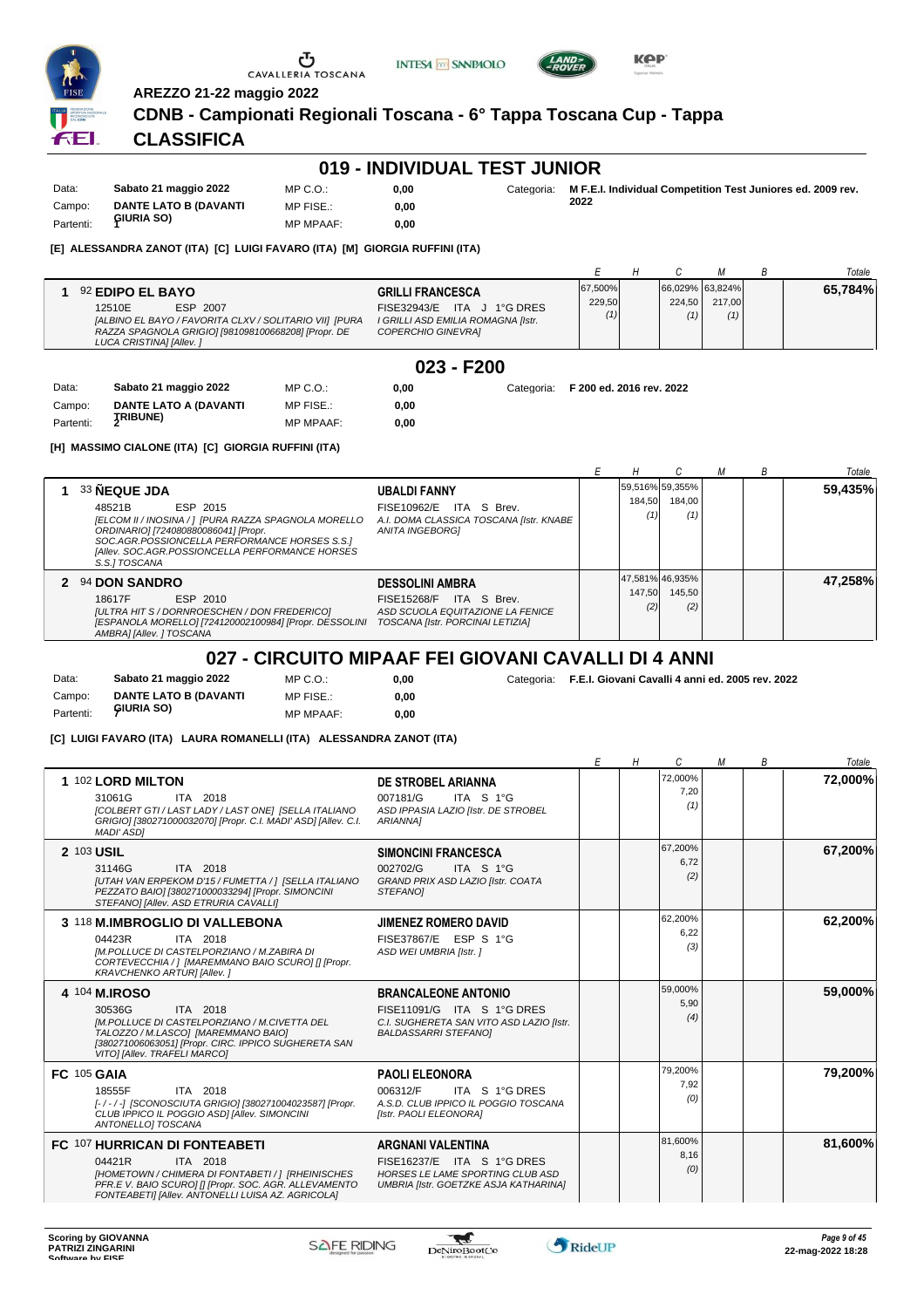**AREZZO 21-22 maggio 2022**

# CDNB - Campionati Regionali Toscana - 6° Tappa Toscana Cup - Tappa

## CLASSIFICA

## 019 - INDIVIDUAL TEST JUNIOR

Data: **Sabato 21 maggio 2022** MP C.O.: **0,00** Categoria: **M F.E.I. Individual Competition Test Juniores ed. 2009 rev. 2022**
Campo: **DANTE LATO B (DAVANTI GIURIA SO)** MP FISE.: **0,00**
Partenti: **1** MP MPAAF: **0,00**

**[E] ALESSANDRA ZANOT (ITA) [C] LUIGI FAVARO (ITA) [M] GIORGIA RUFFINI (ITA)**

| | Cavallo | Cavaliere | E | H | C | M | B | Totale |
|---|---|---|---|---|---|---|---|---|
| 1 | 92 **EDIPO EL BAYO** 12510E ESP 2007 *[ALBINO EL BAYO / FAVORITA CLXV / SOLITARIO VII] [PURA RAZZA SPAGNOLA GRIGIO] [981098100668208] [Propr. DE LUCA CRISTINA] [Allev. ]* | **GRILLI FRANCESCA** FISE32943/E ITA J 1°G DRES *I GRILLI ASD EMILIA ROMAGNA [Istr. COPERCHIO GINEVRA]* | 67,500% 229,50 (1) | | 66,029% 224,50 (1) | 63,824% 217,00 (1) | | **65,784%** |

## 023 - F200

Data: **Sabato 21 maggio 2022** MP C.O.: **0,00** Categoria: **F 200 ed. 2016 rev. 2022**
Campo: **DANTE LATO A (DAVANTI TRIBUNE)** MP FISE.: **0,00**
Partenti: **2** MP MPAAF: **0,00**

**[H] MASSIMO CIALONE (ITA) [C] GIORGIA RUFFINI (ITA)**

| | Cavallo | Cavaliere | E | H | C | M | B | Totale |
|---|---|---|---|---|---|---|---|---|
| 1 | 33 **ÑEQUE JDA** 48521B ESP 2015 *[ELCOM II / INOSINA / ] [PURA RAZZA SPAGNOLA MORELLO ORDINARIO] [724080880086041] [Propr. SOC.AGR.POSSIONCELLA PERFORMANCE HORSES S.S.] [Allev. SOC.AGR.POSSIONCELLA PERFORMANCE HORSES S.S.] TOSCANA* | **UBALDI FANNY** FISE10962/E ITA S Brev. *A.I. DOMA CLASSICA TOSCANA [Istr. KNABE ANITA INGEBORG]* | | 59,516% 184,50 (1) | 59,355% 184,00 (1) | | | **59,435%** |
| 2 | 94 **DON SANDRO** 18617F ESP 2010 *[ULTRA HIT S / DORNROESCHEN / DON FREDERICO] [ESPANOLA MORELLO] [724120002100984] [Propr. DESSOLINI AMBRA] [Allev. ] TOSCANA* | **DESSOLINI AMBRA** FISE15268/F ITA S Brev. *ASD SCUOLA EQUITAZIONE LA FENICE TOSCANA [Istr. PORCINAI LETIZIA]* | | 47,581% 147,50 (2) | 46,935% 145,50 (2) | | | **47,258%** |

## 027 - CIRCUITO MIPAAF FEI GIOVANI CAVALLI DI 4 ANNI

Data: **Sabato 21 maggio 2022** MP C.O.: **0,00** Categoria: **F.E.I. Giovani Cavalli 4 anni ed. 2005 rev. 2022**
Campo: **DANTE LATO B (DAVANTI GIURIA SO)** MP FISE.: **0,00**
Partenti: **7** MP MPAAF: **0,00**

**[C] LUIGI FAVARO (ITA) LAURA ROMANELLI (ITA) ALESSANDRA ZANOT (ITA)**

| | Cavallo | Cavaliere | E | H | C | M | B | Totale |
|---|---|---|---|---|---|---|---|---|
| 1 | 102 **LORD MILTON** 31061G ITA 2018 *[COLBERT GTI / LAST LADY / LAST ONE] [SELLA ITALIANO GRIGIO] [380271000032070] [Propr. C.I. MADI' ASD] [Allev. C.I. MADI' ASD]* | **DE STROBEL ARIANNA** 007181/G ITA S 1°G *ASD IPPASIA LAZIO [Istr. DE STROBEL ARIANNA]* | | | 72,000% 7,20 (1) | | | **72,000%** |
| 2 | 103 **USIL** 31146G ITA 2018 *[UTAH VAN ERPEKOM D'15 / FUMETTA / ] [SELLA ITALIANO PEZZATO BAIO] [380271000033294] [Propr. SIMONCINI STEFANO] [Allev. ASD ETRURIA CAVALLI]* | **SIMONCINI FRANCESCA** 002702/G ITA S 1°G *GRAND PRIX ASD LAZIO [Istr. COATA STEFANO]* | | | 67,200% 6,72 (2) | | | **67,200%** |
| 3 | 118 **M.IMBROGLIO DI VALLEBONA** 04423R ITA 2018 *[M.POLLUCE DI CASTELPORZIANO / M.ZABIRA DI CORTEVECCHIA / ] [MAREMMANO BAIO SCURO] [] [Propr. KRAVCHENKO ARTUR] [Allev. ]* | **JIMENEZ ROMERO DAVID** FISE37867/E ESP S 1°G *ASD WEI UMBRIA [Istr. ]* | | | 62,200% 6,22 (3) | | | **62,200%** |
| 4 | 104 **M.IROSO** 30536G ITA 2018 *[M.POLLUCE DI CASTELPORZIANO / M.CIVETTA DEL TALOZZO / M.LASCO] [MAREMMANO BAIO] [380271006063051] [Propr. CIRC. IPPICO SUGHERETA SAN VITO] [Allev. TRAFELI MARCO]* | **BRANCALEONE ANTONIO** FISE11091/G ITA S 1°G DRES *C.I. SUGHERETA SAN VITO ASD LAZIO [Istr. BALDASSARRI STEFANO]* | | | 59,000% 5,90 (4) | | | **59,000%** |
| FC | 105 **GAIA** 18555F ITA 2018 *[- / - / -] [SCONOSCIUTA GRIGIO] [380271004023587] [Propr. CLUB IPPICO IL POGGIO ASD] [Allev. SIMONCINI ANTONELLO] TOSCANA* | **PAOLI ELEONORA** 006312/F ITA S 1°G DRES *A.S.D. CLUB IPPICO IL POGGIO TOSCANA [Istr. PAOLI ELEONORA]* | | | 79,200% 7,92 (0) | | | **79,200%** |
| FC | 107 **HURRICAN DI FONTEABETI** 04421R ITA 2018 *[HOMETOWN / CHIMERA DI FONTABETI / ] [RHEINISCHES PFR.E V. BAIO SCURO] [] [Propr. SOC. AGR. ALLEVAMENTO FONTEABETI] [Allev. ANTONELLI LUISA AZ. AGRICOLA]* | **ARGNANI VALENTINA** FISE16237/E ITA S 1°G DRES *HORSES LE LAME SPORTING CLUB ASD UMBRIA [Istr. GOETZKE ASJA KATHARINA]* | | | 81,600% 8,16 (0) | | | **81,600%** |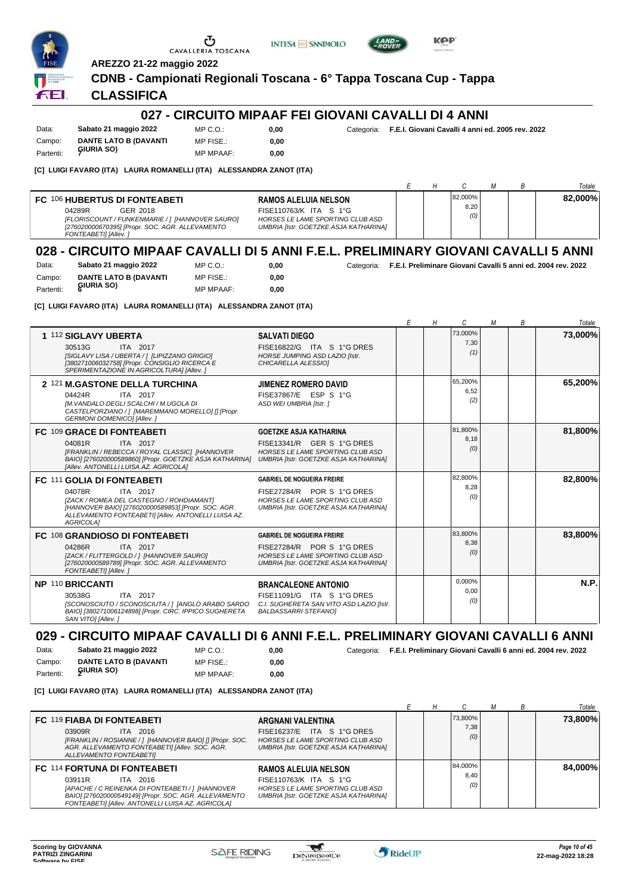AREZZO 21-22 maggio 2022

**CDNB - Campionati Regionali Toscana - 6° Tappa Toscana Cup - Tappa**

## CLASSIFICA

## 027 - CIRCUITO MIPAAF FEI GIOVANI CAVALLI DI 4 ANNI

Data: **Sabato 21 maggio 2022** MP C.O.: **0,00** Categoria: **F.E.I. Giovani Cavalli 4 anni ed. 2005 rev. 2022**
Campo: **DANTE LATO B (DAVANTI GIURIA SO)** MP FISE.: **0,00**
Partenti: **7** MP MPAAF: **0,00**

**[C] LUIGI FAVARO (ITA) LAURA ROMANELLI (ITA) ALESSANDRA ZANOT (ITA)**

| | Cavallo | Cavaliere | E | H | C | M | B | Totale |
|---|---|---|---|---|---|---|---|---|
| FC | 106 **HUBERTUS DI FONTEABETI** 04289R GER 2018 *[FLORISCOUNT / FUNKENMARIE / ] [HANNOVER SAURO] [276020000670395] [Propr. SOC. AGR. ALLEVAMENTO FONTEABETI] [Allev. ]* | **RAMOS ALELUIA NELSON** FISE110763/K ITA S 1°G *HORSES LE LAME SPORTING CLUB ASD UMBRIA [Istr. GOETZKE ASJA KATHARINA]* | | | 82,000% 8,20 (0) | | | **82,000%** |

## 028 - CIRCUITO MIPAAF CAVALLI DI 5 ANNI F.E.L. PRELIMINARY GIOVANI CAVALLI 5 ANNI

Data: **Sabato 21 maggio 2022** MP C.O.: **0,00** Categoria: **F.E.I. Preliminare Giovani Cavalli 5 anni ed. 2004 rev. 2022**
Campo: **DANTE LATO B (DAVANTI GIURIA SO)** MP FISE.: **0,00**
Partenti: **6** MP MPAAF: **0,00**

**[C] LUIGI FAVARO (ITA) LAURA ROMANELLI (ITA) ALESSANDRA ZANOT (ITA)**

| | Cavallo | Cavaliere | E | H | C | M | B | Totale |
|---|---|---|---|---|---|---|---|---|
| 1 | 112 **SIGLAVY UBERTA** 30513G ITA 2017 *[SIGLAVY LISA / UBERTA / ] [LIPIZZANO GRIGIO] [380271006032758] [Propr. CONSIGLIO RICERCA E SPERIMENTAZIONE IN AGRICOLTURA] [Allev. ]* | **SALVATI DIEGO** FISE16822/G ITA S 1°G DRES *HORSE JUMPING ASD LAZIO [Istr. CHICARELLA ALESSIO]* | | | 73,000% 7,30 (1) | | | **73,000%** |
| 2 | 121 **M.GASTONE DELLA TURCHINA** 04424R ITA 2017 *[M.VANDALO DEGLI SCALCHI / M.UGOLA DI CASTELPORZIANO / ] [MAREMMANO MORELLO] [] [Propr. GERMONI DOMENICO] [Allev. ]* | **JIMENEZ ROMERO DAVID** FISE37867/E ESP S 1°G *ASD WEI UMBRIA [Istr. ]* | | | 65,200% 6,52 (2) | | | **65,200%** |
| FC | 109 **GRACE DI FONTEABETI** 04081R ITA 2017 *[FRANKLIN / REBECCA / ROYAL CLASSIC] [HANNOVER BAIO] [276020000589860] [Propr. GOETZKE ASJA KATHARINA] [Allev. ANTONELLI LUISA AZ. AGRICOLA]* | **GOETZKE ASJA KATHARINA** FISE13341/R GER S 1°G DRES *HORSES LE LAME SPORTING CLUB ASD UMBRIA [Istr. GOETZKE ASJA KATHARINA]* | | | 81,800% 8,18 (0) | | | **81,800%** |
| FC | 111 **GOLIA DI FONTEABETI** 04078R ITA 2017 *[ZACK / ROMEA DEL CASTEGNO / ROHDIAMANT] [HANNOVER BAIO] [276020000589853] [Propr. SOC. AGR. ALLEVAMENTO FONTEABETI] [Allev. ANTONELLI LUISA AZ. AGRICOLA]* | **GABRIEL DE NOGUEIRA FREIRE** FISE27284/R POR S 1°G DRES *HORSES LE LAME SPORTING CLUB ASD UMBRIA [Istr. GOETZKE ASJA KATHARINA]* | | | 82,800% 8,28 (0) | | | **82,800%** |
| FC | 108 **GRANDIOSO DI FONTEABETI** 04286R ITA 2017 *[ZACK / FLITTERGOLD / ] [HANNOVER SAURO] [276020000589789] [Propr. SOC. AGR. ALLEVAMENTO FONTEABETI] [Allev. ]* | **GABRIEL DE NOGUEIRA FREIRE** FISE27284/R POR S 1°G DRES *HORSES LE LAME SPORTING CLUB ASD UMBRIA [Istr. GOETZKE ASJA KATHARINA]* | | | 83,800% 8,38 (0) | | | **83,800%** |
| NP | 110 **BRICCANTI** 30538G ITA 2017 *[SCONOSCIUTO / SCONOSCIUTA / ] [ANGLO ARABO SARDO BAIO] [380271006124898] [Propr. CIRC. IPPICO SUGHERETA SAN VITO] [Allev. ]* | **BRANCALEONE ANTONIO** FISE11091/G ITA S 1°G DRES *C.I. SUGHERETA SAN VITO ASD LAZIO [Istr. BALDASSARRI STEFANO]* | | | 0,000% 0,00 (0) | | | **N.P.** |

## 029 - CIRCUITO MIPAAF CAVALLI DI 6 ANNI F.E.L. PRELIMINARY GIOVANI CAVALLI 6 ANNI

Data: **Sabato 21 maggio 2022** MP C.O.: **0,00** Categoria: **F.E.I. Preliminary Giovani Cavalli 6 anni ed. 2004 rev. 2022**
Campo: **DANTE LATO B (DAVANTI GIURIA SO)** MP FISE.: **0,00**
Partenti: **2** MP MPAAF: **0,00**

**[C] LUIGI FAVARO (ITA) LAURA ROMANELLI (ITA) ALESSANDRA ZANOT (ITA)**

| | Cavallo | Cavaliere | E | H | C | M | B | Totale |
|---|---|---|---|---|---|---|---|---|
| FC | 119 **FIABA DI FONTEABETI** 03909R ITA 2016 *[FRANKLIN / ROSIANNE / ] [HANNOVER BAIO] [] [Propr. SOC. AGR. ALLEVAMENTO FONTEABETI] [Allev. SOC. AGR. ALLEVAMENTO FONTEABETI]* | **ARGNANI VALENTINA** FISE16237/E ITA S 1°G DRES *HORSES LE LAME SPORTING CLUB ASD UMBRIA [Istr. GOETZKE ASJA KATHARINA]* | | | 73,800% 7,38 (0) | | | **73,800%** |
| FC | 114 **FORTUNA DI FONTEABETI** 03911R ITA 2016 *[APACHE / C REINENKA DI FONTEABETI / ] [HANNOVER BAIO] [276020000549149] [Propr. SOC. AGR. ALLEVAMENTO FONTEABETI] [Allev. ANTONELLI LUISA AZ. AGRICOLA]* | **RAMOS ALELUIA NELSON** FISE110763/K ITA S 1°G *HORSES LE LAME SPORTING CLUB ASD UMBRIA [Istr. GOETZKE ASJA KATHARINA]* | | | 84,000% 8,40 (0) | | | **84,000%** |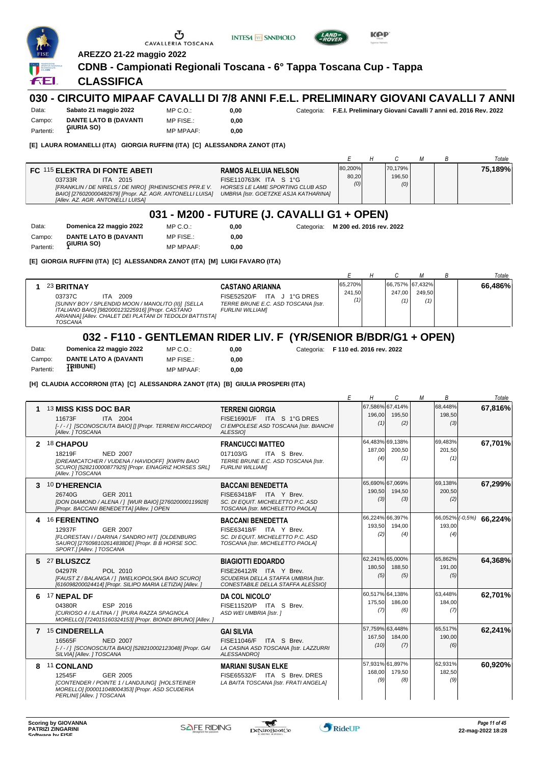AREZZO 21-22 maggio 2022

**CDNB - Campionati Regionali Toscana - 6° Tappa Toscana Cup - Tappa**

**CLASSIFICA**

## 030 - CIRCUITO MIPAAF CAVALLI DI 7/8 ANNI F.E.L. PRELIMINARY GIOVANI CAVALLI 7 ANNI

Data: **Sabato 21 maggio 2022** MP C.O.: **0,00** Categoria: **F.E.I. Preliminary Giovani Cavalli 7 anni ed. 2016 Rev. 2022**
Campo: **DANTE LATO B (DAVANTI GIURIA SO)** MP FISE.: **0,00**
Partenti: **1** MP MPAAF: **0,00**

**[E] LAURA ROMANELLI (ITA) GIORGIA RUFFINI (ITA) [C] ALESSANDRA ZANOT (ITA)**

| | Cavallo | Cavaliere | E | H | C | M | B | Totale |
|---|---|---|---|---|---|---|---|---|
| FC | 115 **ELEKTRA DI FONTE ABETI** 03733R ITA 2015 *[FRANKLIN / DE NIRELS / DE NIRO] [RHEINISCHES PFR.E V. BAIO] [276020000482679] [Propr. AZ. AGR. ANTONELLI LUISA] [Allev. AZ. AGR. ANTONELLI LUISA]* | **RAMOS ALELUIA NELSON** FISE110763/K ITA S 1°G *HORSES LE LAME SPORTING CLUB ASD UMBRIA [Istr. GOETZKE ASJA KATHARINA]* | 80,200% 80,20 (0) | | 70,179% 196,50 (0) | | | **75,189%** |

## 031 - M200 - FUTURE (J. CAVALLI G1 + OPEN)

Data: **Domenica 22 maggio 2022** MP C.O.: **0,00** Categoria: **M 200 ed. 2016 rev. 2022**
Campo: **DANTE LATO B (DAVANTI GIURIA SO)** MP FISE.: **0,00**
Partenti: **1** MP MPAAF: **0,00**

**[E] GIORGIA RUFFINI (ITA) [C] ALESSANDRA ZANOT (ITA) [M] LUIGI FAVARO (ITA)**

| | Cavallo | Cavaliere | E | H | C | M | B | Totale |
|---|---|---|---|---|---|---|---|---|
| 1 | 23 **BRITNAY** 03737C ITA 2009 *[SUNNY BOY / SPLENDID MOON / MANOLITO (II)] [SELLA ITALIANO BAIO] [982000123225916] [Propr. CASTANO ARIANNA] [Allev. CHALET DEI PLATANI DI TEDOLDI BATTISTA] TOSCANA* | **CASTANO ARIANNA** FISE52520/F ITA J 1°G DRES *TERRE BRUNE E.C. ASD TOSCANA [Istr. FURLINI WILLIAM]* | 65,270% 241,50 (1) | | 66,757% 247,00 (1) | 67,432% 249,50 (1) | | **66,486%** |

## 032 - F110 - GENTLEMAN RIDER LIV. F (YR/SENIOR B/BDR/G1 + OPEN)

Data: **Domenica 22 maggio 2022** MP C.O.: **0,00** Categoria: **F 110 ed. 2016 rev. 2022**
Campo: **DANTE LATO A (DAVANTI TRIBUNE)** MP FISE.: **0,00**
Partenti: **11** MP MPAAF: **0,00**

**[H] CLAUDIA ACCORRONI (ITA) [C] ALESSANDRA ZANOT (ITA) [B] GIULIA PROSPERI (ITA)**

| | Cavallo | Cavaliere | E | H | C | M | B | Totale |
|---|---|---|---|---|---|---|---|---|
| 1 | 13 **MISS KISS DOC BAR** 11673F ITA 2004 *[- / - / ] [SCONOSCIUTA BAIO] [] [Propr. TERRENI RICCARDO] [Allev. ] TOSCANA* | **TERRENI GIORGIA** FISE16901/F ITA S 1°G DRES *CI EMPOLESE ASD TOSCANA [Istr. BIANCHI ALESSIO]* | | 67,586% 196,00 (1) | 67,414% 195,50 (2) | | 68,448% 198,50 (3) | **67,816%** |
| 2 | 18 **CHAPOU** 18219F NED 2007 *[DREAMCATCHER / VUDENA / HAVIDOFF] [KWPN BAIO SCURO] [528210000877925] [Propr. EINAGRIZ HORSES SRL] [Allev. ] TOSCANA* | **FRANCUCCI MATTEO** 017103/G ITA S Brev. *TERRE BRUNE E.C. ASD TOSCANA [Istr. FURLINI WILLIAM]* | | 64,483% 187,00 (4) | 69,138% 200,50 (1) | | 69,483% 201,50 (1) | **67,701%** |
| 3 | 10 **D'HERENCIA** 26740G GER 2011 *[DON DIAMOND / ALENA / ] [WUR BAIO] [276020000119928] [Propr. BACCANI BENEDETTA] [Allev. ] OPEN* | **BACCANI BENEDETTA** FISE63418/F ITA Y Brev. *SC. DI EQUIT. MICHELETTO P.C. ASD TOSCANA [Istr. MICHELETTO PAOLA]* | | 65,690% 190,50 (3) | 67,069% 194,50 (3) | | 69,138% 200,50 (2) | **67,299%** |
| 4 | 16 **FERENTINO** 12937F GER 2007 *[FLORESTAN I / DARINA / SANDRO HIT] [OLDENBURG SAURO] [276098102614838DE] [Propr. B B HORSE SOC. SPORT.] [Allev. ] TOSCANA* | **BACCANI BENEDETTA** FISE63418/F ITA Y Brev. *SC. DI EQUIT. MICHELETTO P.C. ASD TOSCANA [Istr. MICHELETTO PAOLA]* | | 66,224% 193,50 (2) | 66,397% 194,00 (4) | | 66,052% (-0,5%) 193,00 (4) | **66,224%** |
| 5 | 27 **BLUSZCZ** 04297R POL 2010 *[FAUST Z / BALANGA / ] [WIELKOPOLSKA BAIO SCURO] [616098200024414] [Propr. SILIPO MARIA LETIZIA] [Allev. ]* | **BIAGIOTTI EDOARDO** FISE26412/R ITA Y Brev. *SCUDERIA DELLA STAFFA UMBRIA [Istr. SCUDERIA DELLA STAFFA ALESSIO]* | | 62,241% 180,50 (5) | 65,000% 188,50 (5) | | 65,862% 191,00 (5) | **64,368%** |
| 6 | 17 **NEPAL DF** 04380R ESP 2016 *[CURIOSO 4 / ILATINA / ] [PURA RAZZA SPAGNOLA MORELLO] [724015160324153] [Propr. BIONDI BRUNO] [Allev. ]* | **DA COL NICOLO'** FISE11520/P ITA S Brev. *ASD WEI UMBRIA [Istr. ]* | | 60,517% 175,50 (7) | 64,138% 186,00 (6) | | 63,448% 184,00 (7) | **62,701%** |
| 7 | 15 **CINDERELLA** 16565F NED 2007 *[- / - / ] [SCONOSCIUTA BAIO] [528210002123048] [Propr. GAI SILVIA] [Allev. ] TOSCANA* | **GAI SILVIA** FISE11046/F ITA S Brev. *LA CASINA ASD TOSCANA [Istr. LAZZURRI ALESSANDRO]* | | 57,759% 167,50 (10) | 63,448% 184,00 (7) | | 65,517% 190,00 (6) | **62,241%** |
| 8 | 11 **CONLAND** 12545F GER 2005 *[CONTENDER / POINTE 1 / LANDJUNG] [HOLSTEINER MORELLO] [000011048004353] [Propr. ASD SCUDERIA PERLINI] [Allev. ] TOSCANA* | **MARIANI SUSAN ELKE** FISE65532/F ITA S Brev. DRES *LA BAITA TOSCANA [Istr. FRATI ANGELA]* | | 57,931% 168,00 (9) | 61,897% 179,50 (8) | | 62,931% 182,50 (9) | **60,920%** |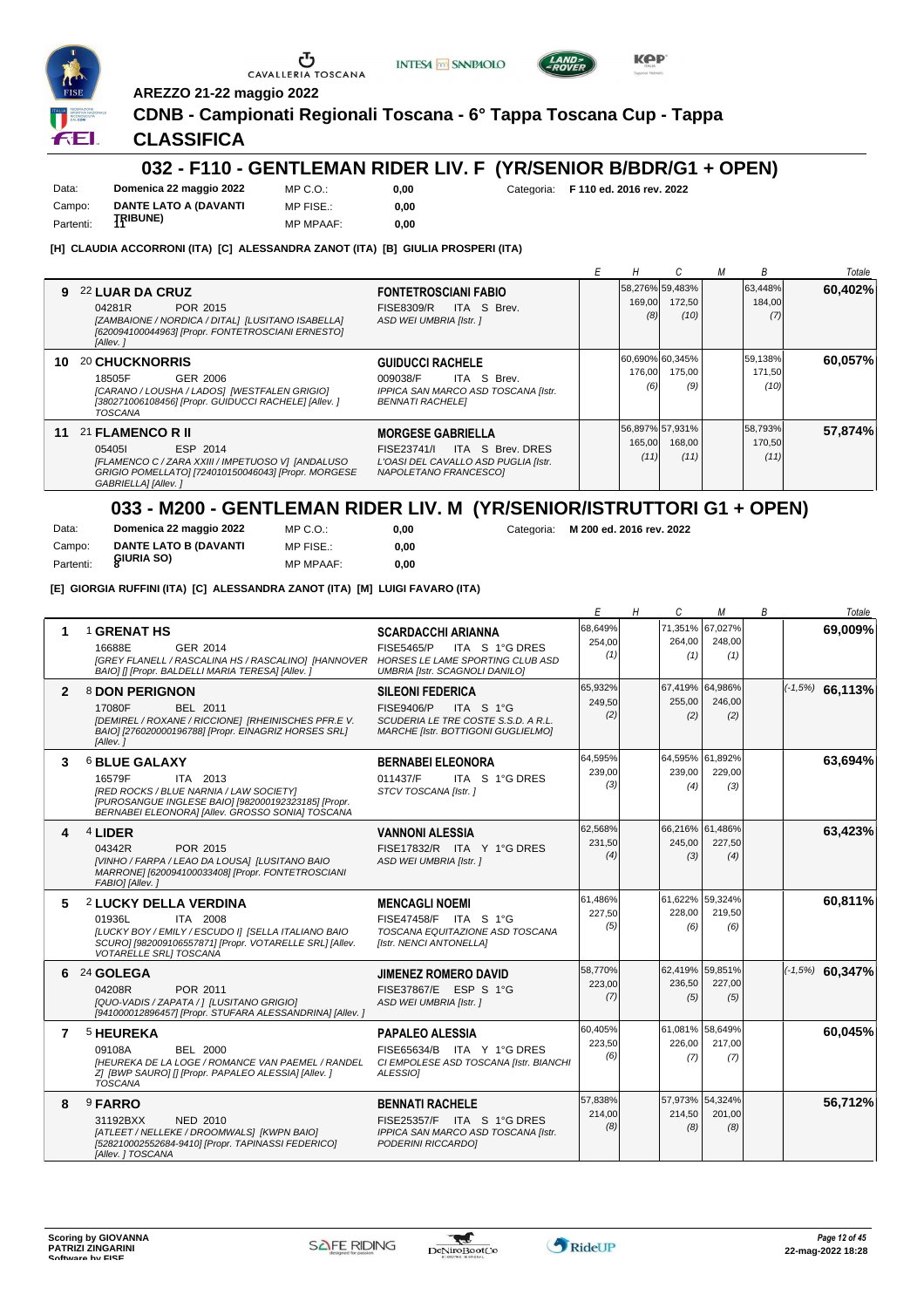AREZZO 21-22 maggio 2022

# CDNB - Campionati Regionali Toscana - 6° Tappa Toscana Cup - Tappa

## CLASSIFICA

## 032 - F110 - GENTLEMAN RIDER LIV. F (YR/SENIOR B/BDR/G1 + OPEN)

| | | | | |
|---|---|---|---|---|
| Data: | Domenica 22 maggio 2022 | MP C.O.: | 0,00 | Categoria: F 110 ed. 2016 rev. 2022 |
| Campo: | DANTE LATO A (DAVANTI TRIBUNE) | MP FISE.: | 0,00 | |
| Partenti: | 11 | MP MPAAF: | 0,00 | |

**[H] CLAUDIA ACCORRONI (ITA) [C] ALESSANDRA ZANOT (ITA) [B] GIULIA PROSPERI (ITA)**

| | Cavallo | Cavaliere | E | H | C | M | B | Totale |
|---|---|---|---|---|---|---|---|---|
| 9 | 22 **LUAR DA CRUZ** 04281R POR 2015 *[ZAMBAIONE / NORDICA / DITAL] [LUSITANO ISABELLA] [620094100044963] [Propr. FONTETROSCIANI ERNESTO] [Allev. ]* | **FONTETROSCIANI FABIO** FISE8309/R ITA S Brev. *ASD WEI UMBRIA [Istr. ]* | | 58,276% 169,00 (8) | 59,483% 172,50 (10) | | 63,448% 184,00 (7) | **60,402%** |
| 10 | 20 **CHUCKNORRIS** 18505F GER 2006 *[CARANO / LOUSHA / LADOS] [WESTFALEN GRIGIO] [380271006108456] [Propr. GUIDUCCI RACHELE] [Allev. ] TOSCANA* | **GUIDUCCI RACHELE** 009038/F ITA S Brev. *IPPICA SAN MARCO ASD TOSCANA [Istr. BENNATI RACHELE]* | | 60,690% 176,00 (6) | 60,345% 175,00 (9) | | 59,138% 171,50 (10) | **60,057%** |
| 11 | 21 **FLAMENCO R II** 05405I ESP 2014 *[FLAMENCO C / ZARA XXIII / IMPETUOSO V] [ANDALUSO GRIGIO POMELLATO] [724010150046043] [Propr. MORGESE GABRIELLA] [Allev. ]* | **MORGESE GABRIELLA** FISE23741/I ITA S Brev. DRES *L'OASI DEL CAVALLO ASD PUGLIA [Istr. NAPOLETANO FRANCESCO]* | | 56,897% 165,00 (11) | 57,931% 168,00 (11) | | 58,793% 170,50 (11) | **57,874%** |

## 033 - M200 - GENTLEMAN RIDER LIV. M (YR/SENIOR/ISTRUTTORI G1 + OPEN)

| | | | | |
|---|---|---|---|---|
| Data: | Domenica 22 maggio 2022 | MP C.O.: | 0,00 | Categoria: M 200 ed. 2016 rev. 2022 |
| Campo: | DANTE LATO B (DAVANTI GIURIA SO) | MP FISE.: | 0,00 | |
| Partenti: | 8 | MP MPAAF: | 0,00 | |

**[E] GIORGIA RUFFINI (ITA) [C] ALESSANDRA ZANOT (ITA) [M] LUIGI FAVARO (ITA)**

| | Cavallo | Cavaliere | E | H | C | M | B | Totale |
|---|---|---|---|---|---|---|---|---|
| 1 | 1 **GRENAT HS** 16688E GER 2014 *[GREY FLANELL / RASCALINA HS / RASCALINO] [HANNOVER BAIO] [] [Propr. BALDELLI MARIA TERESA] [Allev. ]* | **SCARDACCHI ARIANNA** FISE5465/P ITA S 1°G DRES *HORSES LE LAME SPORTING CLUB ASD UMBRIA [Istr. SCAGNOLI DANILO]* | 68,649% 254,00 (1) | | 71,351% 264,00 (1) | 67,027% 248,00 (1) | | **69,009%** |
| 2 | 8 **DON PERIGNON** 17080F BEL 2011 *[DEMIREL / ROXANE / RICCIONE] [RHEINISCHES PFR.E V. BAIO] [276020000196788] [Propr. EINAGRIZ HORSES SRL] [Allev. ]* | **SILEONI FEDERICA** FISE9406/P ITA S 1°G *SCUDERIA LE TRE COSTE S.S.D. A R.L. MARCHE [Istr. BOTTIGONI GUGLIELMO]* | 65,932% 249,50 (2) | | 67,419% 255,00 (2) | 64,986% 246,00 (2) | | (-1,5%) **66,113%** |
| 3 | 6 **BLUE GALAXY** 16579F ITA 2013 *[RED ROCKS / BLUE NARNIA / LAW SOCIETY] [PUROSANGUE INGLESE BAIO] [982000192323185] [Propr. BERNABEI ELEONORA] [Allev. GROSSO SONIA] TOSCANA* | **BERNABEI ELEONORA** 011437/F ITA S 1°G DRES *STCV TOSCANA [Istr. ]* | 64,595% 239,00 (3) | | 64,595% 239,00 (4) | 61,892% 229,00 (3) | | **63,694%** |
| 4 | 4 **LIDER** 04342R POR 2015 *[VINHO / FARPA / LEAO DA LOUSA] [LUSITANO BAIO MARRONE] [620094100033408] [Propr. FONTETROSCIANI FABIO] [Allev. ]* | **VANNONI ALESSIA** FISE17832/R ITA Y 1°G DRES *ASD WEI UMBRIA [Istr. ]* | 62,568% 231,50 (4) | | 66,216% 245,00 (3) | 61,486% 227,50 (4) | | **63,423%** |
| 5 | 2 **LUCKY DELLA VERDINA** 01936L ITA 2008 *[LUCKY BOY / EMILY / ESCUDO I] [SELLA ITALIANO BAIO SCURO] [982009106557871] [Propr. VOTARELLE SRL] [Allev. VOTARELLE SRL] TOSCANA* | **MENCAGLI NOEMI** FISE47458/F ITA S 1°G *TOSCANA EQUITAZIONE ASD TOSCANA [Istr. NENCI ANTONELLA]* | 61,486% 227,50 (5) | | 61,622% 228,00 (6) | 59,324% 219,50 (6) | | **60,811%** |
| 6 | 24 **GOLEGA** 04208R POR 2011 *[QUO-VADIS / ZAPATA / ] [LUSITANO GRIGIO] [941000012896457] [Propr. STUFARA ALESSANDRINA] [Allev. ]* | **JIMENEZ ROMERO DAVID** FISE37867/E ESP S 1°G *ASD WEI UMBRIA [Istr. ]* | 58,770% 223,00 (7) | | 62,419% 236,50 (5) | 59,851% 227,00 (5) | | (-1,5%) **60,347%** |
| 7 | 5 **HEUREKA** 09108A BEL 2000 *[HEUREKA DE LA LOGE / ROMANCE VAN PAEMEL / RANDEL Z] [BWP SAURO] [] [Propr. PAPALEO ALESSIA] [Allev. ] TOSCANA* | **PAPALEO ALESSIA** FISE65634/B ITA Y 1°G DRES *CI EMPOLESE ASD TOSCANA [Istr. BIANCHI ALESSIO]* | 60,405% 223,50 (6) | | 61,081% 226,00 (7) | 58,649% 217,00 (7) | | **60,045%** |
| 8 | 9 **FARRO** 31192BXX NED 2010 *[ATLEET / NELLEKE / DROOMWALS] [KWPN BAIO] [528210002552684-9410] [Propr. TAPINASSI FEDERICO] [Allev. ] TOSCANA* | **BENNATI RACHELE** FISE25357/F ITA S 1°G DRES *IPPICA SAN MARCO ASD TOSCANA [Istr. PODERINI RICCARDO]* | 57,838% 214,00 (8) | | 57,973% 214,50 (8) | 54,324% 201,00 (8) | | **56,712%** |

Scoring by GIOVANNA PATRIZI ZINGARINI
Software by FISE

22-mag-2022 18:28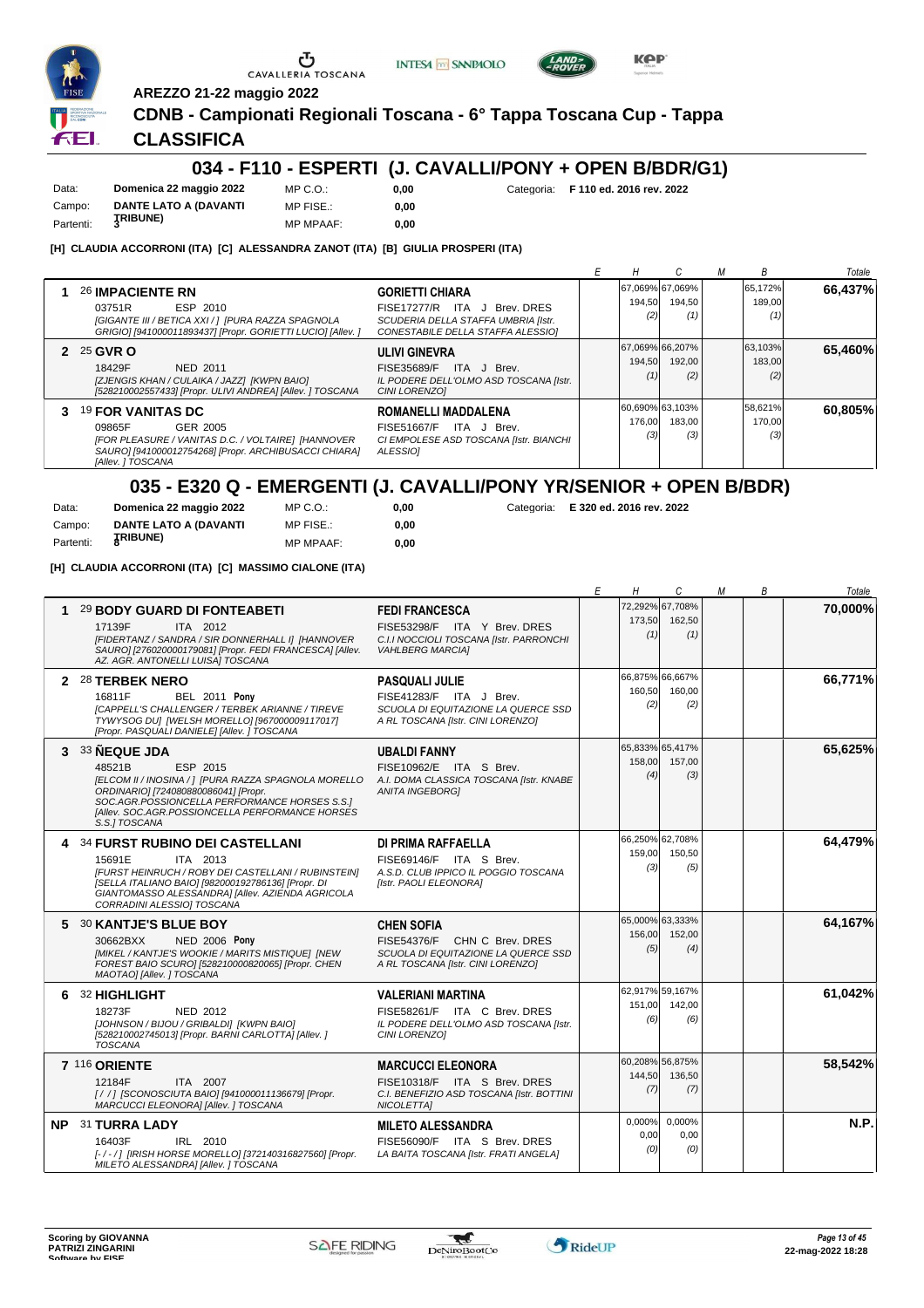AREZZO 21-22 maggio 2022

# CDNB - Campionati Regionali Toscana - 6° Tappa Toscana Cup - Tappa

# CLASSIFICA

## 034 - F110 - ESPERTI (J. CAVALLI/PONY + OPEN B/BDR/G1)

| | | | | |
|---|---|---|---|---|
| Data: | **Domenica 22 maggio 2022** | MP C.O.: | **0,00** | Categoria: **F 110 ed. 2016 rev. 2022** |
| Campo: | **DANTE LATO A (DAVANTI TRIBUNE)** | MP FISE.: | **0,00** | |
| Partenti: | **3** | MP MPAAF: | **0,00** | |

**[H] CLAUDIA ACCORRONI (ITA) [C] ALESSANDRA ZANOT (ITA) [B] GIULIA PROSPERI (ITA)**

| | Cavallo | Cavaliere | E | H | C | M | B | Totale |
|---|---|---|---|---|---|---|---|---|
| 1 | 26 **IMPACIENTE RN** 03751R ESP 2010 *[GIGANTE III / BETICA XXI / ] [PURA RAZZA SPAGNOLA GRIGIO] [941000011893437] [Propr. GORIETTI LUCIO] [Allev. ]* | **GORIETTI CHIARA** FISE17277/R ITA J Brev. DRES *SCUDERIA DELLA STAFFA UMBRIA [Istr. CONESTABILE DELLA STAFFA ALESSIO]* | | 67,069% 194,50 (2) | 67,069% 194,50 (1) | | 65,172% 189,00 (1) | **66,437%** |
| 2 | 25 **GVR O** 18429F NED 2011 *[ZJENGIS KHAN / CULAIKA / JAZZ] [KWPN BAIO] [528210002557433] [Propr. ULIVI ANDREA] [Allev. ] TOSCANA* | **ULIVI GINEVRA** FISE35689/F ITA J Brev. *IL PODERE DELL'OLMO ASD TOSCANA [Istr. CINI LORENZO]* | | 67,069% 194,50 (1) | 66,207% 192,00 (2) | | 63,103% 183,00 (2) | **65,460%** |
| 3 | 19 **FOR VANITAS DC** 09865F GER 2005 *[FOR PLEASURE / VANITAS D.C. / VOLTAIRE] [HANNOVER SAURO] [941000012754268] [Propr. ARCHIBUSACCI CHIARA] [Allev. ] TOSCANA* | **ROMANELLI MADDALENA** FISE51667/F ITA J Brev. *CI EMPOLESE ASD TOSCANA [Istr. BIANCHI ALESSIO]* | | 60,690% 176,00 (3) | 63,103% 183,00 (3) | | 58,621% 170,00 (3) | **60,805%** |

## 035 - E320 Q - EMERGENTI (J. CAVALLI/PONY YR/SENIOR + OPEN B/BDR)

| | | | | |
|---|---|---|---|---|
| Data: | **Domenica 22 maggio 2022** | MP C.O.: | **0,00** | Categoria: **E 320 ed. 2016 rev. 2022** |
| Campo: | **DANTE LATO A (DAVANTI TRIBUNE)** | MP FISE.: | **0,00** | |
| Partenti: | **8** | MP MPAAF: | **0,00** | |

**[H] CLAUDIA ACCORRONI (ITA) [C] MASSIMO CIALONE (ITA)**

| | Cavallo | Cavaliere | E | H | C | M | B | Totale |
|---|---|---|---|---|---|---|---|---|
| 1 | 29 **BODY GUARD DI FONTEABETI** 17139F ITA 2012 *[FIDERTANZ / SANDRA / SIR DONNERHALL I] [HANNOVER SAURO] [276020000179081] [Propr. FEDI FRANCESCA] [Allev. AZ. AGR. ANTONELLI LUISA] TOSCANA* | **FEDI FRANCESCA** FISE53298/F ITA Y Brev. DRES *C.I.I NOCCIOLI TOSCANA [Istr. PARRONCHI VAHLBERG MARCIA]* | | 72,292% 173,50 (1) | 67,708% 162,50 (1) | | | **70,000%** |
| 2 | 28 **TERBEK NERO** 16811F BEL 2011 **Pony** *[CAPPELL'S CHALLENGER / TERBEK ARIANNE / TIREVE TYWYSOG DU] [WELSH MORELLO] [967000009117017] [Propr. PASQUALI DANIELE] [Allev. ] TOSCANA* | **PASQUALI JULIE** FISE41283/F ITA J Brev. *SCUOLA DI EQUITAZIONE LA QUERCE SSD A RL TOSCANA [Istr. CINI LORENZO]* | | 66,875% 160,50 (2) | 66,667% 160,00 (2) | | | **66,771%** |
| 3 | 33 **ÑEQUE JDA** 48521B ESP 2015 *[ELCOM II / INOSINA / ] [PURA RAZZA SPAGNOLA MORELLO ORDINARIO] [724080880086041] [Propr. SOC.AGR.POSSIONCELLA PERFORMANCE HORSES S.S.] [Allev. SOC.AGR.POSSIONCELLA PERFORMANCE HORSES S.S.] TOSCANA* | **UBALDI FANNY** FISE10962/E ITA S Brev. *A.I. DOMA CLASSICA TOSCANA [Istr. KNABE ANITA INGEBORG]* | | 65,833% 158,00 (4) | 65,417% 157,00 (3) | | | **65,625%** |
| 4 | 34 **FURST RUBINO DEI CASTELLANI** 15691E ITA 2013 *[FURST HEINRUCH / ROBY DEI CASTELLANI / RUBINSTEIN] [SELLA ITALIANO BAIO] [982000192786136] [Propr. DI GIANTOMASSO ALESSANDRA] [Allev. AZIENDA AGRICOLA CORRADINI ALESSIO] TOSCANA* | **DI PRIMA RAFFAELLA** FISE69146/F ITA S Brev. *A.S.D. CLUB IPPICO IL POGGIO TOSCANA [Istr. PAOLI ELEONORA]* | | 66,250% 159,00 (3) | 62,708% 150,50 (5) | | | **64,479%** |
| 5 | 30 **KANTJE'S BLUE BOY** 30662BXX NED 2006 **Pony** *[MIKEL / KANTJE'S WOOKIE / MARITS MISTIQUE] [NEW FOREST BAIO SCURO] [528210000820065] [Propr. CHEN MAOTAO] [Allev. ] TOSCANA* | **CHEN SOFIA** FISE54376/F CHN C Brev. DRES *SCUOLA DI EQUITAZIONE LA QUERCE SSD A RL TOSCANA [Istr. CINI LORENZO]* | | 65,000% 156,00 (5) | 63,333% 152,00 (4) | | | **64,167%** |
| 6 | 32 **HIGHLIGHT** 18273F NED 2012 *[JOHNSON / BIJOU / GRIBALDI] [KWPN BAIO] [528210002745013] [Propr. BARNI CARLOTTA] [Allev. ] TOSCANA* | **VALERIANI MARTINA** FISE58261/F ITA C Brev. DRES *IL PODERE DELL'OLMO ASD TOSCANA [Istr. CINI LORENZO]* | | 62,917% 151,00 (6) | 59,167% 142,00 (6) | | | **61,042%** |
| 7 | 116 **ORIENTE** 12184F ITA 2007 *[ / / ] [SCONOSCIUTA BAIO] [941000011136679] [Propr. MARCUCCI ELEONORA] [Allev. ] TOSCANA* | **MARCUCCI ELEONORA** FISE10318/F ITA S Brev. DRES *C.I. BENEFIZIO ASD TOSCANA [Istr. BOTTINI NICOLETTA]* | | 60,208% 144,50 (7) | 56,875% 136,50 (7) | | | **58,542%** |
| NP | 31 **TURRA LADY** 16403F IRL 2010 *[- / - / ] [IRISH HORSE MORELLO] [372140316827560] [Propr. MILETO ALESSANDRA] [Allev. ] TOSCANA* | **MILETO ALESSANDRA** FISE56090/F ITA S Brev. DRES *LA BAITA TOSCANA [Istr. FRATI ANGELA]* | | 0,000% 0,00 (0) | 0,000% 0,00 (0) | | | **N.P.** |

Scoring by GIOVANNA PATRIZI ZINGARINI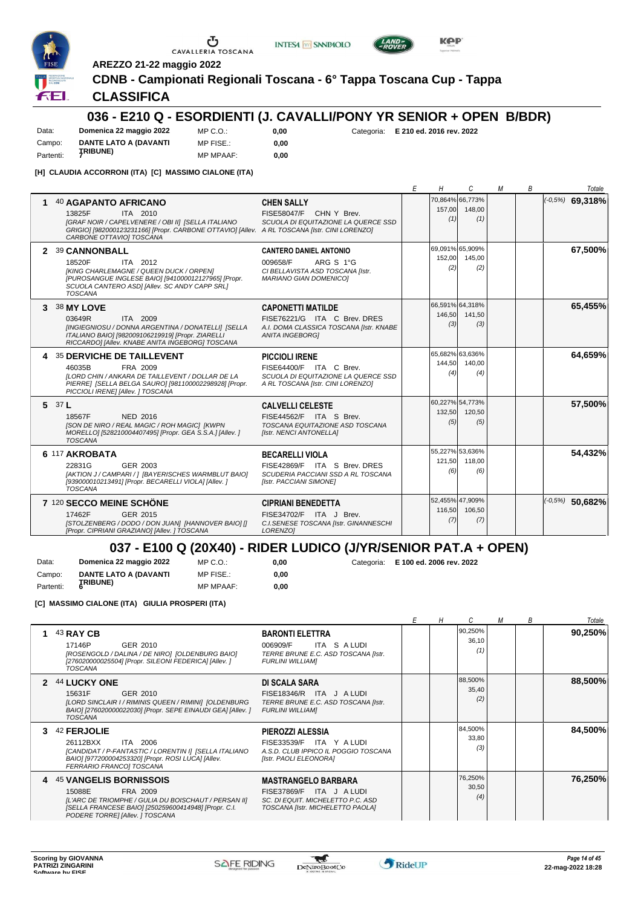AREZZO 21-22 maggio 2022

# CDNB - Campionati Regionali Toscana - 6° Tappa Toscana Cup - Tappa

## CLASSIFICA

## 036 - E210 Q - ESORDIENTI (J. CAVALLI/PONY YR SENIOR + OPEN B/BDR)

Data: **Domenica 22 maggio 2022** MP C.O.: **0,00** Categoria: **E 210 ed. 2016 rev. 2022**
Campo: **DANTE LATO A (DAVANTI TRIBUNE)** MP FISE.: **0,00**
Partenti: **7** MP MPAAF: **0,00**

**[H] CLAUDIA ACCORRONI (ITA) [C] MASSIMO CIALONE (ITA)**

| | Cavallo | Cavaliere | E | H | C | M | B | Totale |
|---|---|---|---|---|---|---|---|---|
| 1 | 40 **AGAPANTO AFRICANO** 13825F ITA 2010 *[GRAF NOIR / CAPELVENERE / OBI II] [SELLA ITALIANO GRIGIO] [982000123231166] [Propr. CARBONE OTTAVIO] [Allev. CARBONE OTTAVIO] TOSCANA* | **CHEN SALLY** FISE58047/F CHN Y Brev. SCUOLA DI EQUITAZIONE LA QUERCE SSD A RL TOSCANA [Istr. CINI LORENZO] | | 70,864% 157,00 (1) | 66,773% 148,00 (1) | | | (-0,5%) **69,318%** |
| 2 | 39 **CANNONBALL** 18520F ITA 2012 *[KING CHARLEMAGNE / QUEEN DUCK / ORPEN] [PUROSANGUE INGLESE BAIO] [941000012127965] [Propr. SCUOLA CANTERO ASD] [Allev. SC ANDY CAPP SRL] TOSCANA* | **CANTERO DANIEL ANTONIO** 009658/F ARG S 1°G CI BELLAVISTA ASD TOSCANA [Istr. MARIANO GIAN DOMENICO] | | 69,091% 152,00 (2) | 65,909% 145,00 (2) | | | **67,500%** |
| 3 | 38 **MY LOVE** 03649R ITA 2009 *[INGIEGNIOSU / DONNA ARGENTINA / DONATELLI] [SELLA ITALIANO BAIO] [982009106219919] [Propr. ZIARELLI RICCARDO] [Allev. KNABE ANITA INGEBORG] TOSCANA* | **CAPONETTI MATILDE** FISE76221/G ITA C Brev. DRES A.I. DOMA CLASSICA TOSCANA [Istr. KNABE ANITA INGEBORG] | | 66,591% 146,50 (3) | 64,318% 141,50 (3) | | | **65,455%** |
| 4 | 35 **DERVICHE DE TAILLEVENT** 46035B FRA 2009 *[LORD CHIN / ANKARA DE TAILLEVENT / DOLLAR DE LA PIERRE] [SELLA BELGA SAURO] [981100002298928] [Propr. PICCIOLI IRENE] [Allev. ] TOSCANA* | **PICCIOLI IRENE** FISE64400/F ITA C Brev. SCUOLA DI EQUITAZIONE LA QUERCE SSD A RL TOSCANA [Istr. CINI LORENZO] | | 65,682% 144,50 (4) | 63,636% 140,00 (4) | | | **64,659%** |
| 5 | 37 **L** 18567F NED 2016 *[SON DE NIRO / REAL MAGIC / ROH MAGIC] [KWPN MORELLO] [528210004407495] [Propr. GEA S.S.A.] [Allev. ] TOSCANA* | **CALVELLI CELESTE** FISE44562/F ITA S Brev. TOSCANA EQUITAZIONE ASD TOSCANA [Istr. NENCI ANTONELLA] | | 60,227% 132,50 (5) | 54,773% 120,50 (5) | | | **57,500%** |
| 6 | 117 **AKROBATA** 22831G GER 2003 *[AKTION J / CAMPARI / ] [BAYERISCHES WARMBLUT BAIO] [939000010213491] [Propr. BECARELLI VIOLA] [Allev. ] TOSCANA* | **BECARELLI VIOLA** FISE42869/F ITA S Brev. DRES SCUDERIA PACCIANI SSD A RL TOSCANA [Istr. PACCIANI SIMONE] | | 55,227% 121,50 (6) | 53,636% 118,00 (6) | | | **54,432%** |
| 7 | 120 **SECCO MEINE SCHÖNE** 17462F GER 2015 *[STOLZENBERG / DODO / DON JUAN] [HANNOVER BAIO] [] [Propr. CIPRIANI GRAZIANO] [Allev. ] TOSCANA* | **CIPRIANI BENEDETTA** FISE34702/F ITA J Brev. C.I.SENESE TOSCANA [Istr. GINANNESCHI LORENZO] | | 52,455% 116,50 (7) | 47,909% 106,50 (7) | | | (-0,5%) **50,682%** |

## 037 - E100 Q (20X40) - RIDER LUDICO (J/YR/SENIOR PAT.A + OPEN)

Data: **Domenica 22 maggio 2022** MP C.O.: **0,00** Categoria: **E 100 ed. 2006 rev. 2022**
Campo: **DANTE LATO A (DAVANTI TRIBUNE)** MP FISE.: **0,00**
Partenti: **6** MP MPAAF: **0,00**

**[C] MASSIMO CIALONE (ITA) GIULIA PROSPERI (ITA)**

| | Cavallo | Cavaliere | E | H | C | M | B | Totale |
|---|---|---|---|---|---|---|---|---|
| 1 | 43 **RAY CB** 17146P GER 2010 *[ROSENGOLD / DALINA / DE NIRO] [OLDENBURG BAIO] [276020000025504] [Propr. SILEONI FEDERICA] [Allev. ] TOSCANA* | **BARONTI ELETTRA** 006909/F ITA S A LUDI TERRE BRUNE E.C. ASD TOSCANA [Istr. FURLINI WILLIAM] | | | 90,250% 36,10 (1) | | | **90,250%** |
| 2 | 44 **LUCKY ONE** 15631F GER 2010 *[LORD SINCLAIR I / RIMINIS QUEEN / RIMINI] [OLDENBURG BAIO] [276020000022030] [Propr. SEPE EINAUDI GEA] [Allev. ] TOSCANA* | **DI SCALA SARA** FISE18346/R ITA J A LUDI TERRE BRUNE E.C. ASD TOSCANA [Istr. FURLINI WILLIAM] | | | 88,500% 35,40 (2) | | | **88,500%** |
| 3 | 42 **FERJOLIE** 26112BXX ITA 2006 *[CANDIDAT / P-FANTASTIC / LORENTIN I] [SELLA ITALIANO BAIO] [977200004253320] [Propr. ROSI LUCA] [Allev. FERRARIO FRANCO] TOSCANA* | **PIEROZZI ALESSIA** FISE33539/F ITA Y A LUDI A.S.D. CLUB IPPICO IL POGGIO TOSCANA [Istr. PAOLI ELEONORA] | | | 84,500% 33,80 (3) | | | **84,500%** |
| 4 | 45 **VANGELIS BORNISSOIS** 15088E FRA 2009 *[L'ARC DE TRIOMPHE / GULIA DU BOISCHAUT / PERSAN II] [SELLA FRANCESE BAIO] [250259600414948] [Propr. C.I. PODERE TORRE] [Allev. ] TOSCANA* | **MASTRANGELO BARBARA** FISE37869/F ITA J A LUDI SC. DI EQUIT. MICHELETTO P.C. ASD TOSCANA [Istr. MICHELETTO PAOLA] | | | 76,250% 30,50 (4) | | | **76,250%** |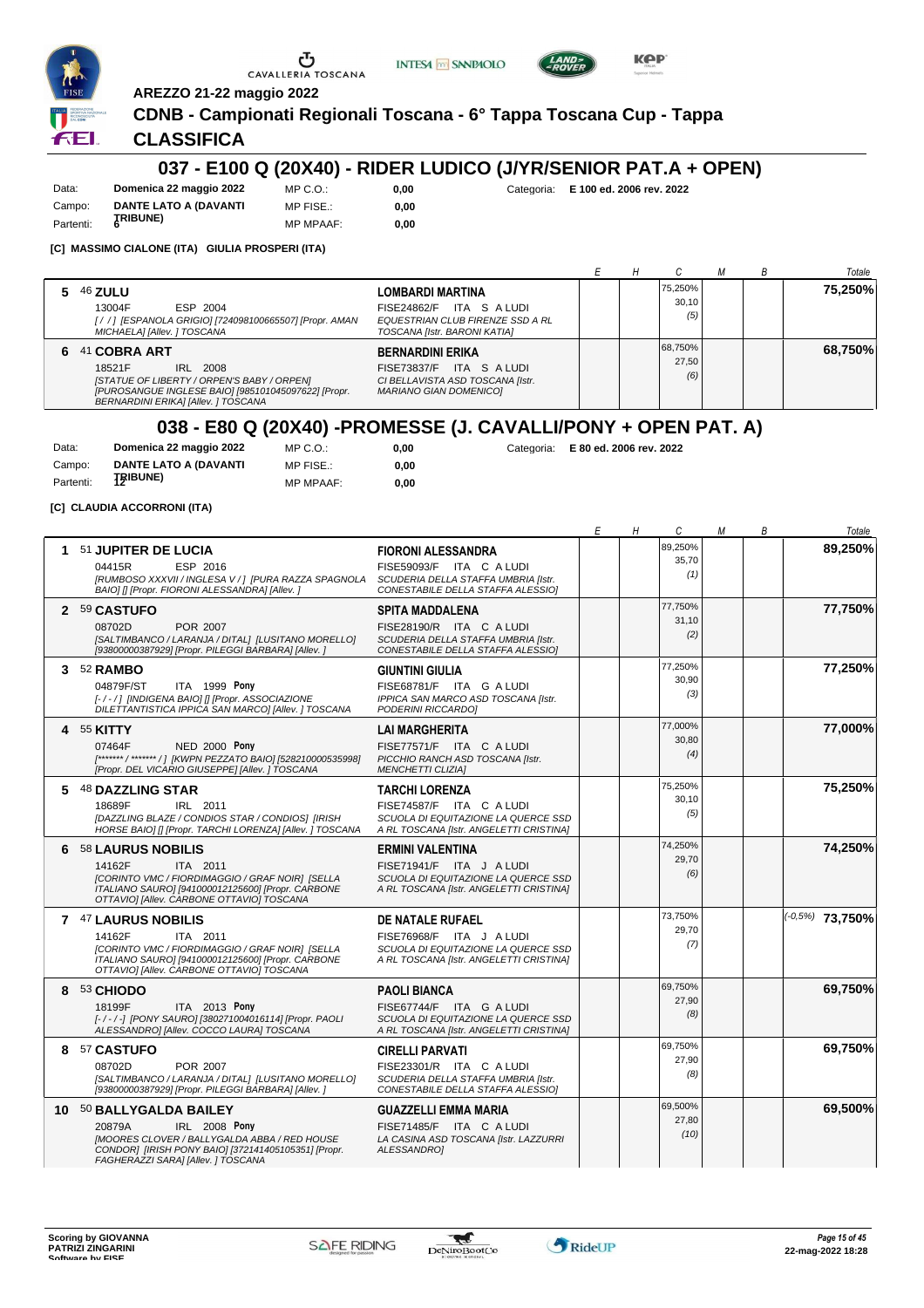AREZZO 21-22 maggio 2022

## CDNB - Campionati Regionali Toscana - 6° Tappa Toscana Cup - Tappa

## CLASSIFICA

# 037 - E100 Q (20X40) - RIDER LUDICO (J/YR/SENIOR PAT.A + OPEN)

Data: **Domenica 22 maggio 2022** MP C.O.: **0,00** Categoria: **E 100 ed. 2006 rev. 2022**
Campo: **DANTE LATO A (DAVANTI TRIBUNE)** MP FISE.: **0,00**
Partenti: **6** MP MPAAF: **0,00**

**[C] MASSIMO CIALONE (ITA) GIULIA PROSPERI (ITA)**

| | Cavallo | Cavaliere | E | H | C | M | B | Totale |
|---|---|---|---|---|---|---|---|---|
| 5 | 46 **ZULU** 13004F ESP 2004 *[ / / ] [ESPANOLA GRIGIO] [724098100665507] [Propr. AMAN MICHAELA] [Allev. ] TOSCANA* | **LOMBARDI MARTINA** FISE24862/F ITA S A LUDI *EQUESTRIAN CLUB FIRENZE SSD A RL TOSCANA [Istr. BARONI KATIA]* | | | 75,250% 30,10 (5) | | | **75,250%** |
| 6 | 41 **COBRA ART** 18521F IRL 2008 *[STATUE OF LIBERTY / ORPEN'S BABY / ORPEN] [PUROSANGUE INGLESE BAIO] [985101045097622] [Propr. BERNARDINI ERIKA] [Allev. ] TOSCANA* | **BERNARDINI ERIKA** FISE73837/F ITA S A LUDI *CI BELLAVISTA ASD TOSCANA [Istr. MARIANO GIAN DOMENICO]* | | | 68,750% 27,50 (6) | | | **68,750%** |

# 038 - E80 Q (20X40) -PROMESSE (J. CAVALLI/PONY + OPEN PAT. A)

Data: **Domenica 22 maggio 2022** MP C.O.: **0,00** Categoria: **E 80 ed. 2006 rev. 2022**
Campo: **DANTE LATO A (DAVANTI TRIBUNE)** MP FISE.: **0,00**
Partenti: **12** MP MPAAF: **0,00**

**[C] CLAUDIA ACCORRONI (ITA)**

| | Cavallo | Cavaliere | E | H | C | M | B | Totale |
|---|---|---|---|---|---|---|---|---|
| 1 | 51 **JUPITER DE LUCIA** 04415R ESP 2016 *[RUMBOSO XXXVII / INGLESA V / ] [PURA RAZZA SPAGNOLA BAIO] [] [Propr. FIORONI ALESSANDRA] [Allev. ]* | **FIORONI ALESSANDRA** FISE59093/F ITA C A LUDI *SCUDERIA DELLA STAFFA UMBRIA [Istr. CONESTABILE DELLA STAFFA ALESSIO]* | | | 89,250% 35,70 (1) | | | **89,250%** |
| 2 | 59 **CASTUFO** 08702D POR 2007 *[SALTIMBANCO / LARANJA / DITAL] [LUSITANO MORELLO] [93800000387929] [Propr. PILEGGI BARBARA] [Allev. ]* | **SPITA MADDALENA** FISE28190/R ITA C A LUDI *SCUDERIA DELLA STAFFA UMBRIA [Istr. CONESTABILE DELLA STAFFA ALESSIO]* | | | 77,750% 31,10 (2) | | | **77,750%** |
| 3 | 52 **RAMBO** 04879F/ST ITA 1999 **Pony** *[- / - / ] [INDIGENA BAIO] [] [Propr. ASSOCIAZIONE DILETTANTISTICA IPPICA SAN MARCO] [Allev. ] TOSCANA* | **GIUNTINI GIULIA** FISE68781/F ITA G A LUDI *IPPICA SAN MARCO ASD TOSCANA [Istr. PODERINI RICCARDO]* | | | 77,250% 30,90 (3) | | | **77,250%** |
| 4 | 55 **KITTY** 07464F NED 2000 **Pony** *[******* / ******* / ] [KWPN PEZZATO BAIO] [528210000535998] [Propr. DEL VICARIO GIUSEPPE] [Allev. ] TOSCANA* | **LAI MARGHERITA** FISE77571/F ITA C A LUDI *PICCHIO RANCH ASD TOSCANA [Istr. MENCHETTI CLIZIA]* | | | 77,000% 30,80 (4) | | | **77,000%** |
| 5 | 48 **DAZZLING STAR** 18689F IRL 2011 *[DAZZLING BLAZE / CONDIOS STAR / CONDIOS] [IRISH HORSE BAIO] [] [Propr. TARCHI LORENZA] [Allev. ] TOSCANA* | **TARCHI LORENZA** FISE74587/F ITA C A LUDI *SCUOLA DI EQUITAZIONE LA QUERCE SSD A RL TOSCANA [Istr. ANGELETTI CRISTINA]* | | | 75,250% 30,10 (5) | | | **75,250%** |
| 6 | 58 **LAURUS NOBILIS** 14162F ITA 2011 *[CORINTO VMC / FIORDIMAGGIO / GRAF NOIR] [SELLA ITALIANO SAURO] [941000012125600] [Propr. CARBONE OTTAVIO] [Allev. CARBONE OTTAVIO] TOSCANA* | **ERMINI VALENTINA** FISE71941/F ITA J A LUDI *SCUOLA DI EQUITAZIONE LA QUERCE SSD A RL TOSCANA [Istr. ANGELETTI CRISTINA]* | | | 74,250% 29,70 (6) | | | **74,250%** |
| 7 | 47 **LAURUS NOBILIS** 14162F ITA 2011 *[CORINTO VMC / FIORDIMAGGIO / GRAF NOIR] [SELLA ITALIANO SAURO] [941000012125600] [Propr. CARBONE OTTAVIO] [Allev. CARBONE OTTAVIO] TOSCANA* | **DE NATALE RUFAEL** FISE76968/F ITA J A LUDI *SCUOLA DI EQUITAZIONE LA QUERCE SSD A RL TOSCANA [Istr. ANGELETTI CRISTINA]* | | | 73,750% 29,70 (7) | | | (-0,5%) **73,750%** |
| 8 | 53 **CHIODO** 18199F ITA 2013 **Pony** *[- / - / -] [PONY SAURO] [380271004016114] [Propr. PAOLI ALESSANDRO] [Allev. COCCO LAURA] TOSCANA* | **PAOLI BIANCA** FISE67744/F ITA G A LUDI *SCUOLA DI EQUITAZIONE LA QUERCE SSD A RL TOSCANA [Istr. ANGELETTI CRISTINA]* | | | 69,750% 27,90 (8) | | | **69,750%** |
| 8 | 57 **CASTUFO** 08702D POR 2007 *[SALTIMBANCO / LARANJA / DITAL] [LUSITANO MORELLO] [93800000387929] [Propr. PILEGGI BARBARA] [Allev. ]* | **CIRELLI PARVATI** FISE23301/R ITA C A LUDI *SCUDERIA DELLA STAFFA UMBRIA [Istr. CONESTABILE DELLA STAFFA ALESSIO]* | | | 69,750% 27,90 (8) | | | **69,750%** |
| 10 | 50 **BALLYGALDA BAILEY** 20879A IRL 2008 **Pony** *[MOORES CLOVER / BALLYGALDA ABBA / RED HOUSE CONDOR] [IRISH PONY BAIO] [372141405105351] [Propr. FAGHERAZZI SARA] [Allev. ] TOSCANA* | **GUAZZELLI EMMA MARIA** FISE71485/F ITA C A LUDI *LA CASINA ASD TOSCANA [Istr. LAZZURRI ALESSANDRO]* | | | 69,500% 27,80 (10) | | | **69,500%** |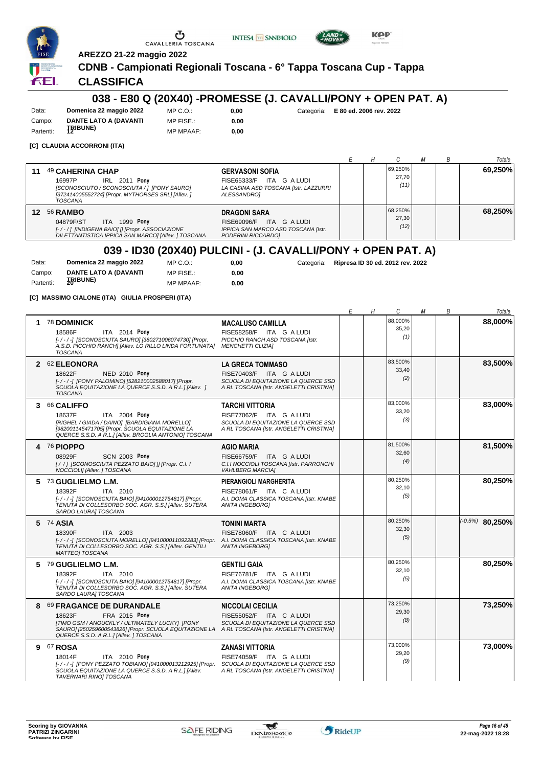AREZZO 21-22 maggio 2022

## CDNB - Campionati Regionali Toscana - 6° Tappa Toscana Cup - Tappa

## CLASSIFICA

# 038 - E80 Q (20X40) -PROMESSE (J. CAVALLI/PONY + OPEN PAT. A)

Data: **Domenica 22 maggio 2022** MP C.O.: **0,00** Categoria: **E 80 ed. 2006 rev. 2022**
Campo: **DANTE LATO A (DAVANTI TRIBUNE)** MP FISE.: **0,00**
Partenti: **12** MP MPAAF: **0,00**

**[C] CLAUDIA ACCORRONI (ITA)**

| | Cavallo | Cavaliere | E | H | C | M | B | Totale |
|---|---|---|---|---|---|---|---|---|
| 11 | 49 **CAHERINA CHAP** 16997P IRL 2011 **Pony** *[SCONOSCIUTO / SCONOSCIUTA / ] [PONY SAURO] [372414005552724] [Propr. MYTHORSES SRL] [Allev. ] TOSCANA* | **GERVASONI SOFIA** FISE65333/F ITA G A LUDI *LA CASINA ASD TOSCANA [Istr. LAZZURRI ALESSANDRO]* | | | 69,250% 27,70 (11) | | | **69,250%** |
| 12 | 56 **RAMBO** 04879F/ST ITA 1999 **Pony** *[- / - / ] [INDIGENA BAIO] [] [Propr. ASSOCIAZIONE DILETTANTISTICA IPPICA SAN MARCO] [Allev. ] TOSCANA* | **DRAGONI SARA** FISE69096/F ITA G A LUDI *IPPICA SAN MARCO ASD TOSCANA [Istr. PODERINI RICCARDO]* | | | 68,250% 27,30 (12) | | | **68,250%** |

# 039 - ID30 (20X40) PULCINI - (J. CAVALLI/PONY + OPEN PAT. A)

Data: **Domenica 22 maggio 2022** MP C.O.: **0,00** Categoria: **Ripresa ID 30 ed. 2012 rev. 2022**
Campo: **DANTE LATO A (DAVANTI TRIBUNE)** MP FISE.: **0,00**
Partenti: **20** MP MPAAF: **0,00**

**[C] MASSIMO CIALONE (ITA) GIULIA PROSPERI (ITA)**

| | Cavallo | Cavaliere | E | H | C | M | B | Totale |
|---|---|---|---|---|---|---|---|---|
| 1 | 78 **DOMINICK** 18586F ITA 2014 **Pony** *[- / - / - ] [SCONOSCIUTA SAURO] [380271006074730] [Propr. A.S.D. PICCHIO RANCH] [Allev. LO RILLO LINDA FORTUNATA] TOSCANA* | **MACALUSO CAMILLA** FISE58258/F ITA G A LUDI *PICCHIO RANCH ASD TOSCANA [Istr. MENCHETTI CLIZIA]* | | | 88,000% 35,20 (1) | | | **88,000%** |
| 2 | 62 **ELEONORA** 18622F NED 2010 **Pony** *[- / - / - ] [PONY PALOMINO] [528210002588017] [Propr. SCUOLA EQUITAZIONE LA QUERCE S.S.D. A R.L.] [Allev. ] TOSCANA* | **LA GRECA TOMMASO** FISE70403/F ITA G A LUDI *SCUOLA DI EQUITAZIONE LA QUERCE SSD A RL TOSCANA [Istr. ANGELETTI CRISTINA]* | | | 83,500% 33,40 (2) | | | **83,500%** |
| 3 | 66 **CALIFFO** 18637F ITA 2004 **Pony** *[RIGHEL / GIADA / DAINO] [BARDIGIANA MORELLO] [982001145471705] [Propr. SCUOLA EQUITAZIONE LA QUERCE S.S.D. A R.L.] [Allev. BROGLIA ANTONIO] TOSCANA* | **TARCHI VITTORIA** FISE77062/F ITA G A LUDI *SCUOLA DI EQUITAZIONE LA QUERCE SSD A RL TOSCANA [Istr. ANGELETTI CRISTINA]* | | | 83,000% 33,20 (3) | | | **83,000%** |
| 4 | 76 **PIOPPO** 08929F SCN 2003 **Pony** *[ / / ] [SCONOSCIUTA PEZZATO BAIO] [] [Propr. C.I. I NOCCIOLI] [Allev. ] TOSCANA* | **AGIO MARIA** FISE66759/F ITA G A LUDI *C.I.I NOCCIOLI TOSCANA [Istr. PARRONCHI VAHLBERG MARCIA]* | | | 81,500% 32,60 (4) | | | **81,500%** |
| 5 | 73 **GUGLIELMO L.M.** 18392F ITA 2010 *[- / - / - ] [SCONOSCIUTA BAIO] [941000012754817] [Propr. TENUTA DI COLLESORBO SOC. AGR. S.S.] [Allev. SUTERA SARDO LAURA] TOSCANA* | **PIERANGIOLI MARGHERITA** FISE78061/F ITA C A LUDI *A.I. DOMA CLASSICA TOSCANA [Istr. KNABE ANITA INGEBORG]* | | | 80,250% 32,10 (5) | | | **80,250%** |
| 5 | 74 **ASIA** 18390F ITA 2003 *[- / - / - ] [SCONOSCIUTA MORELLO] [941000011092283] [Propr. TENUTA DI COLLESORBO SOC. AGR. S.S.] [Allev. GENTILI MATTEO] TOSCANA* | **TONINI MARTA** FISE78060/F ITA C A LUDI *A.I. DOMA CLASSICA TOSCANA [Istr. KNABE ANITA INGEBORG]* | | | 80,250% 32,30 (5) | | | (-0,5%) **80,250%** |
| 5 | 79 **GUGLIELMO L.M.** 18392F ITA 2010 *[- / - / - ] [SCONOSCIUTA BAIO] [941000012754817] [Propr. TENUTA DI COLLESORBO SOC. AGR. S.S.] [Allev. SUTERA SARDO LAURA] TOSCANA* | **GENTILI GAIA** FISE76781/F ITA G A LUDI *A.I. DOMA CLASSICA TOSCANA [Istr. KNABE ANITA INGEBORG]* | | | 80,250% 32,10 (5) | | | **80,250%** |
| 8 | 69 **FRAGANCE DE DURANDALE** 18623F FRA 2015 **Pony** *[TIMO GSM / ANOUCKLY / ULTIMATELY LUCKY] [PONY SAURO] [250259600543826] [Propr. SCUOLA EQUITAZIONE LA QUERCE S.S.D. A R.L.] [Allev. ] TOSCANA* | **NICCOLAI CECILIA** FISE55052/F ITA C A LUDI *SCUOLA DI EQUITAZIONE LA QUERCE SSD A RL TOSCANA [Istr. ANGELETTI CRISTINA]* | | | 73,250% 29,30 (8) | | | **73,250%** |
| 9 | 67 **ROSA** 18014F ITA 2010 **Pony** *[- / - / - ] [PONY PEZZATO TOBIANO] [941000013212925] [Propr. SCUOLA EQUITAZIONE LA QUERCE S.S.D. A R.L.] [Allev. TAVERNARI RINO] TOSCANA* | **ZANASI VITTORIA** FISE74059/F ITA G A LUDI *SCUOLA DI EQUITAZIONE LA QUERCE SSD A RL TOSCANA [Istr. ANGELETTI CRISTINA]* | | | 73,000% 29,20 (9) | | | **73,000%** |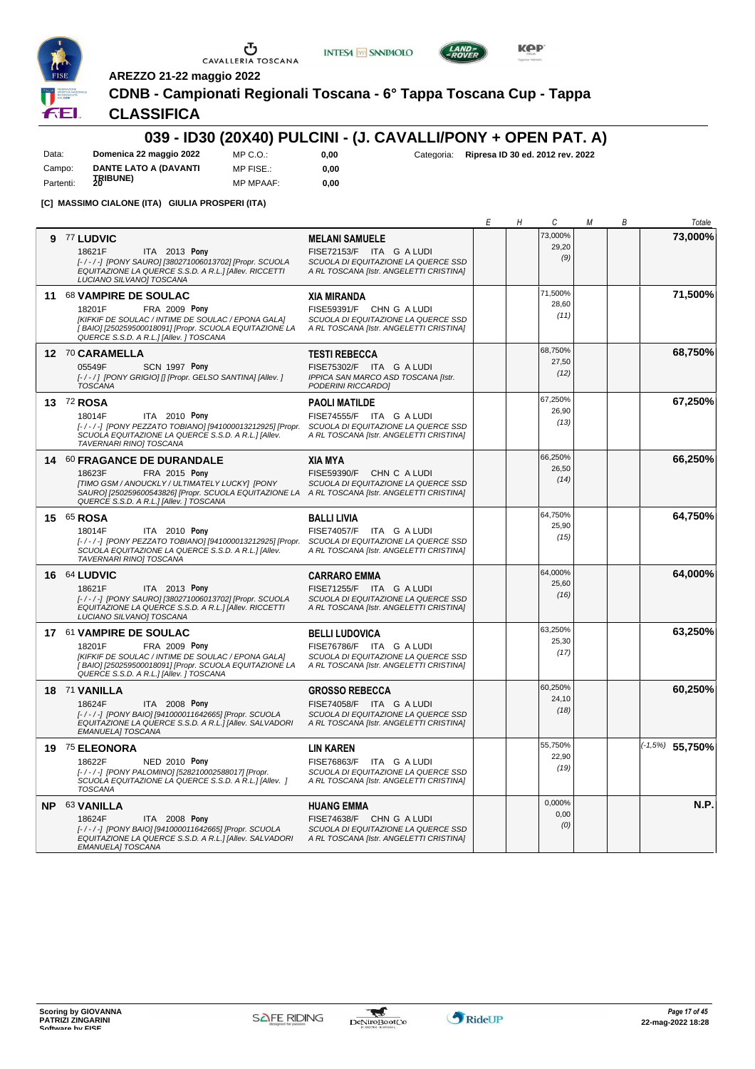AREZZO 21-22 maggio 2022

# CDNB - Campionati Regionali Toscana - 6° Tappa Toscana Cup - Tappa

## CLASSIFICA

## 039 - ID30 (20X40) PULCINI - (J. CAVALLI/PONY + OPEN PAT. A)

| | | | | | |
|---|---|---|---|---|---|
| Data: | Domenica 22 maggio 2022 | MP C.O.: | 0,00 | Categoria: | Ripresa ID 30 ed. 2012 rev. 2022 |
| Campo: | DANTE LATO A (DAVANTI TRIBUNE) | MP FISE.: | 0,00 | | |
| Partenti: | 20 | MP MPAAF: | 0,00 | | |

**[C] MASSIMO CIALONE (ITA) GIULIA PROSPERI (ITA)**

| | Cavallo | Cavaliere | E | H | C | M | B | Totale |
|---|---|---|---|---|---|---|---|---|
| 9 | 77 **LUDVIC** 18621F ITA 2013 **Pony** [-/-/-] [PONY SAURO] [380271006013702] [Propr. SCUOLA EQUITAZIONE LA QUERCE S.S.D. A R.L.] [Allev. RICCETTI LUCIANO SILVANO] TOSCANA | **MELANI SAMUELE** FISE72153/F ITA G A LUDI SCUOLA DI EQUITAZIONE LA QUERCE SSD A RL TOSCANA [Istr. ANGELETTI CRISTINA] | | | 73,000% 29,20 (9) | | | **73,000%** |
| 11 | 68 **VAMPIRE DE SOULAC** 18201F FRA 2009 **Pony** [KIFKIF DE SOULAC / INTIME DE SOULAC / EPONA GALA] [ BAIO] [250259500018091] [Propr. SCUOLA EQUITAZIONE LA QUERCE S.S.D. A R.L.] [Allev. ] TOSCANA | **XIA MIRANDA** FISE59391/F CHN G A LUDI SCUOLA DI EQUITAZIONE LA QUERCE SSD A RL TOSCANA [Istr. ANGELETTI CRISTINA] | | | 71,500% 28,60 (11) | | | **71,500%** |
| 12 | 70 **CARAMELLA** 05549F SCN 1997 **Pony** [-/-/] [PONY GRIGIO] [] [Propr. GELSO SANTINA] [Allev. ] TOSCANA | **TESTI REBECCA** FISE75302/F ITA G A LUDI IPPICA SAN MARCO ASD TOSCANA [Istr. PODERINI RICCARDO] | | | 68,750% 27,50 (12) | | | **68,750%** |
| 13 | 72 **ROSA** 18014F ITA 2010 **Pony** [-/-/-] [PONY PEZZATO TOBIANO] [941000013212925] [Propr. SCUOLA EQUITAZIONE LA QUERCE S.S.D. A R.L.] [Allev. TAVERNARI RINO] TOSCANA | **PAOLI MATILDE** FISE74555/F ITA G A LUDI SCUOLA DI EQUITAZIONE LA QUERCE SSD A RL TOSCANA [Istr. ANGELETTI CRISTINA] | | | 67,250% 26,90 (13) | | | **67,250%** |
| 14 | 60 **FRAGANCE DE DURANDALE** 18623F FRA 2015 **Pony** [TIMO GSM / ANOUCKLY / ULTIMATELY LUCKY] [PONY SAURO] [250259600543826] [Propr. SCUOLA EQUITAZIONE LA QUERCE S.S.D. A R.L.] [Allev. ] TOSCANA | **XIA MYA** FISE59390/F CHN C A LUDI SCUOLA DI EQUITAZIONE LA QUERCE SSD A RL TOSCANA [Istr. ANGELETTI CRISTINA] | | | 66,250% 26,50 (14) | | | **66,250%** |
| 15 | 65 **ROSA** 18014F ITA 2010 **Pony** [-/-/-] [PONY PEZZATO TOBIANO] [941000013212925] [Propr. SCUOLA EQUITAZIONE LA QUERCE S.S.D. A R.L.] [Allev. TAVERNARI RINO] TOSCANA | **BALLI LIVIA** FISE74057/F ITA G A LUDI SCUOLA DI EQUITAZIONE LA QUERCE SSD A RL TOSCANA [Istr. ANGELETTI CRISTINA] | | | 64,750% 25,90 (15) | | | **64,750%** |
| 16 | 64 **LUDVIC** 18621F ITA 2013 **Pony** [-/-/-] [PONY SAURO] [380271006013702] [Propr. SCUOLA EQUITAZIONE LA QUERCE S.S.D. A R.L.] [Allev. RICCETTI LUCIANO SILVANO] TOSCANA | **CARRARO EMMA** FISE71255/F ITA G A LUDI SCUOLA DI EQUITAZIONE LA QUERCE SSD A RL TOSCANA [Istr. ANGELETTI CRISTINA] | | | 64,000% 25,60 (16) | | | **64,000%** |
| 17 | 61 **VAMPIRE DE SOULAC** 18201F FRA 2009 **Pony** [KIFKIF DE SOULAC / INTIME DE SOULAC / EPONA GALA] [ BAIO] [250259500018091] [Propr. SCUOLA EQUITAZIONE LA QUERCE S.S.D. A R.L.] [Allev. ] TOSCANA | **BELLI LUDOVICA** FISE76786/F ITA G A LUDI SCUOLA DI EQUITAZIONE LA QUERCE SSD A RL TOSCANA [Istr. ANGELETTI CRISTINA] | | | 63,250% 25,30 (17) | | | **63,250%** |
| 18 | 71 **VANILLA** 18624F ITA 2008 **Pony** [-/-/-] [PONY BAIO] [941000011642665] [Propr. SCUOLA EQUITAZIONE LA QUERCE S.S.D. A R.L.] [Allev. SALVADORI EMANUELA] TOSCANA | **GROSSO REBECCA** FISE74058/F ITA G A LUDI SCUOLA DI EQUITAZIONE LA QUERCE SSD A RL TOSCANA [Istr. ANGELETTI CRISTINA] | | | 60,250% 24,10 (18) | | | **60,250%** |
| 19 | 75 **ELEONORA** 18622F NED 2010 **Pony** [-/-/-] [PONY PALOMINO] [528210002588017] [Propr. SCUOLA EQUITAZIONE LA QUERCE S.S.D. A R.L.] [Allev. ] TOSCANA | **LIN KAREN** FISE76863/F ITA G A LUDI SCUOLA DI EQUITAZIONE LA QUERCE SSD A RL TOSCANA [Istr. ANGELETTI CRISTINA] | | | 55,750% 22,90 (19) | | | (-1,5%) **55,750%** |
| NP | 63 **VANILLA** 18624F ITA 2008 **Pony** [-/-/-] [PONY BAIO] [941000011642665] [Propr. SCUOLA EQUITAZIONE LA QUERCE S.S.D. A R.L.] [Allev. SALVADORI EMANUELA] TOSCANA | **HUANG EMMA** FISE74638/F CHN G A LUDI SCUOLA DI EQUITAZIONE LA QUERCE SSD A RL TOSCANA [Istr. ANGELETTI CRISTINA] | | | 0,000% 0,00 (0) | | | **N.P.** |

Scoring by GIOVANNA PATRIZI ZINGARINI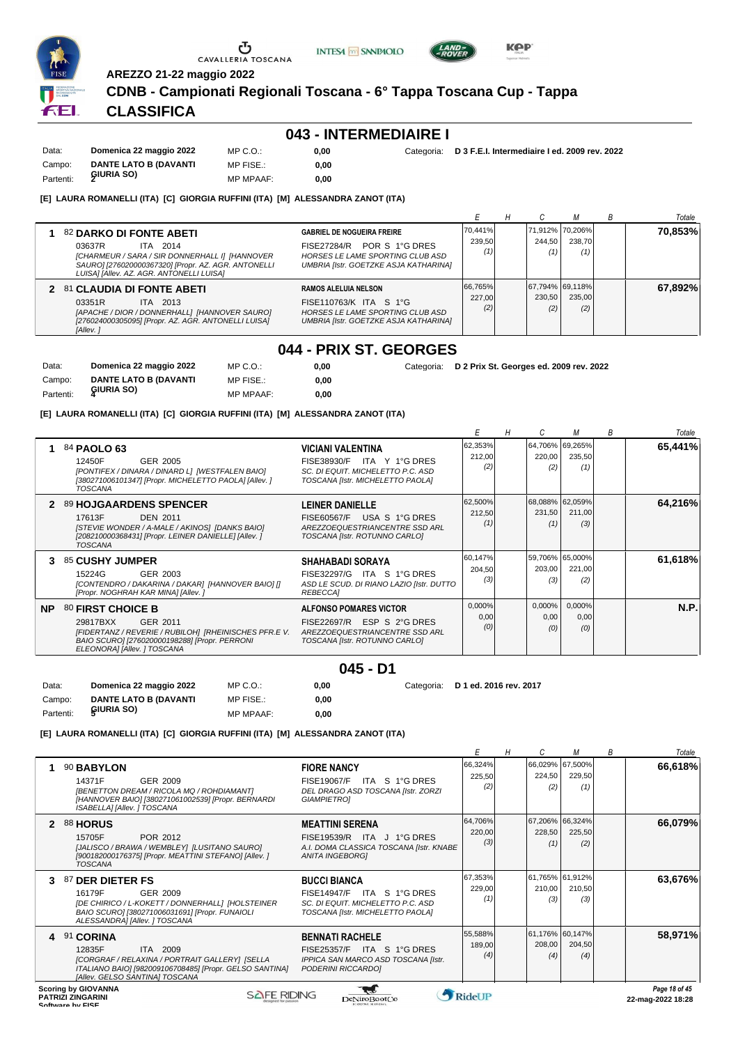AREZZO 21-22 maggio 2022

# CDNB - Campionati Regionali Toscana - 6° Tappa Toscana Cup - Tappa

## CLASSIFICA

## 043 - INTERMEDIAIRE I

| | | | | | |
|---|---|---|---|---|---|
| Data: | Domenica 22 maggio 2022 | MP C.O.: | 0,00 | Categoria: | D 3 F.E.I. Intermediaire I ed. 2009 rev. 2022 |
| Campo: | DANTE LATO B (DAVANTI GIURIA SO) | MP FISE.: | 0,00 | | |
| Partenti: | 2 | MP MPAAF: | 0,00 | | |

**[E] LAURA ROMANELLI (ITA) [C] GIORGIA RUFFINI (ITA) [M] ALESSANDRA ZANOT (ITA)**

| | Cavallo | Cavaliere | E | H | C | M | B | Totale |
|---|---|---|---|---|---|---|---|---|
| 1 | 82 **DARKO DI FONTE ABETI** 03637R ITA 2014 [CHARMEUR / SARA / SIR DONNERHALL I] [HANNOVER SAURO] [276020000367320] [Propr. AZ. AGR. ANTONELLI LUISA] [Allev. AZ. AGR. ANTONELLI LUISA] | **GABRIEL DE NOGUEIRA FREIRE** FISE27284/R POR S 1°G DRES HORSES LE LAME SPORTING CLUB ASD UMBRIA [Istr. GOETZKE ASJA KATHARINA] | 70,441% 239,50 (1) | | 71,912% 244,50 (1) | 70,206% 238,70 (1) | | **70,853%** |
| 2 | 81 **CLAUDIA DI FONTE ABETI** 03351R ITA 2013 [APACHE / DIOR / DONNERHALL] [HANNOVER SAURO] [276024000305095] [Propr. AZ. AGR. ANTONELLI LUISA] [Allev. ] | **RAMOS ALELUIA NELSON** FISE110763/K ITA S 1°G HORSES LE LAME SPORTING CLUB ASD UMBRIA [Istr. GOETZKE ASJA KATHARINA] | 66,765% 227,00 (2) | | 67,794% 230,50 (2) | 69,118% 235,00 (2) | | **67,892%** |

## 044 - PRIX ST. GEORGES

| | | | | | |
|---|---|---|---|---|---|
| Data: | Domenica 22 maggio 2022 | MP C.O.: | 0,00 | Categoria: | D 2 Prix St. Georges ed. 2009 rev. 2022 |
| Campo: | DANTE LATO B (DAVANTI GIURIA SO) | MP FISE.: | 0,00 | | |
| Partenti: | 4 | MP MPAAF: | 0,00 | | |

**[E] LAURA ROMANELLI (ITA) [C] GIORGIA RUFFINI (ITA) [M] ALESSANDRA ZANOT (ITA)**

| | Cavallo | Cavaliere | E | H | C | M | B | Totale |
|---|---|---|---|---|---|---|---|---|
| 1 | 84 **PAOLO 63** 12450F GER 2005 [PONTIFEX / DINARA / DINARD L] [WESTFALEN BAIO] [380271006101347] [Propr. MICHELETTO PAOLA] [Allev. ] TOSCANA | **VICIANI VALENTINA** FISE38930/F ITA Y 1°G DRES SC. DI EQUIT. MICHELETTO P.C. ASD TOSCANA [Istr. MICHELETTO PAOLA] | 62,353% 212,00 (2) | | 64,706% 220,00 (2) | 69,265% 235,50 (1) | | **65,441%** |
| 2 | 89 **HOJGAARDENS SPENCER** 17613F DEN 2011 [STEVIE WONDER / A-MALE / AKINOS] [DANKS BAIO] [208210000368431] [Propr. LEINER DANIELLE] [Allev. ] TOSCANA | **LEINER DANIELLE** FISE60567/F USA S 1°G DRES AREZZOEQUESTRIANCENTRE SSD ARL TOSCANA [Istr. ROTUNNO CARLO] | 62,500% 212,50 (1) | | 68,088% 231,50 (1) | 62,059% 211,00 (3) | | **64,216%** |
| 3 | 85 **CUSHY JUMPER** 15224G GER 2003 [CONTENDRO / DAKARINA / DAKAR] [HANNOVER BAIO] [] [Propr. NOGHRAH KAR MINA] [Allev. ] | **SHAHABADI SORAYA** FISE32297/G ITA S 1°G DRES ASD LE SCUD. DI RIANO LAZIO [Istr. DUTTO REBECCA] | 60,147% 204,50 (3) | | 59,706% 203,00 (3) | 65,000% 221,00 (2) | | **61,618%** |
| NP | 80 **FIRST CHOICE B** 29817BXX GER 2011 [FIDERTANZ / REVERIE / RUBILON] [RHEINISCHES PFR.E V. BAIO SCURO] [276020000198288] [Propr. PERRONI ELEONORA] [Allev. ] TOSCANA | **ALFONSO POMARES VICTOR** FISE22697/R ESP S 2°G DRES AREZZOEQUESTRIANCENTRE SSD ARL TOSCANA [Istr. ROTUNNO CARLO] | 0,000% 0,00 (0) | | 0,000% 0,00 (0) | 0,000% 0,00 (0) | | **N.P.** |

## 045 - D1

| | | | | | |
|---|---|---|---|---|---|
| Data: | Domenica 22 maggio 2022 | MP C.O.: | 0,00 | Categoria: | D 1 ed. 2016 rev. 2017 |
| Campo: | DANTE LATO B (DAVANTI GIURIA SO) | MP FISE.: | 0,00 | | |
| Partenti: | 5 | MP MPAAF: | 0,00 | | |

**[E] LAURA ROMANELLI (ITA) [C] GIORGIA RUFFINI (ITA) [M] ALESSANDRA ZANOT (ITA)**

| | Cavallo | Cavaliere | E | H | C | M | B | Totale |
|---|---|---|---|---|---|---|---|---|
| 1 | 90 **BABYLON** 14371F GER 2009 [BENETTON DREAM / RICOLA MQ / ROHDIAMANT] [HANNOVER BAIO] [380271061002539] [Propr. BERNARDI ISABELLA] [Allev. ] TOSCANA | **FIORE NANCY** FISE19067/F ITA S 1°G DRES DEL DRAGO ASD TOSCANA [Istr. ZORZI GIAMPIETRO] | 66,324% 225,50 (2) | | 66,029% 224,50 (2) | 67,500% 229,50 (1) | | **66,618%** |
| 2 | 88 **HORUS** 15705F POR 2012 [JALISCO / BRAWA / WEMBLEY] [LUSITANO SAURO] [900182000176375] [Propr. MEATTINI STEFANO] [Allev. ] TOSCANA | **MEATTINI SERENA** FISE19539/R ITA J 1°G DRES A.I. DOMA CLASSICA TOSCANA [Istr. KNABE ANITA INGEBORG] | 64,706% 220,00 (3) | | 67,206% 228,50 (1) | 66,324% 225,50 (2) | | **66,079%** |
| 3 | 87 **DER DIETER FS** 16179F GER 2009 [DE CHIRICO / L-KOKETT / DONNERHALL] [HOLSTEINER BAIO SCURO] [380271006031691] [Propr. FUNAIOLI ALESSANDRA] [Allev. ] TOSCANA | **BUCCI BIANCA** FISE14947/F ITA S 1°G DRES SC. DI EQUIT. MICHELETTO P.C. ASD TOSCANA [Istr. MICHELETTO PAOLA] | 67,353% 229,00 (1) | | 61,765% 210,00 (3) | 61,912% 210,50 (3) | | **63,676%** |
| 4 | 91 **CORINA** 12835F ITA 2009 [CORGRAF / RELAXINA / PORTRAIT GALLERY] [SELLA ITALIANO BAIO] [982009106708485] [Propr. GELSO SANTINA] [Allev. GELSO SANTINA] TOSCANA | **BENNATI RACHELE** FISE25357/F ITA S 1°G DRES IPPICA SAN MARCO ASD TOSCANA [Istr. PODERINI RICCARDO] | 55,588% 189,00 (4) | | 61,176% 208,00 (4) | 60,147% 204,50 (4) | | **58,971%** |

Scoring by GIOVANNA PATRIZI ZINGARINI
Software by FISE

22-mag-2022 18:28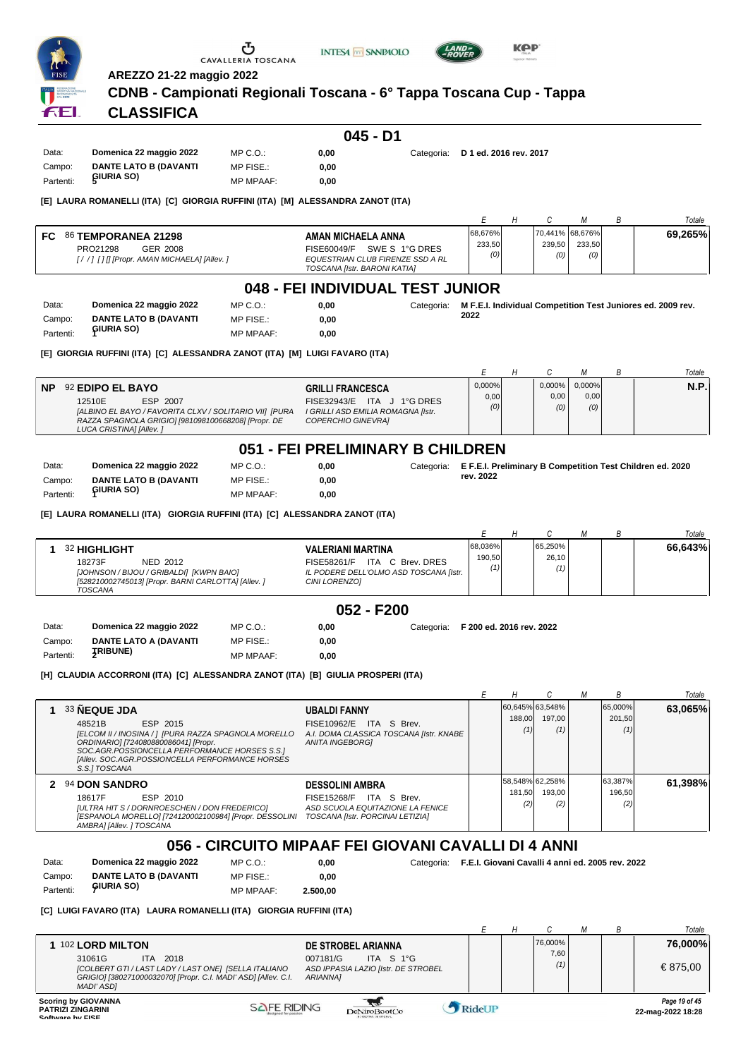AREZZO 21-22 maggio 2022

# CDNB - Campionati Regionali Toscana - 6° Tappa Toscana Cup - Tappa

# CLASSIFICA

## 045 - D1

| | | | | | |
|---|---|---|---|---|---|
| Data: | **Domenica 22 maggio 2022** | MP C.O.: | **0,00** | Categoria: | **D 1 ed. 2016 rev. 2017** |
| Campo: | **DANTE LATO B (DAVANTI GIURIA SO)** | MP FISE.: | **0,00** | | |
| Partenti: | **5** | MP MPAAF: | **0,00** | | |

**[E] LAURA ROMANELLI (ITA) [C] GIORGIA RUFFINI (ITA) [M] ALESSANDRA ZANOT (ITA)**

| | Cavallo | Cavaliere | E | H | C | M | B | Totale |
|---|---|---|---|---|---|---|---|---|
| FC | 86 **TEMPORANEA 21298** PRO21298 GER 2008 *[ / / ] [ ] [] [Propr. AMAN MICHAELA] [Allev. ]* | **AMAN MICHAELA ANNA** FISE60049/F SWE S 1°G DRES *EQUESTRIAN CLUB FIRENZE SSD A RL TOSCANA [Istr. BARONI KATIA]* | 68,676% 233,50 (0) | | 70,441% 239,50 (0) | 68,676% 233,50 (0) | | **69,265%** |

## 048 - FEI INDIVIDUAL TEST JUNIOR

| | | | | | |
|---|---|---|---|---|---|
| Data: | **Domenica 22 maggio 2022** | MP C.O.: | **0,00** | Categoria: | **M F.E.I. Individual Competition Test Juniores ed. 2009 rev. 2022** |
| Campo: | **DANTE LATO B (DAVANTI GIURIA SO)** | MP FISE.: | **0,00** | | |
| Partenti: | **1** | MP MPAAF: | **0,00** | | |

**[E] GIORGIA RUFFINI (ITA) [C] ALESSANDRA ZANOT (ITA) [M] LUIGI FAVARO (ITA)**

| | Cavallo | Cavaliere | E | H | C | M | B | Totale |
|---|---|---|---|---|---|---|---|---|
| NP | 92 **EDIPO EL BAYO** 12510E ESP 2007 *[ALBINO EL BAYO / FAVORITA CLXV / SOLITARIO VII] [PURA RAZZA SPAGNOLA GRIGIO] [981098100668208] [Propr. DE LUCA CRISTINA] [Allev. ]* | **GRILLI FRANCESCA** FISE32943/E ITA J 1°G DRES *I GRILLI ASD EMILIA ROMAGNA [Istr. COPERCHIO GINEVRA]* | 0,000% 0,00 (0) | | 0,000% 0,00 (0) | 0,000% 0,00 (0) | | **N.P.** |

## 051 - FEI PRELIMINARY B CHILDREN

| | | | | | |
|---|---|---|---|---|---|
| Data: | **Domenica 22 maggio 2022** | MP C.O.: | **0,00** | Categoria: | **E F.E.I. Preliminary B Competition Test Children ed. 2020 rev. 2022** |
| Campo: | **DANTE LATO B (DAVANTI GIURIA SO)** | MP FISE.: | **0,00** | | |
| Partenti: | **1** | MP MPAAF: | **0,00** | | |

**[E] LAURA ROMANELLI (ITA) GIORGIA RUFFINI (ITA) [C] ALESSANDRA ZANOT (ITA)**

| | Cavallo | Cavaliere | E | H | C | M | B | Totale |
|---|---|---|---|---|---|---|---|---|
| 1 | 32 **HIGHLIGHT** 18273F NED 2012 *[JOHNSON / BIJOU / GRIBALDI] [KWPN BAIO] [528210002745013] [Propr. BARNI CARLOTTA] [Allev. ] TOSCANA* | **VALERIANI MARTINA** FISE58261/F ITA C Brev. DRES *IL PODERE DELL'OLMO ASD TOSCANA [Istr. CINI LORENZO]* | 68,036% 190,50 (1) | | 65,250% 26,10 (1) | | | **66,643%** |

## 052 - F200

| | | | | | |
|---|---|---|---|---|---|
| Data: | **Domenica 22 maggio 2022** | MP C.O.: | **0,00** | Categoria: | **F 200 ed. 2016 rev. 2022** |
| Campo: | **DANTE LATO A (DAVANTI TRIBUNE)** | MP FISE.: | **0,00** | | |
| Partenti: | **2** | MP MPAAF: | **0,00** | | |

**[H] CLAUDIA ACCORRONI (ITA) [C] ALESSANDRA ZANOT (ITA) [B] GIULIA PROSPERI (ITA)**

| | Cavallo | Cavaliere | E | H | C | M | B | Totale |
|---|---|---|---|---|---|---|---|---|
| 1 | 33 **ÑEQUE JDA** 48521B ESP 2015 *[ELCOM II / INOSINA / ] [PURA RAZZA SPAGNOLA MORELLO ORDINARIO] [724080880086041] [Propr. SOC.AGR.POSSIONCELLA PERFORMANCE HORSES S.S.] [Allev. SOC.AGR.POSSIONCELLA PERFORMANCE HORSES S.S.] TOSCANA* | **UBALDI FANNY** FISE10962/E ITA S Brev. *A.I. DOMA CLASSICA TOSCANA [Istr. KNABE ANITA INGEBORG]* | | 60,645% 188,00 (1) | 63,548% 197,00 (1) | | 65,000% 201,50 (1) | **63,065%** |
| 2 | 94 **DON SANDRO** 18617F ESP 2010 *[ULTRA HIT S / DORNROESCHEN / DON FREDERICO] [ESPANOLA MORELLO] [724120002100984] [Propr. DESSOLINI AMBRA] [Allev. ] TOSCANA* | **DESSOLINI AMBRA** FISE15268/F ITA S Brev. *ASD SCUOLA EQUITAZIONE LA FENICE TOSCANA [Istr. PORCINAI LETIZIA]* | | 58,548% 181,50 (2) | 62,258% 193,00 (2) | | 63,387% 196,50 (2) | **61,398%** |

## 056 - CIRCUITO MIPAAF FEI GIOVANI CAVALLI DI 4 ANNI

| | | | | | |
|---|---|---|---|---|---|
| Data: | **Domenica 22 maggio 2022** | MP C.O.: | **0,00** | Categoria: | **F.E.I. Giovani Cavalli 4 anni ed. 2005 rev. 2022** |
| Campo: | **DANTE LATO B (DAVANTI GIURIA SO)** | MP FISE.: | **0,00** | | |
| Partenti: | **1** | MP MPAAF: | **2.500,00** | | |

**[C] LUIGI FAVARO (ITA) LAURA ROMANELLI (ITA) GIORGIA RUFFINI (ITA)**

| | Cavallo | Cavaliere | E | H | C | M | B | Totale |
|---|---|---|---|---|---|---|---|---|
| 1 | 102 **LORD MILTON** 31061G ITA 2018 *[COLBERT GTI / LAST LADY / LAST ONE] [SELLA ITALIANO GRIGIO] [380271000032070] [Propr. C.I. MADI' ASD] [Allev. C.I. MADI' ASD]* | **DE STROBEL ARIANNA** 007181/G ITA S 1°G *ASD IPPASIA LAZIO [Istr. DE STROBEL ARIANNA]* | | | 76,000% 7,60 (1) | | | **76,000%** € 875,00 |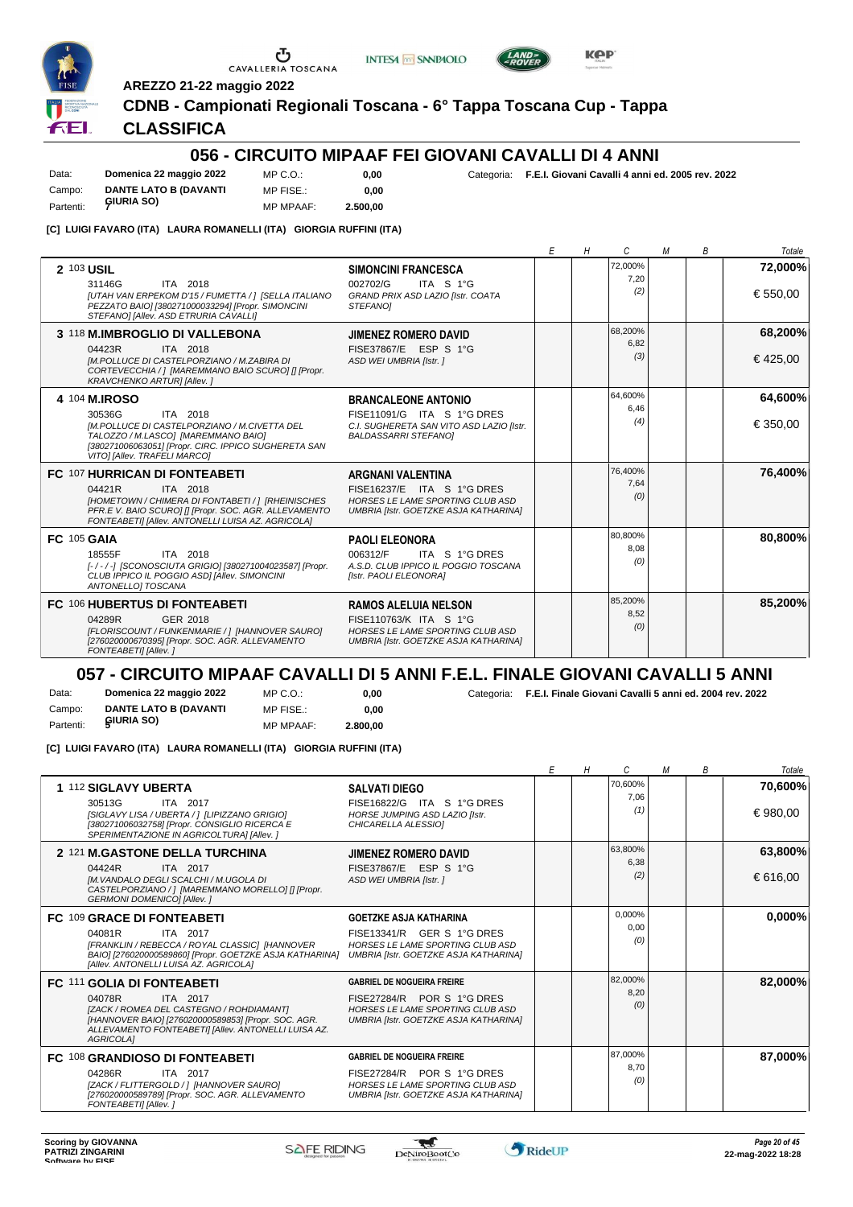AREZZO 21-22 maggio 2022

# CDNB - Campionati Regionali Toscana - 6° Tappa Toscana Cup - Tappa

## CLASSIFICA

## 056 - CIRCUITO MIPAAF FEI GIOVANI CAVALLI DI 4 ANNI

Data: **Domenica 22 maggio 2022** MP C.O.: **0,00** Categoria: **F.E.I. Giovani Cavalli 4 anni ed. 2005 rev. 2022**
Campo: **DANTE LATO B (DAVANTI GIURIA SO)** MP FISE.: **0,00**
Partenti: **7** MP MPAAF: **2.500,00**

**[C] LUIGI FAVARO (ITA) LAURA ROMANELLI (ITA) GIORGIA RUFFINI (ITA)**

| | Cavallo | Cavaliere | E | H | C | M | B | Totale |
|---|---|---|---|---|---|---|---|---|
| 2 | 103 **USIL** 31146G ITA 2018 *[UTAH VAN ERPEKOM D'15 / FUMETTA / ] [SELLA ITALIANO PEZZATO BAIO] [380271000033294] [Propr. SIMONCINI STEFANO] [Allev. ASD ETRURIA CAVALLI]* | **SIMONCINI FRANCESCA** 002702/G ITA S 1°G *GRAND PRIX ASD LAZIO [Istr. COATA STEFANO]* | | | 72,000% 7,20 (2) | | | **72,000%** € 550,00 |
| 3 | 118 **M.IMBROGLIO DI VALLEBONA** 04423R ITA 2018 *[M.POLLUCE DI CASTELPORZIANO / M.ZABIRA DI CORTEVECCHIA / ] [MAREMMANO BAIO SCURO] [] [Propr. KRAVCHENKO ARTUR] [Allev. ]* | **JIMENEZ ROMERO DAVID** FISE37867/E ESP S 1°G *ASD WEI UMBRIA [Istr. ]* | | | 68,200% 6,82 (3) | | | **68,200%** € 425,00 |
| 4 | 104 **M.IROSO** 30536G ITA 2018 *[M.POLLUCE DI CASTELPORZIANO / M.CIVETTA DEL TALOZZO / M.LASCO] [MAREMMANO BAIO] [380271006063051] [Propr. CIRC. IPPICO SUGHERETA SAN VITO] [Allev. TRAFELI MARCO]* | **BRANCALEONE ANTONIO** FISE11091/G ITA S 1°G DRES *C.I. SUGHERETA SAN VITO ASD LAZIO [Istr. BALDASSARRI STEFANO]* | | | 64,600% 6,46 (4) | | | **64,600%** € 350,00 |
| FC | 107 **HURRICAN DI FONTEABETI** 04421R ITA 2018 *[HOMETOWN / CHIMERA DI FONTABETI / ] [RHEINISCHES PFR.E V. BAIO SCURO] [] [Propr. SOC. AGR. ALLEVAMENTO FONTEABETI] [Allev. ANTONELLI LUISA AZ. AGRICOLA]* | **ARGNANI VALENTINA** FISE16237/E ITA S 1°G DRES *HORSES LE LAME SPORTING CLUB ASD UMBRIA [Istr. GOETZKE ASJA KATHARINA]* | | | 76,400% 7,64 (0) | | | **76,400%** |
| FC | 105 **GAIA** 18555F ITA 2018 *[- / - / -] [SCONOSCIUTA GRIGIO] [380271004023587] [Propr. CLUB IPPICO IL POGGIO ASD] [Allev. SIMONCINI ANTONELLO] TOSCANA* | **PAOLI ELEONORA** 006312/F ITA S 1°G DRES *A.S.D. CLUB IPPICO IL POGGIO TOSCANA [Istr. PAOLI ELEONORA]* | | | 80,800% 8,08 (0) | | | **80,800%** |
| FC | 106 **HUBERTUS DI FONTEABETI** 04289R GER 2018 *[FLORISCOUNT / FUNKENMARIE / ] [HANNOVER SAURO] [276020000670395] [Propr. SOC. AGR. ALLEVAMENTO FONTEABETI] [Allev. ]* | **RAMOS ALELUIA NELSON** FISE110763/K ITA S 1°G *HORSES LE LAME SPORTING CLUB ASD UMBRIA [Istr. GOETZKE ASJA KATHARINA]* | | | 85,200% 8,52 (0) | | | **85,200%** |

## 057 - CIRCUITO MIPAAF CAVALLI DI 5 ANNI F.E.L. FINALE GIOVANI CAVALLI 5 ANNI

Data: **Domenica 22 maggio 2022** MP C.O.: **0,00** Categoria: **F.E.I. Finale Giovani Cavalli 5 anni ed. 2004 rev. 2022**
Campo: **DANTE LATO B (DAVANTI GIURIA SO)** MP FISE.: **0,00**
Partenti: **5** MP MPAAF: **2.800,00**

**[C] LUIGI FAVARO (ITA) LAURA ROMANELLI (ITA) GIORGIA RUFFINI (ITA)**

| | Cavallo | Cavaliere | E | H | C | M | B | Totale |
|---|---|---|---|---|---|---|---|---|
| 1 | 112 **SIGLAVY UBERTA** 30513G ITA 2017 *[SIGLAVY LISA / UBERTA / ] [LIPIZZANO GRIGIO] [380271006032758] [Propr. CONSIGLIO RICERCA E SPERIMENTAZIONE IN AGRICOLTURA] [Allev. ]* | **SALVATI DIEGO** FISE16822/G ITA S 1°G DRES *HORSE JUMPING ASD LAZIO [Istr. CHICARELLA ALESSIO]* | | | 70,600% 7,06 (1) | | | **70,600%** € 980,00 |
| 2 | 121 **M.GASTONE DELLA TURCHINA** 04424R ITA 2017 *[M.VANDALO DEGLI SCALCHI / M.UGOLA DI CASTELPORZIANO / ] [MAREMMANO MORELLO] [] [Propr. GERMONI DOMENICO] [Allev. ]* | **JIMENEZ ROMERO DAVID** FISE37867/E ESP S 1°G *ASD WEI UMBRIA [Istr. ]* | | | 63,800% 6,38 (2) | | | **63,800%** € 616,00 |
| FC | 109 **GRACE DI FONTEABETI** 04081R ITA 2017 *[FRANKLIN / REBECCA / ROYAL CLASSIC] [HANNOVER BAIO] [276020000589860] [Propr. GOETZKE ASJA KATHARINA] [Allev. ANTONELLI LUISA AZ. AGRICOLA]* | **GOETZKE ASJA KATHARINA** FISE13341/R GER S 1°G DRES *HORSES LE LAME SPORTING CLUB ASD UMBRIA [Istr. GOETZKE ASJA KATHARINA]* | | | 0,000% 0,00 (0) | | | **0,000%** |
| FC | 111 **GOLIA DI FONTEABETI** 04078R ITA 2017 *[ZACK / ROMEA DEL CASTEGNO / ROHDIAMANT] [HANNOVER BAIO] [276020000589853] [Propr. SOC. AGR. ALLEVAMENTO FONTEABETI] [Allev. ANTONELLI LUISA AZ. AGRICOLA]* | **GABRIEL DE NOGUEIRA FREIRE** FISE27284/R POR S 1°G DRES *HORSES LE LAME SPORTING CLUB ASD UMBRIA [Istr. GOETZKE ASJA KATHARINA]* | | | 82,000% 8,20 (0) | | | **82,000%** |
| FC | 108 **GRANDIOSO DI FONTEABETI** 04286R ITA 2017 *[ZACK / FLITTERGOLD / ] [HANNOVER SAURO] [276020000589789] [Propr. SOC. AGR. ALLEVAMENTO FONTEABETI] [Allev. ]* | **GABRIEL DE NOGUEIRA FREIRE** FISE27284/R POR S 1°G DRES *HORSES LE LAME SPORTING CLUB ASD UMBRIA [Istr. GOETZKE ASJA KATHARINA]* | | | 87,000% 8,70 (0) | | | **87,000%** |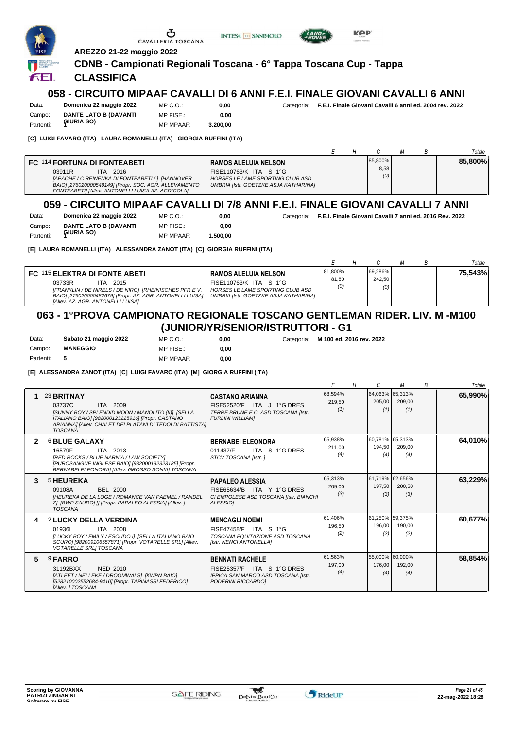AREZZO 21-22 maggio 2022

# CDNB - Campionati Regionali Toscana - 6° Tappa Toscana Cup - Tappa

## CLASSIFICA

## 058 - CIRCUITO MIPAAF CAVALLI DI 6 ANNI F.E.I. FINALE GIOVANI CAVALLI 6 ANNI

Data: **Domenica 22 maggio 2022** MP C.O.: **0,00** Categoria: **F.E.I. Finale Giovani Cavalli 6 anni ed. 2004 rev. 2022**
Campo: **DANTE LATO B (DAVANTI GIURIA SO)** MP FISE.: **0,00**
Partenti: **1** MP MPAAF: **3.200,00**

**[C] LUIGI FAVARO (ITA) LAURA ROMANELLI (ITA) GIORGIA RUFFINI (ITA)**

| | Cavallo | Cavaliere | E | H | C | M | B | Totale |
|---|---|---|---|---|---|---|---|---|
| FC | 114 **FORTUNA DI FONTEABETI** 03911R ITA 2016 *[APACHE / C REINENKA DI FONTEABETI / ] [HANNOVER BAIO] [276020000549149] [Propr. SOC. AGR. ALLEVAMENTO FONTEABETI] [Allev. ANTONELLI LUISA AZ. AGRICOLA]* | **RAMOS ALELUIA NELSON** FISE110763/K ITA S 1°G *HORSES LE LAME SPORTING CLUB ASD UMBRIA [Istr. GOETZKE ASJA KATHARINA]* | | | 85,800% 8,58 (0) | | | **85,800%** |

## 059 - CIRCUITO MIPAAF CAVALLI DI 7/8 ANNI F.E.I. FINALE GIOVANI CAVALLI 7 ANNI

Data: **Domenica 22 maggio 2022** MP C.O.: **0,00** Categoria: **F.E.I. Finale Giovani Cavalli 7 anni ed. 2016 Rev. 2022**
Campo: **DANTE LATO B (DAVANTI GIURIA SO)** MP FISE.: **0,00**
Partenti: **1** MP MPAAF: **1.500,00**

**[E] LAURA ROMANELLI (ITA) ALESSANDRA ZANOT (ITA) [C] GIORGIA RUFFINI (ITA)**

| | Cavallo | Cavaliere | E | H | C | M | B | Totale |
|---|---|---|---|---|---|---|---|---|
| FC | 115 **ELEKTRA DI FONTE ABETI** 03733R ITA 2015 *[FRANKLIN / DE NIRELS / DE NIRO] [RHEINISCHES PFR.E V. BAIO] [276020000482679] [Propr. AZ. AGR. ANTONELLI LUISA] [Allev. AZ. AGR. ANTONELLI LUISA]* | **RAMOS ALELUIA NELSON** FISE110763/K ITA S 1°G *HORSES LE LAME SPORTING CLUB ASD UMBRIA [Istr. GOETZKE ASJA KATHARINA]* | 81,800% 81,80 (0) | | 69,286% 242,50 (0) | | | **75,543%** |

## 063 - 1°PROVA CAMPIONATO REGIONALE TOSCANO GENTLEMAN RIDER. LIV. M -M100 (JUNIOR/YR/SENIOR/ISTRUTTORI - G1

Data: **Sabato 21 maggio 2022** MP C.O.: **0,00** Categoria: **M 100 ed. 2016 rev. 2022**
Campo: **MANEGGIO** MP FISE.: **0,00**
Partenti: **5** MP MPAAF: **0,00**

**[E] ALESSANDRA ZANOT (ITA) [C] LUIGI FAVARO (ITA) [M] GIORGIA RUFFINI (ITA)**

| | Cavallo | Cavaliere | E | H | C | M | B | Totale |
|---|---|---|---|---|---|---|---|---|
| 1 | 23 **BRITNAY** 03737C ITA 2009 *[SUNNY BOY / SPLENDID MOON / MANOLITO (II)] [SELLA ITALIANO BAIO] [982000123225916] [Propr. CASTANO ARIANNA] [Allev. CHALET DEI PLATANI DI TEDOLDI BATTISTA] TOSCANA* | **CASTANO ARIANNA** FISE52520/F ITA J 1°G DRES *TERRE BRUNE E.C. ASD TOSCANA [Istr. FURLINI WILLIAM]* | 68,594% 219,50 (1) | | 64,063% 205,00 (1) | 65,313% 209,00 (1) | | **65,990%** |
| 2 | 6 **BLUE GALAXY** 16579F ITA 2013 *[RED ROCKS / BLUE NARNIA / LAW SOCIETY] [PUROSANGUE INGLESE BAIO] [982000192323185] [Propr. BERNABEI ELEONORA] [Allev. GROSSO SONIA] TOSCANA* | **BERNABEI ELEONORA** 011437/F ITA S 1°G DRES *STCV TOSCANA [Istr. ]* | 65,938% 211,00 (4) | | 60,781% 194,50 (4) | 65,313% 209,00 (4) | | **64,010%** |
| 3 | 5 **HEUREKA** 09108A BEL 2000 *[HEUREKA DE LA LOGE / ROMANCE VAN PAEMEL / RANDEL Z] [BWP SAURO] [] [Propr. PAPALEO ALESSIA] [Allev. ] TOSCANA* | **PAPALEO ALESSIA** FISE65634/B ITA Y 1°G DRES *CI EMPOLESE ASD TOSCANA [Istr. BIANCHI ALESSIO]* | 65,313% 209,00 (3) | | 61,719% 197,50 (3) | 62,656% 200,50 (3) | | **63,229%** |
| 4 | 2 **LUCKY DELLA VERDINA** 01936L ITA 2008 *[LUCKY BOY / EMILY / ESCUDO I] [SELLA ITALIANO BAIO SCURO] [982009106557871] [Propr. VOTARELLE SRL] [Allev. VOTARELLE SRL] TOSCANA* | **MENCAGLI NOEMI** FISE47458/F ITA S 1°G *TOSCANA EQUITAZIONE ASD TOSCANA [Istr. NENCI ANTONELLA]* | 61,406% 196,50 (2) | | 61,250% 196,00 (2) | 59,375% 190,00 (2) | | **60,677%** |
| 5 | 9 **FARRO** 31192BXX NED 2010 *[ATLEET / NELLEKE / DROOMWALS] [KWPN BAIO] [528210002552684-9410] [Propr. TAPINASSI FEDERICO] [Allev. ] TOSCANA* | **BENNATI RACHELE** FISE25357/F ITA S 1°G DRES *IPPICA SAN MARCO ASD TOSCANA [Istr. PODERINI RICCARDO]* | 61,563% 197,00 (4) | | 55,000% 176,00 (4) | 60,000% 192,00 (4) | | **58,854%** |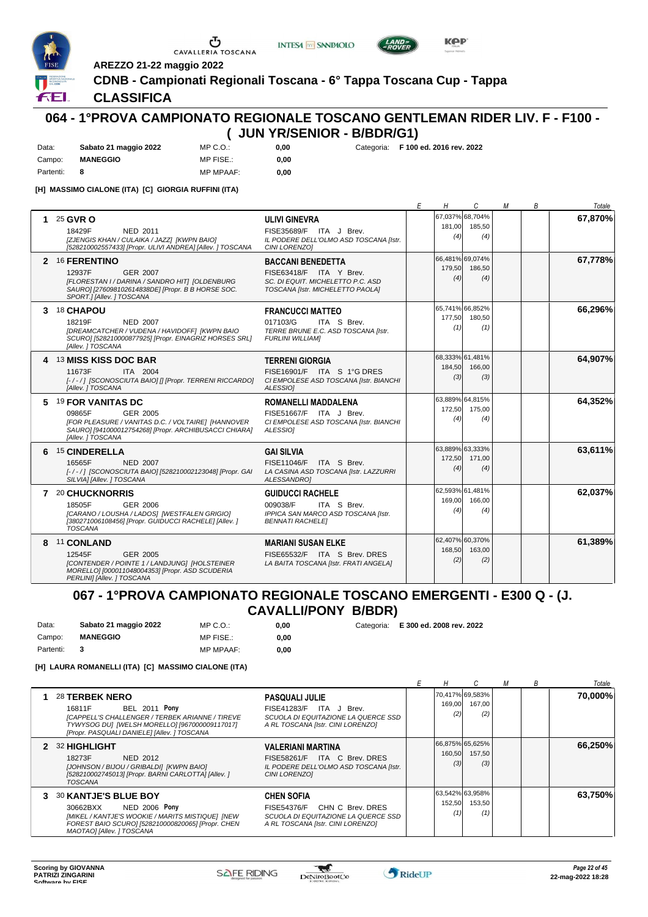AREZZO 21-22 maggio 2022

**CDNB - Campionati Regionali Toscana - 6° Tappa Toscana Cup - Tappa**

**CLASSIFICA**

## 064 - 1°PROVA CAMPIONATO REGIONALE TOSCANO GENTLEMAN RIDER LIV. F - F100 - ( JUN YR/SENIOR - B/BDR/G1)

| | | | | | |
|---|---|---|---|---|---|
| Data: | **Sabato 21 maggio 2022** | MP C.O.: | **0,00** | Categoria: | **F 100 ed. 2016 rev. 2022** |
| Campo: | **MANEGGIO** | MP FISE.: | **0,00** | | |
| Partenti: | **8** | MP MPAAF: | **0,00** | | |

**[H] MASSIMO CIALONE (ITA) [C] GIORGIA RUFFINI (ITA)**

| | Cavallo | Cavaliere | E | H | C | M | B | Totale |
|---|---|---|---|---|---|---|---|---|
| **1** | 25 **GVR O**<br>18429F NED 2011<br>*[ZJENGIS KHAN / CULAIKA / JAZZ] [KWPN BAIO] [528210002557433] [Propr. ULIVI ANDREA] [Allev. ] TOSCANA* | **ULIVI GINEVRA**<br>FISE35689/F ITA J Brev.<br>*IL PODERE DELL'OLMO ASD TOSCANA [Istr. CINI LORENZO]* | | 67,037%<br>181,00<br>(4) | 68,704%<br>185,50<br>(4) | | | **67,870%** |
| **2** | 16 **FERENTINO**<br>12937F GER 2007<br>*[FLORESTAN I / DARINA / SANDRO HIT] [OLDENBURG SAURO] [276098102614838DE] [Propr. B B HORSE SOC. SPORT.] [Allev. ] TOSCANA* | **BACCANI BENEDETTA**<br>FISE63418/F ITA Y Brev.<br>*SC. DI EQUIT. MICHELETTO P.C. ASD TOSCANA [Istr. MICHELETTO PAOLA]* | | 66,481%<br>179,50<br>(4) | 69,074%<br>186,50<br>(4) | | | **67,778%** |
| **3** | 18 **CHAPOU**<br>18219F NED 2007<br>*[DREAMCATCHER / VUDENA / HAVIDOFF] [KWPN BAIO SCURO] [528210000877925] [Propr. EINAGRIZ HORSES SRL] [Allev. ] TOSCANA* | **FRANCUCCI MATTEO**<br>017103/G ITA S Brev.<br>*TERRE BRUNE E.C. ASD TOSCANA [Istr. FURLINI WILLIAM]* | | 65,741%<br>177,50<br>(1) | 66,852%<br>180,50<br>(1) | | | **66,296%** |
| **4** | 13 **MISS KISS DOC BAR**<br>11673F ITA 2004<br>*[- / - / ] [SCONOSCIUTA BAIO] [] [Propr. TERRENI RICCARDO] [Allev. ] TOSCANA* | **TERRENI GIORGIA**<br>FISE16901/F ITA S 1°G DRES<br>*CI EMPOLESE ASD TOSCANA [Istr. BIANCHI ALESSIO]* | | 68,333%<br>184,50<br>(3) | 61,481%<br>166,00<br>(3) | | | **64,907%** |
| **5** | 19 **FOR VANITAS DC**<br>09865F GER 2005<br>*[FOR PLEASURE / VANITAS D.C. / VOLTAIRE] [HANNOVER SAURO] [941000012754268] [Propr. ARCHIBUSACCI CHIARA] [Allev. ] TOSCANA* | **ROMANELLI MADDALENA**<br>FISE51667/F ITA J Brev.<br>*CI EMPOLESE ASD TOSCANA [Istr. BIANCHI ALESSIO]* | | 63,889%<br>172,50<br>(4) | 64,815%<br>175,00<br>(4) | | | **64,352%** |
| **6** | 15 **CINDERELLA**<br>16565F NED 2007<br>*[- / - / ] [SCONOSCIUTA BAIO] [528210002123048] [Propr. GAI SILVIA] [Allev. ] TOSCANA* | **GAI SILVIA**<br>FISE11046/F ITA S Brev.<br>*LA CASINA ASD TOSCANA [Istr. LAZZURRI ALESSANDRO]* | | 63,889%<br>172,50<br>(4) | 63,333%<br>171,00<br>(4) | | | **63,611%** |
| **7** | 20 **CHUCKNORRIS**<br>18505F GER 2006<br>*[CARANO / LOUSHA / LADOS] [WESTFALEN GRIGIO] [380271006108456] [Propr. GUIDUCCI RACHELE] [Allev. ] TOSCANA* | **GUIDUCCI RACHELE**<br>009038/F ITA S Brev.<br>*IPPICA SAN MARCO ASD TOSCANA [Istr. BENNATI RACHELE]* | | 62,593%<br>169,00<br>(4) | 61,481%<br>166,00<br>(4) | | | **62,037%** |
| **8** | 11 **CONLAND**<br>12545F GER 2005<br>*[CONTENDER / POINTE 1 / LANDJUNG] [HOLSTEINER MORELLO] [000011048004353] [Propr. ASD SCUDERIA PERLINI] [Allev. ] TOSCANA* | **MARIANI SUSAN ELKE**<br>FISE65532/F ITA S Brev. DRES<br>*LA BAITA TOSCANA [Istr. FRATI ANGELA]* | | 62,407%<br>168,50<br>(2) | 60,370%<br>163,00<br>(2) | | | **61,389%** |

## 067 - 1°PROVA CAMPIONATO REGIONALE TOSCANO EMERGENTI - E300 Q - (J. CAVALLI/PONY B/BDR)

| | | | | | |
|---|---|---|---|---|---|
| Data: | **Sabato 21 maggio 2022** | MP C.O.: | **0,00** | Categoria: | **E 300 ed. 2008 rev. 2022** |
| Campo: | **MANEGGIO** | MP FISE.: | **0,00** | | |
| Partenti: | **3** | MP MPAAF: | **0,00** | | |

**[H] LAURA ROMANELLI (ITA) [C] MASSIMO CIALONE (ITA)**

| | Cavallo | Cavaliere | E | H | C | M | B | Totale |
|---|---|---|---|---|---|---|---|---|
| **1** | 28 **TERBEK NERO**<br>16811F BEL 2011 **Pony**<br>*[CAPPELL'S CHALLENGER / TERBEK ARIANNE / TIREVE TYWYSOG DU] [WELSH MORELLO] [967000009117017] [Propr. PASQUALI DANIELE] [Allev. ] TOSCANA* | **PASQUALI JULIE**<br>FISE41283/F ITA J Brev.<br>*SCUOLA DI EQUITAZIONE LA QUERCE SSD A RL TOSCANA [Istr. CINI LORENZO]* | | 70,417%<br>169,00<br>(2) | 69,583%<br>167,00<br>(2) | | | **70,000%** |
| **2** | 32 **HIGHLIGHT**<br>18273F NED 2012<br>*[JOHNSON / BIJOU / GRIBALDI] [KWPN BAIO] [528210002745013] [Propr. BARNI CARLOTTA] [Allev. ] TOSCANA* | **VALERIANI MARTINA**<br>FISE58261/F ITA C Brev. DRES<br>*IL PODERE DELL'OLMO ASD TOSCANA [Istr. CINI LORENZO]* | | 66,875%<br>160,50<br>(3) | 65,625%<br>157,50<br>(3) | | | **66,250%** |
| **3** | 30 **KANTJE'S BLUE BOY**<br>30662BXX NED 2006 **Pony**<br>*[MIKEL / KANTJE'S WOOKIE / MARITS MISTIQUE] [NEW FOREST BAIO SCURO] [528210000820065] [Propr. CHEN MAOTAO] [Allev. ] TOSCANA* | **CHEN SOFIA**<br>FISE54376/F CHN C Brev. DRES<br>*SCUOLA DI EQUITAZIONE LA QUERCE SSD A RL TOSCANA [Istr. CINI LORENZO]* | | 63,542%<br>152,50<br>(1) | 63,958%<br>153,50<br>(1) | | | **63,750%** |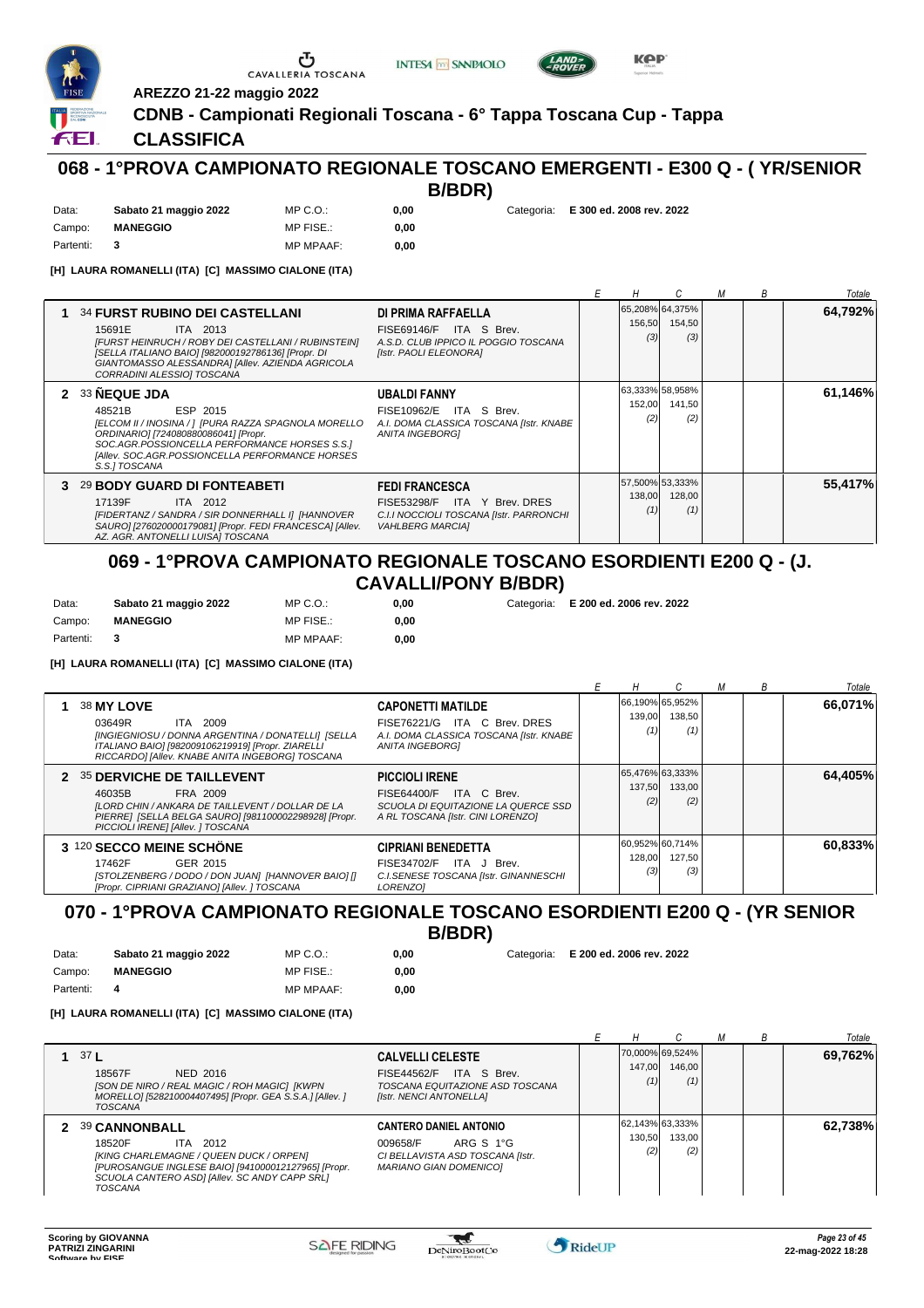AREZZO 21-22 maggio 2022

**CDNB - Campionati Regionali Toscana - 6° Tappa Toscana Cup - Tappa**

**CLASSIFICA**

## 068 - 1°PROVA CAMPIONATO REGIONALE TOSCANO EMERGENTI - E300 Q - ( YR/SENIOR B/BDR)

| | | | | |
|---|---|---|---|---|
| Data: | **Sabato 21 maggio 2022** | MP C.O.: | **0,00** | Categoria: **E 300 ed. 2008 rev. 2022** |
| Campo: | **MANEGGIO** | MP FISE.: | **0,00** | |
| Partenti: | **3** | MP MPAAF: | **0,00** | |

**[H] LAURA ROMANELLI (ITA) [C] MASSIMO CIALONE (ITA)**

| | Cavallo | Cavaliere | E | H | C | M | B | Totale |
|---|---|---|---|---|---|---|---|---|
| 1 | 34 **FURST RUBINO DEI CASTELLANI** 15691E ITA 2013 *[FURST HEINRUCH / ROBY DEI CASTELLANI / RUBINSTEIN] [SELLA ITALIANO BAIO] [982000192786136] [Propr. DI GIANTOMASSO ALESSANDRA] [Allev. AZIENDA AGRICOLA CORRADINI ALESSIO] TOSCANA* | **DI PRIMA RAFFAELLA** FISE69146/F ITA S Brev. *A.S.D. CLUB IPPICO IL POGGIO TOSCANA [Istr. PAOLI ELEONORA]* | | 65,208% 156,50 (3) | 64,375% 154,50 (3) | | | **64,792%** |
| 2 | 33 **ÑEQUE JDA** 48521B ESP 2015 *[ELCOM II / INOSINA / ] [PURA RAZZA SPAGNOLA MORELLO ORDINARIO] [724080880086041] [Propr. SOC.AGR.POSSIONCELLA PERFORMANCE HORSES S.S.] [Allev. SOC.AGR.POSSIONCELLA PERFORMANCE HORSES S.S.] TOSCANA* | **UBALDI FANNY** FISE10962/E ITA S Brev. *A.I. DOMA CLASSICA TOSCANA [Istr. KNABE ANITA INGEBORG]* | | 63,333% 152,00 (2) | 58,958% 141,50 (2) | | | **61,146%** |
| 3 | 29 **BODY GUARD DI FONTEABETI** 17139F ITA 2012 *[FIDERTANZ / SANDRA / SIR DONNERHALL I] [HANNOVER SAURO] [276020000179081] [Propr. FEDI FRANCESCA] [Allev. AZ. AGR. ANTONELLI LUISA] TOSCANA* | **FEDI FRANCESCA** FISE53298/F ITA Y Brev. DRES *C.I.I NOCCIOLI TOSCANA [Istr. PARRONCHI VAHLBERG MARCIA]* | | 57,500% 138,00 (1) | 53,333% 128,00 (1) | | | **55,417%** |

## 069 - 1°PROVA CAMPIONATO REGIONALE TOSCANO ESORDIENTI E200 Q - (J. CAVALLI/PONY B/BDR)

| | | | | |
|---|---|---|---|---|
| Data: | **Sabato 21 maggio 2022** | MP C.O.: | **0,00** | Categoria: **E 200 ed. 2006 rev. 2022** |
| Campo: | **MANEGGIO** | MP FISE.: | **0,00** | |
| Partenti: | **3** | MP MPAAF: | **0,00** | |

**[H] LAURA ROMANELLI (ITA) [C] MASSIMO CIALONE (ITA)**

| | Cavallo | Cavaliere | E | H | C | M | B | Totale |
|---|---|---|---|---|---|---|---|---|
| 1 | 38 **MY LOVE** 03649R ITA 2009 *[INGIEGNIOSU / DONNA ARGENTINA / DONATELLI] [SELLA ITALIANO BAIO] [982009106219919] [Propr. ZIARELLI RICCARDO] [Allev. KNABE ANITA INGEBORG] TOSCANA* | **CAPONETTI MATILDE** FISE76221/G ITA C Brev. DRES *A.I. DOMA CLASSICA TOSCANA [Istr. KNABE ANITA INGEBORG]* | | 66,190% 139,00 (1) | 65,952% 138,50 (1) | | | **66,071%** |
| 2 | 35 **DERVICHE DE TAILLEVENT** 46035B FRA 2009 *[LORD CHIN / ANKARA DE TAILLEVENT / DOLLAR DE LA PIERRE] [SELLA BELGA SAURO] [981100002298928] [Propr. PICCIOLI IRENE] [Allev. ] TOSCANA* | **PICCIOLI IRENE** FISE64400/F ITA C Brev. *SCUOLA DI EQUITAZIONE LA QUERCE SSD A RL TOSCANA [Istr. CINI LORENZO]* | | 65,476% 137,50 (2) | 63,333% 133,00 (2) | | | **64,405%** |
| 3 | 120 **SECCO MEINE SCHÖNE** 17462F GER 2015 *[STOLZENBERG / DODO / DON JUAN] [HANNOVER BAIO] [] [Propr. CIPRIANI GRAZIANO] [Allev. ] TOSCANA* | **CIPRIANI BENEDETTA** FISE34702/F ITA J Brev. *C.I.SENESE TOSCANA [Istr. GINANNESCHI LORENZO]* | | 60,952% 128,00 (3) | 60,714% 127,50 (3) | | | **60,833%** |

## 070 - 1°PROVA CAMPIONATO REGIONALE TOSCANO ESORDIENTI E200 Q - (YR SENIOR B/BDR)

| | | | | |
|---|---|---|---|---|
| Data: | **Sabato 21 maggio 2022** | MP C.O.: | **0,00** | Categoria: **E 200 ed. 2006 rev. 2022** |
| Campo: | **MANEGGIO** | MP FISE.: | **0,00** | |
| Partenti: | **4** | MP MPAAF: | **0,00** | |

**[H] LAURA ROMANELLI (ITA) [C] MASSIMO CIALONE (ITA)**

| | Cavallo | Cavaliere | E | H | C | M | B | Totale |
|---|---|---|---|---|---|---|---|---|
| 1 | 37 **L** 18567F NED 2016 *[SON DE NIRO / REAL MAGIC / ROH MAGIC] [KWPN MORELLO] [528210004407495] [Propr. GEA S.S.A.] [Allev. ] TOSCANA* | **CALVELLI CELESTE** FISE44562/F ITA S Brev. *TOSCANA EQUITAZIONE ASD TOSCANA [Istr. NENCI ANTONELLA]* | | 70,000% 147,00 (1) | 69,524% 146,00 (1) | | | **69,762%** |
| 2 | 39 **CANNONBALL** 18520F ITA 2012 *[KING CHARLEMAGNE / QUEEN DUCK / ORPEN] [PUROSANGUE INGLESE BAIO] [941000012127965] [Propr. SCUOLA CANTERO ASD] [Allev. SC ANDY CAPP SRL] TOSCANA* | **CANTERO DANIEL ANTONIO** 009658/F ARG S 1°G *CI BELLAVISTA ASD TOSCANA [Istr. MARIANO GIAN DOMENICO]* | | 62,143% 130,50 (2) | 63,333% 133,00 (2) | | | **62,738%** |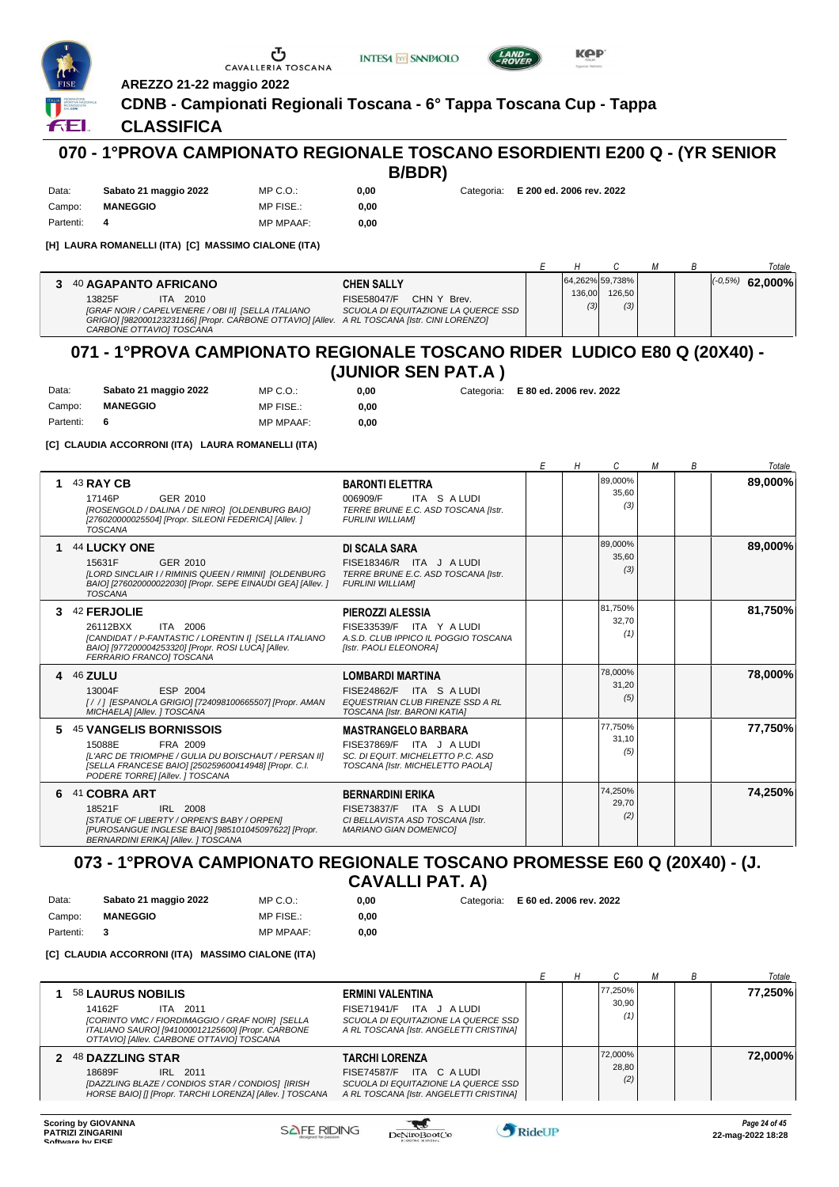AREZZO 21-22 maggio 2022

**CDNB - Campionati Regionali Toscana - 6° Tappa Toscana Cup - Tappa**

**CLASSIFICA**

## 070 - 1°PROVA CAMPIONATO REGIONALE TOSCANO ESORDIENTI E200 Q - (YR SENIOR B/BDR)

| | | | | |
|---|---|---|---|---|
| Data: | **Sabato 21 maggio 2022** | MP C.O.: | **0,00** | Categoria: **E 200 ed. 2006 rev. 2022** |
| Campo: | **MANEGGIO** | MP FISE.: | **0,00** | |
| Partenti: | **4** | MP MPAAF: | **0,00** | |

**[H] LAURA ROMANELLI (ITA) [C] MASSIMO CIALONE (ITA)**

| | Cavallo | Cavaliere | E | H | C | M | B | Totale |
|---|---|---|---|---|---|---|---|---|
| 3 | 40 **AGAPANTO AFRICANO** 13825F ITA 2010 [FEAR NOIR / CAPELVENERE / OBI II] [SELLA ITALIANO GRIGIO] [982000123231166] [Propr. CARBONE OTTAVIO] [Allev. CARBONE OTTAVIO] TOSCANA | **CHEN SALLY** FISE58047/F CHN Y Brev. SCUOLA DI EQUITAZIONE LA QUERCE SSD A RL TOSCANA [Istr. CINI LORENZO] | | 64,262% 136,00 (3) | 59,738% 126,50 (3) | | | (-0,5%) **62,000%** |

## 071 - 1°PROVA CAMPIONATO REGIONALE TOSCANO RIDER LUDICO E80 Q (20X40) - (JUNIOR SEN PAT.A )

| | | | | |
|---|---|---|---|---|
| Data: | **Sabato 21 maggio 2022** | MP C.O.: | **0,00** | Categoria: **E 80 ed. 2006 rev. 2022** |
| Campo: | **MANEGGIO** | MP FISE.: | **0,00** | |
| Partenti: | **6** | MP MPAAF: | **0,00** | |

**[C] CLAUDIA ACCORRONI (ITA) LAURA ROMANELLI (ITA)**

| | Cavallo | Cavaliere | E | H | C | M | B | Totale |
|---|---|---|---|---|---|---|---|---|
| 1 | 43 **RAY CB** 17146P GER 2010 [ROSENGOLD / DALINA / DE NIRO] [OLDENBURG BAIO] [276020000025504] [Propr. SILEONI FEDERICA] [Allev. ] TOSCANA | **BARONTI ELETTRA** 006909/F ITA S A LUDI TERRE BRUNE E.C. ASD TOSCANA [Istr. FURLINI WILLIAM] | | | 89,000% 35,60 (3) | | | **89,000%** |
| 1 | 44 **LUCKY ONE** 15631F GER 2010 [LORD SINCLAIR I / RIMINIS QUEEN / RIMINI] [OLDENBURG BAIO] [276020000022030] [Propr. SEPE EINAUDI GEA] [Allev. ] TOSCANA | **DI SCALA SARA** FISE18346/R ITA J A LUDI TERRE BRUNE E.C. ASD TOSCANA [Istr. FURLINI WILLIAM] | | | 89,000% 35,60 (3) | | | **89,000%** |
| 3 | 42 **FERJOLIE** 26112BXX ITA 2006 [CANDIDAT / P-FANTASTIC / LORENTIN I] [SELLA ITALIANO BAIO] [977200004253320] [Propr. ROSI LUCA] [Allev. FERRARIO FRANCO] TOSCANA | **PIEROZZI ALESSIA** FISE33539/F ITA Y A LUDI A.S.D. CLUB IPPICO IL POGGIO TOSCANA [Istr. PAOLI ELEONORA] | | | 81,750% 32,70 (1) | | | **81,750%** |
| 4 | 46 **ZULU** 13004F ESP 2004 [ / / ] [ESPANOLA GRIGIO] [724098100665507] [Propr. AMAN MICHAELA] [Allev. ] TOSCANA | **LOMBARDI MARTINA** FISE24862/F ITA S A LUDI EQUESTRIAN CLUB FIRENZE SSD A RL TOSCANA [Istr. BARONI KATIA] | | | 78,000% 31,20 (5) | | | **78,000%** |
| 5 | 45 **VANGELIS BORNISSOIS** 15088E FRA 2009 [L'ARC DE TRIOMPHE / GULIA DU BOISCHAUT / PERSAN II] [SELLA FRANCESE BAIO] [250259600414948] [Propr. C.I. PODERE TORRE] [Allev. ] TOSCANA | **MASTRANGELO BARBARA** FISE37869/F ITA J A LUDI SC. DI EQUIT. MICHELETTO P.C. ASD TOSCANA [Istr. MICHELETTO PAOLA] | | | 77,750% 31,10 (5) | | | **77,750%** |
| 6 | 41 **COBRA ART** 18521F IRL 2008 [STATUE OF LIBERTY / ORPEN'S BABY / ORPEN] [PUROSANGUE INGLESE BAIO] [985101045097622] [Propr. BERNARDINI ERIKA] [Allev. ] TOSCANA | **BERNARDINI ERIKA** FISE73837/F ITA S A LUDI CI BELLAVISTA ASD TOSCANA [Istr. MARIANO GIAN DOMENICO] | | | 74,250% 29,70 (2) | | | **74,250%** |

## 073 - 1°PROVA CAMPIONATO REGIONALE TOSCANO PROMESSE E60 Q (20X40) - (J. CAVALLI PAT. A)

| | | | | |
|---|---|---|---|---|
| Data: | **Sabato 21 maggio 2022** | MP C.O.: | **0,00** | Categoria: **E 60 ed. 2006 rev. 2022** |
| Campo: | **MANEGGIO** | MP FISE.: | **0,00** | |
| Partenti: | **3** | MP MPAAF: | **0,00** | |

**[C] CLAUDIA ACCORRONI (ITA) MASSIMO CIALONE (ITA)**

| | Cavallo | Cavaliere | E | H | C | M | B | Totale |
|---|---|---|---|---|---|---|---|---|
| 1 | 58 **LAURUS NOBILIS** 14162F ITA 2011 [CORINTO VMC / FIORDIMAGGIO / GRAF NOIR] [SELLA ITALIANO SAURO] [941000012125600] [Propr. CARBONE OTTAVIO] [Allev. CARBONE OTTAVIO] TOSCANA | **ERMINI VALENTINA** FISE71941/F ITA J A LUDI SCUOLA DI EQUITAZIONE LA QUERCE SSD A RL TOSCANA [Istr. ANGELETTI CRISTINA] | | | 77,250% 30,90 (1) | | | **77,250%** |
| 2 | 48 **DAZZLING STAR** 18689F IRL 2011 [DAZZLING BLAZE / CONDIOS STAR / CONDIOS] [IRISH HORSE BAIO] [] [Propr. TARCHI LORENZA] [Allev. ] TOSCANA | **TARCHI LORENZA** FISE74587/F ITA C A LUDI SCUOLA DI EQUITAZIONE LA QUERCE SSD A RL TOSCANA [Istr. ANGELETTI CRISTINA] | | | 72,000% 28,80 (2) | | | **72,000%** |

Scoring by GIOVANNA PATRIZI ZINGARINI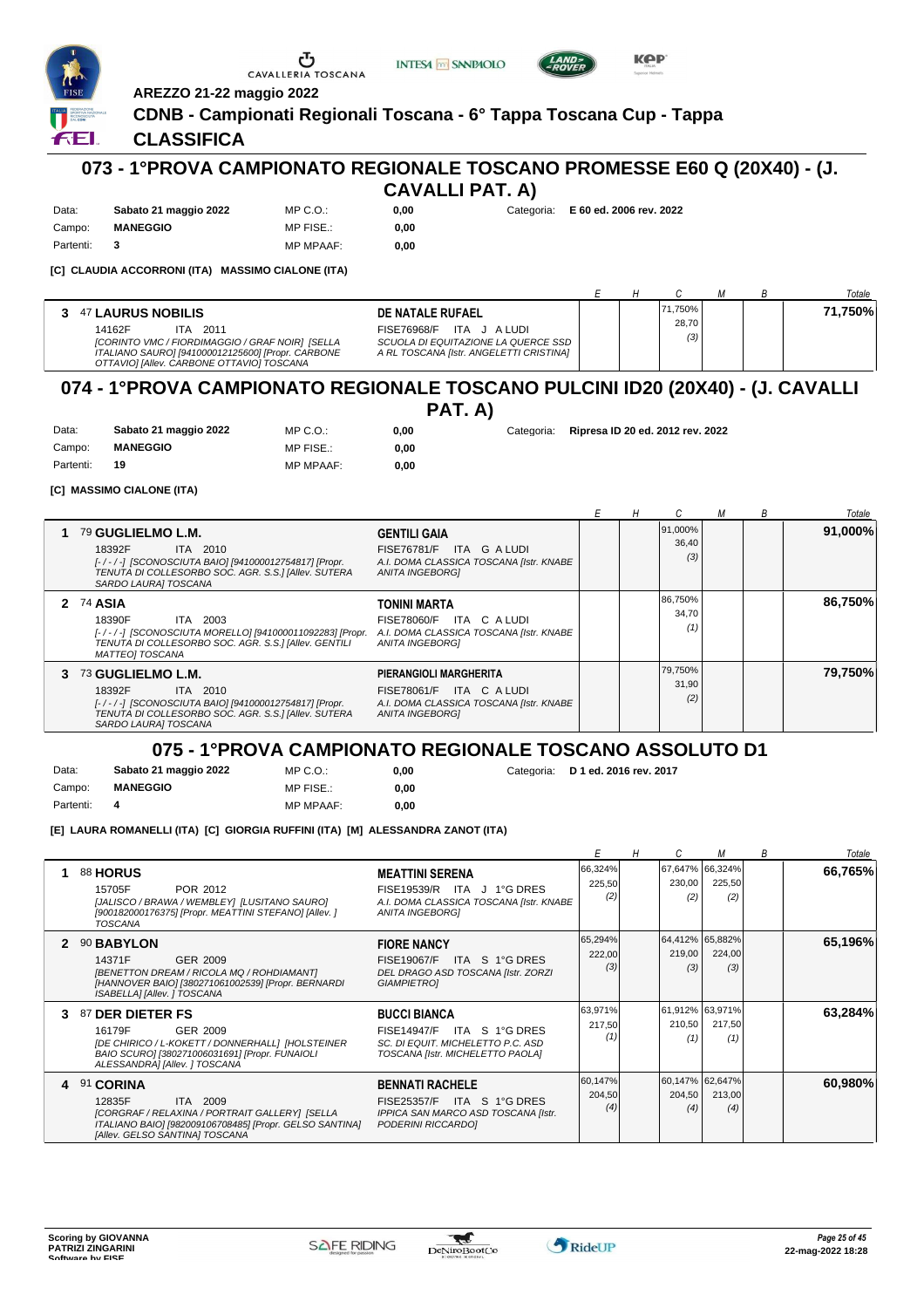AREZZO 21-22 maggio 2022

**CDNB - Campionati Regionali Toscana - 6° Tappa Toscana Cup - Tappa**

## CLASSIFICA

## 073 - 1°PROVA CAMPIONATO REGIONALE TOSCANO PROMESSE E60 Q (20X40) - (J. CAVALLI PAT. A)

| | | | | | |
|---|---|---|---|---|---|
| Data: | **Sabato 21 maggio 2022** | MP C.O.: | **0,00** | Categoria: | **E 60 ed. 2006 rev. 2022** |
| Campo: | **MANEGGIO** | MP FISE.: | **0,00** | | |
| Partenti: | **3** | MP MPAAF: | **0,00** | | |

**[C] CLAUDIA ACCORRONI (ITA) MASSIMO CIALONE (ITA)**

| | Cavallo | Cavaliere | E | H | C | M | B | Totale |
|---|---|---|---|---|---|---|---|---|
| 3 | 47 **LAURUS NOBILIS** 14162F ITA 2011 *[CORINTO VMC / FIORDIMAGGIO / GRAF NOIR] [SELLA ITALIANO SAURO] [941000012125600] [Propr. CARBONE OTTAVIO] [Allev. CARBONE OTTAVIO] TOSCANA* | **DE NATALE RUFAEL** FISE76968/F ITA J A LUDI *SCUOLA DI EQUITAZIONE LA QUERCE SSD A RL TOSCANA [Istr. ANGELETTI CRISTINA]* | | | 71,750% 28,70 *(3)* | | | **71,750%** |

## 074 - 1°PROVA CAMPIONATO REGIONALE TOSCANO PULCINI ID20 (20X40) - (J. CAVALLI PAT. A)

| | | | | | |
|---|---|---|---|---|---|
| Data: | **Sabato 21 maggio 2022** | MP C.O.: | **0,00** | Categoria: | **Ripresa ID 20 ed. 2012 rev. 2022** |
| Campo: | **MANEGGIO** | MP FISE.: | **0,00** | | |
| Partenti: | **19** | MP MPAAF: | **0,00** | | |

**[C] MASSIMO CIALONE (ITA)**

| | Cavallo | Cavaliere | E | H | C | M | B | Totale |
|---|---|---|---|---|---|---|---|---|
| 1 | 79 **GUGLIELMO L.M.** 18392F ITA 2010 *[-/-/-] [SCONOSCIUTA BAIO] [941000012754817] [Propr. TENUTA DI COLLESORBO SOC. AGR. S.S.] [Allev. SUTERA SARDO LAURA] TOSCANA* | **GENTILI GAIA** FISE76781/F ITA G A LUDI *A.I. DOMA CLASSICA TOSCANA [Istr. KNABE ANITA INGEBORG]* | | | 91,000% 36,40 *(3)* | | | **91,000%** |
| 2 | 74 **ASIA** 18390F ITA 2003 *[-/-/-] [SCONOSCIUTA MORELLO] [941000011092283] [Propr. TENUTA DI COLLESORBO SOC. AGR. S.S.] [Allev. GENTILI MATTEO] TOSCANA* | **TONINI MARTA** FISE78060/F ITA C A LUDI *A.I. DOMA CLASSICA TOSCANA [Istr. KNABE ANITA INGEBORG]* | | | 86,750% 34,70 *(1)* | | | **86,750%** |
| 3 | 73 **GUGLIELMO L.M.** 18392F ITA 2010 *[-/-/-] [SCONOSCIUTA BAIO] [941000012754817] [Propr. TENUTA DI COLLESORBO SOC. AGR. S.S.] [Allev. SUTERA SARDO LAURA] TOSCANA* | **PIERANGIOLI MARGHERITA** FISE78061/F ITA C A LUDI *A.I. DOMA CLASSICA TOSCANA [Istr. KNABE ANITA INGEBORG]* | | | 79,750% 31,90 *(2)* | | | **79,750%** |

## 075 - 1°PROVA CAMPIONATO REGIONALE TOSCANO ASSOLUTO D1

| | | | | | |
|---|---|---|---|---|---|
| Data: | **Sabato 21 maggio 2022** | MP C.O.: | **0,00** | Categoria: | **D 1 ed. 2016 rev. 2017** |
| Campo: | **MANEGGIO** | MP FISE.: | **0,00** | | |
| Partenti: | **4** | MP MPAAF: | **0,00** | | |

**[E] LAURA ROMANELLI (ITA) [C] GIORGIA RUFFINI (ITA) [M] ALESSANDRA ZANOT (ITA)**

| | Cavallo | Cavaliere | E | H | C | M | B | Totale |
|---|---|---|---|---|---|---|---|---|
| 1 | 88 **HORUS** 15705F POR 2012 *[JALISCO / BRAWA / WEMBLEY] [LUSITANO SAURO] [900182000176375] [Propr. MEATTINI STEFANO] [Allev. ] TOSCANA* | **MEATTINI SERENA** FISE19539/R ITA J 1°G DRES *A.I. DOMA CLASSICA TOSCANA [Istr. KNABE ANITA INGEBORG]* | 66,324% 225,50 *(2)* | | 67,647% 230,00 *(2)* | 66,324% 225,50 *(2)* | | **66,765%** |
| 2 | 90 **BABYLON** 14371F GER 2009 *[BENETTON DREAM / RICOLA MQ / ROHDIAMANT] [HANNOVER BAIO] [380271061002539] [Propr. BERNARDI ISABELLA] [Allev. ] TOSCANA* | **FIORE NANCY** FISE19067/F ITA S 1°G DRES *DEL DRAGO ASD TOSCANA [Istr. ZORZI GIAMPIETRO]* | 65,294% 222,00 *(3)* | | 64,412% 219,00 *(3)* | 65,882% 224,00 *(3)* | | **65,196%** |
| 3 | 87 **DER DIETER FS** 16179F GER 2009 *[DE CHIRICO / L-KOKETT / DONNERHALL] [HOLSTEINER BAIO SCURO] [380271006031691] [Propr. FUNAIOLI ALESSANDRA] [Allev. ] TOSCANA* | **BUCCI BIANCA** FISE14947/F ITA S 1°G DRES *SC. DI EQUIT. MICHELETTO P.C. ASD TOSCANA [Istr. MICHELETTO PAOLA]* | 63,971% 217,50 *(1)* | | 61,912% 210,50 *(1)* | 63,971% 217,50 *(1)* | | **63,284%** |
| 4 | 91 **CORINA** 12835F ITA 2009 *[CORGRAF / RELAXINA / PORTRAIT GALLERY] [SELLA ITALIANO BAIO] [982009106708485] [Propr. GELSO SANTINA] [Allev. GELSO SANTINA] TOSCANA* | **BENNATI RACHELE** FISE25357/F ITA S 1°G DRES *IPPICA SAN MARCO ASD TOSCANA [Istr. PODERINI RICCARDO]* | 60,147% 204,50 *(4)* | | 60,147% 204,50 *(4)* | 62,647% 213,00 *(4)* | | **60,980%** |

Scoring by GIOVANNA PATRIZI ZINGARINI
Software by FISE

22-mag-2022 18:28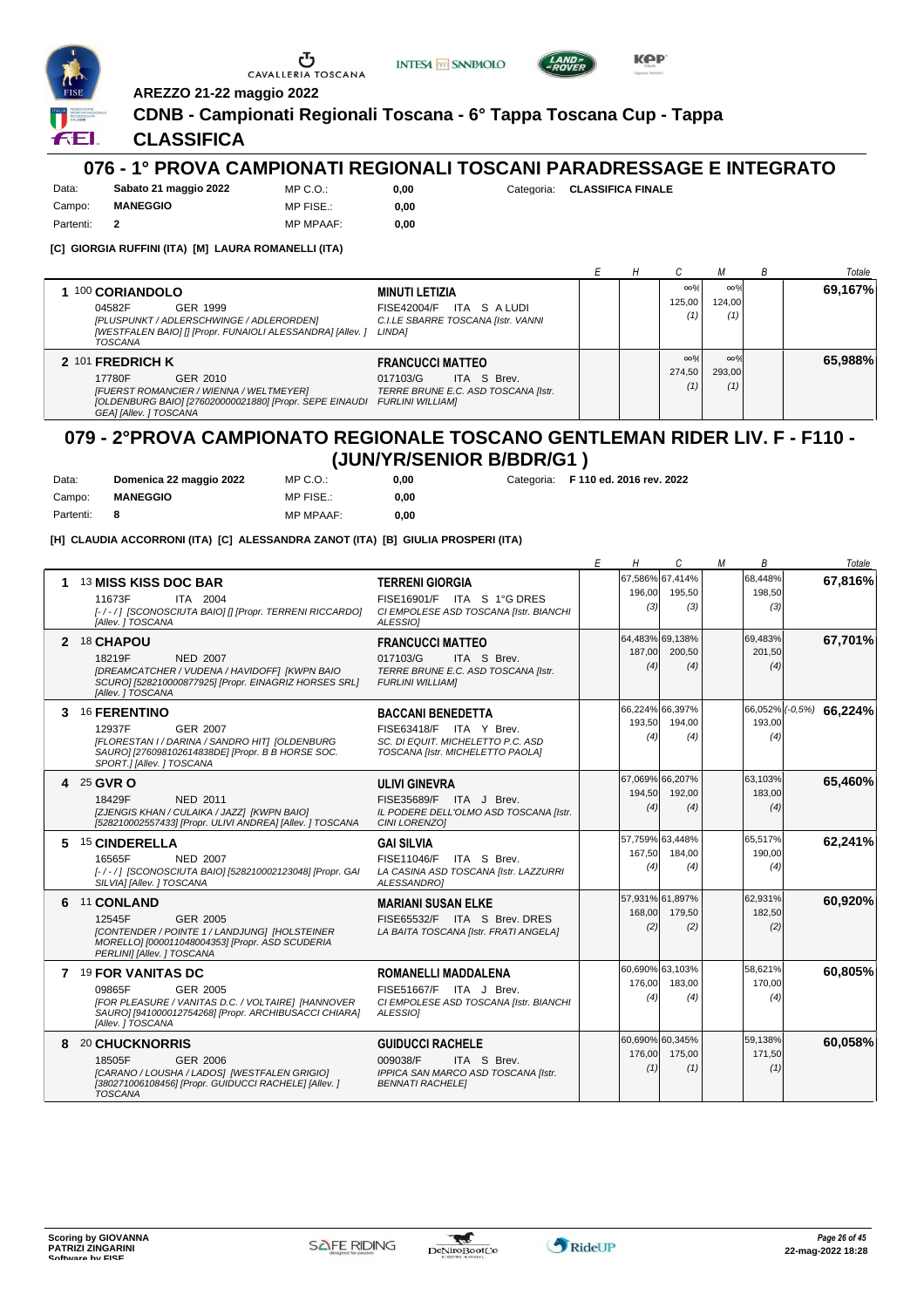AREZZO 21-22 maggio 2022

**CDNB - Campionati Regionali Toscana - 6° Tappa Toscana Cup - Tappa**

## CLASSIFICA

## 076 - 1° PROVA CAMPIONATI REGIONALI TOSCANI PARADRESSAGE E INTEGRATO

| | | | | | |
|---|---|---|---|---|---|
| Data: | **Sabato 21 maggio 2022** | MP C.O.: | **0,00** | Categoria: | **CLASSIFICA FINALE** |
| Campo: | **MANEGGIO** | MP FISE.: | **0,00** | | |
| Partenti: | **2** | MP MPAAF: | **0,00** | | |

**[C] GIORGIA RUFFINI (ITA) [M] LAURA ROMANELLI (ITA)**

| | Cavallo | Cavaliere | E | H | C | M | B | Totale |
|---|---|---|---|---|---|---|---|---|
| 1 | 100 **CORIANDOLO** 04582F GER 1999 *[PLUSPUNKT / ADLERSCHWINGE / ADLERORDEN] [WESTFALEN BAIO] [] [Propr. FUNAIOLI ALESSANDRA] [Allev. ] TOSCANA* | **MINUTI LETIZIA** FISE42004/F ITA S A LUDI *C.I.LE SBARRE TOSCANA [Istr. VANNI LINDA]* | | | ∞% 125,00 (1) | ∞% 124,00 (1) | | **69,167%** |
| 2 | 101 **FREDRICH K** 17780F GER 2010 *[FUERST ROMANCIER / WIENNA / WELTMEYER] [OLDENBURG BAIO] [276020000021880] [Propr. SEPE EINAUDI GEA] [Allev. ] TOSCANA* | **FRANCUCCI MATTEO** 017103/G ITA S Brev. *TERRE BRUNE E.C. ASD TOSCANA [Istr. FURLINI WILLIAM]* | | | ∞% 274,50 (1) | ∞% 293,00 (1) | | **65,988%** |

## 079 - 2°PROVA CAMPIONATO REGIONALE TOSCANO GENTLEMAN RIDER LIV. F - F110 - (JUN/YR/SENIOR B/BDR/G1 )

| | | | | | |
|---|---|---|---|---|---|
| Data: | **Domenica 22 maggio 2022** | MP C.O.: | **0,00** | Categoria: | **F 110 ed. 2016 rev. 2022** |
| Campo: | **MANEGGIO** | MP FISE.: | **0,00** | | |
| Partenti: | **8** | MP MPAAF: | **0,00** | | |

**[H] CLAUDIA ACCORRONI (ITA) [C] ALESSANDRA ZANOT (ITA) [B] GIULIA PROSPERI (ITA)**

| | Cavallo | Cavaliere | E | H | C | M | B | Totale |
|---|---|---|---|---|---|---|---|---|
| 1 | 13 **MISS KISS DOC BAR** 11673F ITA 2004 *[-/-/] [SCONOSCIUTA BAIO] [] [Propr. TERRENI RICCARDO] [Allev. ] TOSCANA* | **TERRENI GIORGIA** FISE16901/F ITA S 1°G DRES *CI EMPOLESE ASD TOSCANA [Istr. BIANCHI ALESSIO]* | | 67,586% 196,00 (3) | 67,414% 195,50 (3) | | 68,448% 198,50 (3) | **67,816%** |
| 2 | 18 **CHAPOU** 18219F NED 2007 *[DREAMCATCHER / VUDENA / HAVIDOFF] [KWPN BAIO SCURO] [528210000877925] [Propr. EINAGRIZ HORSES SRL] [Allev. ] TOSCANA* | **FRANCUCCI MATTEO** 017103/G ITA S Brev. *TERRE BRUNE E.C. ASD TOSCANA [Istr. FURLINI WILLIAM]* | | 64,483% 187,00 (4) | 69,138% 200,50 (4) | | 69,483% 201,50 (4) | **67,701%** |
| 3 | 16 **FERENTINO** 12937F GER 2007 *[FLORESTAN I / DARINA / SANDRO HIT] [OLDENBURG SAURO] [276098102614838DE] [Propr. B B HORSE SOC. SPORT.] [Allev. ] TOSCANA* | **BACCANI BENEDETTA** FISE63418/F ITA Y Brev. *SC. DI EQUIT. MICHELETTO P.C. ASD TOSCANA [Istr. MICHELETTO PAOLA]* | | 66,224% 193,50 (4) | 66,397% 194,00 (4) | | 66,052% 193,00 (4) (-0,5%) | **66,224%** |
| 4 | 25 **GVR O** 18429F NED 2011 *[ZJENGIS KHAN / CULAIKA / JAZZ] [KWPN BAIO] [528210002557433] [Propr. ULIVI ANDREA] [Allev. ] TOSCANA* | **ULIVI GINEVRA** FISE35689/F ITA J Brev. *IL PODERE DELL'OLMO ASD TOSCANA [Istr. CINI LORENZO]* | | 67,069% 194,50 (4) | 66,207% 192,00 (4) | | 63,103% 183,00 (4) | **65,460%** |
| 5 | 15 **CINDERELLA** 16565F NED 2007 *[-/-/] [SCONOSCIUTA BAIO] [528210002123048] [Propr. GAI SILVIA] [Allev. ] TOSCANA* | **GAI SILVIA** FISE11046/F ITA S Brev. *LA CASINA ASD TOSCANA [Istr. LAZZURRI ALESSANDRO]* | | 57,759% 167,50 (4) | 63,448% 184,00 (4) | | 65,517% 190,00 (4) | **62,241%** |
| 6 | 11 **CONLAND** 12545F GER 2005 *[CONTENDER / POINTE 1 / LANDJUNG] [HOLSTEINER MORELLO] [000011048004353] [Propr. ASD SCUDERIA PERLINI] [Allev. ] TOSCANA* | **MARIANI SUSAN ELKE** FISE65532/F ITA S Brev. DRES *LA BAITA TOSCANA [Istr. FRATI ANGELA]* | | 57,931% 168,00 (2) | 61,897% 179,50 (2) | | 62,931% 182,50 (2) | **60,920%** |
| 7 | 19 **FOR VANITAS DC** 09865F GER 2005 *[FOR PLEASURE / VANITAS D.C. / VOLTAIRE] [HANNOVER SAURO] [941000012754268] [Propr. ARCHIBUSACCI CHIARA] [Allev. ] TOSCANA* | **ROMANELLI MADDALENA** FISE51667/F ITA J Brev. *CI EMPOLESE ASD TOSCANA [Istr. BIANCHI ALESSIO]* | | 60,690% 176,00 (4) | 63,103% 183,00 (4) | | 58,621% 170,00 (4) | **60,805%** |
| 8 | 20 **CHUCKNORRIS** 18505F GER 2006 *[CARANO / LOUSHA / LADOS] [WESTFALEN GRIGIO] [380271006108456] [Propr. GUIDUCCI RACHELE] [Allev. ] TOSCANA* | **GUIDUCCI RACHELE** 009038/F ITA S Brev. *IPPICA SAN MARCO ASD TOSCANA [Istr. BENNATI RACHELE]* | | 60,690% 176,00 (1) | 60,345% 175,00 (1) | | 59,138% 171,50 (1) | **60,058%** |

Scoring by GIOVANNA PATRIZI ZINGARINI Software by FISE

22-mag-2022 18:28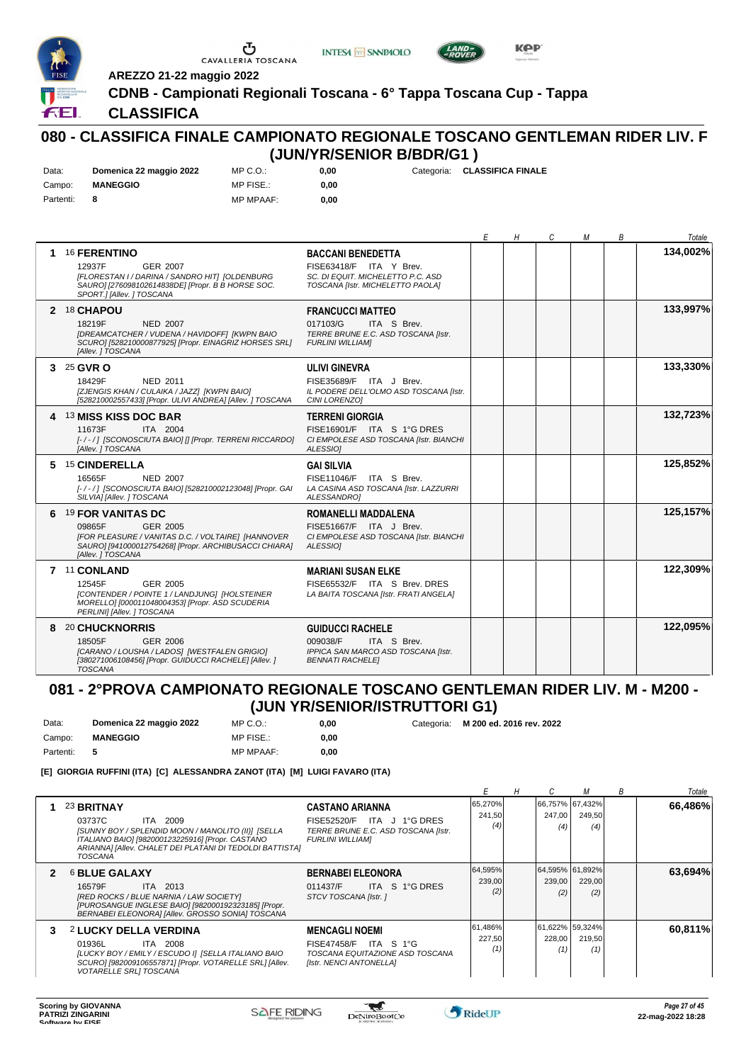AREZZO 21-22 maggio 2022

**CDNB - Campionati Regionali Toscana - 6° Tappa Toscana Cup - Tappa**

**CLASSIFICA**

## 080 - CLASSIFICA FINALE CAMPIONATO REGIONALE TOSCANO GENTLEMAN RIDER LIV. F (JUN/YR/SENIOR B/BDR/G1 )

| | | | | | |
|---|---|---|---|---|---|
| Data: | **Domenica 22 maggio 2022** | MP C.O.: | **0,00** | Categoria: | **CLASSIFICA FINALE** |
| Campo: | **MANEGGIO** | MP FISE.: | **0,00** | | |
| Partenti: | **8** | MP MPAAF: | **0,00** | | |

| | Cavallo | Cavaliere | E | H | C | M | B | Totale |
|---|---|---|---|---|---|---|---|---|
| 1 | 16 **FERENTINO** 12937F GER 2007 *[FLORESTAN I / DARINA / SANDRO HIT] [OLDENBURG SAURO] [276098102614838DE] [Propr. B B HORSE SOC. SPORT.] [Allev. ] TOSCANA* | **BACCANI BENEDETTA** FISE63418/F ITA Y Brev. *SC. DI EQUIT. MICHELETTO P.C. ASD TOSCANA [Istr. MICHELETTO PAOLA]* | | | | | | **134,002%** |
| 2 | 18 **CHAPOU** 18219F NED 2007 *[DREAMCATCHER / VUDENA / HAVIDOFF] [KWPN BAIO SCURO] [528210000877925] [Propr. EINAGRIZ HORSES SRL] [Allev. ] TOSCANA* | **FRANCUCCI MATTEO** 017103/G ITA S Brev. *TERRE BRUNE E.C. ASD TOSCANA [Istr. FURLINI WILLIAM]* | | | | | | **133,997%** |
| 3 | 25 **GVR O** 18429F NED 2011 *[ZJENGIS KHAN / CULAIKA / JAZZ] [KWPN BAIO] [528210002557433] [Propr. ULIVI ANDREA] [Allev. ] TOSCANA* | **ULIVI GINEVRA** FISE35689/F ITA J Brev. *IL PODERE DELL'OLMO ASD TOSCANA [Istr. CINI LORENZO]* | | | | | | **133,330%** |
| 4 | 13 **MISS KISS DOC BAR** 11673F ITA 2004 *[- / - / ] [SCONOSCIUTA BAIO] [] [Propr. TERRENI RICCARDO] [Allev. ] TOSCANA* | **TERRENI GIORGIA** FISE16901/F ITA S 1°G DRES *CI EMPOLESE ASD TOSCANA [Istr. BIANCHI ALESSIO]* | | | | | | **132,723%** |
| 5 | 15 **CINDERELLA** 16565F NED 2007 *[- / - / ] [SCONOSCIUTA BAIO] [528210002123048] [Propr. GAI SILVIA] [Allev. ] TOSCANA* | **GAI SILVIA** FISE11046/F ITA S Brev. *LA CASINA ASD TOSCANA [Istr. LAZZURRI ALESSANDRO]* | | | | | | **125,852%** |
| 6 | 19 **FOR VANITAS DC** 09865F GER 2005 *[FOR PLEASURE / VANITAS D.C. / VOLTAIRE] [HANNOVER SAURO] [941000012754268] [Propr. ARCHIBUSACCI CHIARA] [Allev. ] TOSCANA* | **ROMANELLI MADDALENA** FISE51667/F ITA J Brev. *CI EMPOLESE ASD TOSCANA [Istr. BIANCHI ALESSIO]* | | | | | | **125,157%** |
| 7 | 11 **CONLAND** 12545F GER 2005 *[CONTENDER / POINTE 1 / LANDJUNG] [HOLSTEINER MORELLO] [000011048004353] [Propr. ASD SCUDERIA PERLINI] [Allev. ] TOSCANA* | **MARIANI SUSAN ELKE** FISE65532/F ITA S Brev. DRES *LA BAITA TOSCANA [Istr. FRATI ANGELA]* | | | | | | **122,309%** |
| 8 | 20 **CHUCKNORRIS** 18505F GER 2006 *[CARANO / LOUSHA / LADOS] [WESTFALEN GRIGIO] [380271006108456] [Propr. GUIDUCCI RACHELE] [Allev. ] TOSCANA* | **GUIDUCCI RACHELE** 009038/F ITA S Brev. *IPPICA SAN MARCO ASD TOSCANA [Istr. BENNATI RACHELE]* | | | | | | **122,095%** |

## 081 - 2°PROVA CAMPIONATO REGIONALE TOSCANO GENTLEMAN RIDER LIV. M - M200 - (JUN YR/SENIOR/ISTRUTTORI G1)

| | | | | | |
|---|---|---|---|---|---|
| Data: | **Domenica 22 maggio 2022** | MP C.O.: | **0,00** | Categoria: | **M 200 ed. 2016 rev. 2022** |
| Campo: | **MANEGGIO** | MP FISE.: | **0,00** | | |
| Partenti: | **5** | MP MPAAF: | **0,00** | | |

**[E] GIORGIA RUFFINI (ITA) [C] ALESSANDRA ZANOT (ITA) [M] LUIGI FAVARO (ITA)**

| | Cavallo | Cavaliere | E | H | C | M | B | Totale |
|---|---|---|---|---|---|---|---|---|
| 1 | 23 **BRITNAY** 03737C ITA 2009 *[SUNNY BOY / SPLENDID MOON / MANOLITO (II)] [SELLA ITALIANO BAIO] [982000123225916] [Propr. CASTANO ARIANNA] [Allev. CHALET DEI PLATANI DI TEDOLDI BATTISTA] TOSCANA* | **CASTANO ARIANNA** FISE52520/F ITA J 1°G DRES *TERRE BRUNE E.C. ASD TOSCANA [Istr. FURLINI WILLIAM]* | 65,270% 241,50 (4) | | 66,757% 247,00 (4) | 67,432% 249,50 (4) | | **66,486%** |
| 2 | 6 **BLUE GALAXY** 16579F ITA 2013 *[RED ROCKS / BLUE NARNIA / LAW SOCIETY] [PUROSANGUE INGLESE BAIO] [982000192323185] [Propr. BERNABEI ELEONORA] [Allev. GROSSO SONIA] TOSCANA* | **BERNABEI ELEONORA** 011437/F ITA S 1°G DRES *STCV TOSCANA [Istr. ]* | 64,595% 239,00 (2) | | 64,595% 239,00 (2) | 61,892% 229,00 (2) | | **63,694%** |
| 3 | 2 **LUCKY DELLA VERDINA** 01936L ITA 2008 *[LUCKY BOY / EMILY / ESCUDO I] [SELLA ITALIANO BAIO SCURO] [982009106557871] [Propr. VOTARELLE SRL] [Allev. VOTARELLE SRL] TOSCANA* | **MENCAGLI NOEMI** FISE47458/F ITA S 1°G *TOSCANA EQUITAZIONE ASD TOSCANA [Istr. NENCI ANTONELLA]* | 61,486% 227,50 (1) | | 61,622% 228,00 (1) | 59,324% 219,50 (1) | | **60,811%** |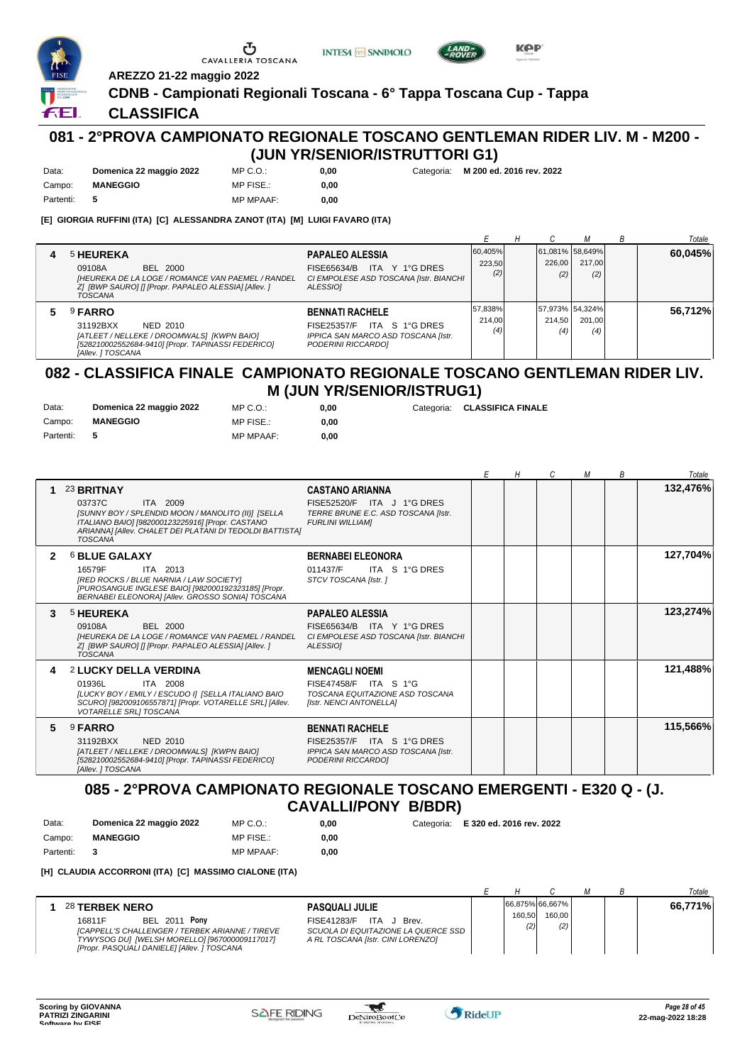AREZZO 21-22 maggio 2022

**CDNB - Campionati Regionali Toscana - 6° Tappa Toscana Cup - Tappa**

**CLASSIFICA**

## 081 - 2°PROVA CAMPIONATO REGIONALE TOSCANO GENTLEMAN RIDER LIV. M - M200 - (JUN YR/SENIOR/ISTRUTTORI G1)

| | | | | | |
|---|---|---|---|---|---|
| Data: | **Domenica 22 maggio 2022** | MP C.O.: | **0,00** | Categoria: | **M 200 ed. 2016 rev. 2022** |
| Campo: | **MANEGGIO** | MP FISE.: | **0,00** | | |
| Partenti: | **5** | MP MPAAF: | **0,00** | | |

**[E] GIORGIA RUFFINI (ITA) [C] ALESSANDRA ZANOT (ITA) [M] LUIGI FAVARO (ITA)**

| | Cavallo | Cavaliere | E | H | C | M | B | Totale |
|---|---|---|---|---|---|---|---|---|
| 4 | 5 **HEUREKA** 09108A BEL 2000 *[HEUREKA DE LA LOGE / ROMANCE VAN PAEMEL / RANDEL Z] [BWP SAURO] [] [Propr. PAPALEO ALESSIA] [Allev. ] TOSCANA* | **PAPALEO ALESSIA** FISE65634/B ITA Y 1°G DRES *CI EMPOLESE ASD TOSCANA [Istr. BIANCHI ALESSIO]* | 60,405% 223,50 (2) | | 61,081% 226,00 (2) | 58,649% 217,00 (2) | | **60,045%** |
| 5 | 9 **FARRO** 31192BXX NED 2010 *[ATLEET / NELLEKE / DROOMWALS] [KWPN BAIO] [528210002552684-9410] [Propr. TAPINASSI FEDERICO] [Allev. ] TOSCANA* | **BENNATI RACHELE** FISE25357/F ITA S 1°G DRES *IPPICA SAN MARCO ASD TOSCANA [Istr. PODERINI RICCARDO]* | 57,838% 214,00 (4) | | 57,973% 214,50 (4) | 54,324% 201,00 (4) | | **56,712%** |

## 082 - CLASSIFICA FINALE CAMPIONATO REGIONALE TOSCANO GENTLEMAN RIDER LIV. M (JUN YR/SENIOR/ISTRUG1)

| | | | | | |
|---|---|---|---|---|---|
| Data: | **Domenica 22 maggio 2022** | MP C.O.: | **0,00** | Categoria: | **CLASSIFICA FINALE** |
| Campo: | **MANEGGIO** | MP FISE.: | **0,00** | | |
| Partenti: | **5** | MP MPAAF: | **0,00** | | |

| | Cavallo | Cavaliere | E | H | C | M | B | Totale |
|---|---|---|---|---|---|---|---|---|
| 1 | 23 **BRITNAY** 03737C ITA 2009 *[SUNNY BOY / SPLENDID MOON / MANOLITO (II)] [SELLA ITALIANO BAIO] [982000123225916] [Propr. CASTANO ARIANNA] [Allev. CHALET DEI PLATANI DI TEDOLDI BATTISTA] TOSCANA* | **CASTANO ARIANNA** FISE52520/F ITA J 1°G DRES *TERRE BRUNE E.C. ASD TOSCANA [Istr. FURLINI WILLIAM]* | | | | | | **132,476%** |
| 2 | 6 **BLUE GALAXY** 16579F ITA 2013 *[RED ROCKS / BLUE NARNIA / LAW SOCIETY] [PUROSANGUE INGLESE BAIO] [982000192323185] [Propr. BERNABEI ELEONORA] [Allev. GROSSO SONIA] TOSCANA* | **BERNABEI ELEONORA** 011437/F ITA S 1°G DRES *STCV TOSCANA [Istr. ]* | | | | | | **127,704%** |
| 3 | 5 **HEUREKA** 09108A BEL 2000 *[HEUREKA DE LA LOGE / ROMANCE VAN PAEMEL / RANDEL Z] [BWP SAURO] [] [Propr. PAPALEO ALESSIA] [Allev. ] TOSCANA* | **PAPALEO ALESSIA** FISE65634/B ITA Y 1°G DRES *CI EMPOLESE ASD TOSCANA [Istr. BIANCHI ALESSIO]* | | | | | | **123,274%** |
| 4 | 2 **LUCKY DELLA VERDINA** 01936L ITA 2008 *[LUCKY BOY / EMILY / ESCUDO I] [SELLA ITALIANO BAIO SCURO] [982009106557871] [Propr. VOTARELLE SRL] [Allev. VOTARELLE SRL] TOSCANA* | **MENCAGLI NOEMI** FISE47458/F ITA S 1°G *TOSCANA EQUITAZIONE ASD TOSCANA [Istr. NENCI ANTONELLA]* | | | | | | **121,488%** |
| 5 | 9 **FARRO** 31192BXX NED 2010 *[ATLEET / NELLEKE / DROOMWALS] [KWPN BAIO] [528210002552684-9410] [Propr. TAPINASSI FEDERICO] [Allev. ] TOSCANA* | **BENNATI RACHELE** FISE25357/F ITA S 1°G DRES *IPPICA SAN MARCO ASD TOSCANA [Istr. PODERINI RICCARDO]* | | | | | | **115,566%** |

## 085 - 2°PROVA CAMPIONATO REGIONALE TOSCANO EMERGENTI - E320 Q - (J. CAVALLI/PONY B/BDR)

| | | | | | |
|---|---|---|---|---|---|
| Data: | **Domenica 22 maggio 2022** | MP C.O.: | **0,00** | Categoria: | **E 320 ed. 2016 rev. 2022** |
| Campo: | **MANEGGIO** | MP FISE.: | **0,00** | | |
| Partenti: | **3** | MP MPAAF: | **0,00** | | |

**[H] CLAUDIA ACCORRONI (ITA) [C] MASSIMO CIALONE (ITA)**

| | Cavallo | Cavaliere | E | H | C | M | B | Totale |
|---|---|---|---|---|---|---|---|---|
| 1 | 28 **TERBEK NERO** 16811F BEL 2011 **Pony** *[CAPPELL'S CHALLENGER / TERBEK ARIANNE / TIREVE TYWYSOG DU] [WELSH MORELLO] [967000009117017] [Propr. PASQUALI DANIELE] [Allev. ] TOSCANA* | **PASQUALI JULIE** FISE41283/F ITA J Brev. *SCUOLA DI EQUITAZIONE LA QUERCE SSD A RL TOSCANA [Istr. CINI LORENZO]* | | 66,875% 160,50 (2) | 66,667% 160,00 (2) | | | **66,771%** |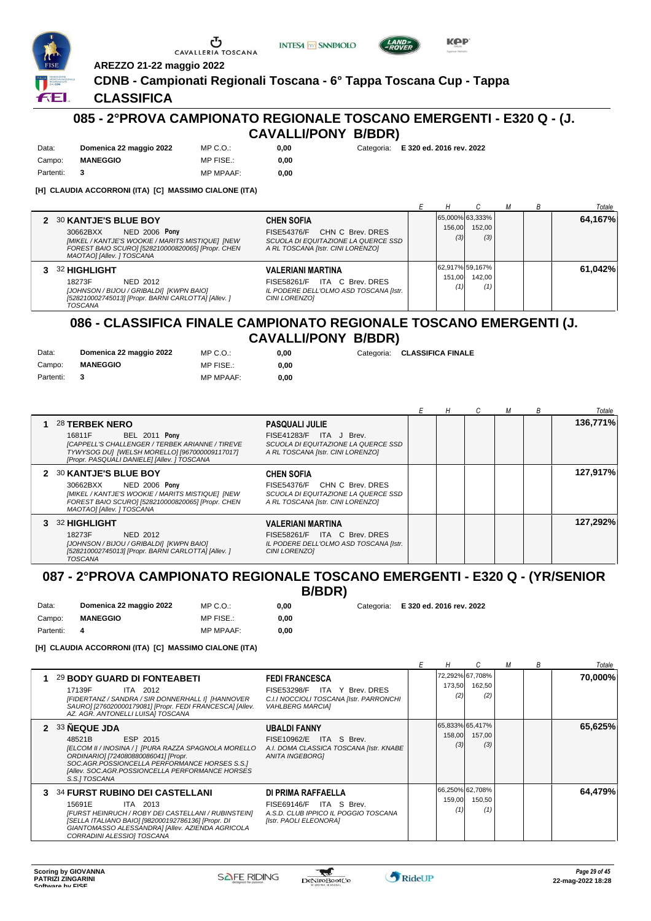AREZZO 21-22 maggio 2022

**CDNB - Campionati Regionali Toscana - 6° Tappa Toscana Cup - Tappa**

**CLASSIFICA**

## 085 - 2°PROVA CAMPIONATO REGIONALE TOSCANO EMERGENTI - E320 Q - (J. CAVALLI/PONY B/BDR)

| | | | | |
|---|---|---|---|---|
| Data: | **Domenica 22 maggio 2022** | MP C.O.: | **0,00** | Categoria: **E 320 ed. 2016 rev. 2022** |
| Campo: | **MANEGGIO** | MP FISE.: | **0,00** | |
| Partenti: | **3** | MP MPAAF: | **0,00** | |

**[H] CLAUDIA ACCORRONI (ITA) [C] MASSIMO CIALONE (ITA)**

| | Cavallo | Cavaliere | E | H | C | M | B | Totale |
|---|---|---|---|---|---|---|---|---|
| 2 | 30 **KANTJE'S BLUE BOY**<br>30662BXX NED 2006 **Pony**<br>*[MIKEL / KANTJE'S WOOKIE / MARITS MISTIQUE] [NEW FOREST BAIO SCURO] [528210000820065] [Propr. CHEN MAOTAO] [Allev. ] TOSCANA* | **CHEN SOFIA**<br>FISE54376/F CHN C Brev. DRES<br>*SCUOLA DI EQUITAZIONE LA QUERCE SSD A RL TOSCANA [Istr. CINI LORENZO]* | | 65,000% 156,00 (3) | 63,333% 152,00 (3) | | | **64,167%** |
| 3 | 32 **HIGHLIGHT**<br>18273F NED 2012<br>*[JOHNSON / BIJOU / GRIBALDI] [KWPN BAIO] [528210002745013] [Propr. BARNI CARLOTTA] [Allev. ] TOSCANA* | **VALERIANI MARTINA**<br>FISE58261/F ITA C Brev. DRES<br>*IL PODERE DELL'OLMO ASD TOSCANA [Istr. CINI LORENZO]* | | 62,917% 151,00 (1) | 59,167% 142,00 (1) | | | **61,042%** |

## 086 - CLASSIFICA FINALE CAMPIONATO REGIONALE TOSCANO EMERGENTI (J. CAVALLI/PONY B/BDR)

| | | | | |
|---|---|---|---|---|
| Data: | **Domenica 22 maggio 2022** | MP C.O.: | **0,00** | Categoria: **CLASSIFICA FINALE** |
| Campo: | **MANEGGIO** | MP FISE.: | **0,00** | |
| Partenti: | **3** | MP MPAAF: | **0,00** | |

| | Cavallo | Cavaliere | E | H | C | M | B | Totale |
|---|---|---|---|---|---|---|---|---|
| 1 | 28 **TERBEK NERO**<br>16811F BEL 2011 **Pony**<br>*[CAPPELL'S CHALLENGER / TERBEK ARIANNE / TIREVE TYWYSOG DU] [WELSH MORELLO] [967000009117017] [Propr. PASQUALI DANIELE] [Allev. ] TOSCANA* | **PASQUALI JULIE**<br>FISE41283/F ITA J Brev.<br>*SCUOLA DI EQUITAZIONE LA QUERCE SSD A RL TOSCANA [Istr. CINI LORENZO]* | | | | | | **136,771%** |
| 2 | 30 **KANTJE'S BLUE BOY**<br>30662BXX NED 2006 **Pony**<br>*[MIKEL / KANTJE'S WOOKIE / MARITS MISTIQUE] [NEW FOREST BAIO SCURO] [528210000820065] [Propr. CHEN MAOTAO] [Allev. ] TOSCANA* | **CHEN SOFIA**<br>FISE54376/F CHN C Brev. DRES<br>*SCUOLA DI EQUITAZIONE LA QUERCE SSD A RL TOSCANA [Istr. CINI LORENZO]* | | | | | | **127,917%** |
| 3 | 32 **HIGHLIGHT**<br>18273F NED 2012<br>*[JOHNSON / BIJOU / GRIBALDI] [KWPN BAIO] [528210002745013] [Propr. BARNI CARLOTTA] [Allev. ] TOSCANA* | **VALERIANI MARTINA**<br>FISE58261/F ITA C Brev. DRES<br>*IL PODERE DELL'OLMO ASD TOSCANA [Istr. CINI LORENZO]* | | | | | | **127,292%** |

## 087 - 2°PROVA CAMPIONATO REGIONALE TOSCANO EMERGENTI - E320 Q - (YR/SENIOR B/BDR)

| | | | | |
|---|---|---|---|---|
| Data: | **Domenica 22 maggio 2022** | MP C.O.: | **0,00** | Categoria: **E 320 ed. 2016 rev. 2022** |
| Campo: | **MANEGGIO** | MP FISE.: | **0,00** | |
| Partenti: | **4** | MP MPAAF: | **0,00** | |

**[H] CLAUDIA ACCORRONI (ITA) [C] MASSIMO CIALONE (ITA)**

| | Cavallo | Cavaliere | E | H | C | M | B | Totale |
|---|---|---|---|---|---|---|---|---|
| 1 | 29 **BODY GUARD DI FONTEABETI**<br>17139F ITA 2012<br>*[FIDERTANZ / SANDRA / SIR DONNERHALL I] [HANNOVER SAURO] [276020000179081] [Propr. FEDI FRANCESCA] [Allev. AZ. AGR. ANTONELLI LUISA] TOSCANA* | **FEDI FRANCESCA**<br>FISE53298/F ITA Y Brev. DRES<br>*C.I.I NOCCIOLI TOSCANA [Istr. PARRONCHI VAHLBERG MARCIA]* | | 72,292% 173,50 (2) | 67,708% 162,50 (2) | | | **70,000%** |
| 2 | 33 **ÑEQUE JDA**<br>48521B ESP 2015<br>*[ELCOM II / INOSINA / ] [PURA RAZZA SPAGNOLA MORELLO ORDINARIO] [724080880086041] [Propr. SOC.AGR.POSSIONCELLA PERFORMANCE HORSES S.S.] [Allev. SOC.AGR.POSSIONCELLA PERFORMANCE HORSES S.S.] TOSCANA* | **UBALDI FANNY**<br>FISE10962/E ITA S Brev.<br>*A.I. DOMA CLASSICA TOSCANA [Istr. KNABE ANITA INGEBORG]* | | 65,833% 158,00 (3) | 65,417% 157,00 (3) | | | **65,625%** |
| 3 | 34 **FURST RUBINO DEI CASTELLANI**<br>15691E ITA 2013<br>*[FURST HEINRUCH / ROBY DEI CASTELLANI / RUBINSTEIN] [SELLA ITALIANO BAIO] [982000192786136] [Propr. DI GIANTOMASSO ALESSANDRA] [Allev. AZIENDA AGRICOLA CORRADINI ALESSIO] TOSCANA* | **DI PRIMA RAFFAELLA**<br>FISE69146/F ITA S Brev.<br>*A.S.D. CLUB IPPICO IL POGGIO TOSCANA [Istr. PAOLI ELEONORA]* | | 66,250% 159,00 (1) | 62,708% 150,50 (1) | | | **64,479%** |

**Scoring by GIOVANNA PATRIZI ZINGARINI**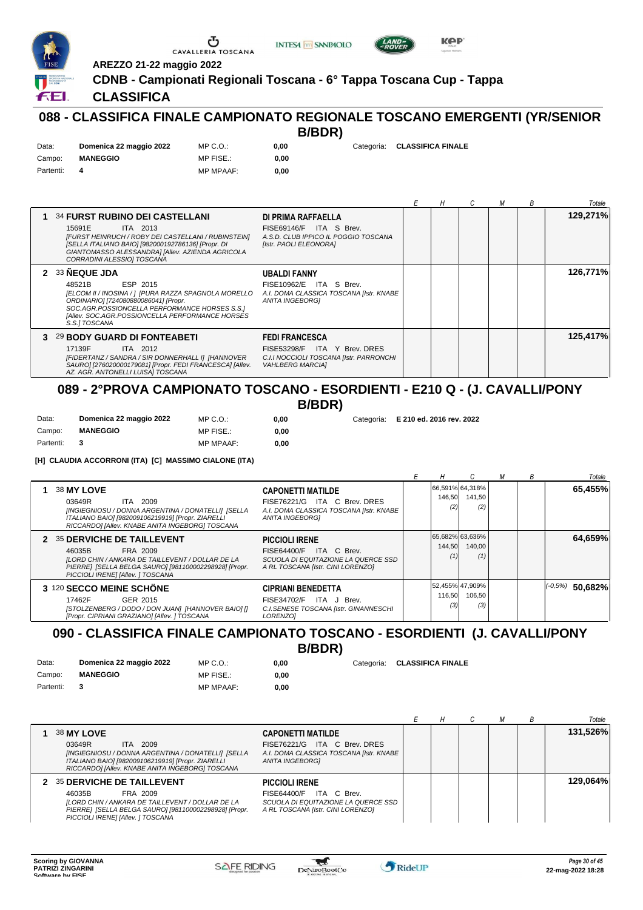AREZZO 21-22 maggio 2022

**CDNB - Campionati Regionali Toscana - 6° Tappa Toscana Cup - Tappa**

**CLASSIFICA**

## 088 - CLASSIFICA FINALE CAMPIONATO REGIONALE TOSCANO EMERGENTI (YR/SENIOR B/BDR)

| | | | | | |
|---|---|---|---|---|---|
| Data: | **Domenica 22 maggio 2022** | MP C.O.: | **0,00** | Categoria: | **CLASSIFICA FINALE** |
| Campo: | **MANEGGIO** | MP FISE.: | **0,00** | | |
| Partenti: | **4** | MP MPAAF: | **0,00** | | |

| | Cavallo | Cavaliere | E | H | C | M | B | Totale |
|---|---|---|---|---|---|---|---|---|
| 1 | 34 **FURST RUBINO DEI CASTELLANI** 15691E ITA 2013 *[FURST HEINRUCH / ROBY DEI CASTELLANI / RUBINSTEIN] [SELLA ITALIANO BAIO] [982000192786136] [Propr. DI GIANTOMASSO ALESSANDRA] [Allev. AZIENDA AGRICOLA CORRADINI ALESSIO] TOSCANA* | **DI PRIMA RAFFAELLA** FISE69146/F ITA S Brev. *A.S.D. CLUB IPPICO IL POGGIO TOSCANA [Istr. PAOLI ELEONORA]* | | | | | | **129,271%** |
| 2 | 33 **ÑEQUE JDA** 48521B ESP 2015 *[ELCOM II / INOSINA / ] [PURA RAZZA SPAGNOLA MORELLO ORDINARIO] [724080880086041] [Propr. SOC.AGR.POSSIONCELLA PERFORMANCE HORSES S.S.] [Allev. SOC.AGR.POSSIONCELLA PERFORMANCE HORSES S.S.] TOSCANA* | **UBALDI FANNY** FISE10962/E ITA S Brev. *A.I. DOMA CLASSICA TOSCANA [Istr. KNABE ANITA INGEBORG]* | | | | | | **126,771%** |
| 3 | 29 **BODY GUARD DI FONTEABETI** 17139F ITA 2012 *[FIDERTANZ / SANDRA / SIR DONNERHALL I] [HANNOVER SAURO] [276020000179081] [Propr. FEDI FRANCESCA] [Allev. AZ. AGR. ANTONELLI LUISA] TOSCANA* | **FEDI FRANCESCA** FISE53298/F ITA Y Brev. DRES *C.I.I NOCCIOLI TOSCANA [Istr. PARRONCHI VAHLBERG MARCIA]* | | | | | | **125,417%** |

## 089 - 2°PROVA CAMPIONATO TOSCANO - ESORDIENTI - E210 Q - (J. CAVALLI/PONY B/BDR)

| | | | | | |
|---|---|---|---|---|---|
| Data: | **Domenica 22 maggio 2022** | MP C.O.: | **0,00** | Categoria: | **E 210 ed. 2016 rev. 2022** |
| Campo: | **MANEGGIO** | MP FISE.: | **0,00** | | |
| Partenti: | **3** | MP MPAAF: | **0,00** | | |

**[H] CLAUDIA ACCORRONI (ITA) [C] MASSIMO CIALONE (ITA)**

| | Cavallo | Cavaliere | E | H | C | M | B | Totale |
|---|---|---|---|---|---|---|---|---|
| 1 | 38 **MY LOVE** 03649R ITA 2009 *[INGIEGNIOSU / DONNA ARGENTINA / DONATELLI] [SELLA ITALIANO BAIO] [982009106219919] [Propr. ZIARELLI RICCARDO] [Allev. KNABE ANITA INGEBORG] TOSCANA* | **CAPONETTI MATILDE** FISE76221/G ITA C Brev. DRES *A.I. DOMA CLASSICA TOSCANA [Istr. KNABE ANITA INGEBORG]* | | 66,591% 146,50 (2) | 64,318% 141,50 (2) | | | **65,455%** |
| 2 | 35 **DERVICHE DE TAILLEVENT** 46035B FRA 2009 *[LORD CHIN / ANKARA DE TAILLEVENT / DOLLAR DE LA PIERRE] [SELLA BELGA SAURO] [981100002298928] [Propr. PICCIOLI IRENE] [Allev. ] TOSCANA* | **PICCIOLI IRENE** FISE64400/F ITA C Brev. *SCUOLA DI EQUITAZIONE LA QUERCE SSD A RL TOSCANA [Istr. CINI LORENZO]* | | 65,682% 144,50 (1) | 63,636% 140,00 (1) | | | **64,659%** |
| 3 | 120 **SECCO MEINE SCHÖNE** 17462F GER 2015 *[STOLZENBERG / DODO / DON JUAN] [HANNOVER BAIO] [] [Propr. CIPRIANI GRAZIANO] [Allev. ] TOSCANA* | **CIPRIANI BENEDETTA** FISE34702/F ITA J Brev. *C.I.SENESE TOSCANA [Istr. GINANNESCHI LORENZO]* | | 52,455% 116,50 (3) | 47,909% 106,50 (3) | | | *(-0,5%)* **50,682%** |

## 090 - CLASSIFICA FINALE CAMPIONATO TOSCANO - ESORDIENTI (J. CAVALLI/PONY B/BDR)

| | | | | | |
|---|---|---|---|---|---|
| Data: | **Domenica 22 maggio 2022** | MP C.O.: | **0,00** | Categoria: | **CLASSIFICA FINALE** |
| Campo: | **MANEGGIO** | MP FISE.: | **0,00** | | |
| Partenti: | **3** | MP MPAAF: | **0,00** | | |

| | Cavallo | Cavaliere | E | H | C | M | B | Totale |
|---|---|---|---|---|---|---|---|---|
| 1 | 38 **MY LOVE** 03649R ITA 2009 *[INGIEGNIOSU / DONNA ARGENTINA / DONATELLI] [SELLA ITALIANO BAIO] [982009106219919] [Propr. ZIARELLI RICCARDO] [Allev. KNABE ANITA INGEBORG] TOSCANA* | **CAPONETTI MATILDE** FISE76221/G ITA C Brev. DRES *A.I. DOMA CLASSICA TOSCANA [Istr. KNABE ANITA INGEBORG]* | | | | | | **131,526%** |
| 2 | 35 **DERVICHE DE TAILLEVENT** 46035B FRA 2009 *[LORD CHIN / ANKARA DE TAILLEVENT / DOLLAR DE LA PIERRE] [SELLA BELGA SAURO] [981100002298928] [Propr. PICCIOLI IRENE] [Allev. ] TOSCANA* | **PICCIOLI IRENE** FISE64400/F ITA C Brev. *SCUOLA DI EQUITAZIONE LA QUERCE SSD A RL TOSCANA [Istr. CINI LORENZO]* | | | | | | **129,064%** |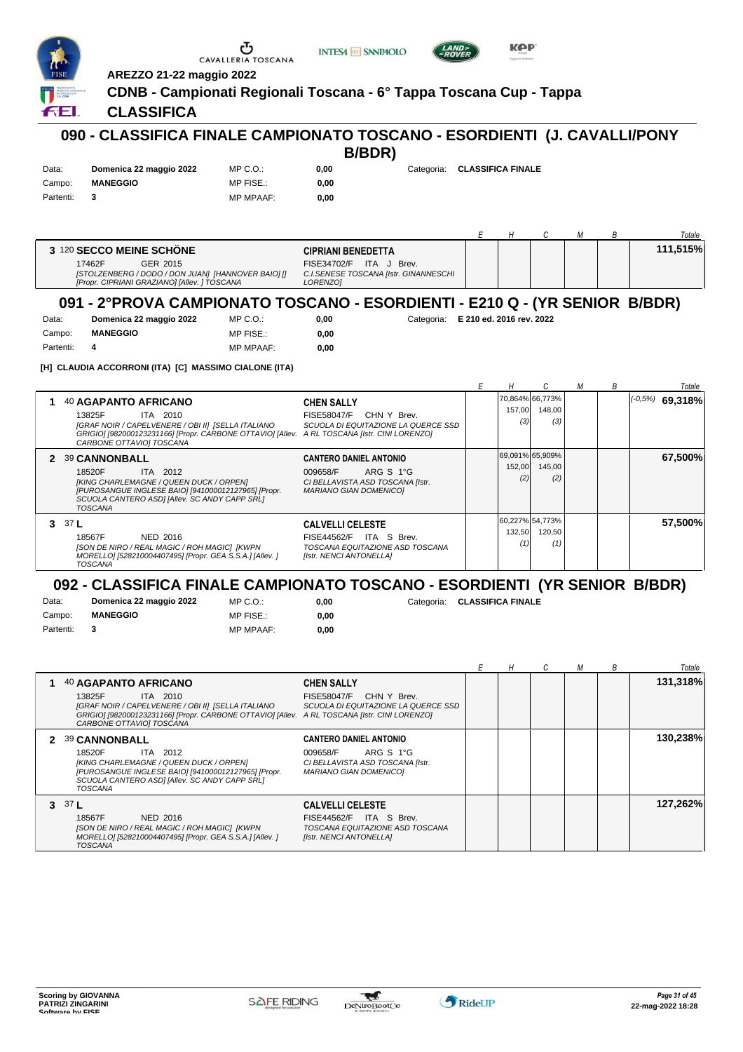AREZZO 21-22 maggio 2022

**CDNB - Campionati Regionali Toscana - 6° Tappa Toscana Cup - Tappa**

**CLASSIFICA**

## 090 - CLASSIFICA FINALE CAMPIONATO TOSCANO - ESORDIENTI (J. CAVALLI/PONY B/BDR)

| | | | | | |
|---|---|---|---|---|---|
| Data: | **Domenica 22 maggio 2022** | MP C.O.: | 0,00 | Categoria: | **CLASSIFICA FINALE** |
| Campo: | **MANEGGIO** | MP FISE.: | 0,00 | | |
| Partenti: | 3 | MP MPAAF: | 0,00 | | |

| | Cavallo | Cavaliere | E | H | C | M | B | Totale |
|---|---|---|---|---|---|---|---|---|
| 3 | 120 **SECCO MEINE SCHÖNE** 17462F GER 2015 *[STOLZENBERG / DODO / DON JUAN] [HANNOVER BAIO] [] [Propr. CIPRIANI GRAZIANO] [Allev. ] TOSCANA* | **CIPRIANI BENEDETTA** FISE34702/F ITA J Brev. *C.I.SENESE TOSCANA [Istr. GINANNESCHI LORENZO]* | | | | | | **111,515%** |

## 091 - 2°PROVA CAMPIONATO TOSCANO - ESORDIENTI - E210 Q - (YR SENIOR B/BDR)

| | | | | | |
|---|---|---|---|---|---|
| Data: | **Domenica 22 maggio 2022** | MP C.O.: | 0,00 | Categoria: | **E 210 ed. 2016 rev. 2022** |
| Campo: | **MANEGGIO** | MP FISE.: | 0,00 | | |
| Partenti: | 4 | MP MPAAF: | 0,00 | | |

**[H] CLAUDIA ACCORRONI (ITA) [C] MASSIMO CIALONE (ITA)**

| | Cavallo | Cavaliere | E | H | C | M | B | Totale |
|---|---|---|---|---|---|---|---|---|
| 1 | 40 **AGAPANTO AFRICANO** 13825F ITA 2010 *[GRAF NOIR / CAPELVENERE / OBI II] [SELLA ITALIANO GRIGIO] [982000123231166] [Propr. CARBONE OTTAVIO] [Allev. CARBONE OTTAVIO] TOSCANA* | **CHEN SALLY** FISE58047/F CHN Y Brev. *SCUOLA DI EQUITAZIONE LA QUERCE SSD A RL TOSCANA [Istr. CINI LORENZO]* | | 70,864% 157,00 (3) | 66,773% 148,00 (3) | | | (-0,5%) **69,318%** |
| 2 | 39 **CANNONBALL** 18520F ITA 2012 *[KING CHARLEMAGNE / QUEEN DUCK / ORPEN] [PUROSANGUE INGLESE BAIO] [941000012127965] [Propr. SCUOLA CANTERO ASD] [Allev. SC ANDY CAPP SRL] TOSCANA* | **CANTERO DANIEL ANTONIO** 009658/F ARG S 1°G *CI BELLAVISTA ASD TOSCANA [Istr. MARIANO GIAN DOMENICO]* | | 69,091% 152,00 (2) | 65,909% 145,00 (2) | | | **67,500%** |
| 3 | 37 **L** 18567F NED 2016 *[SON DE NIRO / REAL MAGIC / ROH MAGIC] [KWPN MORELLO] [528210004407495] [Propr. GEA S.S.A.] [Allev. ] TOSCANA* | **CALVELLI CELESTE** FISE44562/F ITA S Brev. *TOSCANA EQUITAZIONE ASD TOSCANA [Istr. NENCI ANTONELLA]* | | 60,227% 132,50 (1) | 54,773% 120,50 (1) | | | **57,500%** |

## 092 - CLASSIFICA FINALE CAMPIONATO TOSCANO - ESORDIENTI (YR SENIOR B/BDR)

| | | | | | |
|---|---|---|---|---|---|
| Data: | **Domenica 22 maggio 2022** | MP C.O.: | 0,00 | Categoria: | **CLASSIFICA FINALE** |
| Campo: | **MANEGGIO** | MP FISE.: | 0,00 | | |
| Partenti: | 3 | MP MPAAF: | 0,00 | | |

| | Cavallo | Cavaliere | E | H | C | M | B | Totale |
|---|---|---|---|---|---|---|---|---|
| 1 | 40 **AGAPANTO AFRICANO** 13825F ITA 2010 *[GRAF NOIR / CAPELVENERE / OBI II] [SELLA ITALIANO GRIGIO] [982000123231166] [Propr. CARBONE OTTAVIO] [Allev. CARBONE OTTAVIO] TOSCANA* | **CHEN SALLY** FISE58047/F CHN Y Brev. *SCUOLA DI EQUITAZIONE LA QUERCE SSD A RL TOSCANA [Istr. CINI LORENZO]* | | | | | | **131,318%** |
| 2 | 39 **CANNONBALL** 18520F ITA 2012 *[KING CHARLEMAGNE / QUEEN DUCK / ORPEN] [PUROSANGUE INGLESE BAIO] [941000012127965] [Propr. SCUOLA CANTERO ASD] [Allev. SC ANDY CAPP SRL] TOSCANA* | **CANTERO DANIEL ANTONIO** 009658/F ARG S 1°G *CI BELLAVISTA ASD TOSCANA [Istr. MARIANO GIAN DOMENICO]* | | | | | | **130,238%** |
| 3 | 37 **L** 18567F NED 2016 *[SON DE NIRO / REAL MAGIC / ROH MAGIC] [KWPN MORELLO] [528210004407495] [Propr. GEA S.S.A.] [Allev. ] TOSCANA* | **CALVELLI CELESTE** FISE44562/F ITA S Brev. *TOSCANA EQUITAZIONE ASD TOSCANA [Istr. NENCI ANTONELLA]* | | | | | | **127,262%** |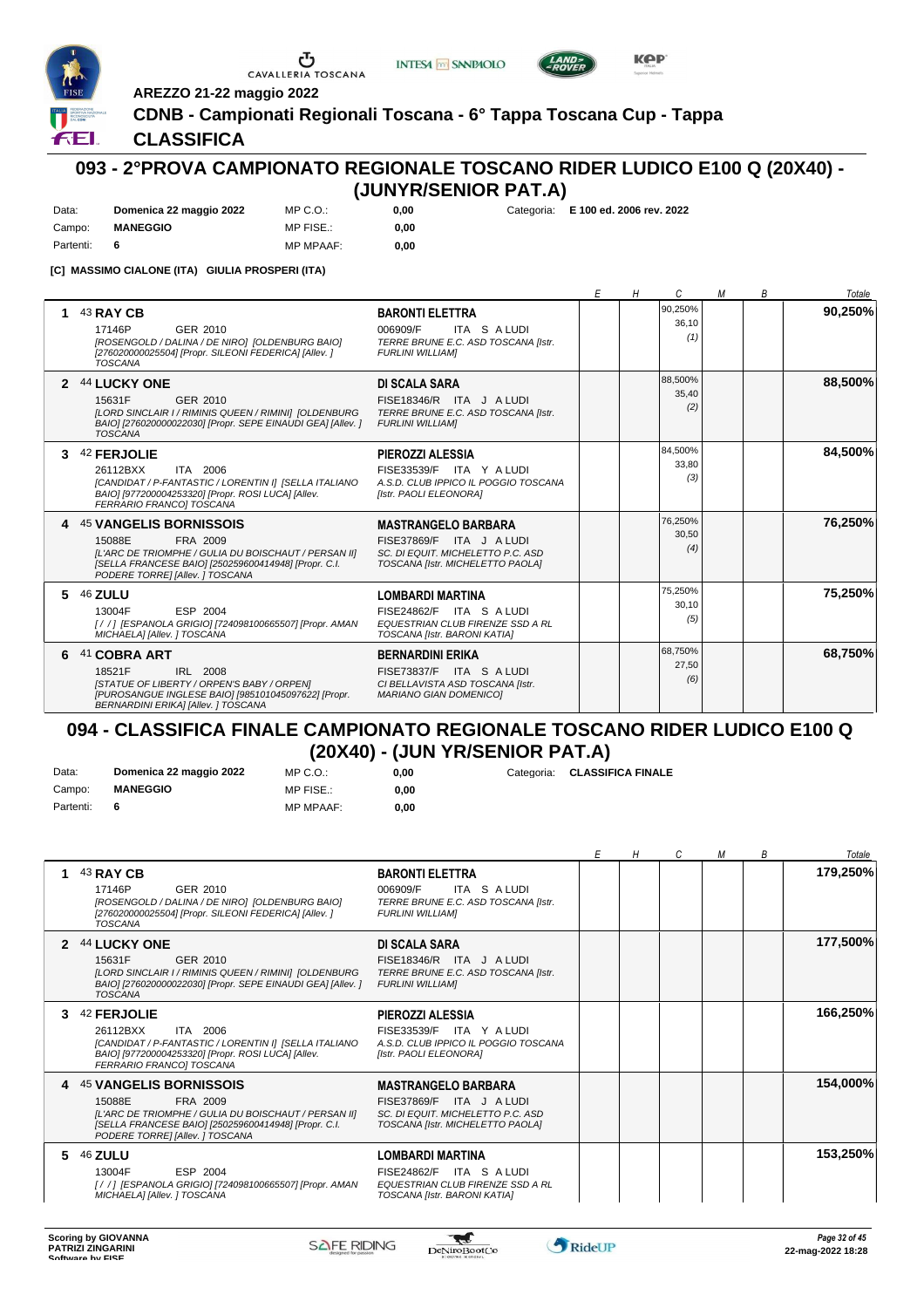AREZZO 21-22 maggio 2022

**CDNB - Campionati Regionali Toscana - 6° Tappa Toscana Cup - Tappa**

**CLASSIFICA**

## 093 - 2°PROVA CAMPIONATO REGIONALE TOSCANO RIDER LUDICO E100 Q (20X40) - (JUNYR/SENIOR PAT.A)

| | | | | | |
|---|---|---|---|---|---|
| Data: | **Domenica 22 maggio 2022** | MP C.O.: | **0,00** | Categoria: | **E 100 ed. 2006 rev. 2022** |
| Campo: | **MANEGGIO** | MP FISE.: | **0,00** | | |
| Partenti: | **6** | MP MPAAF: | **0,00** | | |

**[C] MASSIMO CIALONE (ITA) GIULIA PROSPERI (ITA)**

| | Cavallo | Cavaliere | E | H | C | M | B | Totale |
|---|---|---|---|---|---|---|---|---|
| 1 | 43 **RAY CB** 17146P GER 2010 *[ROSENGOLD / DALINA / DE NIRO] [OLDENBURG BAIO] [276020000025504] [Propr. SILEONI FEDERICA] [Allev. ] TOSCANA* | **BARONTI ELETTRA** 006909/F ITA S A LUDI *TERRE BRUNE E.C. ASD TOSCANA [Istr. FURLINI WILLIAM]* | | | 90,250% 36,10 (1) | | | **90,250%** |
| 2 | 44 **LUCKY ONE** 15631F GER 2010 *[LORD SINCLAIR I / RIMINIS QUEEN / RIMINI] [OLDENBURG BAIO] [276020000022030] [Propr. SEPE EINAUDI GEA] [Allev. ] TOSCANA* | **DI SCALA SARA** FISE18346/R ITA J A LUDI *TERRE BRUNE E.C. ASD TOSCANA [Istr. FURLINI WILLIAM]* | | | 88,500% 35,40 (2) | | | **88,500%** |
| 3 | 42 **FERJOLIE** 26112BXX ITA 2006 *[CANDIDAT / P-FANTASTIC / LORENTIN I] [SELLA ITALIANO BAIO] [977200004253320] [Propr. ROSI LUCA] [Allev. FERRARIO FRANCO] TOSCANA* | **PIEROZZI ALESSIA** FISE33539/F ITA Y A LUDI *A.S.D. CLUB IPPICO IL POGGIO TOSCANA [Istr. PAOLI ELEONORA]* | | | 84,500% 33,80 (3) | | | **84,500%** |
| 4 | 45 **VANGELIS BORNISSOIS** 15088E FRA 2009 *[L'ARC DE TRIOMPHE / GULIA DU BOISCHAUT / PERSAN II] [SELLA FRANCESE BAIO] [250259600414948] [Propr. C.I. PODERE TORRE] [Allev. ] TOSCANA* | **MASTRANGELO BARBARA** FISE37869/F ITA J A LUDI *SC. DI EQUIT. MICHELETTO P.C. ASD TOSCANA [Istr. MICHELETTO PAOLA]* | | | 76,250% 30,50 (4) | | | **76,250%** |
| 5 | 46 **ZULU** 13004F ESP 2004 *[ / / ] [ESPANOLA GRIGIO] [724098100665507] [Propr. AMAN MICHAELA] [Allev. ] TOSCANA* | **LOMBARDI MARTINA** FISE24862/F ITA S A LUDI *EQUESTRIAN CLUB FIRENZE SSD A RL TOSCANA [Istr. BARONI KATIA]* | | | 75,250% 30,10 (5) | | | **75,250%** |
| 6 | 41 **COBRA ART** 18521F IRL 2008 *[STATUE OF LIBERTY / ORPEN'S BABY / ORPEN] [PUROSANGUE INGLESE BAIO] [985101045097622] [Propr. BERNARDINI ERIKA] [Allev. ] TOSCANA* | **BERNARDINI ERIKA** FISE73837/F ITA S A LUDI *CI BELLAVISTA ASD TOSCANA [Istr. MARIANO GIAN DOMENICO]* | | | 68,750% 27,50 (6) | | | **68,750%** |

## 094 - CLASSIFICA FINALE CAMPIONATO REGIONALE TOSCANO RIDER LUDICO E100 Q (20X40) - (JUN YR/SENIOR PAT.A)

| | | | | | |
|---|---|---|---|---|---|
| Data: | **Domenica 22 maggio 2022** | MP C.O.: | **0,00** | Categoria: | **CLASSIFICA FINALE** |
| Campo: | **MANEGGIO** | MP FISE.: | **0,00** | | |
| Partenti: | **6** | MP MPAAF: | **0,00** | | |

| | Cavallo | Cavaliere | E | H | C | M | B | Totale |
|---|---|---|---|---|---|---|---|---|
| 1 | 43 **RAY CB** 17146P GER 2010 *[ROSENGOLD / DALINA / DE NIRO] [OLDENBURG BAIO] [276020000025504] [Propr. SILEONI FEDERICA] [Allev. ] TOSCANA* | **BARONTI ELETTRA** 006909/F ITA S A LUDI *TERRE BRUNE E.C. ASD TOSCANA [Istr. FURLINI WILLIAM]* | | | | | | **179,250%** |
| 2 | 44 **LUCKY ONE** 15631F GER 2010 *[LORD SINCLAIR I / RIMINIS QUEEN / RIMINI] [OLDENBURG BAIO] [276020000022030] [Propr. SEPE EINAUDI GEA] [Allev. ] TOSCANA* | **DI SCALA SARA** FISE18346/R ITA J A LUDI *TERRE BRUNE E.C. ASD TOSCANA [Istr. FURLINI WILLIAM]* | | | | | | **177,500%** |
| 3 | 42 **FERJOLIE** 26112BXX ITA 2006 *[CANDIDAT / P-FANTASTIC / LORENTIN I] [SELLA ITALIANO BAIO] [977200004253320] [Propr. ROSI LUCA] [Allev. FERRARIO FRANCO] TOSCANA* | **PIEROZZI ALESSIA** FISE33539/F ITA Y A LUDI *A.S.D. CLUB IPPICO IL POGGIO TOSCANA [Istr. PAOLI ELEONORA]* | | | | | | **166,250%** |
| 4 | 45 **VANGELIS BORNISSOIS** 15088E FRA 2009 *[L'ARC DE TRIOMPHE / GULIA DU BOISCHAUT / PERSAN II] [SELLA FRANCESE BAIO] [250259600414948] [Propr. C.I. PODERE TORRE] [Allev. ] TOSCANA* | **MASTRANGELO BARBARA** FISE37869/F ITA J A LUDI *SC. DI EQUIT. MICHELETTO P.C. ASD TOSCANA [Istr. MICHELETTO PAOLA]* | | | | | | **154,000%** |
| 5 | 46 **ZULU** 13004F ESP 2004 *[ / / ] [ESPANOLA GRIGIO] [724098100665507] [Propr. AMAN MICHAELA] [Allev. ] TOSCANA* | **LOMBARDI MARTINA** FISE24862/F ITA S A LUDI *EQUESTRIAN CLUB FIRENZE SSD A RL TOSCANA [Istr. BARONI KATIA]* | | | | | | **153,250%** |

Scoring by GIOVANNA PATRIZI ZINGARINI
Software by FISE

22-mag-2022 18:28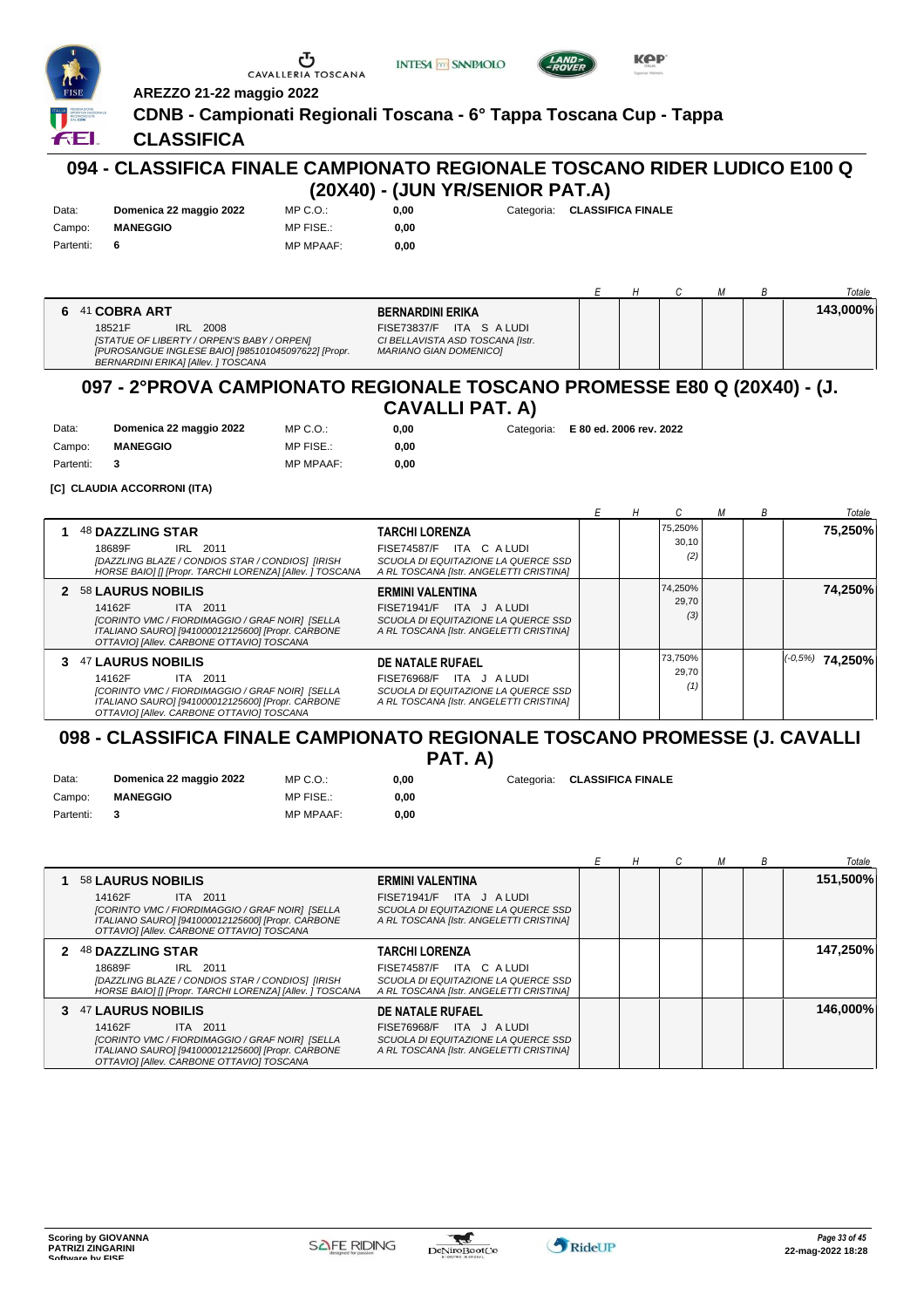AREZZO 21-22 maggio 2022

**CDNB - Campionati Regionali Toscana - 6° Tappa Toscana Cup - Tappa**

**CLASSIFICA**

## 094 - CLASSIFICA FINALE CAMPIONATO REGIONALE TOSCANO RIDER LUDICO E100 Q (20X40) - (JUN YR/SENIOR PAT.A)

| | | | | | |
|---|---|---|---|---|---|
| Data: | **Domenica 22 maggio 2022** | MP C.O.: | 0,00 | Categoria: | **CLASSIFICA FINALE** |
| Campo: | **MANEGGIO** | MP FISE.: | 0,00 | | |
| Partenti: | **6** | MP MPAAF: | 0,00 | | |

| | Cavallo | Cavaliere | E | H | C | M | B | Totale |
|---|---|---|---|---|---|---|---|---|
| 6 | 41 **COBRA ART** 18521F IRL 2008 *[STATUE OF LIBERTY / ORPEN'S BABY / ORPEN] [PUROSANGUE INGLESE BAIO] [985101045097622] [Propr. BERNARDINI ERIKA] [Allev. ] TOSCANA* | **BERNARDINI ERIKA** FISE73837/F ITA S A LUDI *CI BELLAVISTA ASD TOSCANA [Istr. MARIANO GIAN DOMENICO]* | | | | | | **143,000%** |

## 097 - 2°PROVA CAMPIONATO REGIONALE TOSCANO PROMESSE E80 Q (20X40) - (J. CAVALLI PAT. A)

| | | | | | |
|---|---|---|---|---|---|
| Data: | **Domenica 22 maggio 2022** | MP C.O.: | 0,00 | Categoria: | **E 80 ed. 2006 rev. 2022** |
| Campo: | **MANEGGIO** | MP FISE.: | 0,00 | | |
| Partenti: | **3** | MP MPAAF: | 0,00 | | |

**[C] CLAUDIA ACCORRONI (ITA)**

| | Cavallo | Cavaliere | E | H | C | M | B | Totale |
|---|---|---|---|---|---|---|---|---|
| 1 | 48 **DAZZLING STAR** 18689F IRL 2011 *[DAZZLING BLAZE / CONDIOS STAR / CONDIOS] [IRISH HORSE BAIO] [] [Propr. TARCHI LORENZA] [Allev. ] TOSCANA* | **TARCHI LORENZA** FISE74587/F ITA C A LUDI *SCUOLA DI EQUITAZIONE LA QUERCE SSD A RL TOSCANA [Istr. ANGELETTI CRISTINA]* | | | 75,250% 30,10 (2) | | | **75,250%** |
| 2 | 58 **LAURUS NOBILIS** 14162F ITA 2011 *[CORINTO VMC / FIORDIMAGGIO / GRAF NOIR] [SELLA ITALIANO SAURO] [941000012125600] [Propr. CARBONE OTTAVIO] [Allev. CARBONE OTTAVIO] TOSCANA* | **ERMINI VALENTINA** FISE71941/F ITA J A LUDI *SCUOLA DI EQUITAZIONE LA QUERCE SSD A RL TOSCANA [Istr. ANGELETTI CRISTINA]* | | | 74,250% 29,70 (3) | | | **74,250%** |
| 3 | 47 **LAURUS NOBILIS** 14162F ITA 2011 *[CORINTO VMC / FIORDIMAGGIO / GRAF NOIR] [SELLA ITALIANO SAURO] [941000012125600] [Propr. CARBONE OTTAVIO] [Allev. CARBONE OTTAVIO] TOSCANA* | **DE NATALE RUFAEL** FISE76968/F ITA J A LUDI *SCUOLA DI EQUITAZIONE LA QUERCE SSD A RL TOSCANA [Istr. ANGELETTI CRISTINA]* | | | 73,750% 29,70 (1) | | | (-0,5%) **74,250%** |

## 098 - CLASSIFICA FINALE CAMPIONATO REGIONALE TOSCANO PROMESSE (J. CAVALLI PAT. A)

| | | | | | |
|---|---|---|---|---|---|
| Data: | **Domenica 22 maggio 2022** | MP C.O.: | 0,00 | Categoria: | **CLASSIFICA FINALE** |
| Campo: | **MANEGGIO** | MP FISE.: | 0,00 | | |
| Partenti: | **3** | MP MPAAF: | 0,00 | | |

| | Cavallo | Cavaliere | E | H | C | M | B | Totale |
|---|---|---|---|---|---|---|---|---|
| 1 | 58 **LAURUS NOBILIS** 14162F ITA 2011 *[CORINTO VMC / FIORDIMAGGIO / GRAF NOIR] [SELLA ITALIANO SAURO] [941000012125600] [Propr. CARBONE OTTAVIO] [Allev. CARBONE OTTAVIO] TOSCANA* | **ERMINI VALENTINA** FISE71941/F ITA J A LUDI *SCUOLA DI EQUITAZIONE LA QUERCE SSD A RL TOSCANA [Istr. ANGELETTI CRISTINA]* | | | | | | **151,500%** |
| 2 | 48 **DAZZLING STAR** 18689F IRL 2011 *[DAZZLING BLAZE / CONDIOS STAR / CONDIOS] [IRISH HORSE BAIO] [] [Propr. TARCHI LORENZA] [Allev. ] TOSCANA* | **TARCHI LORENZA** FISE74587/F ITA C A LUDI *SCUOLA DI EQUITAZIONE LA QUERCE SSD A RL TOSCANA [Istr. ANGELETTI CRISTINA]* | | | | | | **147,250%** |
| 3 | 47 **LAURUS NOBILIS** 14162F ITA 2011 *[CORINTO VMC / FIORDIMAGGIO / GRAF NOIR] [SELLA ITALIANO SAURO] [941000012125600] [Propr. CARBONE OTTAVIO] [Allev. CARBONE OTTAVIO] TOSCANA* | **DE NATALE RUFAEL** FISE76968/F ITA J A LUDI *SCUOLA DI EQUITAZIONE LA QUERCE SSD A RL TOSCANA [Istr. ANGELETTI CRISTINA]* | | | | | | **146,000%** |

Scoring by GIOVANNA PATRIZI ZINGARINI
Software by FISE

22-mag-2022 18:28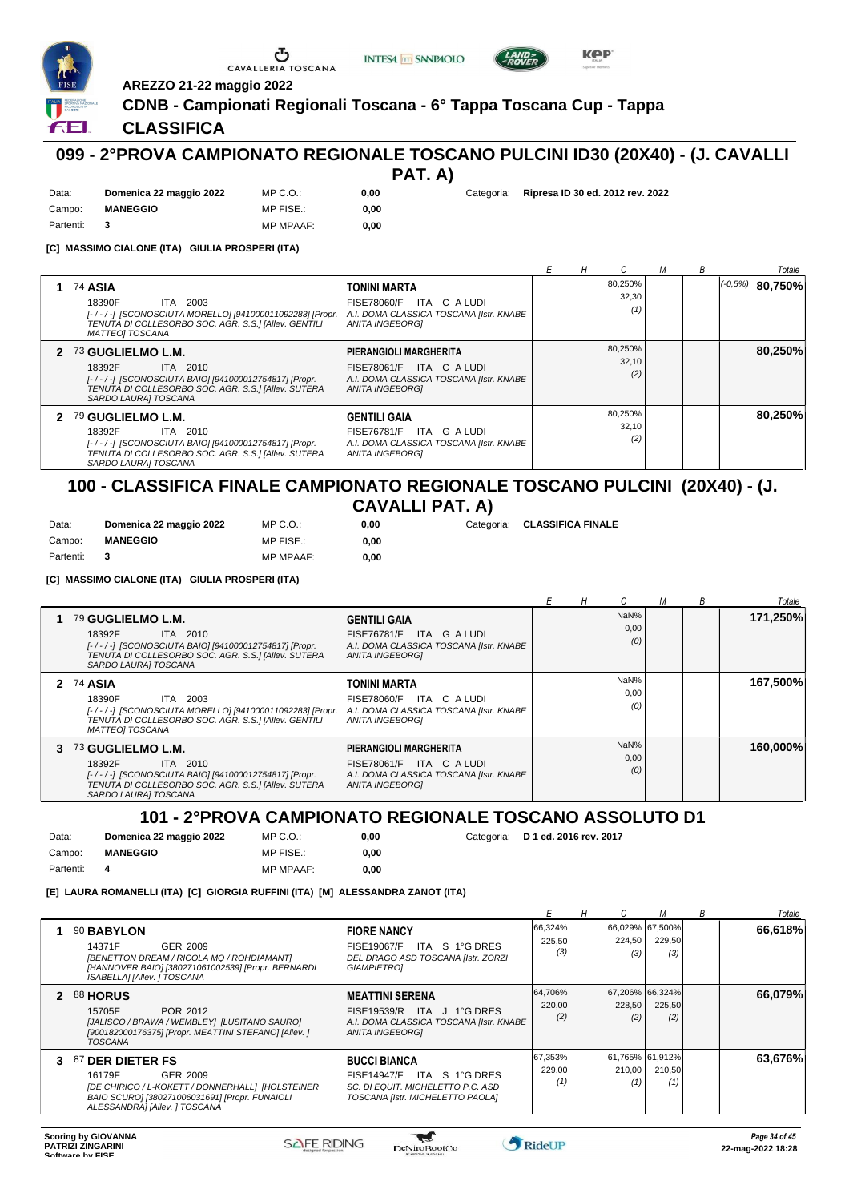AREZZO 21-22 maggio 2022

**CDNB - Campionati Regionali Toscana - 6° Tappa Toscana Cup - Tappa**

**CLASSIFICA**

## 099 - 2°PROVA CAMPIONATO REGIONALE TOSCANO PULCINI ID30 (20X40) - (J. CAVALLI PAT. A)

| | | | | |
|---|---|---|---|---|
| Data: | **Domenica 22 maggio 2022** | MP C.O.: | **0,00** | Categoria: **Ripresa ID 30 ed. 2012 rev. 2022** |
| Campo: | **MANEGGIO** | MP FISE.: | **0,00** | |
| Partenti: | **3** | MP MPAAF: | **0,00** | |

**[C] MASSIMO CIALONE (ITA) GIULIA PROSPERI (ITA)**

| | Cavallo | Cavaliere | E | H | C | M | B | Totale |
|---|---|---|---|---|---|---|---|---|
| 1 | 74 **ASIA** 18390F ITA 2003 [-/-/-] [SCONOSCIUTA MORELLO] [941000011092283] [Propr. TENUTA DI COLLESORBO SOC. AGR. S.S.] [Allev. GENTILI MATTEO] TOSCANA | **TONINI MARTA** FISE78060/F ITA C A LUDI A.I. DOMA CLASSICA TOSCANA [Istr. KNABE ANITA INGEBORG] | | | 80,250% 32,30 (1) | | | (-0,5%) **80,750%** |
| 2 | 73 **GUGLIELMO L.M.** 18392F ITA 2010 [-/-/-] [SCONOSCIUTA BAIO] [941000012754817] [Propr. TENUTA DI COLLESORBO SOC. AGR. S.S.] [Allev. SUTERA SARDO LAURA] TOSCANA | **PIERANGIOLI MARGHERITA** FISE78061/F ITA C A LUDI A.I. DOMA CLASSICA TOSCANA [Istr. KNABE ANITA INGEBORG] | | | 80,250% 32,10 (2) | | | **80,250%** |
| 2 | 79 **GUGLIELMO L.M.** 18392F ITA 2010 [-/-/-] [SCONOSCIUTA BAIO] [941000012754817] [Propr. TENUTA DI COLLESORBO SOC. AGR. S.S.] [Allev. SUTERA SARDO LAURA] TOSCANA | **GENTILI GAIA** FISE76781/F ITA G A LUDI A.I. DOMA CLASSICA TOSCANA [Istr. KNABE ANITA INGEBORG] | | | 80,250% 32,10 (2) | | | **80,250%** |

## 100 - CLASSIFICA FINALE CAMPIONATO REGIONALE TOSCANO PULCINI (20X40) - (J. CAVALLI PAT. A)

| | | | | |
|---|---|---|---|---|
| Data: | **Domenica 22 maggio 2022** | MP C.O.: | **0,00** | Categoria: **CLASSIFICA FINALE** |
| Campo: | **MANEGGIO** | MP FISE.: | **0,00** | |
| Partenti: | **3** | MP MPAAF: | **0,00** | |

**[C] MASSIMO CIALONE (ITA) GIULIA PROSPERI (ITA)**

| | Cavallo | Cavaliere | E | H | C | M | B | Totale |
|---|---|---|---|---|---|---|---|---|
| 1 | 79 **GUGLIELMO L.M.** 18392F ITA 2010 [-/-/-] [SCONOSCIUTA BAIO] [941000012754817] [Propr. TENUTA DI COLLESORBO SOC. AGR. S.S.] [Allev. SUTERA SARDO LAURA] TOSCANA | **GENTILI GAIA** FISE76781/F ITA G A LUDI A.I. DOMA CLASSICA TOSCANA [Istr. KNABE ANITA INGEBORG] | | | NaN% 0,00 (0) | | | **171,250%** |
| 2 | 74 **ASIA** 18390F ITA 2003 [-/-/-] [SCONOSCIUTA MORELLO] [941000011092283] [Propr. TENUTA DI COLLESORBO SOC. AGR. S.S.] [Allev. GENTILI MATTEO] TOSCANA | **TONINI MARTA** FISE78060/F ITA C A LUDI A.I. DOMA CLASSICA TOSCANA [Istr. KNABE ANITA INGEBORG] | | | NaN% 0,00 (0) | | | **167,500%** |
| 3 | 73 **GUGLIELMO L.M.** 18392F ITA 2010 [-/-/-] [SCONOSCIUTA BAIO] [941000012754817] [Propr. TENUTA DI COLLESORBO SOC. AGR. S.S.] [Allev. SUTERA SARDO LAURA] TOSCANA | **PIERANGIOLI MARGHERITA** FISE78061/F ITA C A LUDI A.I. DOMA CLASSICA TOSCANA [Istr. KNABE ANITA INGEBORG] | | | NaN% 0,00 (0) | | | **160,000%** |

## 101 - 2°PROVA CAMPIONATO REGIONALE TOSCANO ASSOLUTO D1

| | | | | |
|---|---|---|---|---|
| Data: | **Domenica 22 maggio 2022** | MP C.O.: | **0,00** | Categoria: **D 1 ed. 2016 rev. 2017** |
| Campo: | **MANEGGIO** | MP FISE.: | **0,00** | |
| Partenti: | **4** | MP MPAAF: | **0,00** | |

**[E] LAURA ROMANELLI (ITA) [C] GIORGIA RUFFINI (ITA) [M] ALESSANDRA ZANOT (ITA)**

| | Cavallo | Cavaliere | E | H | C | M | B | Totale |
|---|---|---|---|---|---|---|---|---|
| 1 | 90 **BABYLON** 14371F GER 2009 [BENETTON DREAM / RICOLA MQ / ROHDIAMANT] [HANNOVER BAIO] [380271061002539] [Propr. BERNARDI ISABELLA] [Allev. ] TOSCANA | **FIORE NANCY** FISE19067/F ITA S 1°G DRES DEL DRAGO ASD TOSCANA [Istr. ZORZI GIAMPIETRO] | 66,324% 225,50 (3) | | 66,029% 224,50 (3) | 67,500% 229,50 (3) | | **66,618%** |
| 2 | 88 **HORUS** 15705F POR 2012 [JALISCO / BRAWA / WEMBLEY] [LUSITANO SAURO] [900182000176375] [Propr. MEATTINI STEFANO] [Allev. ] TOSCANA | **MEATTINI SERENA** FISE19539/R ITA J 1°G DRES A.I. DOMA CLASSICA TOSCANA [Istr. KNABE ANITA INGEBORG] | 64,706% 220,00 (2) | | 67,206% 228,50 (2) | 66,324% 225,50 (2) | | **66,079%** |
| 3 | 87 **DER DIETER FS** 16179F GER 2009 [DE CHIRICO / L-KOKETT / DONNERHALL] [HOLSTEINER BAIO SCURO] [380271006031691] [Propr. FUNAIOLI ALESSANDRA] [Allev. ] TOSCANA | **BUCCI BIANCA** FISE14947/F ITA S 1°G DRES SC. DI EQUIT. MICHELETTO P.C. ASD TOSCANA [Istr. MICHELETTO PAOLA] | 67,353% 229,00 (1) | | 61,765% 210,00 (1) | 61,912% 210,50 (1) | | **63,676%** |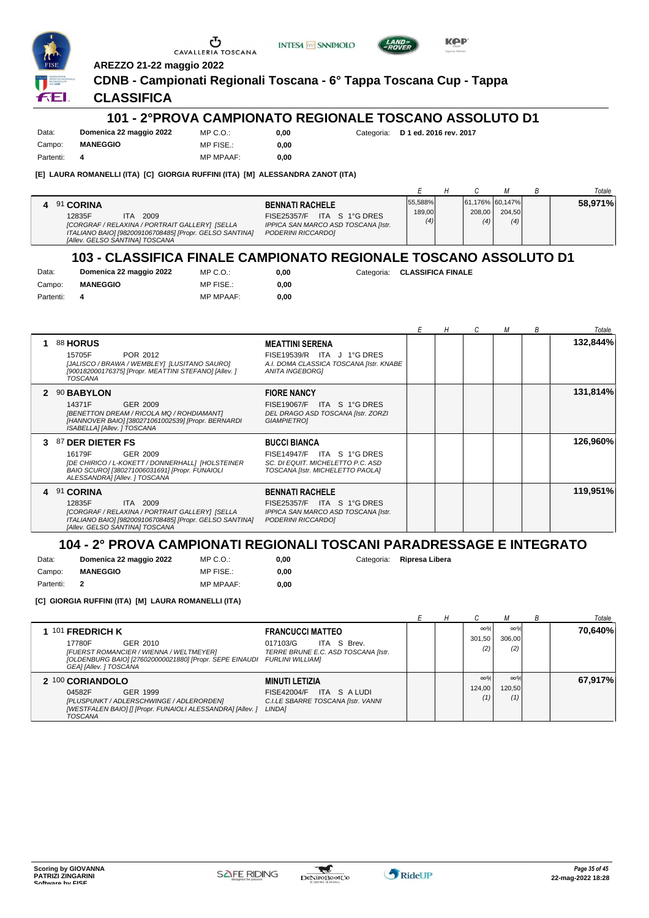AREZZO 21-22 maggio 2022

**CDNB - Campionati Regionali Toscana - 6° Tappa Toscana Cup - Tappa**

## CLASSIFICA

## 101 - 2°PROVA CAMPIONATO REGIONALE TOSCANO ASSOLUTO D1

Data: **Domenica 22 maggio 2022** MP C.O.: **0,00** Categoria: **D 1 ed. 2016 rev. 2017**
Campo: **MANEGGIO** MP FISE.: **0,00**
Partenti: **4** MP MPAAF: **0,00**

**[E] LAURA ROMANELLI (ITA) [C] GIORGIA RUFFINI (ITA) [M] ALESSANDRA ZANOT (ITA)**

| | Cavallo | Cavaliere | E | H | C | M | B | Totale |
|---|---|---|---|---|---|---|---|---|
| 4 | 91 **CORINA** 12835F ITA 2009 *[CORGRAF / RELAXINA / PORTRAIT GALLERY] [SELLA ITALIANO BAIO] [982009106708485] [Propr. GELSO SANTINA] [Allev. GELSO SANTINA] TOSCANA* | **BENNATI RACHELE** FISE25357/F ITA S 1°G DRES *IPPICA SAN MARCO ASD TOSCANA [Istr. PODERINI RICCARDO]* | 55,588% 189,00 (4) | | 61,176% 208,00 (4) | 60,147% 204,50 (4) | | **58,971%** |

## 103 - CLASSIFICA FINALE CAMPIONATO REGIONALE TOSCANO ASSOLUTO D1

Data: **Domenica 22 maggio 2022** MP C.O.: **0,00** Categoria: **CLASSIFICA FINALE**
Campo: **MANEGGIO** MP FISE.: **0,00**
Partenti: **4** MP MPAAF: **0,00**

| | Cavallo | Cavaliere | E | H | C | M | B | Totale |
|---|---|---|---|---|---|---|---|---|
| 1 | 88 **HORUS** 15705F POR 2012 *[JALISCO / BRAWA / WEMBLEY] [LUSITANO SAURO] [900182000176375] [Propr. MEATTINI STEFANO] [Allev. ] TOSCANA* | **MEATTINI SERENA** FISE19539/R ITA J 1°G DRES *A.I. DOMA CLASSICA TOSCANA [Istr. KNABE ANITA INGEBORG]* | | | | | | **132,844%** |
| 2 | 90 **BABYLON** 14371F GER 2009 *[BENETTON DREAM / RICOLA MQ / ROHDIAMANT] [HANNOVER BAIO] [380271061002539] [Propr. BERNARDI ISABELLA] [Allev. ] TOSCANA* | **FIORE NANCY** FISE19067/F ITA S 1°G DRES *DEL DRAGO ASD TOSCANA [Istr. ZORZI GIAMPIETRO]* | | | | | | **131,814%** |
| 3 | 87 **DER DIETER FS** 16179F GER 2009 *[DE CHIRICO / L-KOKETT / DONNERHALL] [HOLSTEINER BAIO SCURO] [380271006031691] [Propr. FUNAIOLI ALESSANDRA] [Allev. ] TOSCANA* | **BUCCI BIANCA** FISE14947/F ITA S 1°G DRES *SC. DI EQUIT. MICHELETTO P.C. ASD TOSCANA [Istr. MICHELETTO PAOLA]* | | | | | | **126,960%** |
| 4 | 91 **CORINA** 12835F ITA 2009 *[CORGRAF / RELAXINA / PORTRAIT GALLERY] [SELLA ITALIANO BAIO] [982009106708485] [Propr. GELSO SANTINA] [Allev. GELSO SANTINA] TOSCANA* | **BENNATI RACHELE** FISE25357/F ITA S 1°G DRES *IPPICA SAN MARCO ASD TOSCANA [Istr. PODERINI RICCARDO]* | | | | | | **119,951%** |

## 104 - 2° PROVA CAMPIONATI REGIONALI TOSCANI PARADRESSAGE E INTEGRATO

Data: **Domenica 22 maggio 2022** MP C.O.: **0,00** Categoria: **Ripresa Libera**
Campo: **MANEGGIO** MP FISE.: **0,00**
Partenti: **2** MP MPAAF: **0,00**

**[C] GIORGIA RUFFINI (ITA) [M] LAURA ROMANELLI (ITA)**

| | Cavallo | Cavaliere | E | H | C | M | B | Totale |
|---|---|---|---|---|---|---|---|---|
| 1 | 101 **FREDRICH K** 17780F GER 2010 *[FUERST ROMANCIER / WIENNA / WELTMEYER] [OLDENBURG BAIO] [276020000021880] [Propr. SEPE EINAUDI GEA] [Allev. ] TOSCANA* | **FRANCUCCI MATTEO** 017103/G ITA S Brev. *TERRE BRUNE E.C. ASD TOSCANA [Istr. FURLINI WILLIAM]* | | | ∞% 301,50 (2) | ∞% 306,00 (2) | | **70,640%** |
| 2 | 100 **CORIANDOLO** 04582F GER 1999 *[PLUSPUNKT / ADLERSCHWINGE / ADLERORDEN] [WESTFALEN BAIO] [] [Propr. FUNAIOLI ALESSANDRA] [Allev. ] TOSCANA* | **MINUTI LETIZIA** FISE42004/F ITA S A LUDI *C.I.LE SBARRE TOSCANA [Istr. VANNI LINDA]* | | | ∞% 124,00 (1) | ∞% 120,50 (1) | | **67,917%** |

Scoring by GIOVANNA PATRIZI ZINGARINI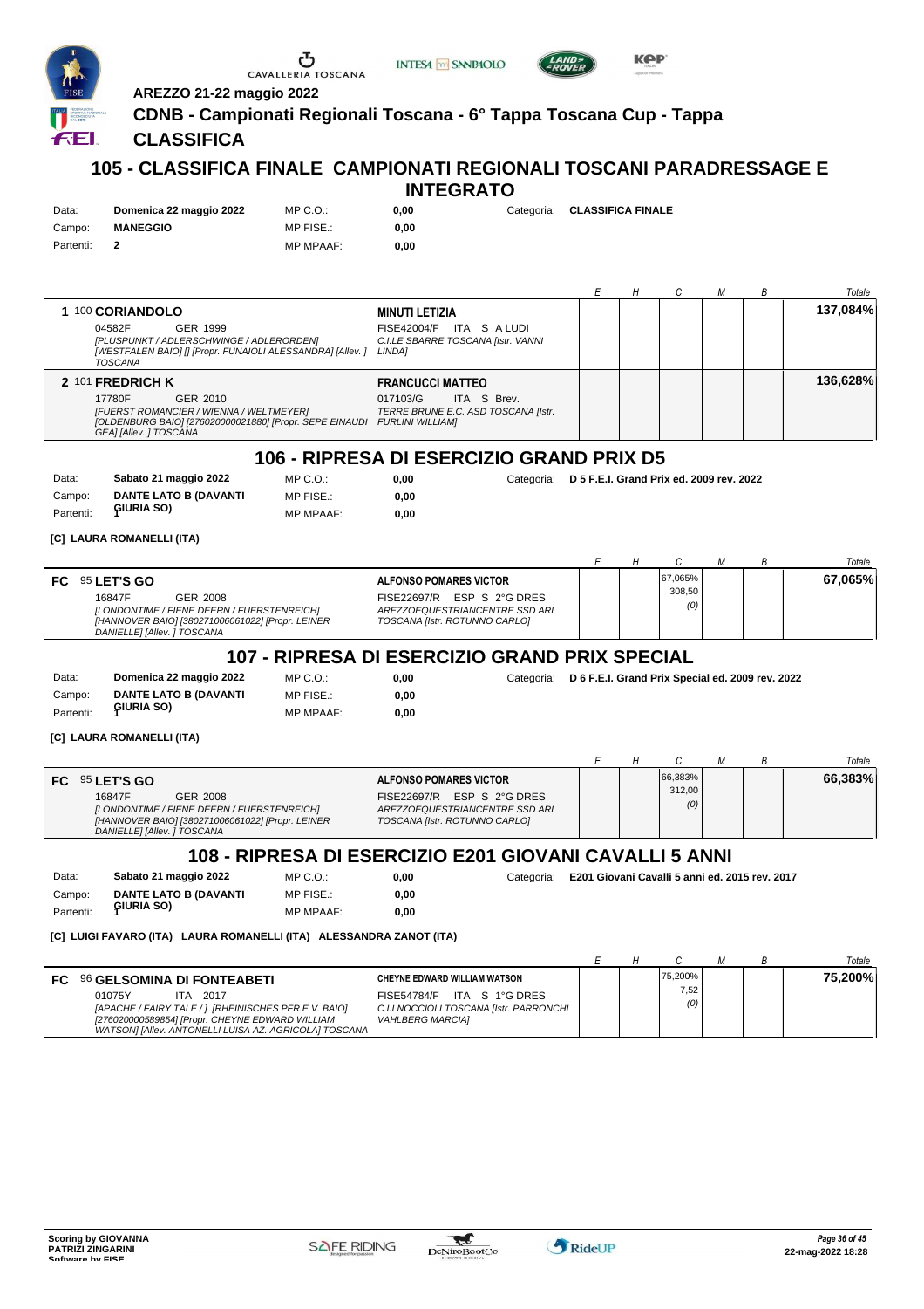AREZZO 21-22 maggio 2022

# CDNB - Campionati Regionali Toscana - 6° Tappa Toscana Cup - Tappa

# CLASSIFICA

## 105 - CLASSIFICA FINALE CAMPIONATI REGIONALI TOSCANI PARADRESSAGE E INTEGRATO

| | | | | | |
|---|---|---|---|---|---|
| Data: | **Domenica 22 maggio 2022** | MP C.O.: | **0,00** | Categoria: | **CLASSIFICA FINALE** |
| Campo: | **MANEGGIO** | MP FISE.: | **0,00** | | |
| Partenti: | **2** | MP MPAAF: | **0,00** | | |

| | Cavallo | Cavaliere | E | H | C | M | B | Totale |
|---|---|---|---|---|---|---|---|---|
| 1 | 100 **CORIANDOLO** 04582F GER 1999 *[PLUSPUNKT / ADLERSCHWINGE / ADLERORDEN] [WESTFALEN BAIO] [] [Propr. FUNAIOLI ALESSANDRA] [Allev. ] TOSCANA* | **MINUTI LETIZIA** FISE42004/F ITA S A LUDI *C.I.LE SBARRE TOSCANA [Istr. VANNI LINDA]* | | | | | | **137,084%** |
| 2 | 101 **FREDRICH K** 17780F GER 2010 *[FUERST ROMANCIER / WIENNA / WELTMEYER] [OLDENBURG BAIO] [276020000021880] [Propr. SEPE EINAUDI GEA] [Allev. ] TOSCANA* | **FRANCUCCI MATTEO** 017103/G ITA S Brev. *TERRE BRUNE E.C. ASD TOSCANA [Istr. FURLINI WILLIAM]* | | | | | | **136,628%** |

## 106 - RIPRESA DI ESERCIZIO GRAND PRIX D5

| | | | | | |
|---|---|---|---|---|---|
| Data: | **Sabato 21 maggio 2022** | MP C.O.: | **0,00** | Categoria: | **D 5 F.E.I. Grand Prix ed. 2009 rev. 2022** |
| Campo: | **DANTE LATO B (DAVANTI GIURIA SO)** | MP FISE.: | **0,00** | | |
| Partenti: | **1** | MP MPAAF: | **0,00** | | |

**[C] LAURA ROMANELLI (ITA)**

| | Cavallo | Cavaliere | E | H | C | M | B | Totale |
|---|---|---|---|---|---|---|---|---|
| FC | 95 **LET'S GO** 16847F GER 2008 *[LONDONTIME / FIENE DEERN / FUERSTENREICH] [HANNOVER BAIO] [380271006061022] [Propr. LEINER DANIELE] [Allev. ] TOSCANA* | **ALFONSO POMARES VICTOR** FISE22697/R ESP S 2°G DRES *AREZZOEQUESTRIANCENTRE SSD ARL TOSCANA [Istr. ROTUNNO CARLO]* | | | 67,065% 308,50 (0) | | | **67,065%** |

## 107 - RIPRESA DI ESERCIZIO GRAND PRIX SPECIAL

| | | | | | |
|---|---|---|---|---|---|
| Data: | **Domenica 22 maggio 2022** | MP C.O.: | **0,00** | Categoria: | **D 6 F.E.I. Grand Prix Special ed. 2009 rev. 2022** |
| Campo: | **DANTE LATO B (DAVANTI GIURIA SO)** | MP FISE.: | **0,00** | | |
| Partenti: | **1** | MP MPAAF: | **0,00** | | |

**[C] LAURA ROMANELLI (ITA)**

| | Cavallo | Cavaliere | E | H | C | M | B | Totale |
|---|---|---|---|---|---|---|---|---|
| FC | 95 **LET'S GO** 16847F GER 2008 *[LONDONTIME / FIENE DEERN / FUERSTENREICH] [HANNOVER BAIO] [380271006061022] [Propr. LEINER DANIELE] [Allev. ] TOSCANA* | **ALFONSO POMARES VICTOR** FISE22697/R ESP S 2°G DRES *AREZZOEQUESTRIANCENTRE SSD ARL TOSCANA [Istr. ROTUNNO CARLO]* | | | 66,383% 312,00 (0) | | | **66,383%** |

## 108 - RIPRESA DI ESERCIZIO E201 GIOVANI CAVALLI 5 ANNI

| | | | | | |
|---|---|---|---|---|---|
| Data: | **Sabato 21 maggio 2022** | MP C.O.: | **0,00** | Categoria: | **E201 Giovani Cavalli 5 anni ed. 2015 rev. 2017** |
| Campo: | **DANTE LATO B (DAVANTI GIURIA SO)** | MP FISE.: | **0,00** | | |
| Partenti: | **1** | MP MPAAF: | **0,00** | | |

**[C] LUIGI FAVARO (ITA) LAURA ROMANELLI (ITA) ALESSANDRA ZANOT (ITA)**

| | Cavallo | Cavaliere | E | H | C | M | B | Totale |
|---|---|---|---|---|---|---|---|---|
| FC | 96 **GELSOMINA DI FONTEABETI** 01075Y ITA 2017 *[APACHE / FAIRY TALE / ] [RHEINISCHES PFR.E V. BAIO] [276020000589854] [Propr. CHEYNE EDWARD WILLIAM WATSON] [Allev. ANTONELLI LUISA AZ. AGRICOLA] TOSCANA* | **CHEYNE EDWARD WILLIAM WATSON** FISE54784/F ITA S 1°G DRES *C.I.I NOCCIOLI TOSCANA [Istr. PARRONCHI VAHLBERG MARCIA]* | | | 75,200% 7,52 (0) | | | **75,200%** |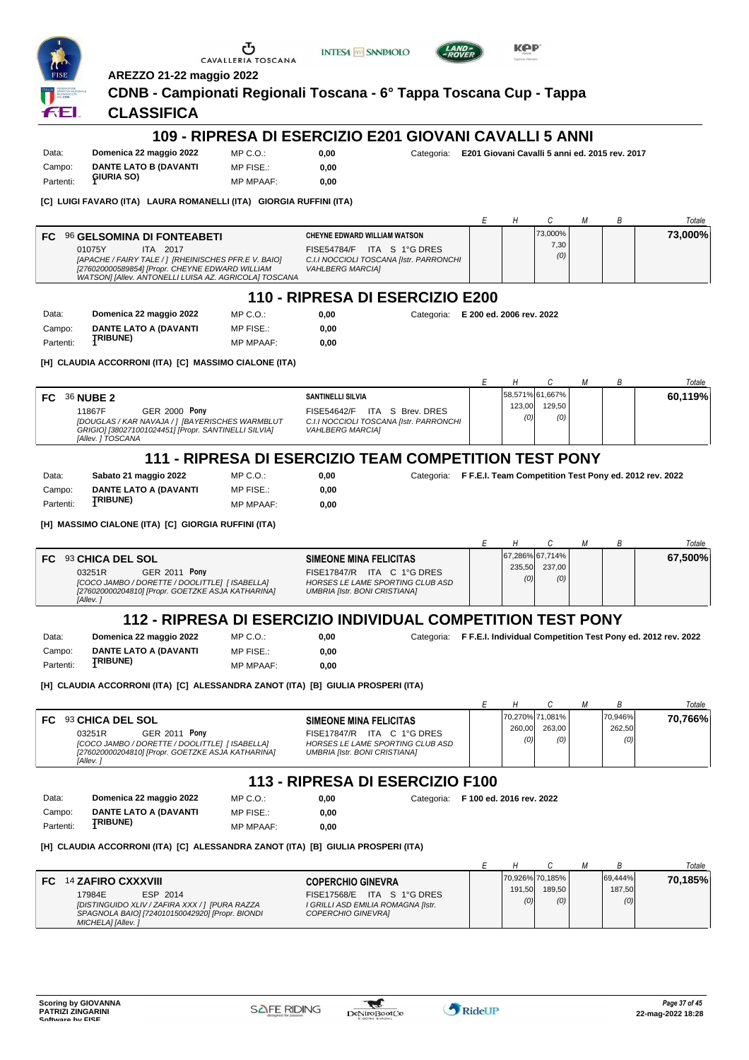AREZZO 21-22 maggio 2022

**CDNB - Campionati Regionali Toscana - 6° Tappa Toscana Cup - Tappa**

**CLASSIFICA**

## 109 - RIPRESA DI ESERCIZIO E201 GIOVANI CAVALLI 5 ANNI

| | | | | |
|---|---|---|---|---|
| Data: | Domenica 22 maggio 2022 | MP C.O.: | 0,00 | Categoria: E201 Giovani Cavalli 5 anni ed. 2015 rev. 2017 |
| Campo: | DANTE LATO B (DAVANTI GIURIA SO) | MP FISE.: | 0,00 | |
| Partenti: | 1 | MP MPAAF: | 0,00 | |

**[C] LUIGI FAVARO (ITA) LAURA ROMANELLI (ITA) GIORGIA RUFFINI (ITA)**

| | Cavallo | Cavaliere | E | H | C | M | B | Totale |
|---|---|---|---|---|---|---|---|---|
| FC | 96 **GELSOMINA DI FONTEABETI** 01075Y ITA 2017 [APACHE / FAIRY TALE / ] [RHEINISCHES PFR.E V. BAIO] [276020000589854] [Propr. CHEYNE EDWARD WILLIAM WATSON] [Allev. ANTONELLI LUISA AZ. AGRICOLA] TOSCANA | **CHEYNE EDWARD WILLIAM WATSON** FISE54784/F ITA S 1°G DRES C.I.I NOCCIOLI TOSCANA [Istr. PARRONCHI VAHLBERG MARCIA] | | | 73,000% 7,30 (0) | | | **73,000%** |

## 110 - RIPRESA DI ESERCIZIO E200

| | | | | |
|---|---|---|---|---|
| Data: | Domenica 22 maggio 2022 | MP C.O.: | 0,00 | Categoria: E 200 ed. 2006 rev. 2022 |
| Campo: | DANTE LATO A (DAVANTI TRIBUNE) | MP FISE.: | 0,00 | |
| Partenti: | 1 | MP MPAAF: | 0,00 | |

**[H] CLAUDIA ACCORRONI (ITA) [C] MASSIMO CIALONE (ITA)**

| | Cavallo | Cavaliere | E | H | C | M | B | Totale |
|---|---|---|---|---|---|---|---|---|
| FC | 36 **NUBE 2** 11867F GER 2000 **Pony** [DOUGLAS / KAR NAVAJA / ] [BAYERISCHES WARMBLUT GRIGIO] [380271001024451] [Propr. SANTINELLI SILVIA] [Allev. ] TOSCANA | **SANTINELLI SILVIA** FISE54642/F ITA S Brev. DRES C.I.I NOCCIOLI TOSCANA [Istr. PARRONCHI VAHLBERG MARCIA] | | 58,571% 123,00 (0) | 61,667% 129,50 (0) | | | **60,119%** |

## 111 - RIPRESA DI ESERCIZIO TEAM COMPETITION TEST PONY

| | | | | |
|---|---|---|---|---|
| Data: | Sabato 21 maggio 2022 | MP C.O.: | 0,00 | Categoria: F F.E.I. Team Competition Test Pony ed. 2012 rev. 2022 |
| Campo: | DANTE LATO A (DAVANTI TRIBUNE) | MP FISE.: | 0,00 | |
| Partenti: | 1 | MP MPAAF: | 0,00 | |

**[H] MASSIMO CIALONE (ITA) [C] GIORGIA RUFFINI (ITA)**

| | Cavallo | Cavaliere | E | H | C | M | B | Totale |
|---|---|---|---|---|---|---|---|---|
| FC | 93 **CHICA DEL SOL** 03251R GER 2011 **Pony** [COCO JAMBO / DORETTE / DOOLITTLE] [ ISABELLA] [276020000204810] [Propr. GOETZKE ASJA KATHARINA] [Allev. ] | **SIMEONE MINA FELICITAS** FISE17847/R ITA C 1°G DRES HORSES LE LAME SPORTING CLUB ASD UMBRIA [Istr. BONI CRISTIANA] | | 67,286% 235,50 (0) | 67,714% 237,00 (0) | | | **67,500%** |

## 112 - RIPRESA DI ESERCIZIO INDIVIDUAL COMPETITION TEST PONY

| | | | | |
|---|---|---|---|---|
| Data: | Domenica 22 maggio 2022 | MP C.O.: | 0,00 | Categoria: F F.E.I. Individual Competition Test Pony ed. 2012 rev. 2022 |
| Campo: | DANTE LATO A (DAVANTI TRIBUNE) | MP FISE.: | 0,00 | |
| Partenti: | 1 | MP MPAAF: | 0,00 | |

**[H] CLAUDIA ACCORRONI (ITA) [C] ALESSANDRA ZANOT (ITA) [B] GIULIA PROSPERI (ITA)**

| | Cavallo | Cavaliere | E | H | C | M | B | Totale |
|---|---|---|---|---|---|---|---|---|
| FC | 93 **CHICA DEL SOL** 03251R GER 2011 **Pony** [COCO JAMBO / DORETTE / DOOLITTLE] [ ISABELLA] [276020000204810] [Propr. GOETZKE ASJA KATHARINA] [Allev. ] | **SIMEONE MINA FELICITAS** FISE17847/R ITA C 1°G DRES HORSES LE LAME SPORTING CLUB ASD UMBRIA [Istr. BONI CRISTIANA] | | 70,270% 260,00 (0) | 71,081% 263,00 (0) | | 70,946% 262,50 (0) | **70,766%** |

## 113 - RIPRESA DI ESERCIZIO F100

| | | | | |
|---|---|---|---|---|
| Data: | Domenica 22 maggio 2022 | MP C.O.: | 0,00 | Categoria: F 100 ed. 2016 rev. 2022 |
| Campo: | DANTE LATO A (DAVANTI TRIBUNE) | MP FISE.: | 0,00 | |
| Partenti: | 1 | MP MPAAF: | 0,00 | |

**[H] CLAUDIA ACCORRONI (ITA) [C] ALESSANDRA ZANOT (ITA) [B] GIULIA PROSPERI (ITA)**

| | Cavallo | Cavaliere | E | H | C | M | B | Totale |
|---|---|---|---|---|---|---|---|---|
| FC | 14 **ZAFIRO CXXXVIII** 17984E ESP 2014 [DISTINGUIDO XLIV / ZAFIRA XXX / ] [PURA RAZZA SPAGNOLA BAIO] [724010150042920] [Propr. BIONDI MICHELA] [Allev. ] | **COPERCHIO GINEVRA** FISE17568/E ITA S 1°G DRES I GRILLI ASD EMILIA ROMAGNA [Istr. COPERCHIO GINEVRA] | | 70,926% 191,50 (0) | 70,185% 189,50 (0) | | 69,444% 187,50 (0) | **70,185%** |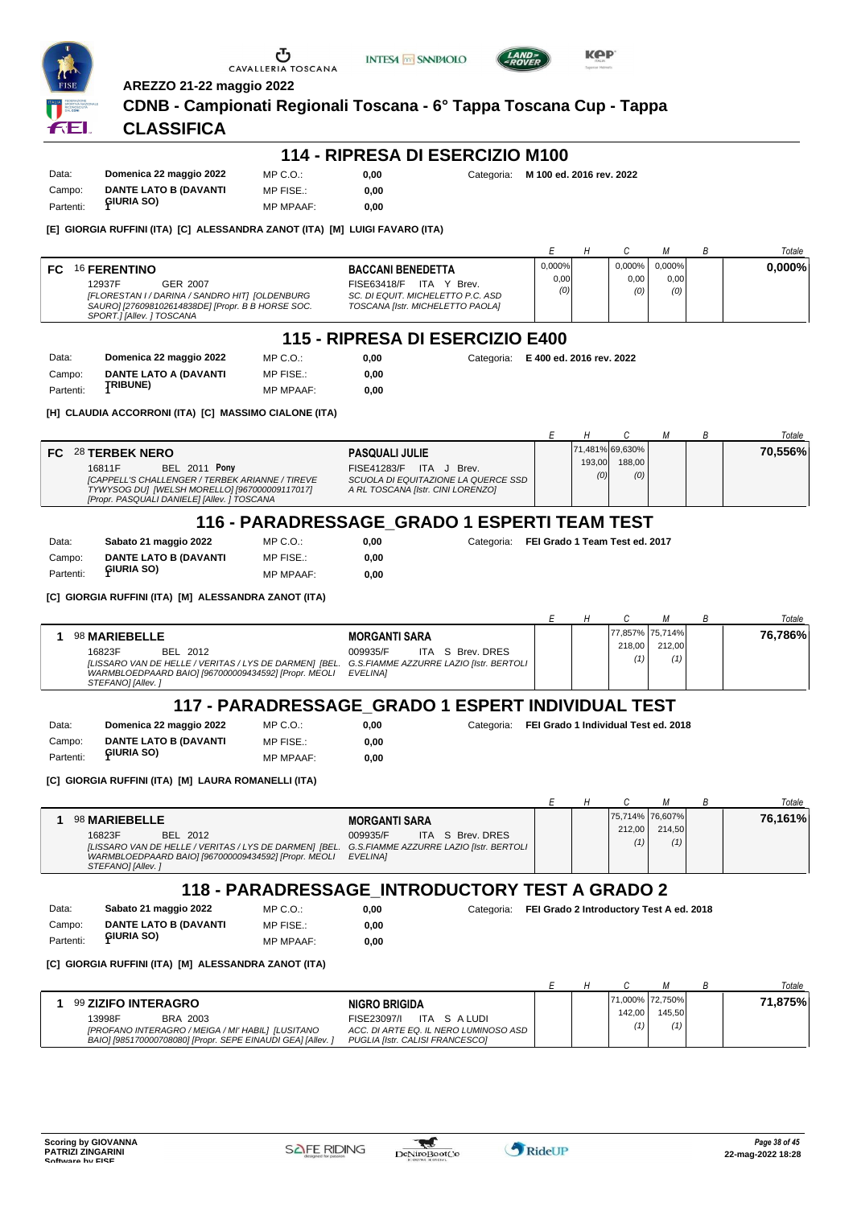AREZZO 21-22 maggio 2022

# CDNB - Campionati Regionali Toscana - 6° Tappa Toscana Cup - Tappa

## CLASSIFICA

### 114 - RIPRESA DI ESERCIZIO M100

| | | | | |
|---|---|---|---|---|
| Data: | **Domenica 22 maggio 2022** | MP C.O.: | **0,00** | Categoria: **M 100 ed. 2016 rev. 2022** |
| Campo: | **DANTE LATO B (DAVANTI GIURIA SO)** | MP FISE.: | **0,00** | |
| Partenti: | **1** | MP MPAAF: | **0,00** | |

**[E] GIORGIA RUFFINI (ITA) [C] ALESSANDRA ZANOT (ITA) [M] LUIGI FAVARO (ITA)**

| | Cavallo | Cavaliere | E | H | C | M | B | Totale |
|---|---|---|---|---|---|---|---|---|
| **FC** | 16 **FERENTINO**<br>12937F GER 2007<br>*[FLORESTAN I / DARINA / SANDRO HIT] [OLDENBURG SAURO] [276098102614838DE] [Propr. B B HORSE SOC. SPORT.] [Allev. ] TOSCANA* | **BACCANI BENEDETTA**<br>FISE63418/F ITA Y Brev.<br>*SC. DI EQUIT. MICHELETTO P.C. ASD TOSCANA [Istr. MICHELETTO PAOLA]* | 0,000%<br>0,00<br>*(0)* | | 0,000%<br>0,00<br>*(0)* | 0,000%<br>0,00<br>*(0)* | | **0,000%** |

### 115 - RIPRESA DI ESERCIZIO E400

| | | | | |
|---|---|---|---|---|
| Data: | **Domenica 22 maggio 2022** | MP C.O.: | **0,00** | Categoria: **E 400 ed. 2016 rev. 2022** |
| Campo: | **DANTE LATO A (DAVANTI TRIBUNE)** | MP FISE.: | **0,00** | |
| Partenti: | **1** | MP MPAAF: | **0,00** | |

**[H] CLAUDIA ACCORRONI (ITA) [C] MASSIMO CIALONE (ITA)**

| | Cavallo | Cavaliere | E | H | C | M | B | Totale |
|---|---|---|---|---|---|---|---|---|
| **FC** | 28 **TERBEK NERO**<br>16811F BEL 2011 **Pony**<br>*[CAPPELL'S CHALLENGER / TERBEK ARIANNE / TIREVE TYWYSOG DU] [WELSH MORELLO] [967000009117017] [Propr. PASQUALI DANIELE] [Allev. ] TOSCANA* | **PASQUALI JULIE**<br>FISE41283/F ITA J Brev.<br>*SCUOLA DI EQUITAZIONE LA QUERCE SSD A RL TOSCANA [Istr. CINI LORENZO]* | | 71,481%<br>193,00<br>*(0)* | 69,630%<br>188,00<br>*(0)* | | | **70,556%** |

### 116 - PARADRESSAGE_GRADO 1 ESPERTI TEAM TEST

| | | | | |
|---|---|---|---|---|
| Data: | **Sabato 21 maggio 2022** | MP C.O.: | **0,00** | Categoria: **FEI Grado 1 Team Test ed. 2017** |
| Campo: | **DANTE LATO B (DAVANTI GIURIA SO)** | MP FISE.: | **0,00** | |
| Partenti: | **1** | MP MPAAF: | **0,00** | |

**[C] GIORGIA RUFFINI (ITA) [M] ALESSANDRA ZANOT (ITA)**

| | Cavallo | Cavaliere | E | H | C | M | B | Totale |
|---|---|---|---|---|---|---|---|---|
| **1** | 98 **MARIEBELLE**<br>16823F BEL 2012<br>*[LISSARO VAN DE HELLE / VERITAS / LYS DE DARMEN] [BEL. WARMBLOEDPAARD BAIO] [967000009434592] [Propr. MEOLI STEFANO] [Allev. ]* | **MORGANTI SARA**<br>009935/F ITA S Brev. DRES<br>*G.S.FIAMME AZZURRE LAZIO [Istr. BERTOLI EVELINA]* | | | 77,857%<br>218,00<br>*(1)* | 75,714%<br>212,00<br>*(1)* | | **76,786%** |

### 117 - PARADRESSAGE_GRADO 1 ESPERT INDIVIDUAL TEST

| | | | | |
|---|---|---|---|---|
| Data: | **Domenica 22 maggio 2022** | MP C.O.: | **0,00** | Categoria: **FEI Grado 1 Individual Test ed. 2018** |
| Campo: | **DANTE LATO B (DAVANTI GIURIA SO)** | MP FISE.: | **0,00** | |
| Partenti: | **1** | MP MPAAF: | **0,00** | |

**[C] GIORGIA RUFFINI (ITA) [M] LAURA ROMANELLI (ITA)**

| | Cavallo | Cavaliere | E | H | C | M | B | Totale |
|---|---|---|---|---|---|---|---|---|
| **1** | 98 **MARIEBELLE**<br>16823F BEL 2012<br>*[LISSARO VAN DE HELLE / VERITAS / LYS DE DARMEN] [BEL. WARMBLOEDPAARD BAIO] [967000009434592] [Propr. MEOLI STEFANO] [Allev. ]* | **MORGANTI SARA**<br>009935/F ITA S Brev. DRES<br>*G.S.FIAMME AZZURRE LAZIO [Istr. BERTOLI EVELINA]* | | | 75,714%<br>212,00<br>*(1)* | 76,607%<br>214,50<br>*(1)* | | **76,161%** |

### 118 - PARADRESSAGE_INTRODUCTORY TEST A GRADO 2

| | | | | |
|---|---|---|---|---|
| Data: | **Sabato 21 maggio 2022** | MP C.O.: | **0,00** | Categoria: **FEI Grado 2 Introductory Test A ed. 2018** |
| Campo: | **DANTE LATO B (DAVANTI GIURIA SO)** | MP FISE.: | **0,00** | |
| Partenti: | **1** | MP MPAAF: | **0,00** | |

**[C] GIORGIA RUFFINI (ITA) [M] ALESSANDRA ZANOT (ITA)**

| | Cavallo | Cavaliere | E | H | C | M | B | Totale |
|---|---|---|---|---|---|---|---|---|
| **1** | 99 **ZIZIFO INTERAGRO**<br>13998F BRA 2003<br>*[PROFANO INTERAGRO / MEIGA / MI' HABIL] [LUSITANO BAIO] [985170000708080] [Propr. SEPE EINAUDI GEA] [Allev. ]* | **NIGRO BRIGIDA**<br>FISE23097/I ITA S A LUDI<br>*ACC. DI ARTE EQ. IL NERO LUMINOSO ASD PUGLIA [Istr. CALISI FRANCESCO]* | | | 71,000%<br>142,00<br>*(1)* | 72,750%<br>145,50<br>*(1)* | | **71,875%** |

Scoring by GIOVANNA PATRIZI ZINGARINI
Software by FISE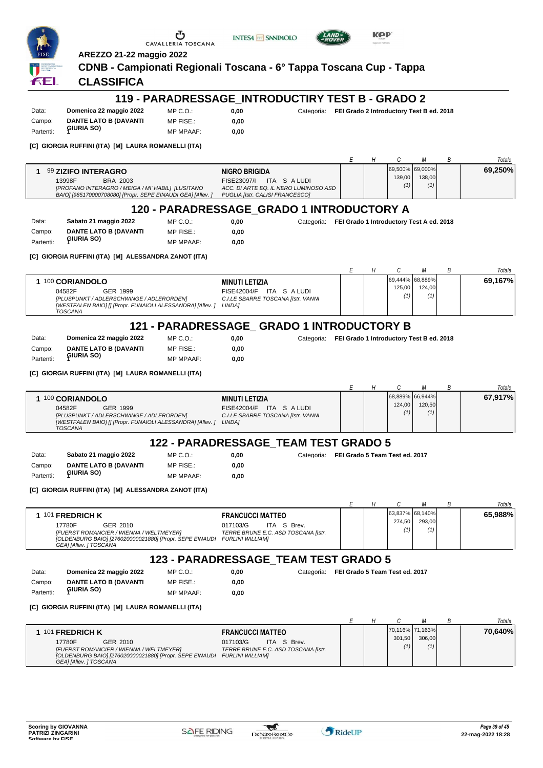AREZZO 21-22 maggio 2022

# CDNB - Campionati Regionali Toscana - 6° Tappa Toscana Cup - Tappa

# CLASSIFICA

## 119 - PARADRESSAGE_INTRODUCTIRY TEST B - GRADO 2

| | | | | | |
|---|---|---|---|---|---|
| Data: | **Domenica 22 maggio 2022** | MP C.O.: | **0,00** | Categoria: | **FEI Grado 2 Introductory Test B ed. 2018** |
| Campo: | **DANTE LATO B (DAVANTI GIURIA SO)** | MP FISE.: | **0,00** | | |
| Partenti: | **1** | MP MPAAF: | **0,00** | | |

**[C] GIORGIA RUFFINI (ITA) [M] LAURA ROMANELLI (ITA)**

| | Cavallo | Cavaliere | E | H | C | M | B | Totale |
|---|---|---|---|---|---|---|---|---|
| 1 | 99 **ZIZIFO INTERAGRO** 13998F BRA 2003 *[PROFANO INTERAGRO / MEIGA / MI' HABIL] [LUSITANO BAIO] [985170000708080] [Propr. SEPE EINAUDI GEA] [Allev. ]* | **NIGRO BRIGIDA** FISE23097/I ITA S A LUDI *ACC. DI ARTE EQ. IL NERO LUMINOSO ASD PUGLIA [Istr. CALISI FRANCESCO]* | | | 69,500% 139,00 (1) | 69,000% 138,00 (1) | | **69,250%** |

## 120 - PARADRESSAGE_GRADO 1 INTRODUCTORY A

| | | | | | |
|---|---|---|---|---|---|
| Data: | **Sabato 21 maggio 2022** | MP C.O.: | **0,00** | Categoria: | **FEI Grado 1 Introductory Test A ed. 2018** |
| Campo: | **DANTE LATO B (DAVANTI GIURIA SO)** | MP FISE.: | **0,00** | | |
| Partenti: | **1** | MP MPAAF: | **0,00** | | |

**[C] GIORGIA RUFFINI (ITA) [M] ALESSANDRA ZANOT (ITA)**

| | Cavallo | Cavaliere | E | H | C | M | B | Totale |
|---|---|---|---|---|---|---|---|---|
| 1 | 100 **CORIANDOLO** 04582F GER 1999 *[PLUSPUNKT / ADLERSCHWINGE / ADLERORDEN] [WESTFALEN BAIO] [] [Propr. FUNAIOLI ALESSANDRA] [Allev. ] TOSCANA* | **MINUTI LETIZIA** FISE42004/F ITA S A LUDI *C.I.LE SBARRE TOSCANA [Istr. VANNI LINDA]* | | | 69,444% 125,00 (1) | 68,889% 124,00 (1) | | **69,167%** |

## 121 - PARADRESSAGE_ GRADO 1 INTRODUCTORY B

| | | | | | |
|---|---|---|---|---|---|
| Data: | **Domenica 22 maggio 2022** | MP C.O.: | **0,00** | Categoria: | **FEI Grado 1 Introductory Test B ed. 2018** |
| Campo: | **DANTE LATO B (DAVANTI GIURIA SO)** | MP FISE.: | **0,00** | | |
| Partenti: | **1** | MP MPAAF: | **0,00** | | |

**[C] GIORGIA RUFFINI (ITA) [M] LAURA ROMANELLI (ITA)**

| | Cavallo | Cavaliere | E | H | C | M | B | Totale |
|---|---|---|---|---|---|---|---|---|
| 1 | 100 **CORIANDOLO** 04582F GER 1999 *[PLUSPUNKT / ADLERSCHWINGE / ADLERORDEN] [WESTFALEN BAIO] [] [Propr. FUNAIOLI ALESSANDRA] [Allev. ] TOSCANA* | **MINUTI LETIZIA** FISE42004/F ITA S A LUDI *C.I.LE SBARRE TOSCANA [Istr. VANNI LINDA]* | | | 68,889% 124,00 (1) | 66,944% 120,50 (1) | | **67,917%** |

## 122 - PARADRESSAGE_TEAM TEST GRADO 5

| | | | | | |
|---|---|---|---|---|---|
| Data: | **Sabato 21 maggio 2022** | MP C.O.: | **0,00** | Categoria: | **FEI Grado 5 Team Test ed. 2017** |
| Campo: | **DANTE LATO B (DAVANTI GIURIA SO)** | MP FISE.: | **0,00** | | |
| Partenti: | **1** | MP MPAAF: | **0,00** | | |

**[C] GIORGIA RUFFINI (ITA) [M] ALESSANDRA ZANOT (ITA)**

| | Cavallo | Cavaliere | E | H | C | M | B | Totale |
|---|---|---|---|---|---|---|---|---|
| 1 | 101 **FREDRICH K** 17780F GER 2010 *[FUERST ROMANCIER / WIENNA / WELTMEYER] [OLDENBURG BAIO] [276020000021880] [Propr. SEPE EINAUDI GEA] [Allev. ] TOSCANA* | **FRANCUCCI MATTEO** 017103/G ITA S Brev. *TERRE BRUNE E.C. ASD TOSCANA [Istr. FURLINI WILLIAM]* | | | 63,837% 274,50 (1) | 68,140% 293,00 (1) | | **65,988%** |

## 123 - PARADRESSAGE_TEAM TEST GRADO 5

| | | | | | |
|---|---|---|---|---|---|
| Data: | **Domenica 22 maggio 2022** | MP C.O.: | **0,00** | Categoria: | **FEI Grado 5 Team Test ed. 2017** |
| Campo: | **DANTE LATO B (DAVANTI GIURIA SO)** | MP FISE.: | **0,00** | | |
| Partenti: | **1** | MP MPAAF: | **0,00** | | |

**[C] GIORGIA RUFFINI (ITA) [M] LAURA ROMANELLI (ITA)**

| | Cavallo | Cavaliere | E | H | C | M | B | Totale |
|---|---|---|---|---|---|---|---|---|
| 1 | 101 **FREDRICH K** 17780F GER 2010 *[FUERST ROMANCIER / WIENNA / WELTMEYER] [OLDENBURG BAIO] [276020000021880] [Propr. SEPE EINAUDI GEA] [Allev. ] TOSCANA* | **FRANCUCCI MATTEO** 017103/G ITA S Brev. *TERRE BRUNE E.C. ASD TOSCANA [Istr. FURLINI WILLIAM]* | | | 70,116% 301,50 (1) | 71,163% 306,00 (1) | | **70,640%** |

Scoring by GIOVANNA PATRIZI ZINGARINI
Software by FISE

22-mag-2022 18:28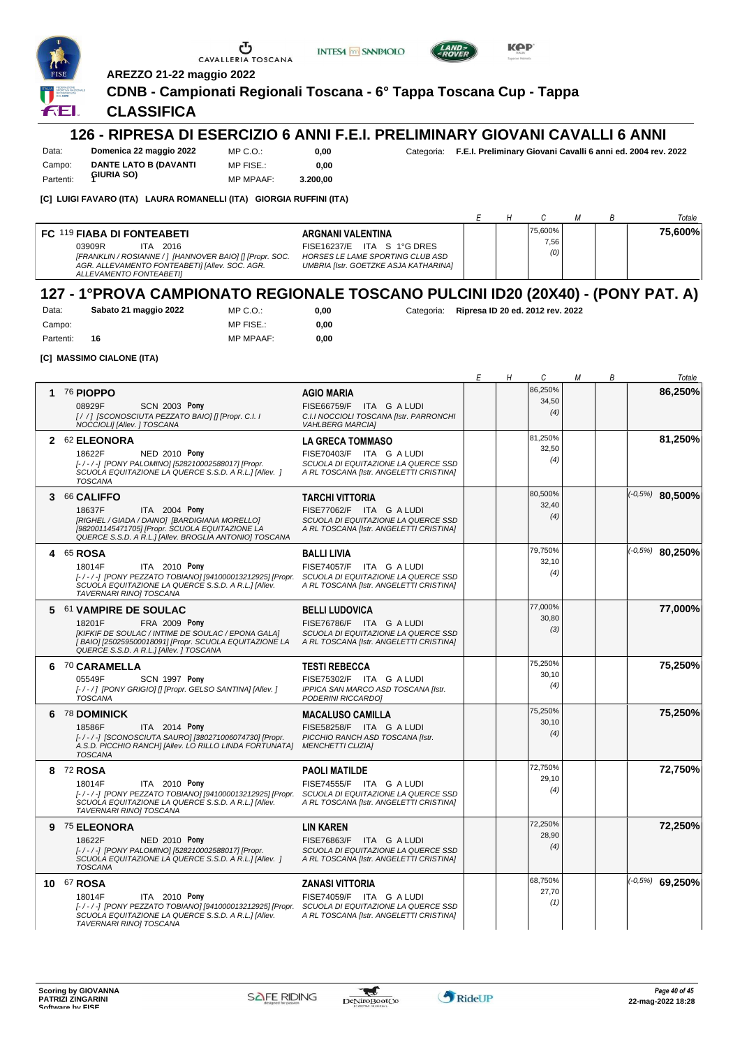AREZZO 21-22 maggio 2022

**CDNB - Campionati Regionali Toscana - 6° Tappa Toscana Cup - Tappa**

## CLASSIFICA

## 126 - RIPRESA DI ESERCIZIO 6 ANNI F.E.I. PRELIMINARY GIOVANI CAVALLI 6 ANNI

Data: **Domenica 22 maggio 2022** MP C.O.: **0,00** Categoria: **F.E.I. Preliminary Giovani Cavalli 6 anni ed. 2004 rev. 2022**
Campo: **DANTE LATO B (DAVANTI GIURIA SO)** MP FISE.: **0,00**
Partenti: **1** MP MPAAF: **3.200,00**

**[C] LUIGI FAVARO (ITA) LAURA ROMANELLI (ITA) GIORGIA RUFFINI (ITA)**

| | Cavallo | Cavaliere | E | H | C | M | B | Totale |
|---|---|---|---|---|---|---|---|---|
| FC | 119 **FIABA DI FONTEABETI** 03909R ITA 2016 *[FRANKLIN / ROSIANNE / ] [HANNOVER BAIO] [] [Propr. SOC. AGR. ALLEVAMENTO FONTEABETI] [Allev. SOC. AGR. ALLEVAMENTO FONTEABETI]* | **ARGNANI VALENTINA** FISE16237/E ITA S 1°G DRES *HORSES LE LAME SPORTING CLUB ASD UMBRIA [Istr. GOETZKE ASJA KATHARINA]* | | | 75,600% 7,56 (0) | | | **75,600%** |

## 127 - 1°PROVA CAMPIONATO REGIONALE TOSCANO PULCINI ID20 (20X40) - (PONY PAT. A)

Data: **Sabato 21 maggio 2022** MP C.O.: **0,00** Categoria: **Ripresa ID 20 ed. 2012 rev. 2022**
Campo: MP FISE.: **0,00**
Partenti: **16** MP MPAAF: **0,00**

**[C] MASSIMO CIALONE (ITA)**

| | Cavallo | Cavaliere | E | H | C | M | B | Totale |
|---|---|---|---|---|---|---|---|---|
| 1 | 76 **PIOPPO** 08929F SCN 2003 **Pony** *[ / / ] [SCONOSCIUTA PEZZATO BAIO] [] [Propr. C.I. I NOCCIOLI] [Allev. ] TOSCANA* | **AGIO MARIA** FISE66759/F ITA G A LUDI *C.I.I NOCCIOLI TOSCANA [Istr. PARRONCHI VAHLBERG MARCIA]* | | | 86,250% 34,50 (4) | | | **86,250%** |
| 2 | 62 **ELEONORA** 18622F NED 2010 **Pony** *[-/-/-] [PONY PALOMINO] [528210002588017] [Propr. SCUOLA EQUITAZIONE LA QUERCE S.S.D. A R.L.] [Allev. ] TOSCANA* | **LA GRECA TOMMASO** FISE70403/F ITA G A LUDI *SCUOLA DI EQUITAZIONE LA QUERCE SSD A RL TOSCANA [Istr. ANGELETTI CRISTINA]* | | | 81,250% 32,50 (4) | | | **81,250%** |
| 3 | 66 **CALIFFO** 18637F ITA 2004 **Pony** *[RIGHEL / GIADA / DAINO] [BARDIGIANA MORELLO] [982001145471705] [Propr. SCUOLA EQUITAZIONE LA QUERCE S.S.D. A R.L.] [Allev. BROGLIA ANTONIO] TOSCANA* | **TARCHI VITTORIA** FISE77062/F ITA G A LUDI *SCUOLA DI EQUITAZIONE LA QUERCE SSD A RL TOSCANA [Istr. ANGELETTI CRISTINA]* | | | 80,500% 32,40 (4) | | | (-0,5%) **80,500%** |
| 4 | 65 **ROSA** 18014F ITA 2010 **Pony** *[-/-/-] [PONY PEZZATO TOBIANO] [941000013212925] [Propr. SCUOLA EQUITAZIONE LA QUERCE S.S.D. A R.L.] [Allev. TAVERNARI RINO] TOSCANA* | **BALLI LIVIA** FISE74057/F ITA G A LUDI *SCUOLA DI EQUITAZIONE LA QUERCE SSD A RL TOSCANA [Istr. ANGELETTI CRISTINA]* | | | 79,750% 32,10 (4) | | | (-0,5%) **80,250%** |
| 5 | 61 **VAMPIRE DE SOULAC** 18201F FRA 2009 **Pony** *[KIFKIF DE SOULAC / INTIME DE SOULAC / EPONA GALA] [ BAIO] [250259500018091] [Propr. SCUOLA EQUITAZIONE LA QUERCE S.S.D. A R.L.] [Allev. ] TOSCANA* | **BELLI LUDOVICA** FISE76786/F ITA G A LUDI *SCUOLA DI EQUITAZIONE LA QUERCE SSD A RL TOSCANA [Istr. ANGELETTI CRISTINA]* | | | 77,000% 30,80 (3) | | | **77,000%** |
| 6 | 70 **CARAMELLA** 05549F SCN 1997 **Pony** *[-/-/-] [PONY GRIGIO] [] [Propr. GELSO SANTINA] [Allev. ] TOSCANA* | **TESTI REBECCA** FISE75302/F ITA G A LUDI *IPPICA SAN MARCO ASD TOSCANA [Istr. PODERINI RICCARDO]* | | | 75,250% 30,10 (4) | | | **75,250%** |
| 6 | 78 **DOMINICK** 18586F ITA 2014 **Pony** *[-/-/-] [SCONOSCIUTA SAURO] [380271006074730] [Propr. A.S.D. PICCHIO RANCH] [Allev. LO RILLO LINDA FORTUNATA] TOSCANA* | **MACALUSO CAMILLA** FISE58258/F ITA G A LUDI *PICCHIO RANCH ASD TOSCANA [Istr. MENCHETTI CLIZIA]* | | | 75,250% 30,10 (4) | | | **75,250%** |
| 8 | 72 **ROSA** 18014F ITA 2010 **Pony** *[-/-/-] [PONY PEZZATO TOBIANO] [941000013212925] [Propr. SCUOLA EQUITAZIONE LA QUERCE S.S.D. A R.L.] [Allev. TAVERNARI RINO] TOSCANA* | **PAOLI MATILDE** FISE74555/F ITA G A LUDI *SCUOLA DI EQUITAZIONE LA QUERCE SSD A RL TOSCANA [Istr. ANGELETTI CRISTINA]* | | | 72,750% 29,10 (4) | | | **72,750%** |
| 9 | 75 **ELEONORA** 18622F NED 2010 **Pony** *[-/-/-] [PONY PALOMINO] [528210002588017] [Propr. SCUOLA EQUITAZIONE LA QUERCE S.S.D. A R.L.] [Allev. ] TOSCANA* | **LIN KAREN** FISE76863/F ITA G A LUDI *SCUOLA DI EQUITAZIONE LA QUERCE SSD A RL TOSCANA [Istr. ANGELETTI CRISTINA]* | | | 72,250% 28,90 (4) | | | **72,250%** |
| 10 | 67 **ROSA** 18014F ITA 2010 **Pony** *[-/-/-] [PONY PEZZATO TOBIANO] [941000013212925] [Propr. SCUOLA EQUITAZIONE LA QUERCE S.S.D. A R.L.] [Allev. TAVERNARI RINO] TOSCANA* | **ZANASI VITTORIA** FISE74059/F ITA G A LUDI *SCUOLA DI EQUITAZIONE LA QUERCE SSD A RL TOSCANA [Istr. ANGELETTI CRISTINA]* | | | 68,750% 27,70 (1) | | | (-0,5%) **69,250%** |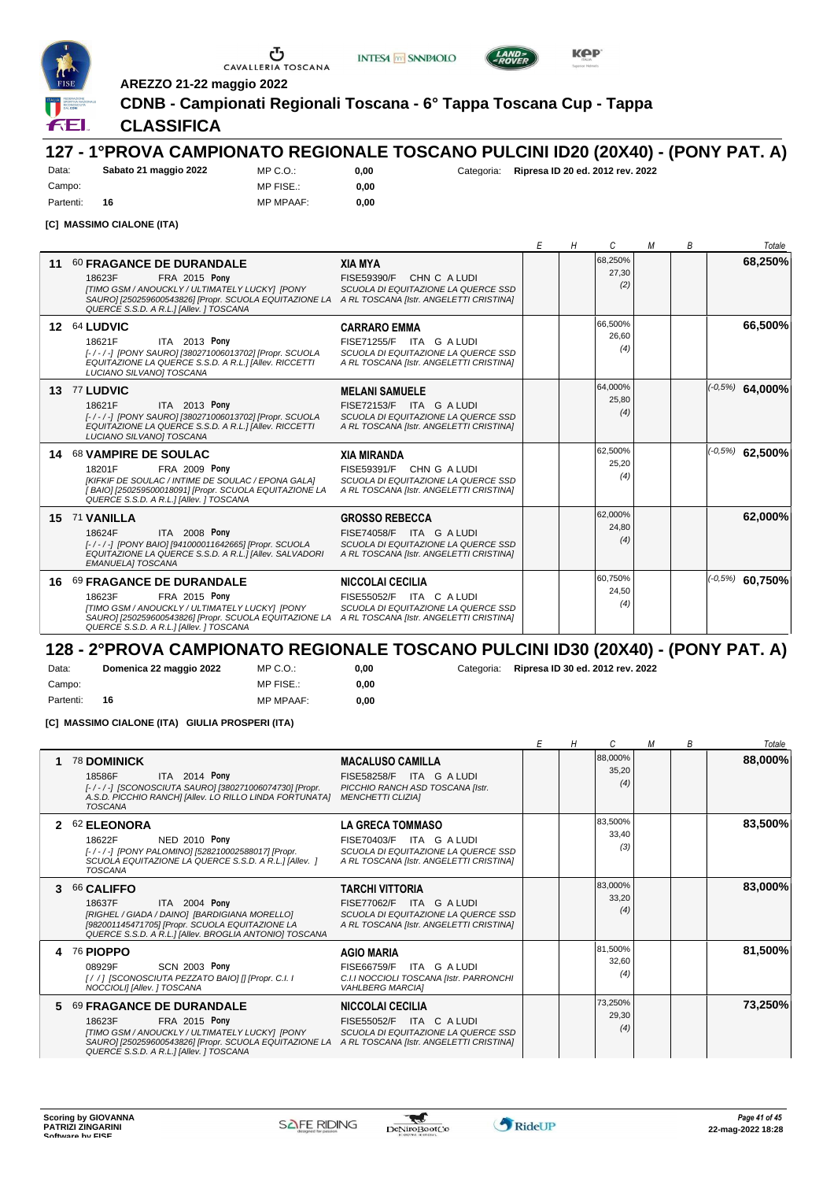AREZZO 21-22 maggio 2022

**CDNB - Campionati Regionali Toscana - 6° Tappa Toscana Cup - Tappa**

**CLASSIFICA**

## 127 - 1°PROVA CAMPIONATO REGIONALE TOSCANO PULCINI ID20 (20X40) - (PONY PAT. A)

Data: **Sabato 21 maggio 2022** MP C.O.: **0,00** Categoria: **Ripresa ID 20 ed. 2012 rev. 2022**
Campo: MP FISE.: **0,00**
Partenti: **16** MP MPAAF: **0,00**

**[C] MASSIMO CIALONE (ITA)**

| | Cavallo | Cavaliere | E | H | C | M | B | Totale |
|---|---|---|---|---|---|---|---|---|
| 11 | 60 **FRAGANCE DE DURANDALE** 18623F FRA 2015 **Pony** *[TIMO GSM / ANOUCKLY / ULTIMATELY LUCKY] [PONY SAURO] [250259600543826] [Propr. SCUOLA EQUITAZIONE LA QUERCE S.S.D. A R.L.] [Allev. ] TOSCANA* | **XIA MYA** FISE59390/F CHN C A LUDI *SCUOLA DI EQUITAZIONE LA QUERCE SSD A RL TOSCANA [Istr. ANGELETTI CRISTINA]* | | | 68,250% 27,30 (2) | | | **68,250%** |
| 12 | 64 **LUDVIC** 18621F ITA 2013 **Pony** *[- / - / -] [PONY SAURO] [380271006013702] [Propr. SCUOLA EQUITAZIONE LA QUERCE S.S.D. A R.L.] [Allev. RICCETTI LUCIANO SILVANO] TOSCANA* | **CARRARO EMMA** FISE71255/F ITA G A LUDI *SCUOLA DI EQUITAZIONE LA QUERCE SSD A RL TOSCANA [Istr. ANGELETTI CRISTINA]* | | | 66,500% 26,60 (4) | | | **66,500%** |
| 13 | 77 **LUDVIC** 18621F ITA 2013 **Pony** *[- / - / -] [PONY SAURO] [380271006013702] [Propr. SCUOLA EQUITAZIONE LA QUERCE S.S.D. A R.L.] [Allev. RICCETTI LUCIANO SILVANO] TOSCANA* | **MELANI SAMUELE** FISE72153/F ITA G A LUDI *SCUOLA DI EQUITAZIONE LA QUERCE SSD A RL TOSCANA [Istr. ANGELETTI CRISTINA]* | | | 64,000% 25,80 (4) | | | (-0,5%) **64,000%** |
| 14 | 68 **VAMPIRE DE SOULAC** 18201F FRA 2009 **Pony** *[KIFKIF DE SOULAC / INTIME DE SOULAC / EPONA GALA] [ BAIO] [250259500018091] [Propr. SCUOLA EQUITAZIONE LA QUERCE S.S.D. A R.L.] [Allev. ] TOSCANA* | **XIA MIRANDA** FISE59391/F CHN G A LUDI *SCUOLA DI EQUITAZIONE LA QUERCE SSD A RL TOSCANA [Istr. ANGELETTI CRISTINA]* | | | 62,500% 25,20 (4) | | | (-0,5%) **62,500%** |
| 15 | 71 **VANILLA** 18624F ITA 2008 **Pony** *[- / - / -] [PONY BAIO] [941000011642665] [Propr. SCUOLA EQUITAZIONE LA QUERCE S.S.D. A R.L.] [Allev. SALVADORI EMANUELA] TOSCANA* | **GROSSO REBECCA** FISE74058/F ITA G A LUDI *SCUOLA DI EQUITAZIONE LA QUERCE SSD A RL TOSCANA [Istr. ANGELETTI CRISTINA]* | | | 62,000% 24,80 (4) | | | **62,000%** |
| 16 | 69 **FRAGANCE DE DURANDALE** 18623F FRA 2015 **Pony** *[TIMO GSM / ANOUCKLY / ULTIMATELY LUCKY] [PONY SAURO] [250259600543826] [Propr. SCUOLA EQUITAZIONE LA QUERCE S.S.D. A R.L.] [Allev. ] TOSCANA* | **NICCOLAI CECILIA** FISE55052/F ITA C A LUDI *SCUOLA DI EQUITAZIONE LA QUERCE SSD A RL TOSCANA [Istr. ANGELETTI CRISTINA]* | | | 60,750% 24,50 (4) | | | (-0,5%) **60,750%** |

## 128 - 2°PROVA CAMPIONATO REGIONALE TOSCANO PULCINI ID30 (20X40) - (PONY PAT. A)

Data: **Domenica 22 maggio 2022** MP C.O.: **0,00** Categoria: **Ripresa ID 30 ed. 2012 rev. 2022**
Campo: MP FISE.: **0,00**
Partenti: **16** MP MPAAF: **0,00**

**[C] MASSIMO CIALONE (ITA) GIULIA PROSPERI (ITA)**

| | Cavallo | Cavaliere | E | H | C | M | B | Totale |
|---|---|---|---|---|---|---|---|---|
| 1 | 78 **DOMINICK** 18586F ITA 2014 **Pony** *[- / - / -] [SCONOSCIUTA SAURO] [380271006074730] [Propr. A.S.D. PICCHIO RANCH] [Allev. LO RILLO LINDA FORTUNATA] TOSCANA* | **MACALUSO CAMILLA** FISE58258/F ITA G A LUDI *PICCHIO RANCH ASD TOSCANA [Istr. MENCHETTI CLIZIA]* | | | 88,000% 35,20 (4) | | | **88,000%** |
| 2 | 62 **ELEONORA** 18622F NED 2010 **Pony** *[- / - / -] [PONY PALOMINO] [528210002588017] [Propr. SCUOLA EQUITAZIONE LA QUERCE S.S.D. A R.L.] [Allev. ] TOSCANA* | **LA GRECA TOMMASO** FISE70403/F ITA G A LUDI *SCUOLA DI EQUITAZIONE LA QUERCE SSD A RL TOSCANA [Istr. ANGELETTI CRISTINA]* | | | 83,500% 33,40 (3) | | | **83,500%** |
| 3 | 66 **CALIFFO** 18637F ITA 2004 **Pony** *[RIGHEL / GIADA / DAINO] [BARDIGIANA MORELLO] [982001145471705] [Propr. SCUOLA EQUITAZIONE LA QUERCE S.S.D. A R.L.] [Allev. BROGLIA ANTONIO] TOSCANA* | **TARCHI VITTORIA** FISE77062/F ITA G A LUDI *SCUOLA DI EQUITAZIONE LA QUERCE SSD A RL TOSCANA [Istr. ANGELETTI CRISTINA]* | | | 83,000% 33,20 (4) | | | **83,000%** |
| 4 | 76 **PIOPPO** 08929F SCN 2003 **Pony** *[ / / ] [SCONOSCIUTA PEZZATO BAIO] [] [Propr. C.I. I NOCCIOLI] [Allev. ] TOSCANA* | **AGIO MARIA** FISE66759/F ITA G A LUDI *C.I.I NOCCIOLI TOSCANA [Istr. PARRONCHI VAHLBERG MARCIA]* | | | 81,500% 32,60 (4) | | | **81,500%** |
| 5 | 69 **FRAGANCE DE DURANDALE** 18623F FRA 2015 **Pony** *[TIMO GSM / ANOUCKLY / ULTIMATELY LUCKY] [PONY SAURO] [250259600543826] [Propr. SCUOLA EQUITAZIONE LA QUERCE S.S.D. A R.L.] [Allev. ] TOSCANA* | **NICCOLAI CECILIA** FISE55052/F ITA C A LUDI *SCUOLA DI EQUITAZIONE LA QUERCE SSD A RL TOSCANA [Istr. ANGELETTI CRISTINA]* | | | 73,250% 29,30 (4) | | | **73,250%** |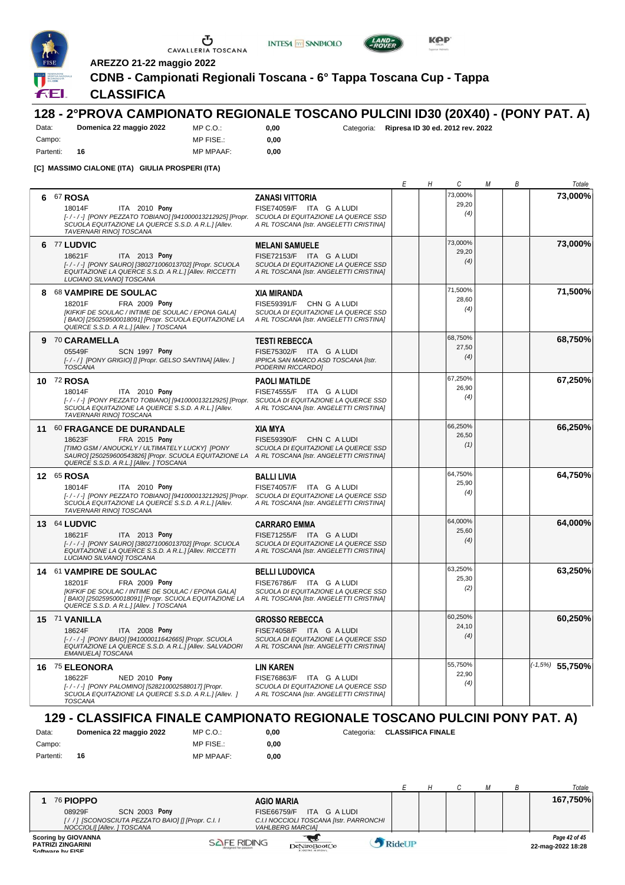AREZZO 21-22 maggio 2022

**CDNB - Campionati Regionali Toscana - 6° Tappa Toscana Cup - Tappa**

**CLASSIFICA**

## 128 - 2°PROVA CAMPIONATO REGIONALE TOSCANO PULCINI ID30 (20X40) - (PONY PAT. A)

Data: **Domenica 22 maggio 2022** MP C.O.: **0,00** Categoria: **Ripresa ID 30 ed. 2012 rev. 2022**
Campo: MP FISE.: **0,00**
Partenti: **16** MP MPAAF: **0,00**

**[C] MASSIMO CIALONE (ITA) GIULIA PROSPERI (ITA)**

| | Cavallo | Cavaliere | E | H | C | M | B | Totale |
|---|---|---|---|---|---|---|---|---|
| 6 | 67 **ROSA** 18014F ITA 2010 **Pony** [-/-/-] [PONY PEZZATO TOBIANO] [941000013212925] [Propr. SCUOLA EQUITAZIONE LA QUERCE S.S.D. A R.L.] [Allev. TAVERNARI RINO] TOSCANA | **ZANASI VITTORIA** FISE74059/F ITA G A LUDI SCUOLA DI EQUITAZIONE LA QUERCE SSD A RL TOSCANA [Istr. ANGELETTI CRISTINA] | | | 73,000% 29,20 (4) | | | **73,000%** |
| 6 | 77 **LUDVIC** 18621F ITA 2013 **Pony** [-/-/-] [PONY SAURO] [380271006013702] [Propr. SCUOLA EQUITAZIONE LA QUERCE S.S.D. A R.L.] [Allev. RICCETTI LUCIANO SILVANO] TOSCANA | **MELANI SAMUELE** FISE72153/F ITA G A LUDI SCUOLA DI EQUITAZIONE LA QUERCE SSD A RL TOSCANA [Istr. ANGELETTI CRISTINA] | | | 73,000% 29,20 (4) | | | **73,000%** |
| 8 | 68 **VAMPIRE DE SOULAC** 18201F FRA 2009 **Pony** [KIFKIF DE SOULAC / INTIME DE SOULAC / EPONA GALA] [BAIO] [250259500018091] [Propr. SCUOLA EQUITAZIONE LA QUERCE S.S.D. A R.L.] [Allev. ] TOSCANA | **XIA MIRANDA** FISE59391/F CHN G A LUDI SCUOLA DI EQUITAZIONE LA QUERCE SSD A RL TOSCANA [Istr. ANGELETTI CRISTINA] | | | 71,500% 28,60 (4) | | | **71,500%** |
| 9 | 70 **CARAMELLA** 05549F SCN 1997 **Pony** [-/-/] [PONY GRIGIO] [] [Propr. GELSO SANTINA] [Allev. ] TOSCANA | **TESTI REBECCA** FISE75302/F ITA G A LUDI IPPICA SAN MARCO ASD TOSCANA [Istr. PODERINI RICCARDO] | | | 68,750% 27,50 (4) | | | **68,750%** |
| 10 | 72 **ROSA** 18014F ITA 2010 **Pony** [-/-/-] [PONY PEZZATO TOBIANO] [941000013212925] [Propr. SCUOLA EQUITAZIONE LA QUERCE S.S.D. A R.L.] [Allev. TAVERNARI RINO] TOSCANA | **PAOLI MATILDE** FISE74555/F ITA G A LUDI SCUOLA DI EQUITAZIONE LA QUERCE SSD A RL TOSCANA [Istr. ANGELETTI CRISTINA] | | | 67,250% 26,90 (4) | | | **67,250%** |
| 11 | 60 **FRAGANCE DE DURANDALE** 18623F FRA 2015 **Pony** [TIMO GSM / ANOUCKLY / ULTIMATELY LUCKY] [PONY SAURO] [250259600543826] [Propr. SCUOLA EQUITAZIONE LA QUERCE S.S.D. A R.L.] [Allev. ] TOSCANA | **XIA MYA** FISE59390/F CHN C A LUDI SCUOLA DI EQUITAZIONE LA QUERCE SSD A RL TOSCANA [Istr. ANGELETTI CRISTINA] | | | 66,250% 26,50 (1) | | | **66,250%** |
| 12 | 65 **ROSA** 18014F ITA 2010 **Pony** [-/-/-] [PONY PEZZATO TOBIANO] [941000013212925] [Propr. SCUOLA EQUITAZIONE LA QUERCE S.S.D. A R.L.] [Allev. TAVERNARI RINO] TOSCANA | **BALLI LIVIA** FISE74057/F ITA G A LUDI SCUOLA DI EQUITAZIONE LA QUERCE SSD A RL TOSCANA [Istr. ANGELETTI CRISTINA] | | | 64,750% 25,90 (4) | | | **64,750%** |
| 13 | 64 **LUDVIC** 18621F ITA 2013 **Pony** [-/-/-] [PONY SAURO] [380271006013702] [Propr. SCUOLA EQUITAZIONE LA QUERCE S.S.D. A R.L.] [Allev. RICCETTI LUCIANO SILVANO] TOSCANA | **CARRARO EMMA** FISE71255/F ITA G A LUDI SCUOLA DI EQUITAZIONE LA QUERCE SSD A RL TOSCANA [Istr. ANGELETTI CRISTINA] | | | 64,000% 25,60 (4) | | | **64,000%** |
| 14 | 61 **VAMPIRE DE SOULAC** 18201F FRA 2009 **Pony** [KIFKIF DE SOULAC / INTIME DE SOULAC / EPONA GALA] [BAIO] [250259500018091] [Propr. SCUOLA EQUITAZIONE LA QUERCE S.S.D. A R.L.] [Allev. ] TOSCANA | **BELLI LUDOVICA** FISE76786/F ITA G A LUDI SCUOLA DI EQUITAZIONE LA QUERCE SSD A RL TOSCANA [Istr. ANGELETTI CRISTINA] | | | 63,250% 25,30 (2) | | | **63,250%** |
| 15 | 71 **VANILLA** 18624F ITA 2008 **Pony** [-/-/-] [PONY BAIO] [941000011642665] [Propr. SCUOLA EQUITAZIONE LA QUERCE S.S.D. A R.L.] [Allev. SALVADORI EMANUELA] TOSCANA | **GROSSO REBECCA** FISE74058/F ITA G A LUDI SCUOLA DI EQUITAZIONE LA QUERCE SSD A RL TOSCANA [Istr. ANGELETTI CRISTINA] | | | 60,250% 24,10 (4) | | | **60,250%** |
| 16 | 75 **ELEONORA** 18622F NED 2010 **Pony** [-/-/-] [PONY PALOMINO] [528210002588017] [Propr. SCUOLA EQUITAZIONE LA QUERCE S.S.D. A R.L.] [Allev. ] TOSCANA | **LIN KAREN** FISE76863/F ITA G A LUDI SCUOLA DI EQUITAZIONE LA QUERCE SSD A RL TOSCANA [Istr. ANGELETTI CRISTINA] | | | 55,750% 22,90 (4) | | | (-1,5%) **55,750%** |

## 129 - CLASSIFICA FINALE CAMPIONATO REGIONALE TOSCANO PULCINI PONY PAT. A)

Data: **Domenica 22 maggio 2022** MP C.O.: **0,00** Categoria: **CLASSIFICA FINALE**
Campo: MP FISE.: **0,00**
Partenti: **16** MP MPAAF: **0,00**

| | Cavallo | Cavaliere | E | H | C | M | B | Totale |
|---|---|---|---|---|---|---|---|---|
| 1 | 76 **PIOPPO** 08929F SCN 2003 **Pony** [/ /] [SCONOSCIUTA PEZZATO BAIO] [] [Propr. C.I. I NOCCIOLI] [Allev. ] TOSCANA | **AGIO MARIA** FISE66759/F ITA G A LUDI C.I.I NOCCIOLI TOSCANA [Istr. PARRONCHI VAHLBERG MARCIA] | | | | | | **167,750%** |

Scoring by GIOVANNA PATRIZI ZINGARINI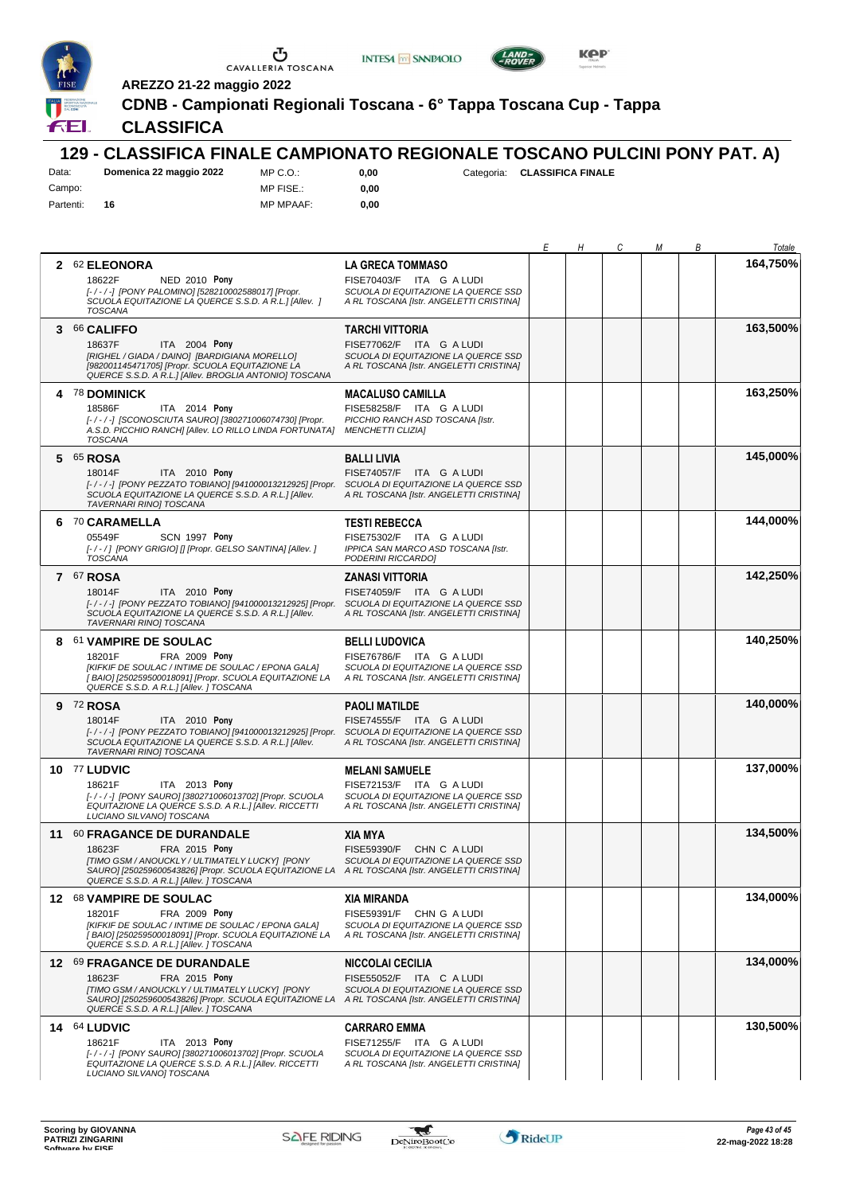AREZZO 21-22 maggio 2022

## CDNB - Campionati Regionali Toscana - 6° Tappa Toscana Cup - Tappa

## CLASSIFICA

# 129 - CLASSIFICA FINALE CAMPIONATO REGIONALE TOSCANO PULCINI PONY PAT. A)

Data: **Domenica 22 maggio 2022** MP C.O.: **0,00** Categoria: **CLASSIFICA FINALE**
Campo: MP FISE.: **0,00**
Partenti: **16** MP MPAAF: **0,00**

| | Cavallo | Cavaliere | E | H | C | M | B | Totale |
|---|---|---|---|---|---|---|---|---|
| 2 | 62 **ELEONORA** 18622F NED 2010 **Pony** *[-/-/-] [PONY PALOMINO] [528210002588017] [Propr. SCUOLA EQUITAZIONE LA QUERCE S.S.D. A R.L.] [Allev. ] TOSCANA* | **LA GRECA TOMMASO** FISE70403/F ITA G A LUDI *SCUOLA DI EQUITAZIONE LA QUERCE SSD A RL TOSCANA [Istr. ANGELETTI CRISTINA]* | | | | | | **164,750%** |
| 3 | 66 **CALIFFO** 18637F ITA 2004 **Pony** *[RIGHEL / GIADA / DAINO] [BARDIGIANA MORELLO] [982001145471705] [Propr. SCUOLA EQUITAZIONE LA QUERCE S.S.D. A R.L.] [Allev. BROGLIA ANTONIO] TOSCANA* | **TARCHI VITTORIA** FISE77062/F ITA G A LUDI *SCUOLA DI EQUITAZIONE LA QUERCE SSD A RL TOSCANA [Istr. ANGELETTI CRISTINA]* | | | | | | **163,500%** |
| 4 | 78 **DOMINICK** 18586F ITA 2014 **Pony** *[-/-/-] [SCONOSCIUTA SAURO] [380271006074730] [Propr. A.S.D. PICCHIO RANCH] [Allev. LO RILLO LINDA FORTUNATA] TOSCANA* | **MACALUSO CAMILLA** FISE58258/F ITA G A LUDI *PICCHIO RANCH ASD TOSCANA [Istr. MENCHETTI CLIZIA]* | | | | | | **163,250%** |
| 5 | 65 **ROSA** 18014F ITA 2010 **Pony** *[-/-/-] [PONY PEZZATO TOBIANO] [941000013212925] [Propr. SCUOLA EQUITAZIONE LA QUERCE S.S.D. A R.L.] [Allev. TAVERNARI RINO] TOSCANA* | **BALLI LIVIA** FISE74057/F ITA G A LUDI *SCUOLA DI EQUITAZIONE LA QUERCE SSD A RL TOSCANA [Istr. ANGELETTI CRISTINA]* | | | | | | **145,000%** |
| 6 | 70 **CARAMELLA** 05549F SCN 1997 **Pony** *[-/-/] [PONY GRIGIO] [] [Propr. GELSO SANTINA] [Allev. ] TOSCANA* | **TESTI REBECCA** FISE75302/F ITA G A LUDI *IPPICA SAN MARCO ASD TOSCANA [Istr. PODERINI RICCARDO]* | | | | | | **144,000%** |
| 7 | 67 **ROSA** 18014F ITA 2010 **Pony** *[-/-/-] [PONY PEZZATO TOBIANO] [941000013212925] [Propr. SCUOLA EQUITAZIONE LA QUERCE S.S.D. A R.L.] [Allev. TAVERNARI RINO] TOSCANA* | **ZANASI VITTORIA** FISE74059/F ITA G A LUDI *SCUOLA DI EQUITAZIONE LA QUERCE SSD A RL TOSCANA [Istr. ANGELETTI CRISTINA]* | | | | | | **142,250%** |
| 8 | 61 **VAMPIRE DE SOULAC** 18201F FRA 2009 **Pony** *[KIFKIF DE SOULAC / INTIME DE SOULAC / EPONA GALA] [ BAIO] [250259500018091] [Propr. SCUOLA EQUITAZIONE LA QUERCE S.S.D. A R.L.] [Allev. ] TOSCANA* | **BELLI LUDOVICA** FISE76786/F ITA G A LUDI *SCUOLA DI EQUITAZIONE LA QUERCE SSD A RL TOSCANA [Istr. ANGELETTI CRISTINA]* | | | | | | **140,250%** |
| 9 | 72 **ROSA** 18014F ITA 2010 **Pony** *[-/-/-] [PONY PEZZATO TOBIANO] [941000013212925] [Propr. SCUOLA EQUITAZIONE LA QUERCE S.S.D. A R.L.] [Allev. TAVERNARI RINO] TOSCANA* | **PAOLI MATILDE** FISE74555/F ITA G A LUDI *SCUOLA DI EQUITAZIONE LA QUERCE SSD A RL TOSCANA [Istr. ANGELETTI CRISTINA]* | | | | | | **140,000%** |
| 10 | 77 **LUDVIC** 18621F ITA 2013 **Pony** *[-/-/-] [PONY SAURO] [380271006013702] [Propr. SCUOLA EQUITAZIONE LA QUERCE S.S.D. A R.L.] [Allev. RICCETTI LUCIANO SILVANO] TOSCANA* | **MELANI SAMUELE** FISE72153/F ITA G A LUDI *SCUOLA DI EQUITAZIONE LA QUERCE SSD A RL TOSCANA [Istr. ANGELETTI CRISTINA]* | | | | | | **137,000%** |
| 11 | 60 **FRAGANCE DE DURANDALE** 18623F FRA 2015 **Pony** *[TIMO GSM / ANOUCKLY / ULTIMATELY LUCKY] [PONY SAURO] [250259600543826] [Propr. SCUOLA EQUITAZIONE LA QUERCE S.S.D. A R.L.] [Allev. ] TOSCANA* | **XIA MYA** FISE59390/F CHN C A LUDI *SCUOLA DI EQUITAZIONE LA QUERCE SSD A RL TOSCANA [Istr. ANGELETTI CRISTINA]* | | | | | | **134,500%** |
| 12 | 68 **VAMPIRE DE SOULAC** 18201F FRA 2009 **Pony** *[KIFKIF DE SOULAC / INTIME DE SOULAC / EPONA GALA] [ BAIO] [250259500018091] [Propr. SCUOLA EQUITAZIONE LA QUERCE S.S.D. A R.L.] [Allev. ] TOSCANA* | **XIA MIRANDA** FISE59391/F CHN G A LUDI *SCUOLA DI EQUITAZIONE LA QUERCE SSD A RL TOSCANA [Istr. ANGELETTI CRISTINA]* | | | | | | **134,000%** |
| 12 | 69 **FRAGANCE DE DURANDALE** 18623F FRA 2015 **Pony** *[TIMO GSM / ANOUCKLY / ULTIMATELY LUCKY] [PONY SAURO] [250259600543826] [Propr. SCUOLA EQUITAZIONE LA QUERCE S.S.D. A R.L.] [Allev. ] TOSCANA* | **NICCOLAI CECILIA** FISE55052/F ITA C A LUDI *SCUOLA DI EQUITAZIONE LA QUERCE SSD A RL TOSCANA [Istr. ANGELETTI CRISTINA]* | | | | | | **134,000%** |
| 14 | 64 **LUDVIC** 18621F ITA 2013 **Pony** *[-/-/-] [PONY SAURO] [380271006013702] [Propr. SCUOLA EQUITAZIONE LA QUERCE S.S.D. A R.L.] [Allev. RICCETTI LUCIANO SILVANO] TOSCANA* | **CARRARO EMMA** FISE71255/F ITA G A LUDI *SCUOLA DI EQUITAZIONE LA QUERCE SSD A RL TOSCANA [Istr. ANGELETTI CRISTINA]* | | | | | | **130,500%** |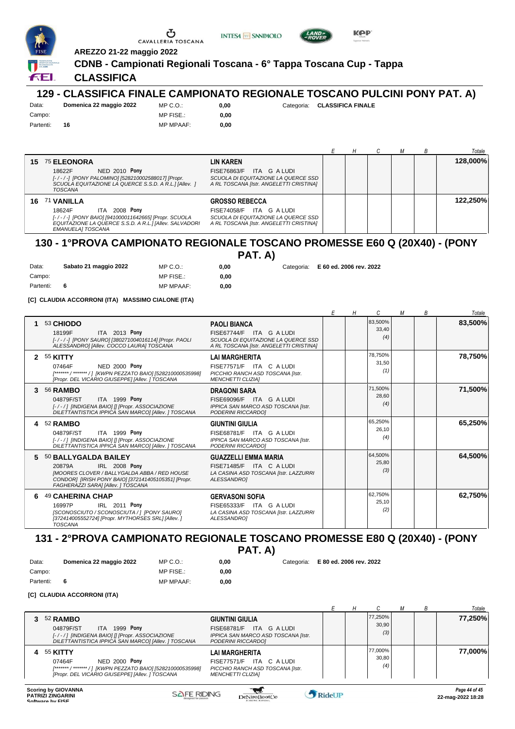AREZZO 21-22 maggio 2022

**CDNB - Campionati Regionali Toscana - 6° Tappa Toscana Cup - Tappa**

**CLASSIFICA**

## 129 - CLASSIFICA FINALE CAMPIONATO REGIONALE TOSCANO PULCINI PONY PAT. A)

Data: **Domenica 22 maggio 2022** MP C.O.: **0,00** Categoria: **CLASSIFICA FINALE**
Campo: MP FISE.: **0,00**
Partenti: **16** MP MPAAF: **0,00**

| | Cavallo | Cavaliere | E | H | C | M | B | Totale |
|---|---|---|---|---|---|---|---|---|
| 15 | 75 **ELEONORA** 18622F NED 2010 **Pony** *[-/-/-] [PONY PALOMINO] [528210002588017] [Propr. SCUOLA EQUITAZIONE LA QUERCE S.S.D. A R.L.] [Allev. ] TOSCANA* | **LIN KAREN** FISE76863/F ITA G A LUDI *SCUOLA DI EQUITAZIONE LA QUERCE SSD A RL TOSCANA [Istr. ANGELETTI CRISTINA]* | | | | | | **128,000%** |
| 16 | 71 **VANILLA** 18624F ITA 2008 **Pony** *[-/-/-] [PONY BAIO] [941000011642665] [Propr. SCUOLA EQUITAZIONE LA QUERCE S.S.D. A R.L.] [Allev. SALVADORI EMANUELA] TOSCANA* | **GROSSO REBECCA** FISE74058/F ITA G A LUDI *SCUOLA DI EQUITAZIONE LA QUERCE SSD A RL TOSCANA [Istr. ANGELETTI CRISTINA]* | | | | | | **122,250%** |

## 130 - 1°PROVA CAMPIONATO REGIONALE TOSCANO PROMESSE E60 Q (20X40) - (PONY PAT. A)

Data: **Sabato 21 maggio 2022** MP C.O.: **0,00** Categoria: **E 60 ed. 2006 rev. 2022**
Campo: MP FISE.: **0,00**
Partenti: **6** MP MPAAF: **0,00**

**[C] CLAUDIA ACCORRONI (ITA) MASSIMO CIALONE (ITA)**

| | Cavallo | Cavaliere | E | H | C | M | B | Totale |
|---|---|---|---|---|---|---|---|---|
| 1 | 53 **CHIODO** 18199F ITA 2013 **Pony** *[-/-/-] [PONY SAURO] [380271004016114] [Propr. PAOLI ALESSANDRO] [Allev. COCCO LAURA] TOSCANA* | **PAOLI BIANCA** FISE67744/F ITA G A LUDI *SCUOLA DI EQUITAZIONE LA QUERCE SSD A RL TOSCANA [Istr. ANGELETTI CRISTINA]* | | | 83,500% 33,40 (4) | | | **83,500%** |
| 2 | 55 **KITTY** 07464F NED 2000 **Pony** *[******* / ******* / ] [KWPN PEZZATO BAIO] [528210000535998] [Propr. DEL VICARIO GIUSEPPE] [Allev. ] TOSCANA* | **LAI MARGHERITA** FISE77571/F ITA C A LUDI *PICCHIO RANCH ASD TOSCANA [Istr. MENCHETTI CLIZIA]* | | | 78,750% 31,50 (1) | | | **78,750%** |
| 3 | 56 **RAMBO** 04879F/ST ITA 1999 **Pony** *[-/-/] [INDIGENA BAIO] [] [Propr. ASSOCIAZIONE DILETTANTISTICA IPPICA SAN MARCO] [Allev. ] TOSCANA* | **DRAGONI SARA** FISE69096/F ITA G A LUDI *IPPICA SAN MARCO ASD TOSCANA [Istr. PODERINI RICCARDO]* | | | 71,500% 28,60 (4) | | | **71,500%** |
| 4 | 52 **RAMBO** 04879F/ST ITA 1999 **Pony** *[-/-/] [INDIGENA BAIO] [] [Propr. ASSOCIAZIONE DILETTANTISTICA IPPICA SAN MARCO] [Allev. ] TOSCANA* | **GIUNTINI GIULIA** FISE68781/F ITA G A LUDI *IPPICA SAN MARCO ASD TOSCANA [Istr. PODERINI RICCARDO]* | | | 65,250% 26,10 (4) | | | **65,250%** |
| 5 | 50 **BALLYGALDA BAILEY** 20879A IRL 2008 **Pony** *[MOORES CLOVER / BALLYGALDA ABBA / RED HOUSE CONDOR] [IRISH PONY BAIO] [372141405105351] [Propr. FAGHERAZZI SARA] [Allev. ] TOSCANA* | **GUAZZELLI EMMA MARIA** FISE71485/F ITA C A LUDI *LA CASINA ASD TOSCANA [Istr. LAZZURRI ALESSANDRO]* | | | 64,500% 25,80 (3) | | | **64,500%** |
| 6 | 49 **CAHERINA CHAP** 16997P IRL 2011 **Pony** *[SCONOSCIUTO / SCONOSCIUTA / ] [PONY SAURO] [372414005552724] [Propr. MYTHORSES SRL] [Allev. ] TOSCANA* | **GERVASONI SOFIA** FISE65333/F ITA G A LUDI *LA CASINA ASD TOSCANA [Istr. LAZZURRI ALESSANDRO]* | | | 62,750% 25,10 (2) | | | **62,750%** |

## 131 - 2°PROVA CAMPIONATO REGIONALE TOSCANO PROMESSE E80 Q (20X40) - (PONY PAT. A)

Data: **Domenica 22 maggio 2022** MP C.O.: **0,00** Categoria: **E 80 ed. 2006 rev. 2022**
Campo: MP FISE.: **0,00**
Partenti: **6** MP MPAAF: **0,00**

**[C] CLAUDIA ACCORRONI (ITA)**

| | Cavallo | Cavaliere | E | H | C | M | B | Totale |
|---|---|---|---|---|---|---|---|---|
| 3 | 52 **RAMBO** 04879F/ST ITA 1999 **Pony** *[-/-/] [INDIGENA BAIO] [] [Propr. ASSOCIAZIONE DILETTANTISTICA IPPICA SAN MARCO] [Allev. ] TOSCANA* | **GIUNTINI GIULIA** FISE68781/F ITA G A LUDI *IPPICA SAN MARCO ASD TOSCANA [Istr. PODERINI RICCARDO]* | | | 77,250% 30,90 (3) | | | **77,250%** |
| 4 | 55 **KITTY** 07464F NED 2000 **Pony** *[******* / ******* / ] [KWPN PEZZATO BAIO] [528210000535998] [Propr. DEL VICARIO GIUSEPPE] [Allev. ] TOSCANA* | **LAI MARGHERITA** FISE77571/F ITA C A LUDI *PICCHIO RANCH ASD TOSCANA [Istr. MENCHETTI CLIZIA]* | | | 77,000% 30,80 (4) | | | **77,000%** |

Scoring by GIOVANNA PATRIZI ZINGARINI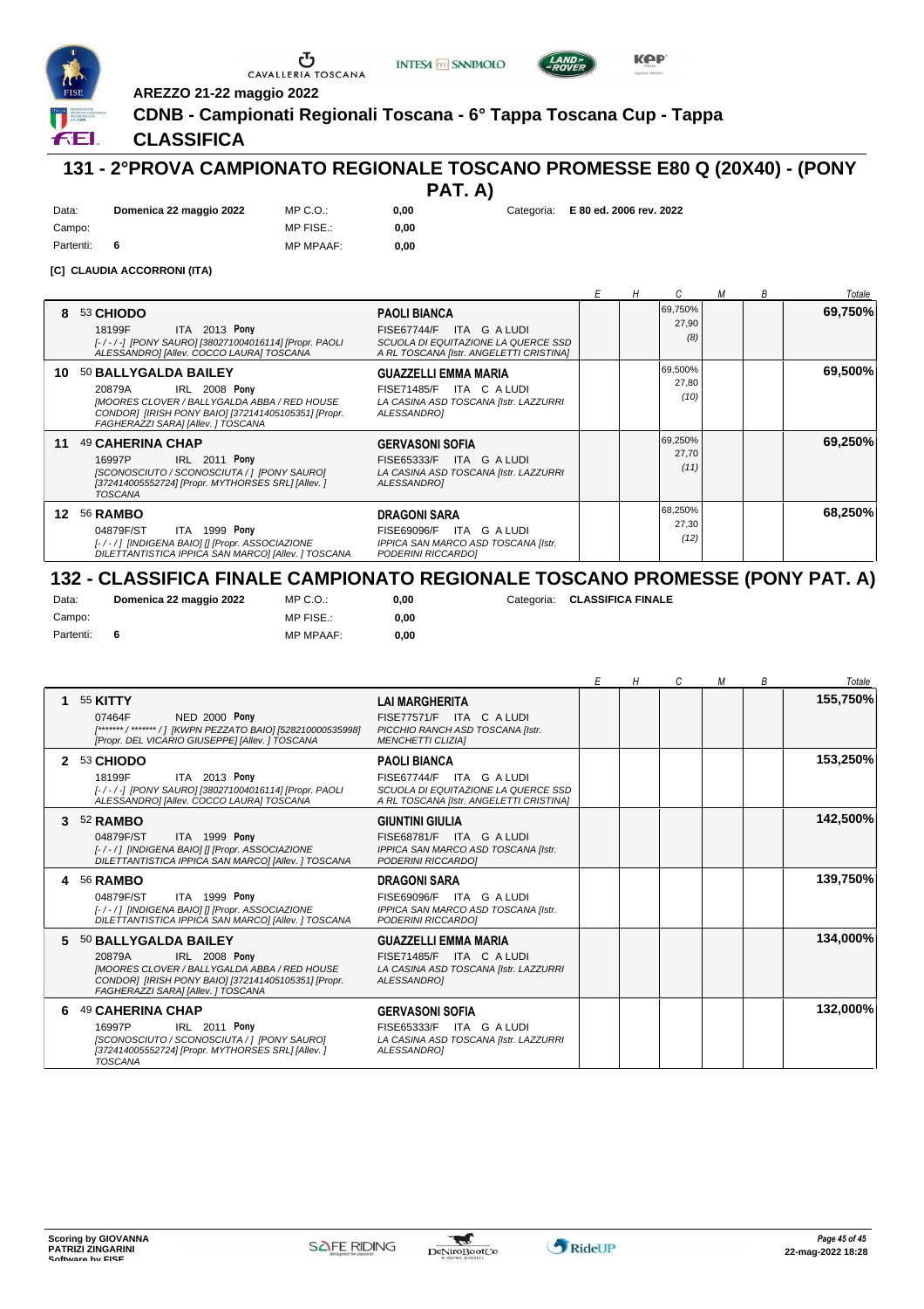AREZZO 21-22 maggio 2022

**CDNB - Campionati Regionali Toscana - 6° Tappa Toscana Cup - Tappa**

**CLASSIFICA**

## 131 - 2°PROVA CAMPIONATO REGIONALE TOSCANO PROMESSE E80 Q (20X40) - (PONY PAT. A)

Data: **Domenica 22 maggio 2022** MP C.O.: **0,00** Categoria: **E 80 ed. 2006 rev. 2022**
Campo: MP FISE.: **0,00**
Partenti: **6** MP MPAAF: **0,00**

**[C] CLAUDIA ACCORRONI (ITA)**

| | Cavallo | Cavaliere | E | H | C | M | B | Totale |
|---|---|---|---|---|---|---|---|---|
| 8 | 53 **CHIODO** 18199F ITA 2013 **Pony** *[-/-/-] [PONY SAURO] [380271004016114] [Propr. PAOLI ALESSANDRO] [Allev. COCCO LAURA] TOSCANA* | **PAOLI BIANCA** FISE67744/F ITA G A LUDI *SCUOLA DI EQUITAZIONE LA QUERCE SSD A RL TOSCANA [Istr. ANGELETTI CRISTINA]* | | | 69,750% 27,90 (8) | | | **69,750%** |
| 10 | 50 **BALLYGALDA BAILEY** 20879A IRL 2008 **Pony** *[MOORES CLOVER / BALLYGALDA ABBA / RED HOUSE CONDOR] [IRISH PONY BAIO] [372141405105351] [Propr. FAGHERAZZI SARA] [Allev. ] TOSCANA* | **GUAZZELLI EMMA MARIA** FISE71485/F ITA C A LUDI *LA CASINA ASD TOSCANA [Istr. LAZZURRI ALESSANDRO]* | | | 69,500% 27,80 (10) | | | **69,500%** |
| 11 | 49 **CAHERINA CHAP** 16997P IRL 2011 **Pony** *[SCONOSCIUTO / SCONOSCIUTA / ] [PONY SAURO] [372414005552724] [Propr. MYTHORSES SRL] [Allev. ] TOSCANA* | **GERVASONI SOFIA** FISE65333/F ITA G A LUDI *LA CASINA ASD TOSCANA [Istr. LAZZURRI ALESSANDRO]* | | | 69,250% 27,70 (11) | | | **69,250%** |
| 12 | 56 **RAMBO** 04879F/ST ITA 1999 **Pony** *[-/-/] [INDIGENA BAIO] [] [Propr. ASSOCIAZIONE DILETTANTISTICA IPPICA SAN MARCO] [Allev. ] TOSCANA* | **DRAGONI SARA** FISE69096/F ITA G A LUDI *IPPICA SAN MARCO ASD TOSCANA [Istr. PODERINI RICCARDO]* | | | 68,250% 27,30 (12) | | | **68,250%** |

## 132 - CLASSIFICA FINALE CAMPIONATO REGIONALE TOSCANO PROMESSE (PONY PAT. A)

Data: **Domenica 22 maggio 2022** MP C.O.: **0,00** Categoria: **CLASSIFICA FINALE**
Campo: MP FISE.: **0,00**
Partenti: **6** MP MPAAF: **0,00**

| | Cavallo | Cavaliere | E | H | C | M | B | Totale |
|---|---|---|---|---|---|---|---|---|
| 1 | 55 **KITTY** 07464F NED 2000 **Pony** *[******* / ******* / ] [KWPN PEZZATO BAIO] [528210000535998] [Propr. DEL VICARIO GIUSEPPE] [Allev. ] TOSCANA* | **LAI MARGHERITA** FISE77571/F ITA C A LUDI *PICCHIO RANCH ASD TOSCANA [Istr. MENCHETTI CLIZIA]* | | | | | | **155,750%** |
| 2 | 53 **CHIODO** 18199F ITA 2013 **Pony** *[-/-/-] [PONY SAURO] [380271004016114] [Propr. PAOLI ALESSANDRO] [Allev. COCCO LAURA] TOSCANA* | **PAOLI BIANCA** FISE67744/F ITA G A LUDI *SCUOLA DI EQUITAZIONE LA QUERCE SSD A RL TOSCANA [Istr. ANGELETTI CRISTINA]* | | | | | | **153,250%** |
| 3 | 52 **RAMBO** 04879F/ST ITA 1999 **Pony** *[-/-/] [INDIGENA BAIO] [] [Propr. ASSOCIAZIONE DILETTANTISTICA IPPICA SAN MARCO] [Allev. ] TOSCANA* | **GIUNTINI GIULIA** FISE68781/F ITA G A LUDI *IPPICA SAN MARCO ASD TOSCANA [Istr. PODERINI RICCARDO]* | | | | | | **142,500%** |
| 4 | 56 **RAMBO** 04879F/ST ITA 1999 **Pony** *[-/-/] [INDIGENA BAIO] [] [Propr. ASSOCIAZIONE DILETTANTISTICA IPPICA SAN MARCO] [Allev. ] TOSCANA* | **DRAGONI SARA** FISE69096/F ITA G A LUDI *IPPICA SAN MARCO ASD TOSCANA [Istr. PODERINI RICCARDO]* | | | | | | **139,750%** |
| 5 | 50 **BALLYGALDA BAILEY** 20879A IRL 2008 **Pony** *[MOORES CLOVER / BALLYGALDA ABBA / RED HOUSE CONDOR] [IRISH PONY BAIO] [372141405105351] [Propr. FAGHERAZZI SARA] [Allev. ] TOSCANA* | **GUAZZELLI EMMA MARIA** FISE71485/F ITA C A LUDI *LA CASINA ASD TOSCANA [Istr. LAZZURRI ALESSANDRO]* | | | | | | **134,000%** |
| 6 | 49 **CAHERINA CHAP** 16997P IRL 2011 **Pony** *[SCONOSCIUTO / SCONOSCIUTA / ] [PONY SAURO] [372414005552724] [Propr. MYTHORSES SRL] [Allev. ] TOSCANA* | **GERVASONI SOFIA** FISE65333/F ITA G A LUDI *LA CASINA ASD TOSCANA [Istr. LAZZURRI ALESSANDRO]* | | | | | | **132,000%** |

Scoring by GIOVANNA PATRIZI ZINGARINI
Software by FISE

22-mag-2022 18:28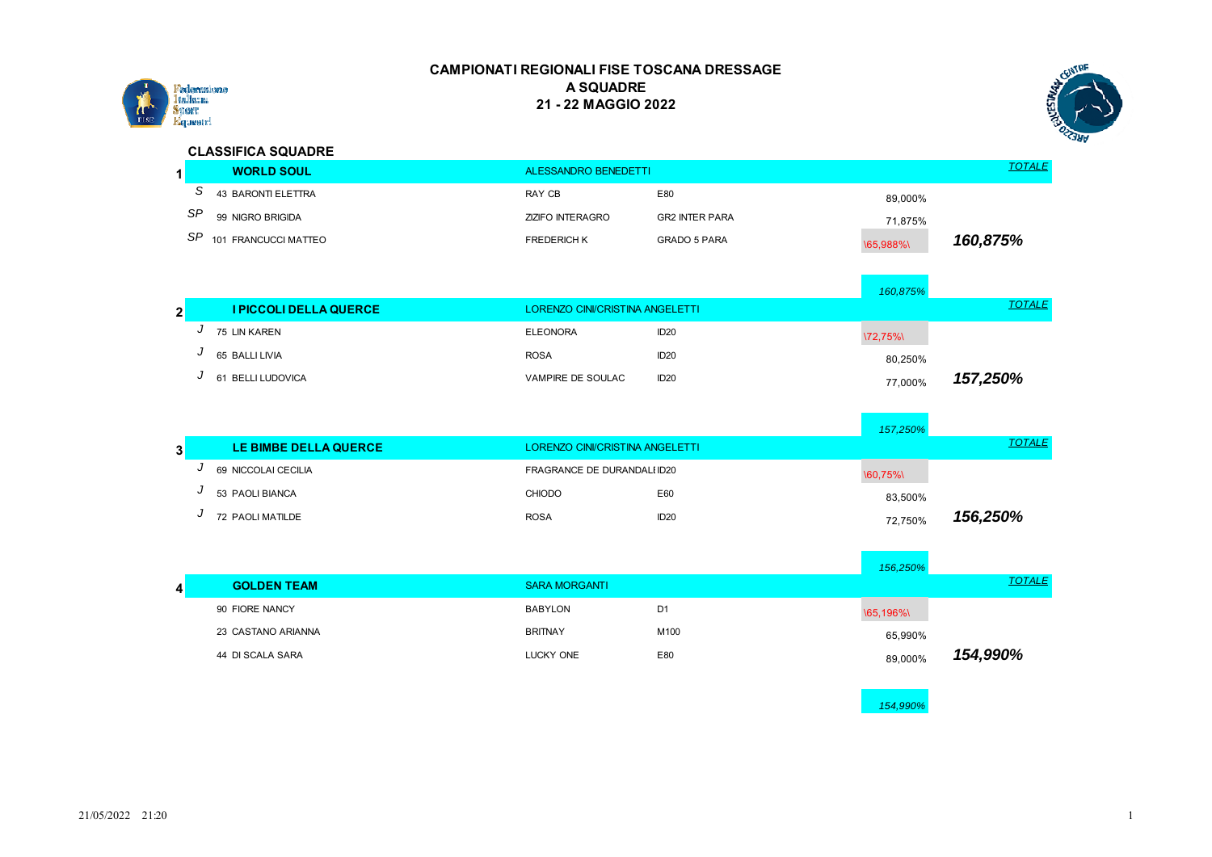# CAMPIONATI REGIONALI FISE TOSCANA DRESSAGE
## A SQUADRE
## 21 - 22 MAGGIO 2022

### CLASSIFICA SQUADRE

| | | | | | | |
|---|---|---|---|---|---|---|
| **1** | **WORLD SOUL** | ALESSANDRO BENEDETTI | | | | *TOTALE* |
| S | 43 BARONTI ELETTRA | RAY CB | E80 | 89,000% | | |
| SP | 99 NIGRO BRIGIDA | ZIZIFO INTERAGRO | GR2 INTER PARA | 71,875% | | |
| SP | 101 FRANCUCCI MATTEO | FREDERICH K | GRADO 5 PARA | \65,988%\ | | ***160,875%*** |
| | | | | *160,875%* | | |
| **2** | **I PICCOLI DELLA QUERCE** | LORENZO CINI/CRISTINA ANGELETTI | | | | *TOTALE* |
| J | 75 LIN KAREN | ELEONORA | ID20 | \72,75%\ | | |
| J | 65 BALLI LIVIA | ROSA | ID20 | 80,250% | | |
| J | 61 BELLI LUDOVICA | VAMPIRE DE SOULAC | ID20 | 77,000% | | ***157,250%*** |
| | | | | *157,250%* | | |
| **3** | **LE BIMBE DELLA QUERCE** | LORENZO CINI/CRISTINA ANGELETTI | | | | *TOTALE* |
| J | 69 NICCOLAI CECILIA | FRAGRANCE DE DURANDAL | ID20 | \60,75%\ | | |
| J | 53 PAOLI BIANCA | CHIODO | E60 | 83,500% | | |
| J | 72 PAOLI MATILDE | ROSA | ID20 | 72,750% | | ***156,250%*** |
| | | | | *156,250%* | | |
| **4** | **GOLDEN TEAM** | SARA MORGANTI | | | | *TOTALE* |
| | 90 FIORE NANCY | BABYLON | D1 | \65,196%\ | | |
| | 23 CASTANO ARIANNA | BRITNAY | M100 | 65,990% | | |
| | 44 DI SCALA SARA | LUCKY ONE | E80 | 89,000% | | ***154,990%*** |
| | | | | *154,990%* | | |

21/05/2022 21:20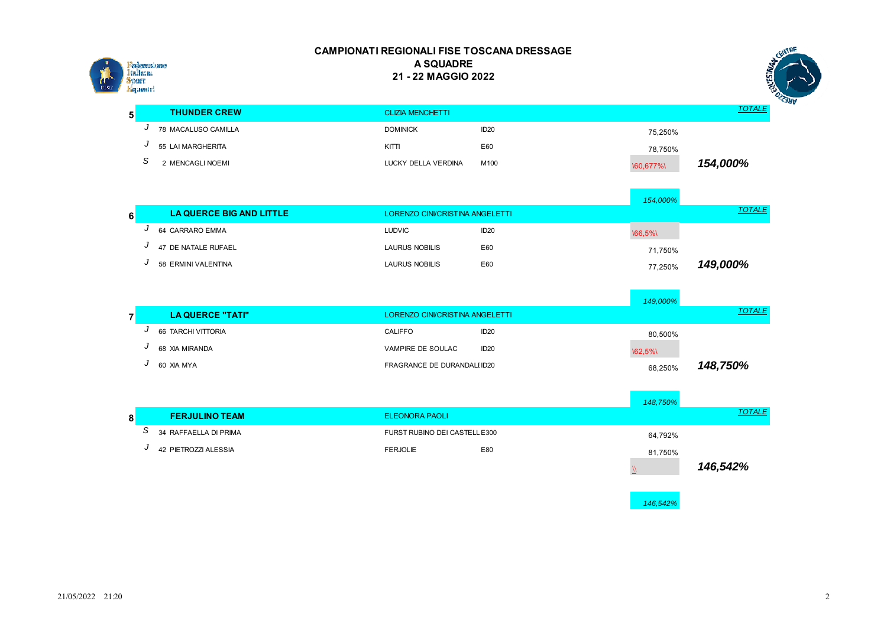# CAMPIONATI REGIONALI FISE TOSCANA DRESSAGE
## A SQUADRE
## 21 - 22 MAGGIO 2022

| Pos. | Cat. | Squadra / Binomio | Cavallo / Tecnico | Ripresa | Punteggio | TOTALE |
|---|---|---|---|---|---|---|
| **5** | | **THUNDER CREW** | CLIZIA MENCHETTI | | | *TOTALE* |
| | J | 78 MACALUSO CAMILLA | DOMINICK | ID20 | 75,250% | |
| | J | 55 LAI MARGHERITA | KITTI | E60 | 78,750% | |
| | S | 2 MENCAGLI NOEMI | LUCKY DELLA VERDINA | M100 | \60,677%\ | ***154,000%*** |
| | | | | | *154,000%* | |
| **6** | | **LA QUERCE BIG AND LITTLE** | LORENZO CINI/CRISTINA ANGELETTI | | | *TOTALE* |
| | J | 64 CARRARO EMMA | LUDVIC | ID20 | \66,5%\ | |
| | J | 47 DE NATALE RUFAEL | LAURUS NOBILIS | E60 | 71,750% | |
| | J | 58 ERMINI VALENTINA | LAURUS NOBILIS | E60 | 77,250% | ***149,000%*** |
| | | | | | *149,000%* | |
| **7** | | **LA QUERCE "TATI"** | LORENZO CINI/CRISTINA ANGELETTI | | | *TOTALE* |
| | J | 66 TARCHI VITTORIA | CALIFFO | ID20 | 80,500% | |
| | J | 68 XIA MIRANDA | VAMPIRE DE SOULAC | ID20 | \62,5%\ | |
| | J | 60 XIA MYA | FRAGRANCE DE DURANDAL | ID20 | 68,250% | ***148,750%*** |
| | | | | | *148,750%* | |
| **8** | | **FERJULINO TEAM** | ELEONORA PAOLI | | | *TOTALE* |
| | S | 34 RAFFAELLA DI PRIMA | FURST RUBINO DEI CASTELL | E300 | 64,792% | |
| | J | 42 PIETROZZI ALESSIA | FERJOLIE | E80 | 81,750% | |
| | | | | | \\ | ***146,542%*** |
| | | | | | *146,542%* | |

21/05/2022 21:20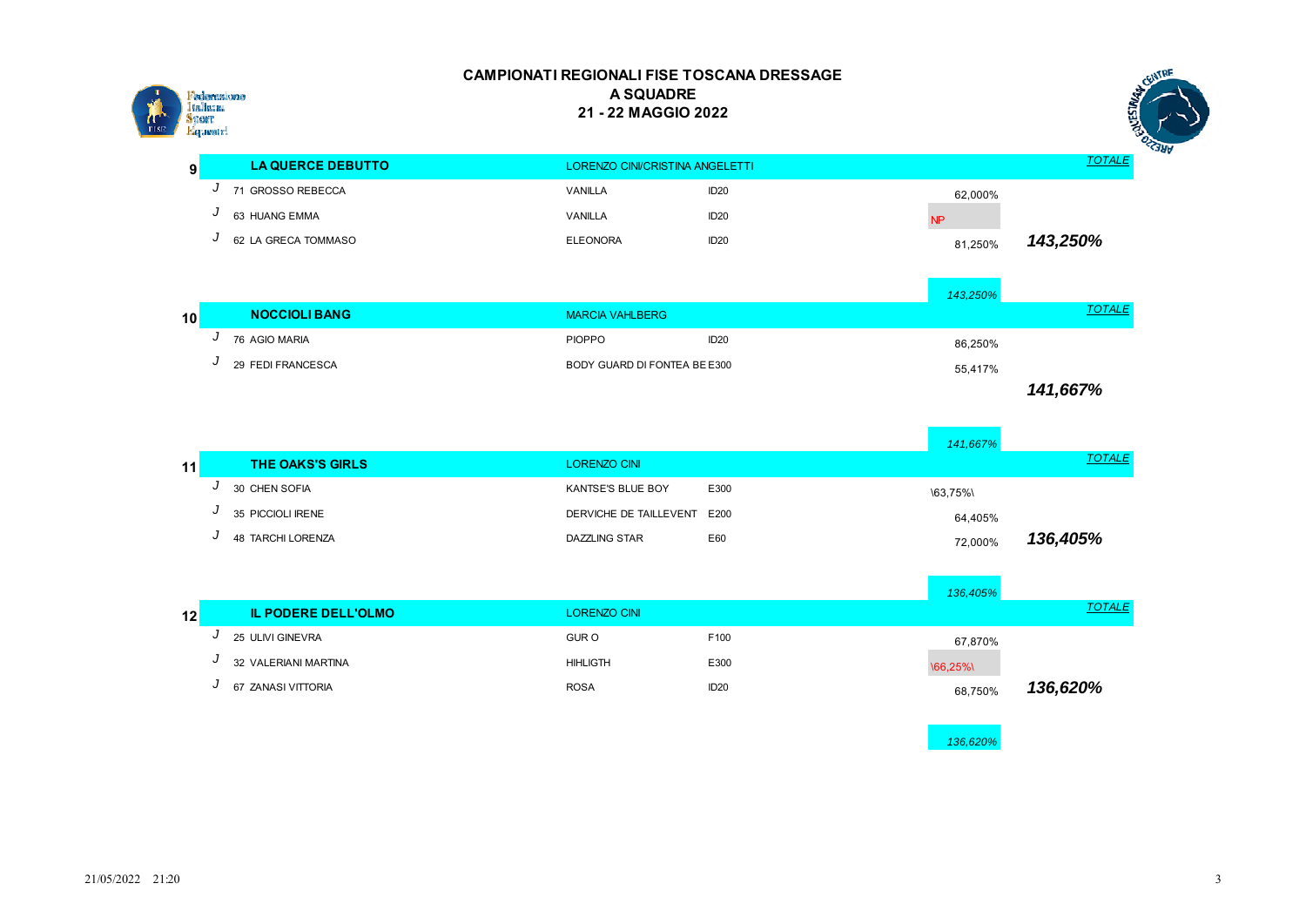# CAMPIONATI REGIONALI FISE TOSCANA DRESSAGE
## A SQUADRE
## 21 - 22 MAGGIO 2022

| | | | | | | |
|---|---|---|---|---|---|---|
| **9** | **LA QUERCE DEBUTTO** | LORENZO CINI/CRISTINA ANGELETTI | | | | *TOTALE* |
| J | 71 GROSSO REBECCA | VANILLA | ID20 | | 62,000% | |
| J | 63 HUANG EMMA | VANILLA | ID20 | | NP | |
| J | 62 LA GRECA TOMMASO | ELEONORA | ID20 | | 81,250% | ***143,250%*** |
| | | | | | *143,250%* | |
| **10** | **NOCCIOLI BANG** | MARCIA VAHLBERG | | | | *TOTALE* |
| J | 76 AGIO MARIA | PIOPPO | ID20 | | 86,250% | |
| J | 29 FEDI FRANCESCA | BODY GUARD DI FONTEA BE | E300 | | 55,417% | |
| | | | | | | ***141,667%*** |
| | | | | | *141,667%* | |
| **11** | **THE OAKS'S GIRLS** | LORENZO CINI | | | | *TOTALE* |
| J | 30 CHEN SOFIA | KANTSE'S BLUE BOY | E300 | | \63,75%\ | |
| J | 35 PICCIOLI IRENE | DERVICHE DE TAILLEVENT | E200 | | 64,405% | |
| J | 48 TARCHI LORENZA | DAZZLING STAR | E60 | | 72,000% | ***136,405%*** |
| | | | | | *136,405%* | |
| **12** | **IL PODERE DELL'OLMO** | LORENZO CINI | | | | *TOTALE* |
| J | 25 ULIVI GINEVRA | GUR O | F100 | | 67,870% | |
| J | 32 VALERIANI MARTINA | HIHLIGTH | E300 | | \66,25%\ | |
| J | 67 ZANASI VITTORIA | ROSA | ID20 | | 68,750% | ***136,620%*** |
| | | | | | *136,620%* | |

21/05/2022 21:20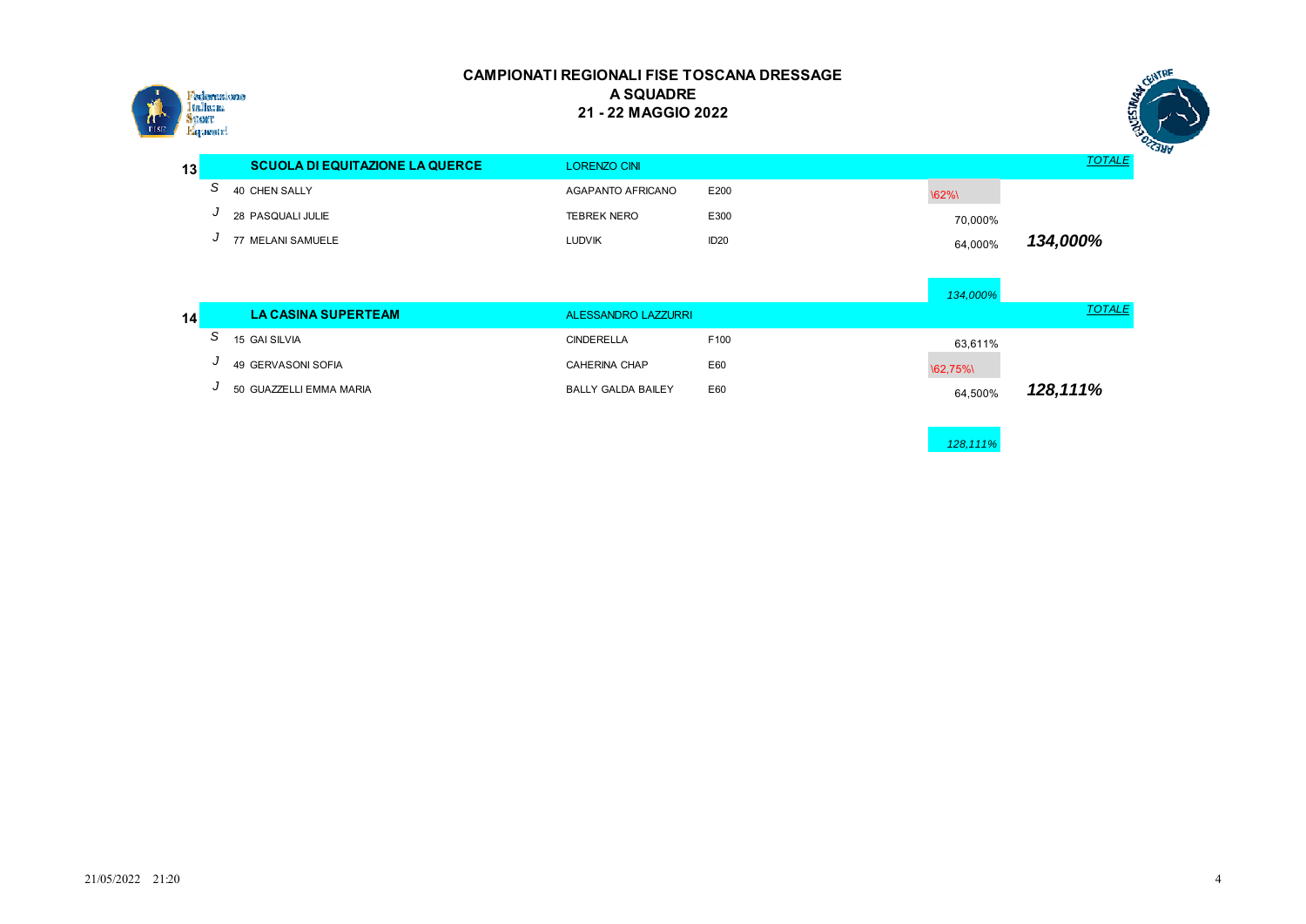**CAMPIONATI REGIONALI FISE TOSCANA DRESSAGE**
**A SQUADRE**
**21 - 22 MAGGIO 2022**

| | | | | | | |
|---|---|---|---|---|---|---|
| **13** | **SCUOLA DI EQUITAZIONE LA QUERCE** | LORENZO CINI | | | | *TOTALE* |
| *S* | 40 CHEN SALLY | AGAPANTO AFRICANO | E200 | | \62%\ | |
| *J* | 28 PASQUALI JULIE | TEBREK NERO | E300 | | 70,000% | |
| *J* | 77 MELANI SAMUELE | LUDVIK | ID20 | | 64,000% | ***134,000%*** |
| | | | | | *134,000%* | |
| **14** | **LA CASINA SUPERTEAM** | ALESSANDRO LAZZURRI | | | | *TOTALE* |
| *S* | 15 GAI SILVIA | CINDERELLA | F100 | | 63,611% | |
| *J* | 49 GERVASONI SOFIA | CAHERINA CHAP | E60 | | \62,75%\ | |
| *J* | 50 GUAZZELLI EMMA MARIA | BALLY GALDA BAILEY | E60 | | 64,500% | ***128,111%*** |
| | | | | | *128,111%* | |

21/05/2022 21:20